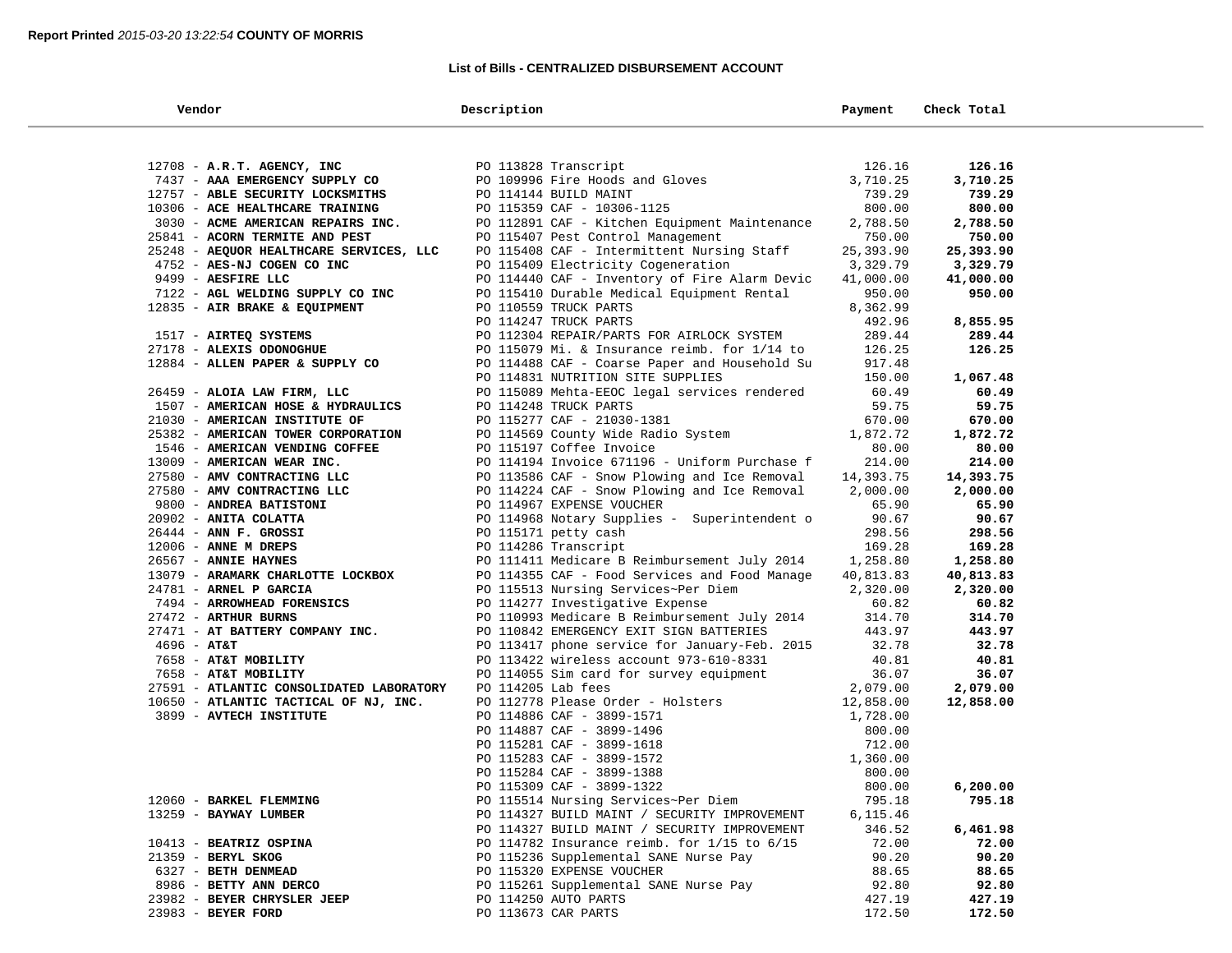**Report Printed** *2015-03-20 13:22:54* **COUNTY OF MORRIS**

## List of Bills - CENTRALIZED DISBURSEMENT ACCOUNT

| Vendor | Description | Payment | Check Total |
|---|---|---|---|
| 12708 - **A.R.T. AGENCY, INC** | PO 113828 Transcript | 126.16 | **126.16** |
| 7437 - **AAA EMERGENCY SUPPLY CO** | PO 109996 Fire Hoods and Gloves | 3,710.25 | **3,710.25** |
| 12757 - **ABLE SECURITY LOCKSMITHS** | PO 114144 BUILD MAINT | 739.29 | **739.29** |
| 10306 - **ACE HEALTHCARE TRAINING** | PO 115359 CAF - 10306-1125 | 800.00 | **800.00** |
| 3030 - **ACME AMERICAN REPAIRS INC.** | PO 112891 CAF - Kitchen Equipment Maintenance | 2,788.50 | **2,788.50** |
| 25841 - **ACORN TERMITE AND PEST** | PO 115407 Pest Control Management | 750.00 | **750.00** |
| 25248 - **AEQUOR HEALTHCARE SERVICES, LLC** | PO 115408 CAF - Intermittent Nursing Staff | 25,393.90 | **25,393.90** |
| 4752 - **AES-NJ COGEN CO INC** | PO 115409 Electricity Cogeneration | 3,329.79 | **3,329.79** |
| 9499 - **AESFIRE LLC** | PO 114440 CAF - Inventory of Fire Alarm Devic | 41,000.00 | **41,000.00** |
| 7122 - **AGL WELDING SUPPLY CO INC** | PO 115410 Durable Medical Equipment Rental | 950.00 | **950.00** |
| 12835 - **AIR BRAKE & EQUIPMENT** | PO 110559 TRUCK PARTS | 8,362.99 | |
| | PO 114247 TRUCK PARTS | 492.96 | **8,855.95** |
| 1517 - **AIRTEQ SYSTEMS** | PO 112304 REPAIR/PARTS FOR AIRLOCK SYSTEM | 289.44 | **289.44** |
| 27178 - **ALEXIS ODONOGHUE** | PO 115079 Mi. & Insurance reimb. for 1/14 to | 126.25 | **126.25** |
| 12884 - **ALLEN PAPER & SUPPLY CO** | PO 114488 CAF - Coarse Paper and Household Su | 917.48 | |
| | PO 114831 NUTRITION SITE SUPPLIES | 150.00 | **1,067.48** |
| 26459 - **ALOIA LAW FIRM, LLC** | PO 115089 Mehta-EEOC legal services rendered | 60.49 | **60.49** |
| 1507 - **AMERICAN HOSE & HYDRAULICS** | PO 114248 TRUCK PARTS | 59.75 | **59.75** |
| 21030 - **AMERICAN INSTITUTE OF** | PO 115277 CAF - 21030-1381 | 670.00 | **670.00** |
| 25382 - **AMERICAN TOWER CORPORATION** | PO 114569 County Wide Radio System | 1,872.72 | **1,872.72** |
| 1546 - **AMERICAN VENDING COFFEE** | PO 115197 Coffee Invoice | 80.00 | **80.00** |
| 13009 - **AMERICAN WEAR INC.** | PO 114194 Invoice 671196 - Uniform Purchase f | 214.00 | **214.00** |
| 27580 - **AMV CONTRACTING LLC** | PO 113586 CAF - Snow Plowing and Ice Removal | 14,393.75 | **14,393.75** |
| 27580 - **AMV CONTRACTING LLC** | PO 114224 CAF - Snow Plowing and Ice Removal | 2,000.00 | **2,000.00** |
| 9800 - **ANDREA BATISTONI** | PO 114967 EXPENSE VOUCHER | 65.90 | **65.90** |
| 20902 - **ANITA COLATTA** | PO 114968 Notary Supplies - Superintendent o | 90.67 | **90.67** |
| 26444 - **ANN F. GROSSI** | PO 115171 petty cash | 298.56 | **298.56** |
| 12006 - **ANNE M DREPS** | PO 114286 Transcript | 169.28 | **169.28** |
| 26567 - **ANNIE HAYNES** | PO 111411 Medicare B Reimbursement July 2014 | 1,258.80 | **1,258.80** |
| 13079 - **ARAMARK CHARLOTTE LOCKBOX** | PO 114355 CAF - Food Services and Food Manage | 40,813.83 | **40,813.83** |
| 24781 - **ARNEL P GARCIA** | PO 115513 Nursing Services~Per Diem | 2,320.00 | **2,320.00** |
| 7494 - **ARROWHEAD FORENSICS** | PO 114277 Investigative Expense | 60.82 | **60.82** |
| 27472 - **ARTHUR BURNS** | PO 110993 Medicare B Reimbursement July 2014 | 314.70 | **314.70** |
| 27471 - **AT BATTERY COMPANY INC.** | PO 110842 EMERGENCY EXIT SIGN BATTERIES | 443.97 | **443.97** |
| 4696 - **AT&T** | PO 113417 phone service for January-Feb. 2015 | 32.78 | **32.78** |
| 7658 - **AT&T MOBILITY** | PO 113422 wireless account 973-610-8331 | 40.81 | **40.81** |
| 7658 - **AT&T MOBILITY** | PO 114055 Sim card for survey equipment | 36.07 | **36.07** |
| 27591 - **ATLANTIC CONSOLIDATED LABORATORY** | PO 114205 Lab fees | 2,079.00 | **2,079.00** |
| 10650 - **ATLANTIC TACTICAL OF NJ, INC.** | PO 112778 Please Order - Holsters | 12,858.00 | **12,858.00** |
| 3899 - **AVTECH INSTITUTE** | PO 114886 CAF - 3899-1571 | 1,728.00 | |
| | PO 114887 CAF - 3899-1496 | 800.00 | |
| | PO 115281 CAF - 3899-1618 | 712.00 | |
| | PO 115283 CAF - 3899-1572 | 1,360.00 | |
| | PO 115284 CAF - 3899-1388 | 800.00 | |
| | PO 115309 CAF - 3899-1322 | 800.00 | **6,200.00** |
| 12060 - **BARKEL FLEMMING** | PO 115514 Nursing Services~Per Diem | 795.18 | **795.18** |
| 13259 - **BAYWAY LUMBER** | PO 114327 BUILD MAINT / SECURITY IMPROVEMENT | 6,115.46 | |
| | PO 114327 BUILD MAINT / SECURITY IMPROVEMENT | 346.52 | **6,461.98** |
| 10413 - **BEATRIZ OSPINA** | PO 114782 Insurance reimb. for 1/15 to 6/15 | 72.00 | **72.00** |
| 21359 - **BERYL SKOG** | PO 115236 Supplemental SANE Nurse Pay | 90.20 | **90.20** |
| 6327 - **BETH DENMEAD** | PO 115320 EXPENSE VOUCHER | 88.65 | **88.65** |
| 8986 - **BETTY ANN DERCO** | PO 115261 Supplemental SANE Nurse Pay | 92.80 | **92.80** |
| 23982 - **BEYER CHRYSLER JEEP** | PO 114250 AUTO PARTS | 427.19 | **427.19** |
| 23983 - **BEYER FORD** | PO 113673 CAR PARTS | 172.50 | **172.50** |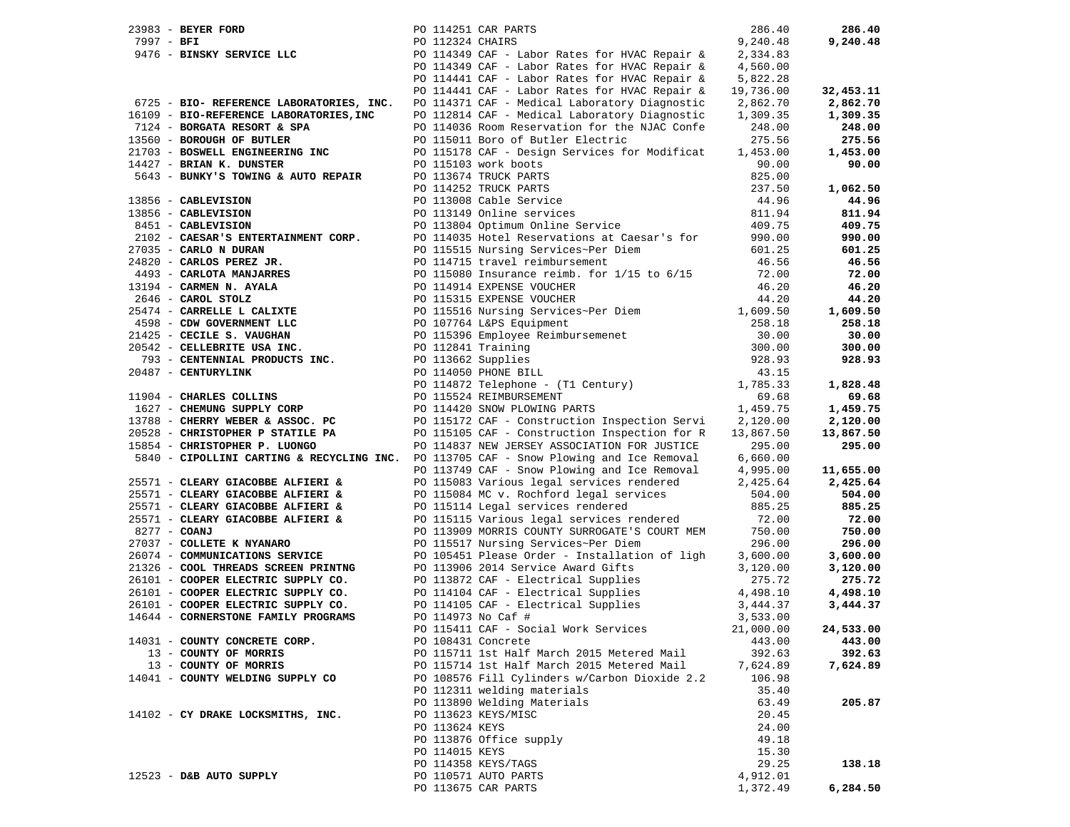| Vendor | PO / Description | Amount | Total |
|---|---|---|---|
| 23983 - **BEYER FORD** | PO 114251 CAR PARTS | 286.40 | **286.40** |
| 7997 - **BFI** | PO 112324 CHAIRS | 9,240.48 | **9,240.48** |
| 9476 - **BINSKY SERVICE LLC** | PO 114349 CAF - Labor Rates for HVAC Repair & | 2,334.83 | |
| | PO 114349 CAF - Labor Rates for HVAC Repair & | 4,560.00 | |
| | PO 114441 CAF - Labor Rates for HVAC Repair & | 5,822.28 | |
| | PO 114441 CAF - Labor Rates for HVAC Repair & | 19,736.00 | **32,453.11** |
| 6725 - **BIO- REFERENCE LABORATORIES, INC.** | PO 114371 CAF - Medical Laboratory Diagnostic | 2,862.70 | **2,862.70** |
| 16109 - **BIO-REFERENCE LABORATORIES,INC** | PO 112814 CAF - Medical Laboratory Diagnostic | 1,309.35 | **1,309.35** |
| 7124 - **BORGATA RESORT & SPA** | PO 114036 Room Reservation for the NJAC Confe | 248.00 | **248.00** |
| 13560 - **BOROUGH OF BUTLER** | PO 115011 Boro of Butler Electric | 275.56 | **275.56** |
| 21703 - **BOSWELL ENGINEERING INC** | PO 115178 CAF - Design Services for Modificat | 1,453.00 | **1,453.00** |
| 14427 - **BRIAN K. DUNSTER** | PO 115103 work boots | 90.00 | **90.00** |
| 5643 - **BUNKY'S TOWING & AUTO REPAIR** | PO 113674 TRUCK PARTS | 825.00 | |
| | PO 114252 TRUCK PARTS | 237.50 | **1,062.50** |
| 13856 - **CABLEVISION** | PO 113008 Cable Service | 44.96 | **44.96** |
| 13856 - **CABLEVISION** | PO 113149 Online services | 811.94 | **811.94** |
| 8451 - **CABLEVISION** | PO 113804 Optimum Online Service | 409.75 | **409.75** |
| 2102 - **CAESAR'S ENTERTAINMENT CORP.** | PO 114035 Hotel Reservations at Caesar's for | 990.00 | **990.00** |
| 27035 - **CARLO N DURAN** | PO 115515 Nursing Services~Per Diem | 601.25 | **601.25** |
| 24820 - **CARLOS PEREZ JR.** | PO 114715 travel reimbursement | 46.56 | **46.56** |
| 4493 - **CARLOTA MANJARRES** | PO 115080 Insurance reimb. for 1/15 to 6/15 | 72.00 | **72.00** |
| 13194 - **CARMEN N. AYALA** | PO 114914 EXPENSE VOUCHER | 46.20 | **46.20** |
| 2646 - **CAROL STOLZ** | PO 115315 EXPENSE VOUCHER | 44.20 | **44.20** |
| 25474 - **CARRELLE L CALIXTE** | PO 115516 Nursing Services~Per Diem | 1,609.50 | **1,609.50** |
| 4598 - **CDW GOVERNMENT LLC** | PO 107764 L&PS Equipment | 258.18 | **258.18** |
| 21425 - **CECILE S. VAUGHAN** | PO 115396 Employee Reimbursemenet | 30.00 | **30.00** |
| 20542 - **CELLEBRITE USA INC.** | PO 112841 Training | 300.00 | **300.00** |
| 793 - **CENTENNIAL PRODUCTS INC.** | PO 113662 Supplies | 928.93 | **928.93** |
| 20487 - **CENTURYLINK** | PO 114050 PHONE BILL | 43.15 | |
| | PO 114872 Telephone - (T1 Century) | 1,785.33 | **1,828.48** |
| 11904 - **CHARLES COLLINS** | PO 115524 REIMBURSEMENT | 69.68 | **69.68** |
| 1627 - **CHEMUNG SUPPLY CORP** | PO 114420 SNOW PLOWING PARTS | 1,459.75 | **1,459.75** |
| 13788 - **CHERRY WEBER & ASSOC. PC** | PO 115172 CAF - Construction Inspection Servi | 2,120.00 | **2,120.00** |
| 20528 - **CHRISTOPHER P STATILE PA** | PO 115105 CAF - Construction Inspection for R | 13,867.50 | **13,867.50** |
| 15854 - **CHRISTOPHER P. LUONGO** | PO 114837 NEW JERSEY ASSOCIATION FOR JUSTICE | 295.00 | **295.00** |
| 5840 - **CIPOLLINI CARTING & RECYCLING INC.** | PO 113705 CAF - Snow Plowing and Ice Removal | 6,660.00 | |
| | PO 113749 CAF - Snow Plowing and Ice Removal | 4,995.00 | **11,655.00** |
| 25571 - **CLEARY GIACOBBE ALFIERI &** | PO 115083 Various legal services rendered | 2,425.64 | **2,425.64** |
| 25571 - **CLEARY GIACOBBE ALFIERI &** | PO 115084 MC v. Rochford legal services | 504.00 | **504.00** |
| 25571 - **CLEARY GIACOBBE ALFIERI &** | PO 115114 Legal services rendered | 885.25 | **885.25** |
| 25571 - **CLEARY GIACOBBE ALFIERI &** | PO 115115 Various legal services rendered | 72.00 | **72.00** |
| 8277 - **COANJ** | PO 113909 MORRIS COUNTY SURROGATE'S COURT MEM | 750.00 | **750.00** |
| 27037 - **COLLETE K NYANARO** | PO 115517 Nursing Services~Per Diem | 296.00 | **296.00** |
| 26074 - **COMMUNICATIONS SERVICE** | PO 105451 Please Order - Installation of ligh | 3,600.00 | **3,600.00** |
| 21326 - **COOL THREADS SCREEN PRINTNG** | PO 113906 2014 Service Award Gifts | 3,120.00 | **3,120.00** |
| 26101 - **COOPER ELECTRIC SUPPLY CO.** | PO 113872 CAF - Electrical Supplies | 275.72 | **275.72** |
| 26101 - **COOPER ELECTRIC SUPPLY CO.** | PO 114104 CAF - Electrical Supplies | 4,498.10 | **4,498.10** |
| 26101 - **COOPER ELECTRIC SUPPLY CO.** | PO 114105 CAF - Electrical Supplies | 3,444.37 | **3,444.37** |
| 14644 - **CORNERSTONE FAMILY PROGRAMS** | PO 114973 No Caf # | 3,533.00 | |
| | PO 115411 CAF - Social Work Services | 21,000.00 | **24,533.00** |
| 14031 - **COUNTY CONCRETE CORP.** | PO 108431 Concrete | 443.00 | **443.00** |
| 13 - **COUNTY OF MORRIS** | PO 115711 1st Half March 2015 Metered Mail | 392.63 | **392.63** |
| 13 - **COUNTY OF MORRIS** | PO 115714 1st Half March 2015 Metered Mail | 7,624.89 | **7,624.89** |
| 14041 - **COUNTY WELDING SUPPLY CO** | PO 108576 Fill Cylinders w/Carbon Dioxide 2.2 | 106.98 | |
| | PO 112311 welding materials | 35.40 | |
| | PO 113890 Welding Materials | 63.49 | **205.87** |
| 14102 - **CY DRAKE LOCKSMITHS, INC.** | PO 113623 KEYS/MISC | 20.45 | |
| | PO 113624 KEYS | 24.00 | |
| | PO 113876 Office supply | 49.18 | |
| | PO 114015 KEYS | 15.30 | |
| | PO 114358 KEYS/TAGS | 29.25 | **138.18** |
| 12523 - **D&B AUTO SUPPLY** | PO 110571 AUTO PARTS | 4,912.01 | |
| | PO 113675 CAR PARTS | 1,372.49 | **6,284.50** |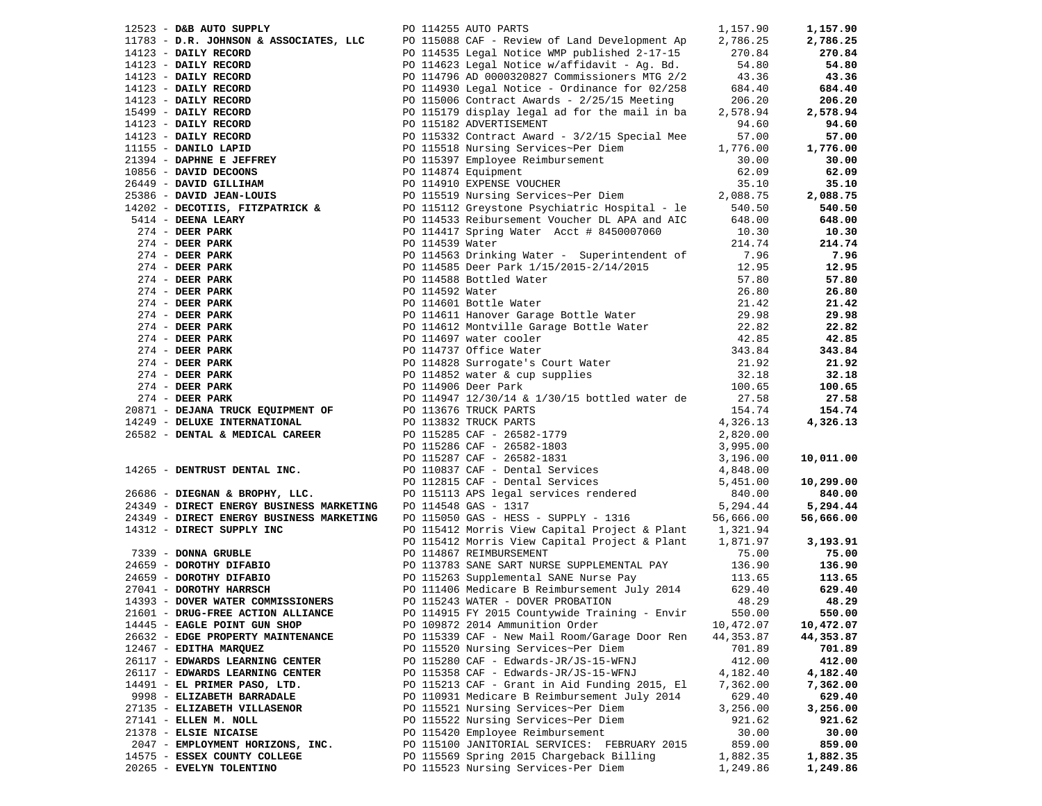| Vendor | PO / Description | Amount | Total |
|---|---|---|---|
| 12523 - **D&B AUTO SUPPLY** | PO 114255 AUTO PARTS | 1,157.90 | **1,157.90** |
| 11783 - **D.R. JOHNSON & ASSOCIATES, LLC** | PO 115088 CAF - Review of Land Development Ap | 2,786.25 | **2,786.25** |
| 14123 - **DAILY RECORD** | PO 114535 Legal Notice WMP published 2-17-15 | 270.84 | **270.84** |
| 14123 - **DAILY RECORD** | PO 114623 Legal Notice w/affidavit - Ag. Bd. | 54.80 | **54.80** |
| 14123 - **DAILY RECORD** | PO 114796 AD 0000320827 Commissioners MTG 2/2 | 43.36 | **43.36** |
| 14123 - **DAILY RECORD** | PO 114930 Legal Notice - Ordinance for 02/258 | 684.40 | **684.40** |
| 14123 - **DAILY RECORD** | PO 115006 Contract Awards - 2/25/15 Meeting | 206.20 | **206.20** |
| 15499 - **DAILY RECORD** | PO 115179 display legal ad for the mail in ba | 2,578.94 | **2,578.94** |
| 14123 - **DAILY RECORD** | PO 115182 ADVERTISEMENT | 94.60 | **94.60** |
| 14123 - **DAILY RECORD** | PO 115332 Contract Award - 3/2/15 Special Mee | 57.00 | **57.00** |
| 11155 - **DANILO LAPID** | PO 115518 Nursing Services~Per Diem | 1,776.00 | **1,776.00** |
| 21394 - **DAPHNE E JEFFREY** | PO 115397 Employee Reimbursement | 30.00 | **30.00** |
| 10856 - **DAVID DECOONS** | PO 114874 Equipment | 62.09 | **62.09** |
| 26449 - **DAVID GILLIHAM** | PO 114910 EXPENSE VOUCHER | 35.10 | **35.10** |
| 25386 - **DAVID JEAN-LOUIS** | PO 115519 Nursing Services~Per Diem | 2,088.75 | **2,088.75** |
| 14202 - **DECOTIIS, FITZPATRICK &** | PO 115112 Greystone Psychiatric Hospital - le | 540.50 | **540.50** |
| 5414 - **DEENA LEARY** | PO 114533 Reibursement Voucher DL APA and AIC | 648.00 | **648.00** |
| 274 - **DEER PARK** | PO 114417 Spring Water Acct # 8450007060 | 10.30 | **10.30** |
| 274 - **DEER PARK** | PO 114539 Water | 214.74 | **214.74** |
| 274 - **DEER PARK** | PO 114563 Drinking Water - Superintendent of | 7.96 | **7.96** |
| 274 - **DEER PARK** | PO 114585 Deer Park 1/15/2015-2/14/2015 | 12.95 | **12.95** |
| 274 - **DEER PARK** | PO 114588 Bottled Water | 57.80 | **57.80** |
| 274 - **DEER PARK** | PO 114592 Water | 26.80 | **26.80** |
| 274 - **DEER PARK** | PO 114601 Bottle Water | 21.42 | **21.42** |
| 274 - **DEER PARK** | PO 114611 Hanover Garage Bottle Water | 29.98 | **29.98** |
| 274 - **DEER PARK** | PO 114612 Montville Garage Bottle Water | 22.82 | **22.82** |
| 274 - **DEER PARK** | PO 114697 water cooler | 42.85 | **42.85** |
| 274 - **DEER PARK** | PO 114737 Office Water | 343.84 | **343.84** |
| 274 - **DEER PARK** | PO 114828 Surrogate's Court Water | 21.92 | **21.92** |
| 274 - **DEER PARK** | PO 114852 water & cup supplies | 32.18 | **32.18** |
| 274 - **DEER PARK** | PO 114906 Deer Park | 100.65 | **100.65** |
| 274 - **DEER PARK** | PO 114947 12/30/14 & 1/30/15 bottled water de | 27.58 | **27.58** |
| 20871 - **DEJANA TRUCK EQUIPMENT OF** | PO 113676 TRUCK PARTS | 154.74 | **154.74** |
| 14249 - **DELUXE INTERNATIONAL** | PO 113832 TRUCK PARTS | 4,326.13 | **4,326.13** |
| 26582 - **DENTAL & MEDICAL CAREER** | PO 115285 CAF - 26582-1779 | 2,820.00 | |
| | PO 115286 CAF - 26582-1803 | 3,995.00 | |
| | PO 115287 CAF - 26582-1831 | 3,196.00 | **10,011.00** |
| 14265 - **DENTRUST DENTAL INC.** | PO 110837 CAF - Dental Services | 4,848.00 | |
| | PO 112815 CAF - Dental Services | 5,451.00 | **10,299.00** |
| 26686 - **DIEGNAN & BROPHY, LLC.** | PO 115113 APS legal services rendered | 840.00 | **840.00** |
| 24349 - **DIRECT ENERGY BUSINESS MARKETING** | PO 114548 GAS - 1317 | 5,294.44 | **5,294.44** |
| 24349 - **DIRECT ENERGY BUSINESS MARKETING** | PO 115050 GAS - HESS - SUPPLY - 1316 | 56,666.00 | **56,666.00** |
| 14312 - **DIRECT SUPPLY INC** | PO 115412 Morris View Capital Project & Plant | 1,321.94 | |
| | PO 115412 Morris View Capital Project & Plant | 1,871.97 | **3,193.91** |
| 7339 - **DONNA GRUBLE** | PO 114867 REIMBURSEMENT | 75.00 | **75.00** |
| 24659 - **DOROTHY DIFABIO** | PO 113783 SANE SART NURSE SUPPLEMENTAL PAY | 136.90 | **136.90** |
| 24659 - **DOROTHY DIFABIO** | PO 115263 Supplemental SANE Nurse Pay | 113.65 | **113.65** |
| 27041 - **DOROTHY HARRSCH** | PO 111406 Medicare B Reimbursement July 2014 | 629.40 | **629.40** |
| 14393 - **DOVER WATER COMMISSIONERS** | PO 115243 WATER - DOVER PROBATION | 48.29 | **48.29** |
| 21601 - **DRUG-FREE ACTION ALLIANCE** | PO 114915 FY 2015 Countywide Training - Envir | 550.00 | **550.00** |
| 14445 - **EAGLE POINT GUN SHOP** | PO 109872 2014 Ammunition Order | 10,472.07 | **10,472.07** |
| 26632 - **EDGE PROPERTY MAINTENANCE** | PO 115339 CAF - New Mail Room/Garage Door Ren | 44,353.87 | **44,353.87** |
| 12467 - **EDITHA MARQUEZ** | PO 115520 Nursing Services~Per Diem | 701.89 | **701.89** |
| 26117 - **EDWARDS LEARNING CENTER** | PO 115280 CAF - Edwards-JR/JS-15-WFNJ | 412.00 | **412.00** |
| 26117 - **EDWARDS LEARNING CENTER** | PO 115358 CAF - Edwards-JR/JS-15-WFNJ | 4,182.40 | **4,182.40** |
| 14491 - **EL PRIMER PASO, LTD.** | PO 115213 CAF - Grant in Aid Funding 2015, El | 7,362.00 | **7,362.00** |
| 9998 - **ELIZABETH BARRADALE** | PO 110931 Medicare B Reimbursement July 2014 | 629.40 | **629.40** |
| 27135 - **ELIZABETH VILLASENOR** | PO 115521 Nursing Services~Per Diem | 3,256.00 | **3,256.00** |
| 27141 - **ELLEN M. NOLL** | PO 115522 Nursing Services~Per Diem | 921.62 | **921.62** |
| 21378 - **ELSIE NICAISE** | PO 115420 Employee Reimbursement | 30.00 | **30.00** |
| 2047 - **EMPLOYMENT HORIZONS, INC.** | PO 115100 JANITORIAL SERVICES: FEBRUARY 2015 | 859.00 | **859.00** |
| 14575 - **ESSEX COUNTY COLLEGE** | PO 115569 Spring 2015 Chargeback Billing | 1,882.35 | **1,882.35** |
| 20265 - **EVELYN TOLENTINO** | PO 115523 Nursing Services-Per Diem | 1,249.86 | **1,249.86** |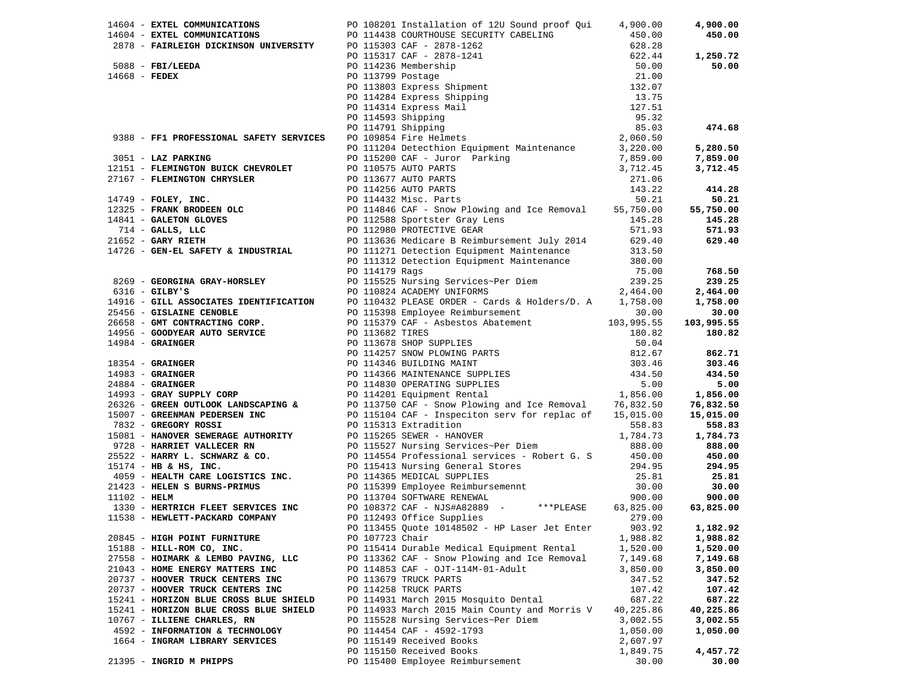| Vendor | PO / Description | Amount | Total |
|---|---|---|---|
| 14604 - **EXTEL COMMUNICATIONS** | PO 108201 Installation of 12U Sound proof Qui | 4,900.00 | **4,900.00** |
| 14604 - **EXTEL COMMUNICATIONS** | PO 114438 COURTHOUSE SECURITY CABELING | 450.00 | **450.00** |
| 2878 - **FAIRLEIGH DICKINSON UNIVERSITY** | PO 115303 CAF - 2878-1262 | 628.28 | |
| | PO 115317 CAF - 2878-1241 | 622.44 | **1,250.72** |
| 5088 - **FBI/LEEDA** | PO 114236 Membership | 50.00 | **50.00** |
| 14668 - **FEDEX** | PO 113799 Postage | 21.00 | |
| | PO 113803 Express Shipment | 132.07 | |
| | PO 114284 Express Shipping | 13.75 | |
| | PO 114314 Express Mail | 127.51 | |
| | PO 114593 Shipping | 95.32 | |
| | PO 114791 Shipping | 85.03 | **474.68** |
| 9388 - **FF1 PROFESSIONAL SAFETY SERVICES** | PO 109854 Fire Helmets | 2,060.50 | |
| | PO 111204 Detecthion Equipment Maintenance | 3,220.00 | **5,280.50** |
| 3051 - **LAZ PARKING** | PO 115200 CAF - Juror Parking | 7,859.00 | **7,859.00** |
| 12151 - **FLEMINGTON BUICK CHEVROLET** | PO 110575 AUTO PARTS | 3,712.45 | **3,712.45** |
| 27167 - **FLEMINGTON CHRYSLER** | PO 113677 AUTO PARTS | 271.06 | |
| | PO 114256 AUTO PARTS | 143.22 | **414.28** |
| 14749 - **FOLEY, INC.** | PO 114432 Misc. Parts | 50.21 | **50.21** |
| 12325 - **FRANK BRODEEN OLC** | PO 114846 CAF - Snow Plowing and Ice Removal | 55,750.00 | **55,750.00** |
| 14841 - **GALETON GLOVES** | PO 112588 Sportster Gray Lens | 145.28 | **145.28** |
| 714 - **GALLS, LLC** | PO 112980 PROTECTIVE GEAR | 571.93 | **571.93** |
| 21652 - **GARY RIETH** | PO 113636 Medicare B Reimbursement July 2014 | 629.40 | **629.40** |
| 14726 - **GEN-EL SAFETY & INDUSTRIAL** | PO 111271 Detection Equipment Maintenance | 313.50 | |
| | PO 111312 Detection Equipment Maintenance | 380.00 | |
| | PO 114179 Rags | 75.00 | **768.50** |
| 8269 - **GEORGINA GRAY-HORSLEY** | PO 115525 Nursing Services~Per Diem | 239.25 | **239.25** |
| 6316 - **GILBY'S** | PO 110824 ACADEMY UNIFORMS | 2,464.00 | **2,464.00** |
| 14916 - **GILL ASSOCIATES IDENTIFICATION** | PO 110432 PLEASE ORDER - Cards & Holders/D. A | 1,758.00 | **1,758.00** |
| 25456 - **GISLAINE CENOBLE** | PO 115398 Employee Reimbursement | 30.00 | **30.00** |
| 26658 - **GMT CONTRACTING CORP.** | PO 115379 CAF - Asbestos Abatement | 103,995.55 | **103,995.55** |
| 14956 - **GOODYEAR AUTO SERVICE** | PO 113682 TIRES | 180.82 | **180.82** |
| 14984 - **GRAINGER** | PO 113678 SHOP SUPPLIES | 50.04 | |
| | PO 114257 SNOW PLOWING PARTS | 812.67 | **862.71** |
| 18354 - **GRAINGER** | PO 114346 BUILDING MAINT | 303.46 | **303.46** |
| 14983 - **GRAINGER** | PO 114366 MAINTENANCE SUPPLIES | 434.50 | **434.50** |
| 24884 - **GRAINGER** | PO 114830 OPERATING SUPPLIES | 5.00 | **5.00** |
| 14993 - **GRAY SUPPLY CORP** | PO 114201 Equipment Rental | 1,856.00 | **1,856.00** |
| 26326 - **GREEN OUTLOOK LANDSCAPING &** | PO 113750 CAF - Snow Plowing and Ice Removal | 76,832.50 | **76,832.50** |
| 15007 - **GREENMAN PEDERSEN INC** | PO 115104 CAF - Inspeciton serv for replac of | 15,015.00 | **15,015.00** |
| 7832 - **GREGORY ROSSI** | PO 115313 Extradition | 558.83 | **558.83** |
| 15081 - **HANOVER SEWERAGE AUTHORITY** | PO 115265 SEWER - HANOVER | 1,784.73 | **1,784.73** |
| 9728 - **HARRIET VALLECER RN** | PO 115527 Nursing Services~Per Diem | 888.00 | **888.00** |
| 25522 - **HARRY L. SCHWARZ & CO.** | PO 114554 Professional services - Robert G. S | 450.00 | **450.00** |
| 15174 - **HB & HS, INC.** | PO 115413 Nursing General Stores | 294.95 | **294.95** |
| 4059 - **HEALTH CARE LOGISTICS INC.** | PO 114365 MEDICAL SUPPLIES | 25.81 | **25.81** |
| 21423 - **HELEN S BURNS-PRIMUS** | PO 115399 Employee Reimbursemennt | 30.00 | **30.00** |
| 11102 - **HELM** | PO 113704 SOFTWARE RENEWAL | 900.00 | **900.00** |
| 1330 - **HERTRICH FLEET SERVICES INC** | PO 108372 CAF - NJS#A82889 - \*\*\*PLEASE | 63,825.00 | **63,825.00** |
| 11538 - **HEWLETT-PACKARD COMPANY** | PO 112493 Office Supplies | 279.00 | |
| | PO 113455 Quote 10148502 - HP Laser Jet Enter | 903.92 | **1,182.92** |
| 20845 - **HIGH POINT FURNITURE** | PO 107723 Chair | 1,988.82 | **1,988.82** |
| 15188 - **HILL-ROM CO, INC.** | PO 115414 Durable Medical Equipment Rental | 1,520.00 | **1,520.00** |
| 27558 - **HOIMARK & LEMBO PAVING, LLC** | PO 113362 CAF - Snow Plowing and Ice Removal | 7,149.68 | **7,149.68** |
| 21043 - **HOME ENERGY MATTERS INC** | PO 114853 CAF - OJT-114M-01-Adult | 3,850.00 | **3,850.00** |
| 20737 - **HOOVER TRUCK CENTERS INC** | PO 113679 TRUCK PARTS | 347.52 | **347.52** |
| 20737 - **HOOVER TRUCK CENTERS INC** | PO 114258 TRUCK PARTS | 107.42 | **107.42** |
| 15241 - **HORIZON BLUE CROSS BLUE SHIELD** | PO 114931 March 2015 Mosquito Dental | 687.22 | **687.22** |
| 15241 - **HORIZON BLUE CROSS BLUE SHIELD** | PO 114933 March 2015 Main County and Morris V | 40,225.86 | **40,225.86** |
| 10767 - **ILLIENE CHARLES, RN** | PO 115528 Nursing Services~Per Diem | 3,002.55 | **3,002.55** |
| 4592 - **INFORMATION & TECHNOLOGY** | PO 114454 CAF - 4592-1793 | 1,050.00 | **1,050.00** |
| 1664 - **INGRAM LIBRARY SERVICES** | PO 115149 Received Books | 2,607.97 | |
| | PO 115150 Received Books | 1,849.75 | **4,457.72** |
| 21395 - **INGRID M PHIPPS** | PO 115400 Employee Reimbursement | 30.00 | **30.00** |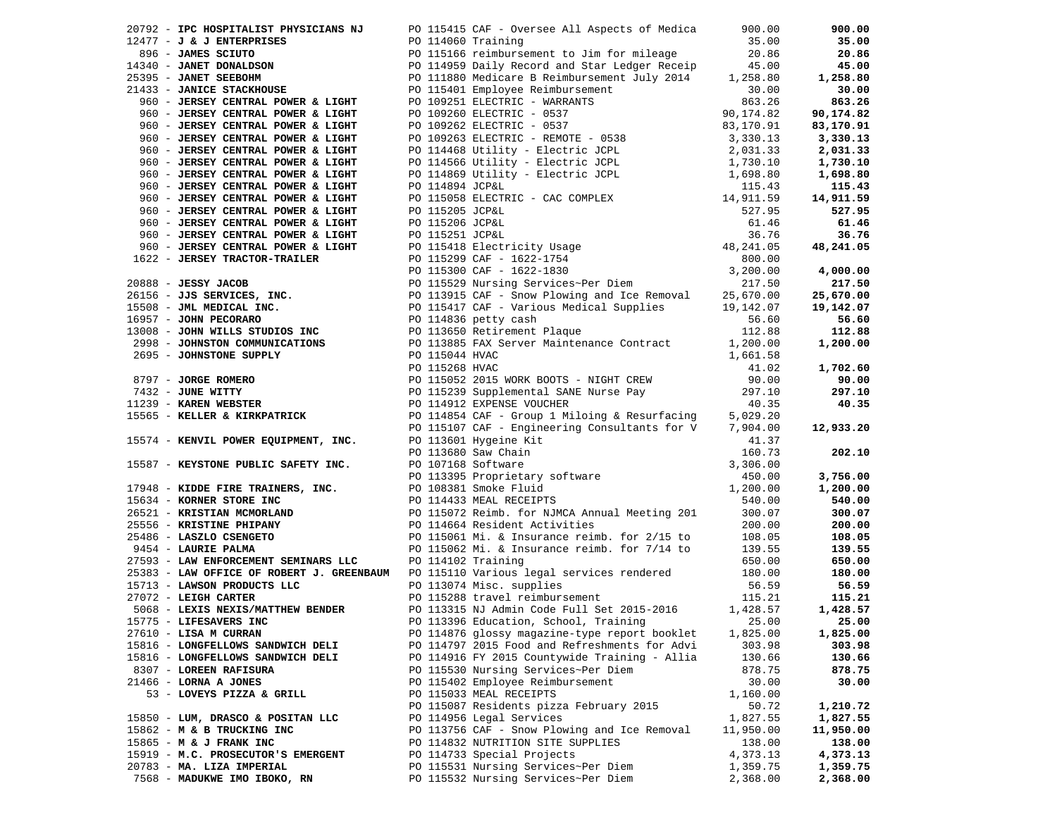| Vendor | PO / Description | Amount | Total |
|---|---|---|---|
| 20792 - **IPC HOSPITALIST PHYSICIANS NJ** | PO 115415 CAF - Oversee All Aspects of Medica | 900.00 | **900.00** |
| 12477 - **J & J ENTERPRISES** | PO 114060 Training | 35.00 | **35.00** |
| 896 - **JAMES SCIUTO** | PO 115166 reimbursement to Jim for mileage | 20.86 | **20.86** |
| 14340 - **JANET DONALDSON** | PO 114959 Daily Record and Star Ledger Receip | 45.00 | **45.00** |
| 25395 - **JANET SEEBOHM** | PO 111880 Medicare B Reimbursement July 2014 | 1,258.80 | **1,258.80** |
| 21433 - **JANICE STACKHOUSE** | PO 115401 Employee Reimbursement | 30.00 | **30.00** |
| 960 - **JERSEY CENTRAL POWER & LIGHT** | PO 109251 ELECTRIC - WARRANTS | 863.26 | **863.26** |
| 960 - **JERSEY CENTRAL POWER & LIGHT** | PO 109260 ELECTRIC - 0537 | 90,174.82 | **90,174.82** |
| 960 - **JERSEY CENTRAL POWER & LIGHT** | PO 109262 ELECTRIC - 0537 | 83,170.91 | **83,170.91** |
| 960 - **JERSEY CENTRAL POWER & LIGHT** | PO 109263 ELECTRIC - REMOTE - 0538 | 3,330.13 | **3,330.13** |
| 960 - **JERSEY CENTRAL POWER & LIGHT** | PO 114468 Utility - Electric JCPL | 2,031.33 | **2,031.33** |
| 960 - **JERSEY CENTRAL POWER & LIGHT** | PO 114566 Utility - Electric JCPL | 1,730.10 | **1,730.10** |
| 960 - **JERSEY CENTRAL POWER & LIGHT** | PO 114869 Utility - Electric JCPL | 1,698.80 | **1,698.80** |
| 960 - **JERSEY CENTRAL POWER & LIGHT** | PO 114894 JCP&L | 115.43 | **115.43** |
| 960 - **JERSEY CENTRAL POWER & LIGHT** | PO 115058 ELECTRIC - CAC COMPLEX | 14,911.59 | **14,911.59** |
| 960 - **JERSEY CENTRAL POWER & LIGHT** | PO 115205 JCP&L | 527.95 | **527.95** |
| 960 - **JERSEY CENTRAL POWER & LIGHT** | PO 115206 JCP&L | 61.46 | **61.46** |
| 960 - **JERSEY CENTRAL POWER & LIGHT** | PO 115251 JCP&L | 36.76 | **36.76** |
| 960 - **JERSEY CENTRAL POWER & LIGHT** | PO 115418 Electricity Usage | 48,241.05 | **48,241.05** |
| 1622 - **JERSEY TRACTOR-TRAILER** | PO 115299 CAF - 1622-1754 | 800.00 | |
| | PO 115300 CAF - 1622-1830 | 3,200.00 | **4,000.00** |
| 20888 - **JESSY JACOB** | PO 115529 Nursing Services~Per Diem | 217.50 | **217.50** |
| 26156 - **JJS SERVICES, INC.** | PO 113915 CAF - Snow Plowing and Ice Removal | 25,670.00 | **25,670.00** |
| 15508 - **JML MEDICAL INC.** | PO 115417 CAF - Various Medical Supplies | 19,142.07 | **19,142.07** |
| 16957 - **JOHN PECORARO** | PO 114836 petty cash | 56.60 | **56.60** |
| 13008 - **JOHN WILLS STUDIOS INC** | PO 113650 Retirement Plaque | 112.88 | **112.88** |
| 2998 - **JOHNSTON COMMUNICATIONS** | PO 113885 FAX Server Maintenance Contract | 1,200.00 | **1,200.00** |
| 2695 - **JOHNSTONE SUPPLY** | PO 115044 HVAC | 1,661.58 | |
| | PO 115268 HVAC | 41.02 | **1,702.60** |
| 8797 - **JORGE ROMERO** | PO 115052 2015 WORK BOOTS - NIGHT CREW | 90.00 | **90.00** |
| 7432 - **JUNE WITTY** | PO 115239 Supplemental SANE Nurse Pay | 297.10 | **297.10** |
| 11239 - **KAREN WEBSTER** | PO 114912 EXPENSE VOUCHER | 40.35 | **40.35** |
| 15565 - **KELLER & KIRKPATRICK** | PO 114854 CAF - Group 1 Miloing & Resurfacing | 5,029.20 | |
| | PO 115107 CAF - Engineering Consultants for V | 7,904.00 | **12,933.20** |
| 15574 - **KENVIL POWER EQUIPMENT, INC.** | PO 113601 Hygeine Kit | 41.37 | |
| | PO 113680 Saw Chain | 160.73 | **202.10** |
| 15587 - **KEYSTONE PUBLIC SAFETY INC.** | PO 107168 Software | 3,306.00 | |
| | PO 113395 Proprietary software | 450.00 | **3,756.00** |
| 17948 - **KIDDE FIRE TRAINERS, INC.** | PO 108381 Smoke Fluid | 1,200.00 | **1,200.00** |
| 15634 - **KORNER STORE INC** | PO 114433 MEAL RECEIPTS | 540.00 | **540.00** |
| 26521 - **KRISTIAN MCMORLAND** | PO 115072 Reimb. for NJMCA Annual Meeting 201 | 300.07 | **300.07** |
| 25556 - **KRISTINE PHIPANY** | PO 114664 Resident Activities | 200.00 | **200.00** |
| 25486 - **LASZLO CSENGETO** | PO 115061 Mi. & Insurance reimb. for 2/15 to | 108.05 | **108.05** |
| 9454 - **LAURIE PALMA** | PO 115062 Mi. & Insurance reimb. for 7/14 to | 139.55 | **139.55** |
| 27593 - **LAW ENFORCEMENT SEMINARS LLC** | PO 114102 Training | 650.00 | **650.00** |
| 25383 - **LAW OFFICE OF ROBERT J. GREENBAUM** | PO 115110 Various legal services rendered | 180.00 | **180.00** |
| 15713 - **LAWSON PRODUCTS LLC** | PO 113074 Misc. supplies | 56.59 | **56.59** |
| 27072 - **LEIGH CARTER** | PO 115288 travel reimbursement | 115.21 | **115.21** |
| 5068 - **LEXIS NEXIS/MATTHEW BENDER** | PO 113315 NJ Admin Code Full Set 2015-2016 | 1,428.57 | **1,428.57** |
| 15775 - **LIFESAVERS INC** | PO 113396 Education, School, Training | 25.00 | **25.00** |
| 27610 - **LISA M CURRAN** | PO 114876 glossy magazine-type report booklet | 1,825.00 | **1,825.00** |
| 15816 - **LONGFELLOWS SANDWICH DELI** | PO 114797 2015 Food and Refreshments for Advi | 303.98 | **303.98** |
| 15816 - **LONGFELLOWS SANDWICH DELI** | PO 114916 FY 2015 Countywide Training - Allia | 130.66 | **130.66** |
| 8307 - **LOREEN RAFISURA** | PO 115530 Nursing Services~Per Diem | 878.75 | **878.75** |
| 21466 - **LORNA A JONES** | PO 115402 Employee Reimbursement | 30.00 | **30.00** |
| 53 - **LOVEYS PIZZA & GRILL** | PO 115033 MEAL RECEIPTS | 1,160.00 | |
| | PO 115087 Residents pizza February 2015 | 50.72 | **1,210.72** |
| 15850 - **LUM, DRASCO & POSITAN LLC** | PO 114956 Legal Services | 1,827.55 | **1,827.55** |
| 15862 - **M & B TRUCKING INC** | PO 113756 CAF - Snow Plowing and Ice Removal | 11,950.00 | **11,950.00** |
| 15865 - **M & J FRANK INC** | PO 114832 NUTRITION SITE SUPPLIES | 138.00 | **138.00** |
| 15919 - **M.C. PROSECUTOR'S EMERGENT** | PO 114733 Special Projects | 4,373.13 | **4,373.13** |
| 20783 - **MA. LIZA IMPERIAL** | PO 115531 Nursing Services~Per Diem | 1,359.75 | **1,359.75** |
| 7568 - **MADUKWE IMO IBOKO, RN** | PO 115532 Nursing Services~Per Diem | 2,368.00 | **2,368.00** |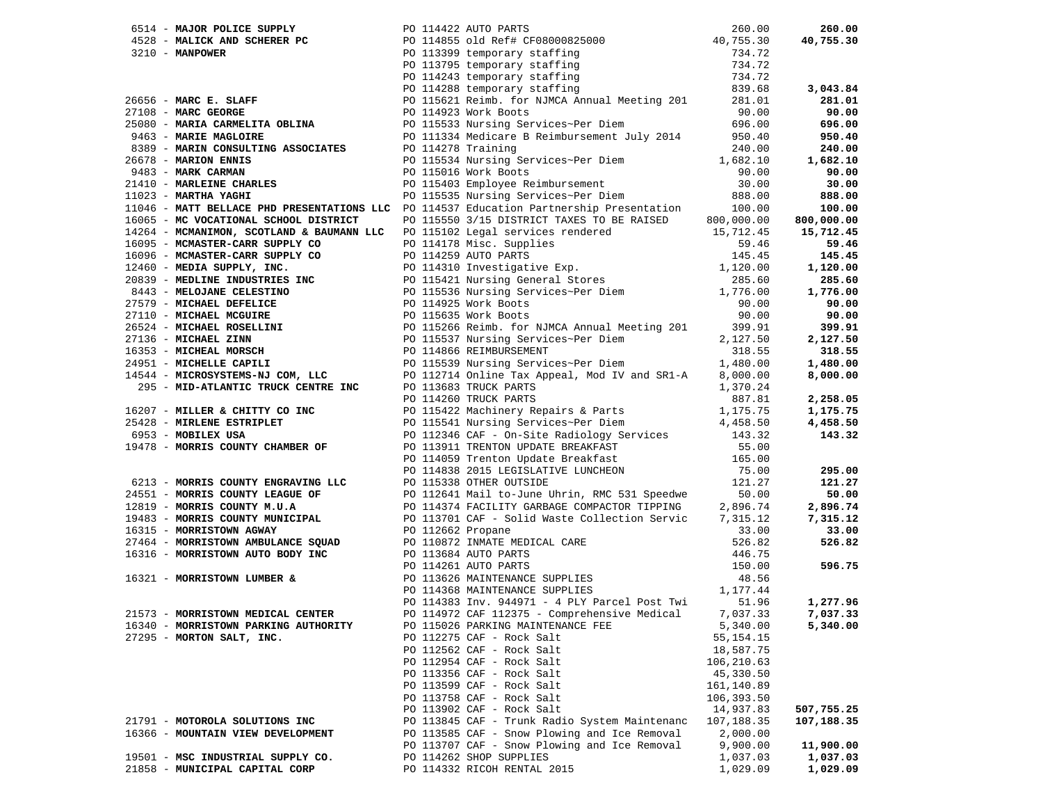| Vendor | PO | Description | Amount | Total |
|---|---|---|---|---|
| 6514 - **MAJOR POLICE SUPPLY** | PO 114422 | AUTO PARTS | 260.00 | **260.00** |
| 4528 - **MALICK AND SCHERER PC** | PO 114855 | old Ref# CF08000825000 | 40,755.30 | **40,755.30** |
| 3210 - **MANPOWER** | PO 113399 | temporary staffing | 734.72 | |
| | PO 113795 | temporary staffing | 734.72 | |
| | PO 114243 | temporary staffing | 734.72 | |
| | PO 114288 | temporary staffing | 839.68 | **3,043.84** |
| 26656 - **MARC E. SLAFF** | PO 115621 | Reimb. for NJMCA Annual Meeting 201 | 281.01 | **281.01** |
| 27108 - **MARC GEORGE** | PO 114923 | Work Boots | 90.00 | **90.00** |
| 25080 - **MARIA CARMELITA OBLINA** | PO 115533 | Nursing Services~Per Diem | 696.00 | **696.00** |
| 9463 - **MARIE MAGLOIRE** | PO 111334 | Medicare B Reimbursement July 2014 | 950.40 | **950.40** |
| 8389 - **MARIN CONSULTING ASSOCIATES** | PO 114278 | Training | 240.00 | **240.00** |
| 26678 - **MARION ENNIS** | PO 115534 | Nursing Services~Per Diem | 1,682.10 | **1,682.10** |
| 9483 - **MARK CARMAN** | PO 115016 | Work Boots | 90.00 | **90.00** |
| 21410 - **MARLEINE CHARLES** | PO 115403 | Employee Reimbursement | 30.00 | **30.00** |
| 11023 - **MARTHA YAGHI** | PO 115535 | Nursing Services~Per Diem | 888.00 | **888.00** |
| 11046 - **MATT BELLACE PHD PRESENTATIONS LLC** | PO 114537 | Education Partnership Presentation | 100.00 | **100.00** |
| 16065 - **MC VOCATIONAL SCHOOL DISTRICT** | PO 115550 | 3/15 DISTRICT TAXES TO BE RAISED | 800,000.00 | **800,000.00** |
| 14264 - **MCMANIMON, SCOTLAND & BAUMANN LLC** | PO 115102 | Legal services rendered | 15,712.45 | **15,712.45** |
| 16095 - **MCMASTER-CARR SUPPLY CO** | PO 114178 | Misc. Supplies | 59.46 | **59.46** |
| 16096 - **MCMASTER-CARR SUPPLY CO** | PO 114259 | AUTO PARTS | 145.45 | **145.45** |
| 12460 - **MEDIA SUPPLY, INC.** | PO 114310 | Investigative Exp. | 1,120.00 | **1,120.00** |
| 20839 - **MEDLINE INDUSTRIES INC** | PO 115421 | Nursing General Stores | 285.60 | **285.60** |
| 8443 - **MELOJANE CELESTINO** | PO 115536 | Nursing Services~Per Diem | 1,776.00 | **1,776.00** |
| 27579 - **MICHAEL DEFELICE** | PO 114925 | Work Boots | 90.00 | **90.00** |
| 27110 - **MICHAEL MCGUIRE** | PO 115635 | Work Boots | 90.00 | **90.00** |
| 26524 - **MICHAEL ROSELLINI** | PO 115266 | Reimb. for NJMCA Annual Meeting 201 | 399.91 | **399.91** |
| 27136 - **MICHAEL ZINN** | PO 115537 | Nursing Services~Per Diem | 2,127.50 | **2,127.50** |
| 16353 - **MICHEAL MORSCH** | PO 114866 | REIMBURSEMENT | 318.55 | **318.55** |
| 24951 - **MICHELLE CAPILI** | PO 115539 | Nursing Services~Per Diem | 1,480.00 | **1,480.00** |
| 14544 - **MICROSYSTEMS-NJ COM, LLC** | PO 112714 | Online Tax Appeal, Mod IV and SR1-A | 8,000.00 | **8,000.00** |
| 295 - **MID-ATLANTIC TRUCK CENTRE INC** | PO 113683 | TRUCK PARTS | 1,370.24 | |
| | PO 114260 | TRUCK PARTS | 887.81 | **2,258.05** |
| 16207 - **MILLER & CHITTY CO INC** | PO 115422 | Machinery Repairs & Parts | 1,175.75 | **1,175.75** |
| 25428 - **MIRLENE ESTRIPLET** | PO 115541 | Nursing Services~Per Diem | 4,458.50 | **4,458.50** |
| 6953 - **MOBILEX USA** | PO 112346 | CAF - On-Site Radiology Services | 143.32 | **143.32** |
| 19478 - **MORRIS COUNTY CHAMBER OF** | PO 113911 | TRENTON UPDATE BREAKFAST | 55.00 | |
| | PO 114059 | Trenton Update Breakfast | 165.00 | |
| | PO 114838 | 2015 LEGISLATIVE LUNCHEON | 75.00 | **295.00** |
| 6213 - **MORRIS COUNTY ENGRAVING LLC** | PO 115338 | OTHER OUTSIDE | 121.27 | **121.27** |
| 24551 - **MORRIS COUNTY LEAGUE OF** | PO 112641 | Mail to-June Uhrin, RMC 531 Speedwe | 50.00 | **50.00** |
| 12819 - **MORRIS COUNTY M.U.A** | PO 114374 | FACILITY GARBAGE COMPACTOR TIPPING | 2,896.74 | **2,896.74** |
| 19483 - **MORRIS COUNTY MUNICIPAL** | PO 113701 | CAF - Solid Waste Collection Servic | 7,315.12 | **7,315.12** |
| 16315 - **MORRISTOWN AGWAY** | PO 112662 | Propane | 33.00 | **33.00** |
| 27464 - **MORRISTOWN AMBULANCE SQUAD** | PO 110872 | INMATE MEDICAL CARE | 526.82 | **526.82** |
| 16316 - **MORRISTOWN AUTO BODY INC** | PO 113684 | AUTO PARTS | 446.75 | |
| | PO 114261 | AUTO PARTS | 150.00 | **596.75** |
| 16321 - **MORRISTOWN LUMBER &** | PO 113626 | MAINTENANCE SUPPLIES | 48.56 | |
| | PO 114368 | MAINTENANCE SUPPLIES | 1,177.44 | |
| | PO 114383 | Inv. 944971 - 4 PLY Parcel Post Twi | 51.96 | **1,277.96** |
| 21573 - **MORRISTOWN MEDICAL CENTER** | PO 114972 | CAF 112375 - Comprehensive Medical | 7,037.33 | **7,037.33** |
| 16340 - **MORRISTOWN PARKING AUTHORITY** | PO 115026 | PARKING MAINTENANCE FEE | 5,340.00 | **5,340.00** |
| 27295 - **MORTON SALT, INC.** | PO 112275 | CAF - Rock Salt | 55,154.15 | |
| | PO 112562 | CAF - Rock Salt | 18,587.75 | |
| | PO 112954 | CAF - Rock Salt | 106,210.63 | |
| | PO 113356 | CAF - Rock Salt | 45,330.50 | |
| | PO 113599 | CAF - Rock Salt | 161,140.89 | |
| | PO 113758 | CAF - Rock Salt | 106,393.50 | |
| | PO 113902 | CAF - Rock Salt | 14,937.83 | **507,755.25** |
| 21791 - **MOTOROLA SOLUTIONS INC** | PO 113845 | CAF - Trunk Radio System Maintenanc | 107,188.35 | **107,188.35** |
| 16366 - **MOUNTAIN VIEW DEVELOPMENT** | PO 113585 | CAF - Snow Plowing and Ice Removal | 2,000.00 | |
| | PO 113707 | CAF - Snow Plowing and Ice Removal | 9,900.00 | **11,900.00** |
| 19501 - **MSC INDUSTRIAL SUPPLY CO.** | PO 114262 | SHOP SUPPLIES | 1,037.03 | **1,037.03** |
| 21858 - **MUNICIPAL CAPITAL CORP** | PO 114332 | RICOH RENTAL 2015 | 1,029.09 | **1,029.09** |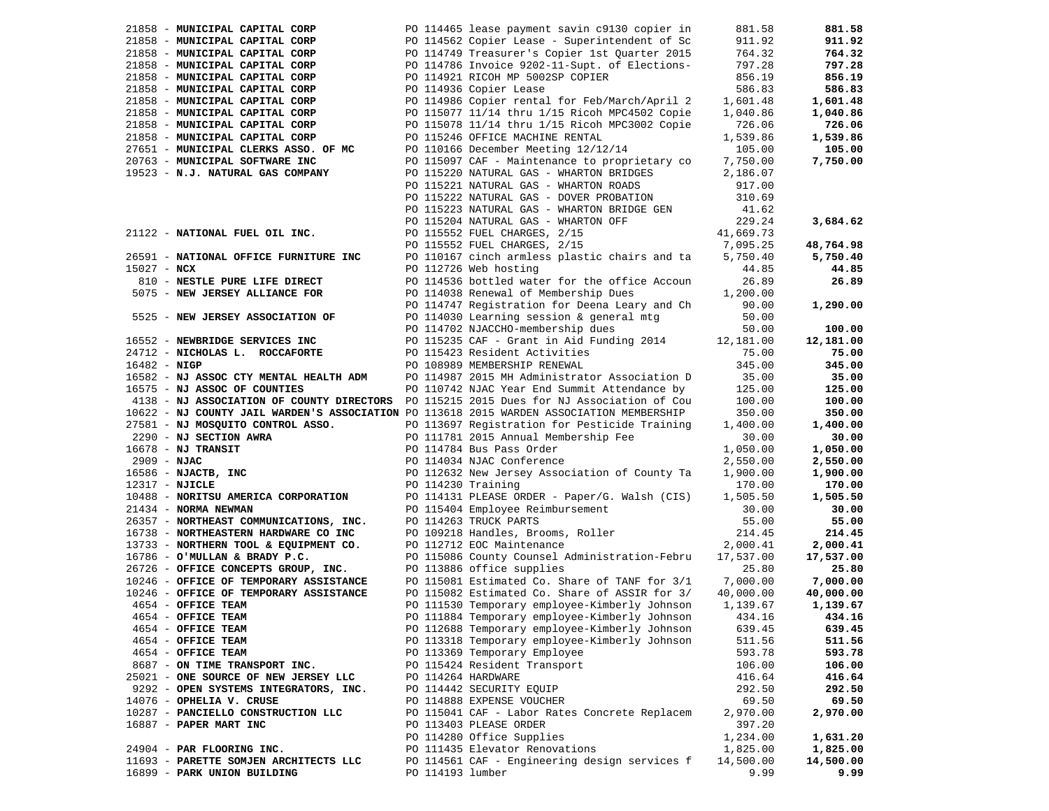| Vendor | PO / Description | Amount | Total |
|---|---|---|---|
| 21858 - **MUNICIPAL CAPITAL CORP** | PO 114465 lease payment savin c9130 copier in | 881.58 | **881.58** |
| 21858 - **MUNICIPAL CAPITAL CORP** | PO 114562 Copier Lease - Superintendent of Sc | 911.92 | **911.92** |
| 21858 - **MUNICIPAL CAPITAL CORP** | PO 114749 Treasurer's Copier 1st Quarter 2015 | 764.32 | **764.32** |
| 21858 - **MUNICIPAL CAPITAL CORP** | PO 114786 Invoice 9202-11-Supt. of Elections- | 797.28 | **797.28** |
| 21858 - **MUNICIPAL CAPITAL CORP** | PO 114921 RICOH MP 5002SP COPIER | 856.19 | **856.19** |
| 21858 - **MUNICIPAL CAPITAL CORP** | PO 114936 Copier Lease | 586.83 | **586.83** |
| 21858 - **MUNICIPAL CAPITAL CORP** | PO 114986 Copier rental for Feb/March/April 2 | 1,601.48 | **1,601.48** |
| 21858 - **MUNICIPAL CAPITAL CORP** | PO 115077 11/14 thru 1/15 Ricoh MPC4502 Copie | 1,040.86 | **1,040.86** |
| 21858 - **MUNICIPAL CAPITAL CORP** | PO 115078 11/14 thru 1/15 Ricoh MPC3002 Copie | 726.06 | **726.06** |
| 21858 - **MUNICIPAL CAPITAL CORP** | PO 115246 OFFICE MACHINE RENTAL | 1,539.86 | **1,539.86** |
| 27651 - **MUNICIPAL CLERKS ASSO. OF MC** | PO 110166 December Meeting 12/12/14 | 105.00 | **105.00** |
| 20763 - **MUNICIPAL SOFTWARE INC** | PO 115097 CAF - Maintenance to proprietary co | 7,750.00 | **7,750.00** |
| 19523 - **N.J. NATURAL GAS COMPANY** | PO 115220 NATURAL GAS - WHARTON BRIDGES | 2,186.07 | |
| | PO 115221 NATURAL GAS - WHARTON ROADS | 917.00 | |
| | PO 115222 NATURAL GAS - DOVER PROBATION | 310.69 | |
| | PO 115223 NATURAL GAS - WHARTON BRIDGE GEN | 41.62 | |
| | PO 115204 NATURAL GAS - WHARTON OFF | 229.24 | **3,684.62** |
| 21122 - **NATIONAL FUEL OIL INC.** | PO 115552 FUEL CHARGES, 2/15 | 41,669.73 | |
| | PO 115552 FUEL CHARGES, 2/15 | 7,095.25 | **48,764.98** |
| 26591 - **NATIONAL OFFICE FURNITURE INC** | PO 110167 cinch armless plastic chairs and ta | 5,750.40 | **5,750.40** |
| 15027 - **NCX** | PO 112726 Web hosting | 44.85 | **44.85** |
| 810 - **NESTLE PURE LIFE DIRECT** | PO 114536 bottled water for the office Accoun | 26.89 | **26.89** |
| 5075 - **NEW JERSEY ALLIANCE FOR** | PO 114038 Renewal of Membership Dues | 1,200.00 | |
| | PO 114747 Registration for Deena Leary and Ch | 90.00 | **1,290.00** |
| 5525 - **NEW JERSEY ASSOCIATION OF** | PO 114030 Learning session & general mtg | 50.00 | |
| | PO 114702 NJACCHO-membership dues | 50.00 | **100.00** |
| 16552 - **NEWBRIDGE SERVICES INC** | PO 115235 CAF - Grant in Aid Funding 2014 | 12,181.00 | **12,181.00** |
| 24712 - **NICHOLAS L. ROCCAFORTE** | PO 115423 Resident Activities | 75.00 | **75.00** |
| 16482 - **NIGP** | PO 108989 MEMBERSHIP RENEWAL | 345.00 | **345.00** |
| 16582 - **NJ ASSOC CTY MENTAL HEALTH ADM** | PO 114987 2015 MH Administrator Association D | 35.00 | **35.00** |
| 16575 - **NJ ASSOC OF COUNTIES** | PO 110742 NJAC Year End Summit Attendance by | 125.00 | **125.00** |
| 4138 - **NJ ASSOCIATION OF COUNTY DIRECTORS** | PO 115215 2015 Dues for NJ Association of Cou | 100.00 | **100.00** |
| 10622 - **NJ COUNTY JAIL WARDEN'S ASSOCIATION** | PO 113618 2015 WARDEN ASSOCIATION MEMBERSHIP | 350.00 | **350.00** |
| 27581 - **NJ MOSQUITO CONTROL ASSO.** | PO 113697 Registration for Pesticide Training | 1,400.00 | **1,400.00** |
| 2290 - **NJ SECTION AWRA** | PO 111781 2015 Annual Membership Fee | 30.00 | **30.00** |
| 16678 - **NJ TRANSIT** | PO 114784 Bus Pass Order | 1,050.00 | **1,050.00** |
| 2909 - **NJAC** | PO 114034 NJAC Conference | 2,550.00 | **2,550.00** |
| 16586 - **NJACTB, INC** | PO 112632 New Jersey Association of County Ta | 1,900.00 | **1,900.00** |
| 12317 - **NJICLE** | PO 114230 Training | 170.00 | **170.00** |
| 10488 - **NORITSU AMERICA CORPORATION** | PO 114131 PLEASE ORDER - Paper/G. Walsh (CIS) | 1,505.50 | **1,505.50** |
| 21434 - **NORMA NEWMAN** | PO 115404 Employee Reimbursement | 30.00 | **30.00** |
| 26357 - **NORTHEAST COMMUNICATIONS, INC.** | PO 114263 TRUCK PARTS | 55.00 | **55.00** |
| 16738 - **NORTHEASTERN HARDWARE CO INC** | PO 109218 Handles, Brooms, Roller | 214.45 | **214.45** |
| 13733 - **NORTHERN TOOL & EQUIPMENT CO.** | PO 112712 EOC Maintenance | 2,000.41 | **2,000.41** |
| 16786 - **O'MULLAN & BRADY P.C.** | PO 115086 County Counsel Administration-Febru | 17,537.00 | **17,537.00** |
| 26726 - **OFFICE CONCEPTS GROUP, INC.** | PO 113886 office supplies | 25.80 | **25.80** |
| 10246 - **OFFICE OF TEMPORARY ASSISTANCE** | PO 115081 Estimated Co. Share of TANF for 3/1 | 7,000.00 | **7,000.00** |
| 10246 - **OFFICE OF TEMPORARY ASSISTANCE** | PO 115082 Estimated Co. Share of ASSIR for 3/ | 40,000.00 | **40,000.00** |
| 4654 - **OFFICE TEAM** | PO 111530 Temporary employee-Kimberly Johnson | 1,139.67 | **1,139.67** |
| 4654 - **OFFICE TEAM** | PO 111884 Temporary employee-Kimberly Johnson | 434.16 | **434.16** |
| 4654 - **OFFICE TEAM** | PO 112688 Temporary employee-Kimberly Johnson | 639.45 | **639.45** |
| 4654 - **OFFICE TEAM** | PO 113318 Temporary employee-Kimberly Johnson | 511.56 | **511.56** |
| 4654 - **OFFICE TEAM** | PO 113369 Temporary Employee | 593.78 | **593.78** |
| 8687 - **ON TIME TRANSPORT INC.** | PO 115424 Resident Transport | 106.00 | **106.00** |
| 25021 - **ONE SOURCE OF NEW JERSEY LLC** | PO 114264 HARDWARE | 416.64 | **416.64** |
| 9292 - **OPEN SYSTEMS INTEGRATORS, INC.** | PO 114442 SECURITY EQUIP | 292.50 | **292.50** |
| 14076 - **OPHELIA V. CRUSE** | PO 114888 EXPENSE VOUCHER | 69.50 | **69.50** |
| 10287 - **PANCIELLO CONSTRUCTION LLC** | PO 115041 CAF - Labor Rates Concrete Replacem | 2,970.00 | **2,970.00** |
| 16887 - **PAPER MART INC** | PO 113403 PLEASE ORDER | 397.20 | |
| | PO 114280 Office Supplies | 1,234.00 | **1,631.20** |
| 24904 - **PAR FLOORING INC.** | PO 111435 Elevator Renovations | 1,825.00 | **1,825.00** |
| 11693 - **PARETTE SOMJEN ARCHITECTS LLC** | PO 114561 CAF - Engineering design services f | 14,500.00 | **14,500.00** |
| 16899 - **PARK UNION BUILDING** | PO 114193 lumber | 9.99 | **9.99** |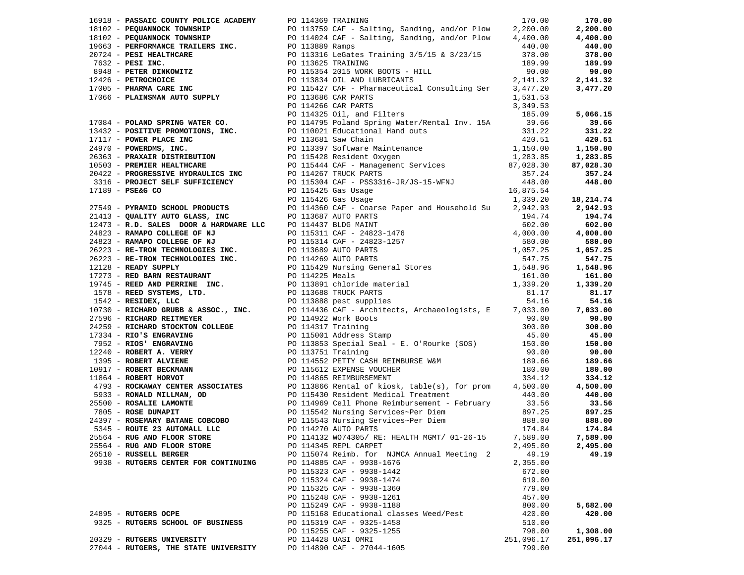| Vendor | PO / Description | Amount | Total |
|---|---|---|---|
| 16918 - **PASSAIC COUNTY POLICE ACADEMY** | PO 114369 TRAINING | 170.00 | **170.00** |
| 18102 - **PEQUANNOCK TOWNSHIP** | PO 113759 CAF - Salting, Sanding, and/or Plow | 2,200.00 | **2,200.00** |
| 18102 - **PEQUANNOCK TOWNSHIP** | PO 114024 CAF - Salting, Sanding, and/or Plow | 4,400.00 | **4,400.00** |
| 19663 - **PERFORMANCE TRAILERS INC.** | PO 113889 Ramps | 440.00 | **440.00** |
| 20724 - **PESI HEALTHCARE** | PO 113316 LeGates Training 3/5/15 & 3/23/15 | 378.00 | **378.00** |
| 7632 - **PESI INC.** | PO 113625 TRAINING | 189.99 | **189.99** |
| 8948 - **PETER DINKOWITZ** | PO 115354 2015 WORK BOOTS - HILL | 90.00 | **90.00** |
| 12426 - **PETROCHOICE** | PO 113834 OIL AND LUBRICANTS | 2,141.32 | **2,141.32** |
| 17005 - **PHARMA CARE INC** | PO 115427 CAF - Pharmaceutical Consulting Ser | 3,477.20 | **3,477.20** |
| 17066 - **PLAINSMAN AUTO SUPPLY** | PO 113686 CAR PARTS | 1,531.53 | |
| | PO 114266 CAR PARTS | 3,349.53 | |
| | PO 114325 Oil, and Filters | 185.09 | **5,066.15** |
| 17084 - **POLAND SPRING WATER CO.** | PO 114795 Poland Spring Water/Rental Inv. 15A | 39.66 | **39.66** |
| 13432 - **POSITIVE PROMOTIONS, INC.** | PO 110021 Educational Hand outs | 331.22 | **331.22** |
| 17117 - **POWER PLACE INC** | PO 113681 Saw Chain | 420.51 | **420.51** |
| 24970 - **POWERDMS, INC.** | PO 113397 Software Maintenance | 1,150.00 | **1,150.00** |
| 26363 - **PRAXAIR DISTRIBUTION** | PO 115428 Resident Oxygen | 1,283.85 | **1,283.85** |
| 10503 - **PREMIER HEALTHCARE** | PO 115444 CAF - Management Services | 87,028.30 | **87,028.30** |
| 20422 - **PROGRESSIVE HYDRAULICS INC** | PO 114267 TRUCK PARTS | 357.24 | **357.24** |
| 3316 - **PROJECT SELF SUFFICIENCY** | PO 115304 CAF - PSS3316-JR/JS-15-WFNJ | 448.00 | **448.00** |
| 17189 - **PSE&G CO** | PO 115425 Gas Usage | 16,875.54 | |
| | PO 115426 Gas Usage | 1,339.20 | **18,214.74** |
| 27549 - **PYRAMID SCHOOL PRODUCTS** | PO 114360 CAF - Coarse Paper and Household Su | 2,942.93 | **2,942.93** |
| 21413 - **QUALITY AUTO GLASS, INC** | PO 113687 AUTO PARTS | 194.74 | **194.74** |
| 12473 - **R.D. SALES DOOR & HARDWARE LLC** | PO 114437 BLDG MAINT | 602.00 | **602.00** |
| 24823 - **RAMAPO COLLEGE OF NJ** | PO 115311 CAF - 24823-1476 | 4,000.00 | **4,000.00** |
| 24823 - **RAMAPO COLLEGE OF NJ** | PO 115314 CAF - 24823-1257 | 580.00 | **580.00** |
| 26223 - **RE-TRON TECHNOLOGIES INC.** | PO 113689 AUTO PARTS | 1,057.25 | **1,057.25** |
| 26223 - **RE-TRON TECHNOLOGIES INC.** | PO 114269 AUTO PARTS | 547.75 | **547.75** |
| 12128 - **READY SUPPLY** | PO 115429 Nursing General Stores | 1,548.96 | **1,548.96** |
| 17273 - **RED BARN RESTAURANT** | PO 114225 Meals | 161.00 | **161.00** |
| 19745 - **REED AND PERRINE INC.** | PO 113891 chloride material | 1,339.20 | **1,339.20** |
| 1578 - **REED SYSTEMS, LTD.** | PO 113688 TRUCK PARTS | 81.17 | **81.17** |
| 1542 - **RESIDEX, LLC** | PO 113888 pest supplies | 54.16 | **54.16** |
| 10730 - **RICHARD GRUBB & ASSOC., INC.** | PO 114436 CAF - Architects, Archaeologists, E | 7,033.00 | **7,033.00** |
| 27596 - **RICHARD REITMEYER** | PO 114922 Work Boots | 90.00 | **90.00** |
| 24259 - **RICHARD STOCKTON COLLEGE** | PO 114317 Training | 300.00 | **300.00** |
| 17334 - **RIO'S ENGRAVING** | PO 115001 Address Stamp | 45.00 | **45.00** |
| 7952 - **RIOS' ENGRAVING** | PO 113853 Special Seal - E. O'Rourke (SOS) | 150.00 | **150.00** |
| 12240 - **ROBERT A. VERRY** | PO 113751 Training | 90.00 | **90.00** |
| 1395 - **ROBERT ALVIENE** | PO 114552 PETTY CASH REIMBURSE W&M | 189.66 | **189.66** |
| 10917 - **ROBERT BECKMANN** | PO 115612 EXPENSE VOUCHER | 180.00 | **180.00** |
| 11864 - **ROBERT HORVOT** | PO 114865 REIMBURSEMENT | 334.12 | **334.12** |
| 4793 - **ROCKAWAY CENTER ASSOCIATES** | PO 113866 Rental of kiosk, table(s), for prom | 4,500.00 | **4,500.00** |
| 5933 - **RONALD MILLMAN, OD** | PO 115430 Resident Medical Treatment | 440.00 | **440.00** |
| 25500 - **ROSALIE LAMONTE** | PO 114969 Cell Phone Reimbursement - February | 33.56 | **33.56** |
| 7805 - **ROSE DUMAPIT** | PO 115542 Nursing Services~Per Diem | 897.25 | **897.25** |
| 24397 - **ROSEMARY BATANE COBCOBO** | PO 115543 Nursing Services~Per Diem | 888.00 | **888.00** |
| 5345 - **ROUTE 23 AUTOMALL LLC** | PO 114270 AUTO PARTS | 174.84 | **174.84** |
| 25564 - **RUG AND FLOOR STORE** | PO 114132 WO74305/ RE: HEALTH MGMT/ 01-26-15 | 7,589.00 | **7,589.00** |
| 25564 - **RUG AND FLOOR STORE** | PO 114345 REPL CARPET | 2,495.00 | **2,495.00** |
| 26510 - **RUSSELL BERGER** | PO 115074 Reimb. for NJMCA Annual Meeting 2 | 49.19 | **49.19** |
| 9938 - **RUTGERS CENTER FOR CONTINUING** | PO 114885 CAF - 9938-1676 | 2,355.00 | |
| | PO 115323 CAF - 9938-1442 | 672.00 | |
| | PO 115324 CAF - 9938-1474 | 619.00 | |
| | PO 115325 CAF - 9938-1360 | 779.00 | |
| | PO 115248 CAF - 9938-1261 | 457.00 | |
| | PO 115249 CAF - 9938-1188 | 800.00 | **5,682.00** |
| 24895 - **RUTGERS OCPE** | PO 115168 Educational classes Weed/Pest | 420.00 | **420.00** |
| 9325 - **RUTGERS SCHOOL OF BUSINESS** | PO 115319 CAF - 9325-1458 | 510.00 | |
| | PO 115255 CAF - 9325-1255 | 798.00 | **1,308.00** |
| 20329 - **RUTGERS UNIVERSITY** | PO 114428 UASI OMRI | 251,096.17 | **251,096.17** |
| 27044 - **RUTGERS, THE STATE UNIVERSITY** | PO 114890 CAF - 27044-1605 | 799.00 | |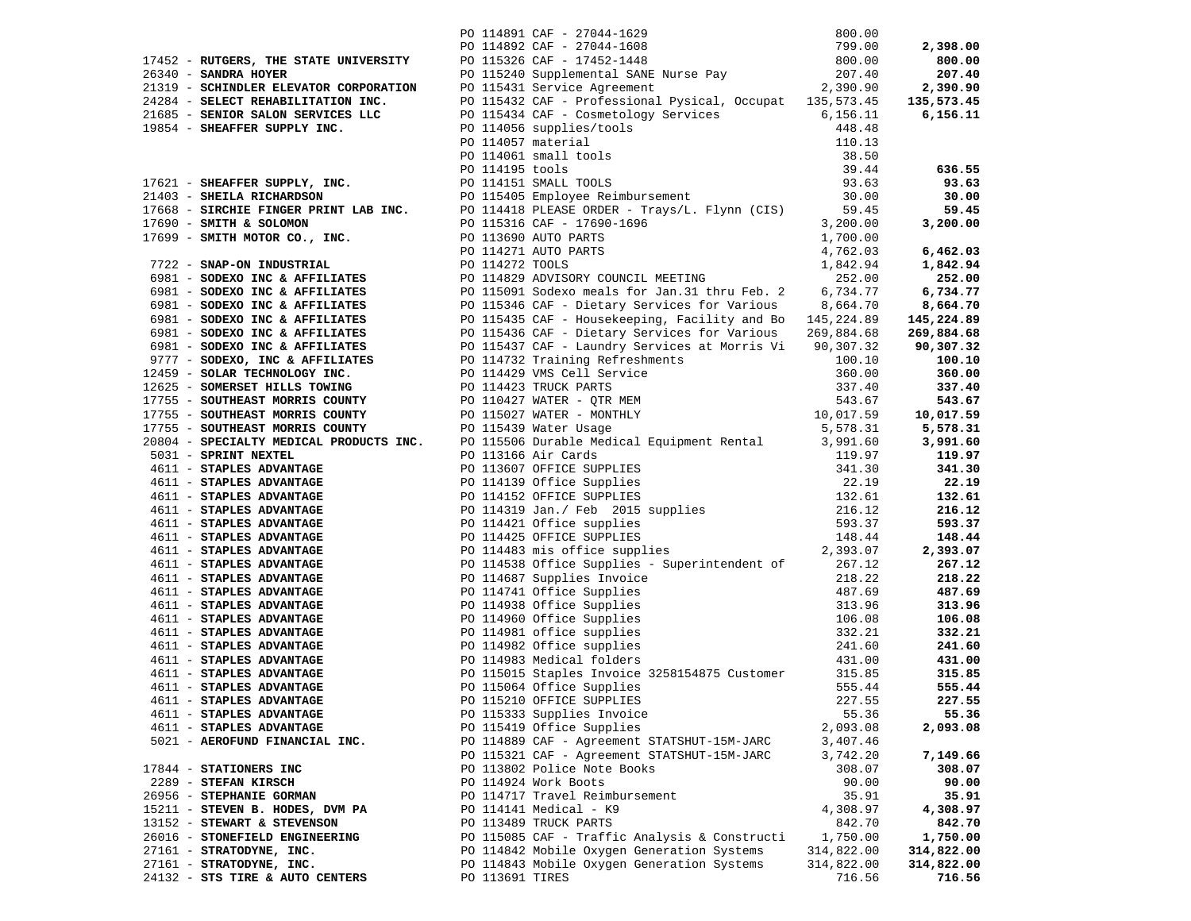| Vendor | PO / Description | Amount | Total |
|---|---|---|---|
| | PO 114891 CAF - 27044-1629 | 800.00 | |
| | PO 114892 CAF - 27044-1608 | 799.00 | **2,398.00** |
| 17452 - **RUTGERS, THE STATE UNIVERSITY** | PO 115326 CAF - 17452-1448 | 800.00 | **800.00** |
| 26340 - **SANDRA HOYER** | PO 115240 Supplemental SANE Nurse Pay | 207.40 | **207.40** |
| 21319 - **SCHINDLER ELEVATOR CORPORATION** | PO 115431 Service Agreement | 2,390.90 | **2,390.90** |
| 24284 - **SELECT REHABILITATION INC.** | PO 115432 CAF - Professional Pysical, Occupat | 135,573.45 | **135,573.45** |
| 21685 - **SENIOR SALON SERVICES LLC** | PO 115434 CAF - Cosmetology Services | 6,156.11 | **6,156.11** |
| 19854 - **SHEAFFER SUPPLY INC.** | PO 114056 supplies/tools | 448.48 | |
| | PO 114057 material | 110.13 | |
| | PO 114061 small tools | 38.50 | |
| | PO 114195 tools | 39.44 | **636.55** |
| 17621 - **SHEAFFER SUPPLY, INC.** | PO 114151 SMALL TOOLS | 93.63 | **93.63** |
| 21403 - **SHEILA RICHARDSON** | PO 115405 Employee Reimbursement | 30.00 | **30.00** |
| 17668 - **SIRCHIE FINGER PRINT LAB INC.** | PO 114418 PLEASE ORDER - Trays/L. Flynn (CIS) | 59.45 | **59.45** |
| 17690 - **SMITH & SOLOMON** | PO 115316 CAF - 17690-1696 | 3,200.00 | **3,200.00** |
| 17699 - **SMITH MOTOR CO., INC.** | PO 113690 AUTO PARTS | 1,700.00 | |
| | PO 114271 AUTO PARTS | 4,762.03 | **6,462.03** |
| 7722 - **SNAP-ON INDUSTRIAL** | PO 114272 TOOLS | 1,842.94 | **1,842.94** |
| 6981 - **SODEXO INC & AFFILIATES** | PO 114829 ADVISORY COUNCIL MEETING | 252.00 | **252.00** |
| 6981 - **SODEXO INC & AFFILIATES** | PO 115091 Sodexo meals for Jan.31 thru Feb. 2 | 6,734.77 | **6,734.77** |
| 6981 - **SODEXO INC & AFFILIATES** | PO 115346 CAF - Dietary Services for Various | 8,664.70 | **8,664.70** |
| 6981 - **SODEXO INC & AFFILIATES** | PO 115435 CAF - Housekeeping, Facility and Bo | 145,224.89 | **145,224.89** |
| 6981 - **SODEXO INC & AFFILIATES** | PO 115436 CAF - Dietary Services for Various | 269,884.68 | **269,884.68** |
| 6981 - **SODEXO INC & AFFILIATES** | PO 115437 CAF - Laundry Services at Morris Vi | 90,307.32 | **90,307.32** |
| 9777 - **SODEXO, INC & AFFILIATES** | PO 114732 Training Refreshments | 100.10 | **100.10** |
| 12459 - **SOLAR TECHNOLOGY INC.** | PO 114429 VMS Cell Service | 360.00 | **360.00** |
| 12625 - **SOMERSET HILLS TOWING** | PO 114423 TRUCK PARTS | 337.40 | **337.40** |
| 17755 - **SOUTHEAST MORRIS COUNTY** | PO 110427 WATER - QTR MEM | 543.67 | **543.67** |
| 17755 - **SOUTHEAST MORRIS COUNTY** | PO 115027 WATER - MONTHLY | 10,017.59 | **10,017.59** |
| 17755 - **SOUTHEAST MORRIS COUNTY** | PO 115439 Water Usage | 5,578.31 | **5,578.31** |
| 20804 - **SPECIALTY MEDICAL PRODUCTS INC.** | PO 115506 Durable Medical Equipment Rental | 3,991.60 | **3,991.60** |
| 5031 - **SPRINT NEXTEL** | PO 113166 Air Cards | 119.97 | **119.97** |
| 4611 - **STAPLES ADVANTAGE** | PO 113607 OFFICE SUPPLIES | 341.30 | **341.30** |
| 4611 - **STAPLES ADVANTAGE** | PO 114139 Office Supplies | 22.19 | **22.19** |
| 4611 - **STAPLES ADVANTAGE** | PO 114152 OFFICE SUPPLIES | 132.61 | **132.61** |
| 4611 - **STAPLES ADVANTAGE** | PO 114319 Jan./ Feb 2015 supplies | 216.12 | **216.12** |
| 4611 - **STAPLES ADVANTAGE** | PO 114421 Office supplies | 593.37 | **593.37** |
| 4611 - **STAPLES ADVANTAGE** | PO 114425 OFFICE SUPPLIES | 148.44 | **148.44** |
| 4611 - **STAPLES ADVANTAGE** | PO 114483 mis office supplies | 2,393.07 | **2,393.07** |
| 4611 - **STAPLES ADVANTAGE** | PO 114538 Office Supplies - Superintendent of | 267.12 | **267.12** |
| 4611 - **STAPLES ADVANTAGE** | PO 114687 Supplies Invoice | 218.22 | **218.22** |
| 4611 - **STAPLES ADVANTAGE** | PO 114741 Office Supplies | 487.69 | **487.69** |
| 4611 - **STAPLES ADVANTAGE** | PO 114938 Office Supplies | 313.96 | **313.96** |
| 4611 - **STAPLES ADVANTAGE** | PO 114960 Office Supplies | 106.08 | **106.08** |
| 4611 - **STAPLES ADVANTAGE** | PO 114981 office supplies | 332.21 | **332.21** |
| 4611 - **STAPLES ADVANTAGE** | PO 114982 Office supplies | 241.60 | **241.60** |
| 4611 - **STAPLES ADVANTAGE** | PO 114983 Medical folders | 431.00 | **431.00** |
| 4611 - **STAPLES ADVANTAGE** | PO 115015 Staples Invoice 3258154875 Customer | 315.85 | **315.85** |
| 4611 - **STAPLES ADVANTAGE** | PO 115064 Office Supplies | 555.44 | **555.44** |
| 4611 - **STAPLES ADVANTAGE** | PO 115210 OFFICE SUPPLIES | 227.55 | **227.55** |
| 4611 - **STAPLES ADVANTAGE** | PO 115333 Supplies Invoice | 55.36 | **55.36** |
| 4611 - **STAPLES ADVANTAGE** | PO 115419 Office Supplies | 2,093.08 | **2,093.08** |
| 5021 - **AEROFUND FINANCIAL INC.** | PO 114889 CAF - Agreement STATSHUT-15M-JARC | 3,407.46 | |
| | PO 115321 CAF - Agreement STATSHUT-15M-JARC | 3,742.20 | **7,149.66** |
| 17844 - **STATIONERS INC** | PO 113802 Police Note Books | 308.07 | **308.07** |
| 2289 - **STEFAN KIRSCH** | PO 114924 Work Boots | 90.00 | **90.00** |
| 26956 - **STEPHANIE GORMAN** | PO 114717 Travel Reimbursement | 35.91 | **35.91** |
| 15211 - **STEVEN B. HODES, DVM PA** | PO 114141 Medical - K9 | 4,308.97 | **4,308.97** |
| 13152 - **STEWART & STEVENSON** | PO 113489 TRUCK PARTS | 842.70 | **842.70** |
| 26016 - **STONEFIELD ENGINEERING** | PO 115085 CAF - Traffic Analysis & Constructi | 1,750.00 | **1,750.00** |
| 27161 - **STRATODYNE, INC.** | PO 114842 Mobile Oxygen Generation Systems | 314,822.00 | **314,822.00** |
| 27161 - **STRATODYNE, INC.** | PO 114843 Mobile Oxygen Generation Systems | 314,822.00 | **314,822.00** |
| 24132 - **STS TIRE & AUTO CENTERS** | PO 113691 TIRES | 716.56 | **716.56** |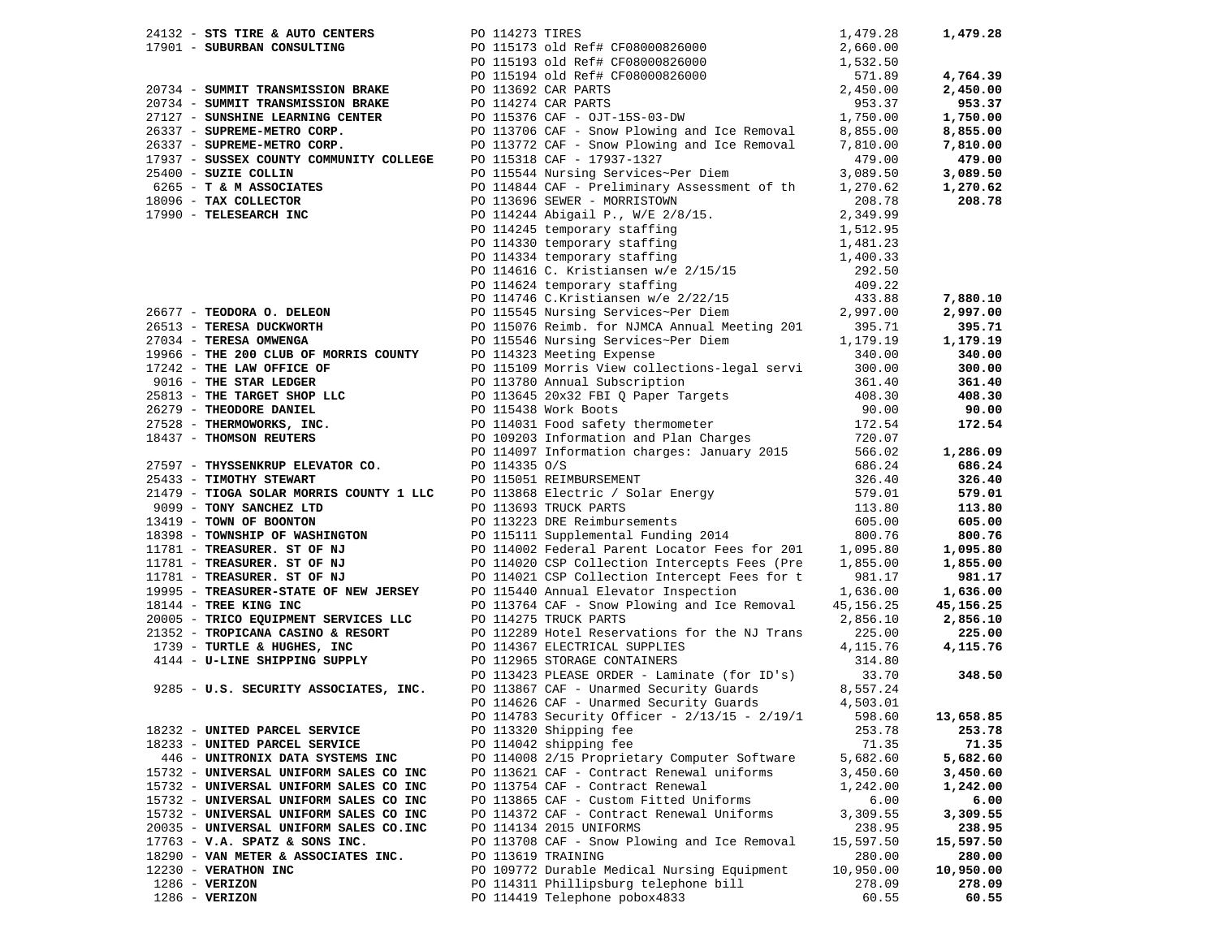| Vendor | Description | Amount | Total |
|---|---|---|---|
| 24132 - **STS TIRE & AUTO CENTERS** | PO 114273 TIRES | 1,479.28 | **1,479.28** |
| 17901 - **SUBURBAN CONSULTING** | PO 115173 old Ref# CF08000826000 | 2,660.00 | |
| | PO 115193 old Ref# CF08000826000 | 1,532.50 | |
| | PO 115194 old Ref# CF08000826000 | 571.89 | **4,764.39** |
| 20734 - **SUMMIT TRANSMISSION BRAKE** | PO 113692 CAR PARTS | 2,450.00 | **2,450.00** |
| 20734 - **SUMMIT TRANSMISSION BRAKE** | PO 114274 CAR PARTS | 953.37 | **953.37** |
| 27127 - **SUNSHINE LEARNING CENTER** | PO 115376 CAF - OJT-15S-03-DW | 1,750.00 | **1,750.00** |
| 26337 - **SUPREME-METRO CORP.** | PO 113706 CAF - Snow Plowing and Ice Removal | 8,855.00 | **8,855.00** |
| 26337 - **SUPREME-METRO CORP.** | PO 113772 CAF - Snow Plowing and Ice Removal | 7,810.00 | **7,810.00** |
| 17937 - **SUSSEX COUNTY COMMUNITY COLLEGE** | PO 115318 CAF - 17937-1327 | 479.00 | **479.00** |
| 25400 - **SUZIE COLLIN** | PO 115544 Nursing Services~Per Diem | 3,089.50 | **3,089.50** |
| 6265 - **T & M ASSOCIATES** | PO 114844 CAF - Preliminary Assessment of th | 1,270.62 | **1,270.62** |
| 18096 - **TAX COLLECTOR** | PO 113696 SEWER - MORRISTOWN | 208.78 | **208.78** |
| 17990 - **TELESEARCH INC** | PO 114244 Abigail P., W/E 2/8/15. | 2,349.99 | |
| | PO 114245 temporary staffing | 1,512.95 | |
| | PO 114330 temporary staffing | 1,481.23 | |
| | PO 114334 temporary staffing | 1,400.33 | |
| | PO 114616 C. Kristiansen w/e 2/15/15 | 292.50 | |
| | PO 114624 temporary staffing | 409.22 | |
| | PO 114746 C.Kristiansen w/e 2/22/15 | 433.88 | **7,880.10** |
| 26677 - **TEODORA O. DELEON** | PO 115545 Nursing Services~Per Diem | 2,997.00 | **2,997.00** |
| 26513 - **TERESA DUCKWORTH** | PO 115076 Reimb. for NJMCA Annual Meeting 201 | 395.71 | **395.71** |
| 27034 - **TERESA OMWENGA** | PO 115546 Nursing Services~Per Diem | 1,179.19 | **1,179.19** |
| 19966 - **THE 200 CLUB OF MORRIS COUNTY** | PO 114323 Meeting Expense | 340.00 | **340.00** |
| 17242 - **THE LAW OFFICE OF** | PO 115109 Morris View collections-legal servi | 300.00 | **300.00** |
| 9016 - **THE STAR LEDGER** | PO 113780 Annual Subscription | 361.40 | **361.40** |
| 25813 - **THE TARGET SHOP LLC** | PO 113645 20x32 FBI Q Paper Targets | 408.30 | **408.30** |
| 26279 - **THEODORE DANIEL** | PO 115438 Work Boots | 90.00 | **90.00** |
| 27528 - **THERMOWORKS, INC.** | PO 114031 Food safety thermometer | 172.54 | **172.54** |
| 18437 - **THOMSON REUTERS** | PO 109203 Information and Plan Charges | 720.07 | |
| | PO 114097 Information charges: January 2015 | 566.02 | **1,286.09** |
| 27597 - **THYSSENKRUP ELEVATOR CO.** | PO 114335 O/S | 686.24 | **686.24** |
| 25433 - **TIMOTHY STEWART** | PO 115051 REIMBURSEMENT | 326.40 | **326.40** |
| 21479 - **TIOGA SOLAR MORRIS COUNTY 1 LLC** | PO 113868 Electric / Solar Energy | 579.01 | **579.01** |
| 9099 - **TONY SANCHEZ LTD** | PO 113693 TRUCK PARTS | 113.80 | **113.80** |
| 13419 - **TOWN OF BOONTON** | PO 113223 DRE Reimbursements | 605.00 | **605.00** |
| 18398 - **TOWNSHIP OF WASHINGTON** | PO 115111 Supplemental Funding 2014 | 800.76 | **800.76** |
| 11781 - **TREASURER. ST OF NJ** | PO 114002 Federal Parent Locator Fees for 201 | 1,095.80 | **1,095.80** |
| 11781 - **TREASURER. ST OF NJ** | PO 114020 CSP Collection Intercepts Fees (Pre | 1,855.00 | **1,855.00** |
| 11781 - **TREASURER. ST OF NJ** | PO 114021 CSP Collection Intercept Fees for t | 981.17 | **981.17** |
| 19995 - **TREASURER-STATE OF NEW JERSEY** | PO 115440 Annual Elevator Inspection | 1,636.00 | **1,636.00** |
| 18144 - **TREE KING INC** | PO 113764 CAF - Snow Plowing and Ice Removal | 45,156.25 | **45,156.25** |
| 20005 - **TRICO EQUIPMENT SERVICES LLC** | PO 114275 TRUCK PARTS | 2,856.10 | **2,856.10** |
| 21352 - **TROPICANA CASINO & RESORT** | PO 112289 Hotel Reservations for the NJ Trans | 225.00 | **225.00** |
| 1739 - **TURTLE & HUGHES, INC** | PO 114367 ELECTRICAL SUPPLIES | 4,115.76 | **4,115.76** |
| 4144 - **U-LINE SHIPPING SUPPLY** | PO 112965 STORAGE CONTAINERS | 314.80 | |
| | PO 113423 PLEASE ORDER - Laminate (for ID's) | 33.70 | **348.50** |
| 9285 - **U.S. SECURITY ASSOCIATES, INC.** | PO 113867 CAF - Unarmed Security Guards | 8,557.24 | |
| | PO 114626 CAF - Unarmed Security Guards | 4,503.01 | |
| | PO 114783 Security Officer - 2/13/15 - 2/19/1 | 598.60 | **13,658.85** |
| 18232 - **UNITED PARCEL SERVICE** | PO 113320 Shipping fee | 253.78 | **253.78** |
| 18233 - **UNITED PARCEL SERVICE** | PO 114042 shipping fee | 71.35 | **71.35** |
| 446 - **UNITRONIX DATA SYSTEMS INC** | PO 114008 2/15 Proprietary Computer Software | 5,682.60 | **5,682.60** |
| 15732 - **UNIVERSAL UNIFORM SALES CO INC** | PO 113621 CAF - Contract Renewal uniforms | 3,450.60 | **3,450.60** |
| 15732 - **UNIVERSAL UNIFORM SALES CO INC** | PO 113754 CAF - Contract Renewal | 1,242.00 | **1,242.00** |
| 15732 - **UNIVERSAL UNIFORM SALES CO INC** | PO 113865 CAF - Custom Fitted Uniforms | 6.00 | **6.00** |
| 15732 - **UNIVERSAL UNIFORM SALES CO INC** | PO 114372 CAF - Contract Renewal Uniforms | 3,309.55 | **3,309.55** |
| 20035 - **UNIVERSAL UNIFORM SALES CO.INC** | PO 114134 2015 UNIFORMS | 238.95 | **238.95** |
| 17763 - **V.A. SPATZ & SONS INC.** | PO 113708 CAF - Snow Plowing and Ice Removal | 15,597.50 | **15,597.50** |
| 18290 - **VAN METER & ASSOCIATES INC.** | PO 113619 TRAINING | 280.00 | **280.00** |
| 12230 - **VERATHON INC** | PO 109772 Durable Medical Nursing Equipment | 10,950.00 | **10,950.00** |
| 1286 - **VERIZON** | PO 114311 Phillipsburg telephone bill | 278.09 | **278.09** |
| 1286 - **VERIZON** | PO 114419 Telephone pobox4833 | 60.55 | **60.55** |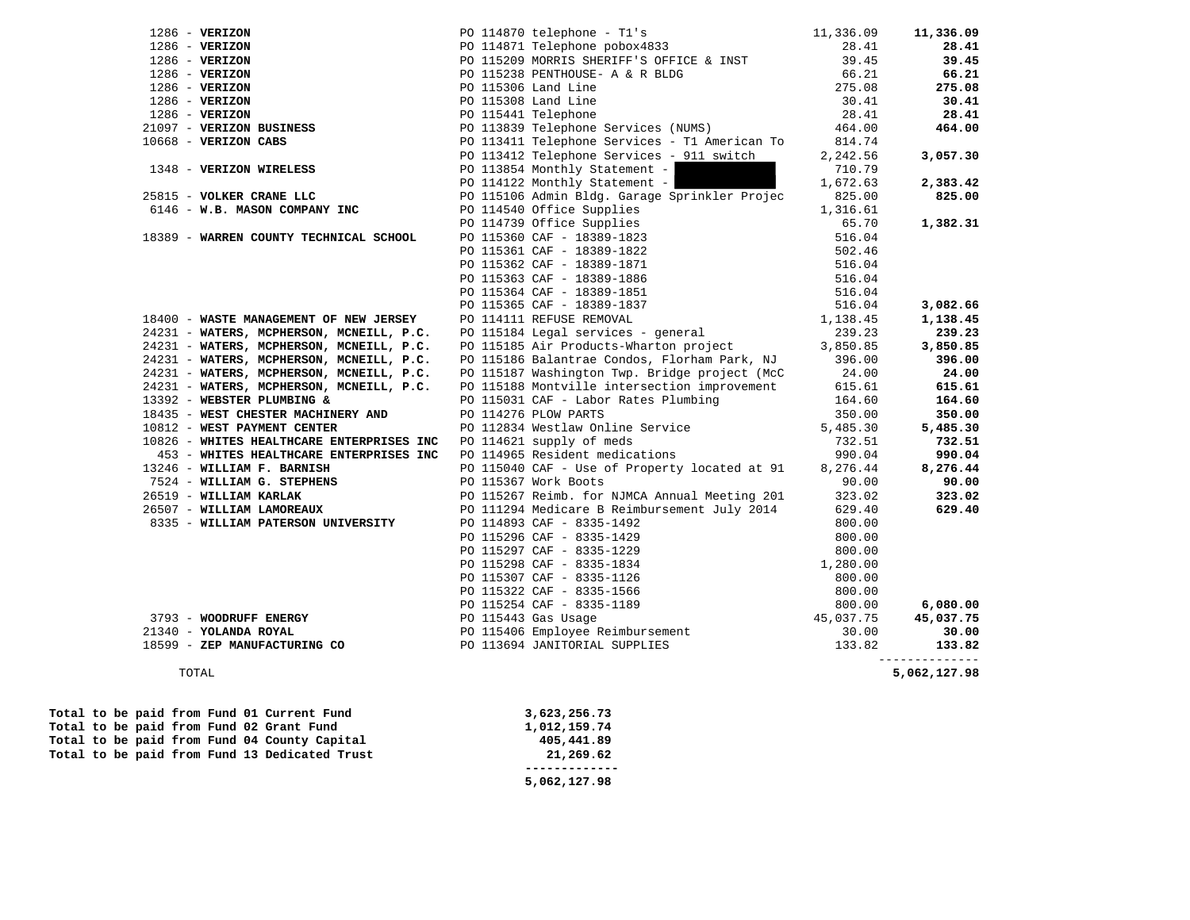| Vendor | PO / Description | Amount | Vendor Total |
|---|---|---|---|
| 1286 - **VERIZON** | PO 114870 telephone - T1's | 11,336.09 | **11,336.09** |
| 1286 - **VERIZON** | PO 114871 Telephone pobox4833 | 28.41 | **28.41** |
| 1286 - **VERIZON** | PO 115209 MORRIS SHERIFF'S OFFICE & INST | 39.45 | **39.45** |
| 1286 - **VERIZON** | PO 115238 PENTHOUSE- A & R BLDG | 66.21 | **66.21** |
| 1286 - **VERIZON** | PO 115306 Land Line | 275.08 | **275.08** |
| 1286 - **VERIZON** | PO 115308 Land Line | 30.41 | **30.41** |
| 1286 - **VERIZON** | PO 115441 Telephone | 28.41 | **28.41** |
| 21097 - **VERIZON BUSINESS** | PO 113839 Telephone Services (NUMS) | 464.00 | **464.00** |
| 10668 - **VERIZON CABS** | PO 113411 Telephone Services - T1 American To | 814.74 | |
| | PO 113412 Telephone Services - 911 switch | 2,242.56 | **3,057.30** |
| 1348 - **VERIZON WIRELESS** | PO 113854 Monthly Statement - | 710.79 | |
| | PO 114122 Monthly Statement - | 1,672.63 | **2,383.42** |
| 25815 - **VOLKER CRANE LLC** | PO 115106 Admin Bldg. Garage Sprinkler Projec | 825.00 | **825.00** |
| 6146 - **W.B. MASON COMPANY INC** | PO 114540 Office Supplies | 1,316.61 | |
| | PO 114739 Office Supplies | 65.70 | **1,382.31** |
| 18389 - **WARREN COUNTY TECHNICAL SCHOOL** | PO 115360 CAF - 18389-1823 | 516.04 | |
| | PO 115361 CAF - 18389-1822 | 502.46 | |
| | PO 115362 CAF - 18389-1871 | 516.04 | |
| | PO 115363 CAF - 18389-1886 | 516.04 | |
| | PO 115364 CAF - 18389-1851 | 516.04 | |
| | PO 115365 CAF - 18389-1837 | 516.04 | **3,082.66** |
| 18400 - **WASTE MANAGEMENT OF NEW JERSEY** | PO 114111 REFUSE REMOVAL | 1,138.45 | **1,138.45** |
| 24231 - **WATERS, MCPHERSON, MCNEILL, P.C.** | PO 115184 Legal services - general | 239.23 | **239.23** |
| 24231 - **WATERS, MCPHERSON, MCNEILL, P.C.** | PO 115185 Air Products-Wharton project | 3,850.85 | **3,850.85** |
| 24231 - **WATERS, MCPHERSON, MCNEILL, P.C.** | PO 115186 Balantrae Condos, Florham Park, NJ | 396.00 | **396.00** |
| 24231 - **WATERS, MCPHERSON, MCNEILL, P.C.** | PO 115187 Washington Twp. Bridge project (McC | 24.00 | **24.00** |
| 24231 - **WATERS, MCPHERSON, MCNEILL, P.C.** | PO 115188 Montville intersection improvement | 615.61 | **615.61** |
| 13392 - **WEBSTER PLUMBING &** | PO 115031 CAF - Labor Rates Plumbing | 164.60 | **164.60** |
| 18435 - **WEST CHESTER MACHINERY AND** | PO 114276 PLOW PARTS | 350.00 | **350.00** |
| 10812 - **WEST PAYMENT CENTER** | PO 112834 Westlaw Online Service | 5,485.30 | **5,485.30** |
| 10826 - **WHITES HEALTHCARE ENTERPRISES INC** | PO 114621 supply of meds | 732.51 | **732.51** |
| 453 - **WHITES HEALTHCARE ENTERPRISES INC** | PO 114965 Resident medications | 990.04 | **990.04** |
| 13246 - **WILLIAM F. BARNISH** | PO 115040 CAF - Use of Property located at 91 | 8,276.44 | **8,276.44** |
| 7524 - **WILLIAM G. STEPHENS** | PO 115367 Work Boots | 90.00 | **90.00** |
| 26519 - **WILLIAM KARLAK** | PO 115267 Reimb. for NJMCA Annual Meeting 201 | 323.02 | **323.02** |
| 26507 - **WILLIAM LAMOREAUX** | PO 111294 Medicare B Reimbursement July 2014 | 629.40 | **629.40** |
| 8335 - **WILLIAM PATERSON UNIVERSITY** | PO 114893 CAF - 8335-1492 | 800.00 | |
| | PO 115296 CAF - 8335-1429 | 800.00 | |
| | PO 115297 CAF - 8335-1229 | 800.00 | |
| | PO 115298 CAF - 8335-1834 | 1,280.00 | |
| | PO 115307 CAF - 8335-1126 | 800.00 | |
| | PO 115322 CAF - 8335-1566 | 800.00 | |
| | PO 115254 CAF - 8335-1189 | 800.00 | **6,080.00** |
| 3793 - **WOODRUFF ENERGY** | PO 115443 Gas Usage | 45,037.75 | **45,037.75** |
| 21340 - **YOLANDA ROYAL** | PO 115406 Employee Reimbursement | 30.00 | **30.00** |
| 18599 - **ZEP MANUFACTURING CO** | PO 113694 JANITORIAL SUPPLIES | 133.82 | **133.82** |
| TOTAL | | | **5,062,127.98** |

| | |
|---|---|
| **Total to be paid from Fund 01 Current Fund** | **3,623,256.73** |
| **Total to be paid from Fund 02 Grant Fund** | **1,012,159.74** |
| **Total to be paid from Fund 04 County Capital** | **405,441.89** |
| **Total to be paid from Fund 13 Dedicated Trust** | **21,269.62** |
| | **5,062,127.98** |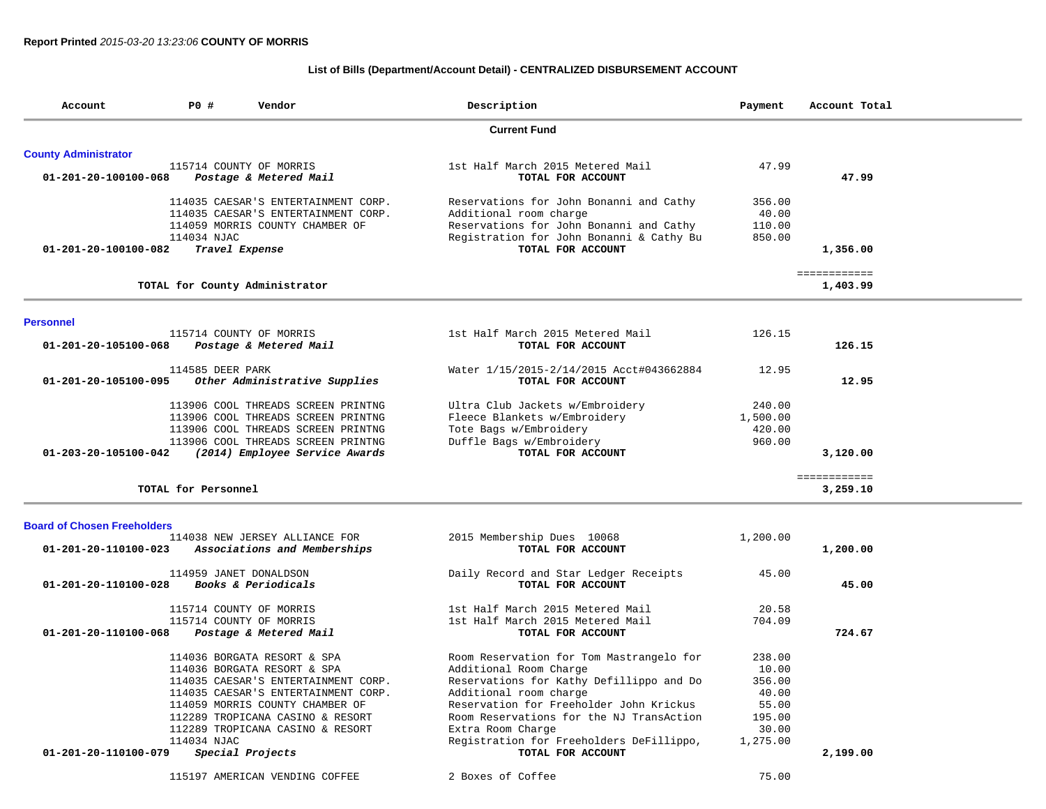**Report Printed** *2015-03-20 13:23:06* **COUNTY OF MORRIS**

**List of Bills (Department/Account Detail) - CENTRALIZED DISBURSEMENT ACCOUNT**

| Account | PO # Vendor | Description | Payment | Account Total |
|---|---|---|---|---|
| | | **Current Fund** | | |
| **County Administrator** | | | | |
| | 115714 COUNTY OF MORRIS | 1st Half March 2015 Metered Mail | 47.99 | |
| 01-201-20-100100-068 | *Postage & Metered Mail* | TOTAL FOR ACCOUNT | | 47.99 |
| | 114035 CAESAR'S ENTERTAINMENT CORP. | Reservations for John Bonanni and Cathy | 356.00 | |
| | 114035 CAESAR'S ENTERTAINMENT CORP. | Additional room charge | 40.00 | |
| | 114059 MORRIS COUNTY CHAMBER OF | Reservations for John Bonanni and Cathy | 110.00 | |
| | 114034 NJAC | Registration for John Bonanni & Cathy Bu | 850.00 | |
| 01-201-20-100100-082 | *Travel Expense* | TOTAL FOR ACCOUNT | | 1,356.00 |
| | TOTAL for County Administrator | | | 1,403.99 |
| **Personnel** | | | | |
| | 115714 COUNTY OF MORRIS | 1st Half March 2015 Metered Mail | 126.15 | |
| 01-201-20-105100-068 | *Postage & Metered Mail* | TOTAL FOR ACCOUNT | | 126.15 |
| | 114585 DEER PARK | Water 1/15/2015-2/14/2015 Acct#043662884 | 12.95 | |
| 01-201-20-105100-095 | *Other Administrative Supplies* | TOTAL FOR ACCOUNT | | 12.95 |
| | 113906 COOL THREADS SCREEN PRINTNG | Ultra Club Jackets w/Embroidery | 240.00 | |
| | 113906 COOL THREADS SCREEN PRINTNG | Fleece Blankets w/Embroidery | 1,500.00 | |
| | 113906 COOL THREADS SCREEN PRINTNG | Tote Bags w/Embroidery | 420.00 | |
| | 113906 COOL THREADS SCREEN PRINTNG | Duffle Bags w/Embroidery | 960.00 | |
| 01-203-20-105100-042 | *(2014) Employee Service Awards* | TOTAL FOR ACCOUNT | | 3,120.00 |
| | TOTAL for Personnel | | | 3,259.10 |
| **Board of Chosen Freeholders** | | | | |
| | 114038 NEW JERSEY ALLIANCE FOR | 2015 Membership Dues 10068 | 1,200.00 | |
| 01-201-20-110100-023 | *Associations and Memberships* | TOTAL FOR ACCOUNT | | 1,200.00 |
| | 114959 JANET DONALDSON | Daily Record and Star Ledger Receipts | 45.00 | |
| 01-201-20-110100-028 | *Books & Periodicals* | TOTAL FOR ACCOUNT | | 45.00 |
| | 115714 COUNTY OF MORRIS | 1st Half March 2015 Metered Mail | 20.58 | |
| | 115714 COUNTY OF MORRIS | 1st Half March 2015 Metered Mail | 704.09 | |
| 01-201-20-110100-068 | *Postage & Metered Mail* | TOTAL FOR ACCOUNT | | 724.67 |
| | 114036 BORGATA RESORT & SPA | Room Reservation for Tom Mastrangelo for | 238.00 | |
| | 114036 BORGATA RESORT & SPA | Additional Room Charge | 10.00 | |
| | 114035 CAESAR'S ENTERTAINMENT CORP. | Reservations for Kathy Defillippo and Do | 356.00 | |
| | 114035 CAESAR'S ENTERTAINMENT CORP. | Additional room charge | 40.00 | |
| | 114059 MORRIS COUNTY CHAMBER OF | Reservation for Freeholder John Krickus | 55.00 | |
| | 112289 TROPICANA CASINO & RESORT | Room Reservations for the NJ TransAction | 195.00 | |
| | 112289 TROPICANA CASINO & RESORT | Extra Room Charge | 30.00 | |
| | 114034 NJAC | Registration for Freeholders DeFillippo, | 1,275.00 | |
| 01-201-20-110100-079 | *Special Projects* | TOTAL FOR ACCOUNT | | 2,199.00 |
| | 115197 AMERICAN VENDING COFFEE | 2 Boxes of Coffee | 75.00 | |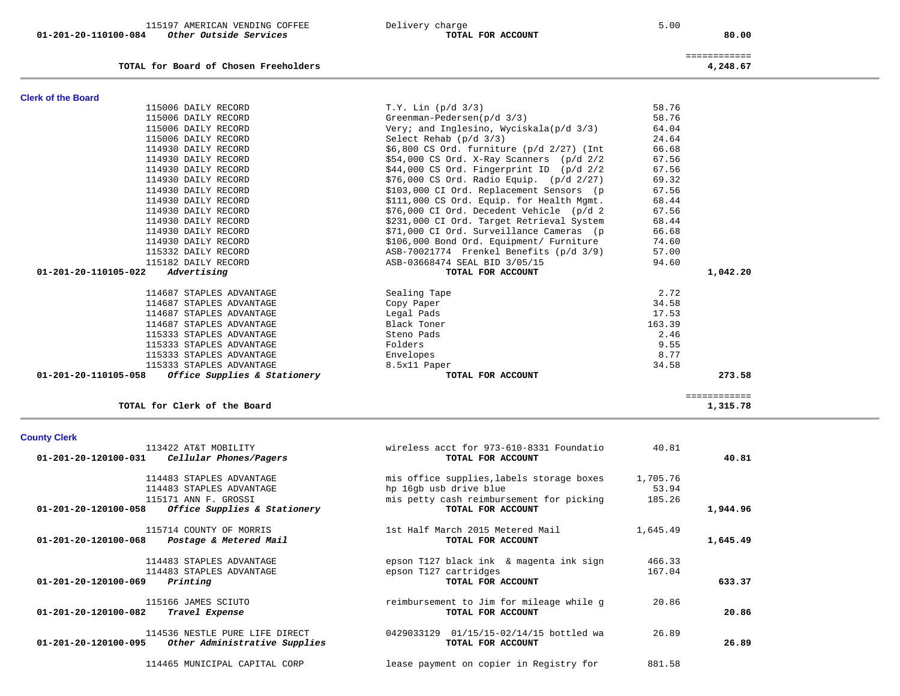| Account | Vendor / Account Name | Description | Amount | Total |
|---|---|---|---|---|
| | 115197 AMERICAN VENDING COFFEE | Delivery charge | 5.00 | |
| 01-201-20-110100-084 | *Other Outside Services* | **TOTAL FOR ACCOUNT** | | **80.00** |
| | | | | ============ |
| | **TOTAL for Board of Chosen Freeholders** | | | **4,248.67** |

## Clerk of the Board

| Account | Vendor / Account Name | Description | Amount | Total |
|---|---|---|---|---|
| | 115006 DAILY RECORD | T.Y. Lin (p/d 3/3) | 58.76 | |
| | 115006 DAILY RECORD | Greenman-Pedersen(p/d 3/3) | 58.76 | |
| | 115006 DAILY RECORD | Very; and Inglesino, Wyciskala(p/d 3/3) | 64.04 | |
| | 115006 DAILY RECORD | Select Rehab (p/d 3/3) | 24.64 | |
| | 114930 DAILY RECORD | $6,800 CS Ord. furniture (p/d 2/27) (Int | 66.68 | |
| | 114930 DAILY RECORD | $54,000 CS Ord. X-Ray Scanners (p/d 2/2 | 67.56 | |
| | 114930 DAILY RECORD | $44,000 CS Ord. Fingerprint ID (p/d 2/2 | 67.56 | |
| | 114930 DAILY RECORD | $76,000 CS Ord. Radio Equip. (p/d 2/27) | 69.32 | |
| | 114930 DAILY RECORD | $103,000 CI Ord. Replacement Sensors (p | 67.56 | |
| | 114930 DAILY RECORD | $111,000 CS Ord. Equip. for Health Mgmt. | 68.44 | |
| | 114930 DAILY RECORD | $76,000 CI Ord. Decedent Vehicle (p/d 2 | 67.56 | |
| | 114930 DAILY RECORD | $231,000 CI Ord. Target Retrieval System | 68.44 | |
| | 114930 DAILY RECORD | $71,000 CI Ord. Surveillance Cameras (p | 66.68 | |
| | 114930 DAILY RECORD | $106,000 Bond Ord. Equipment/ Furniture | 74.60 | |
| | 115332 DAILY RECORD | ASB-70021774 Frenkel Benefits (p/d 3/9) | 57.00 | |
| | 115182 DAILY RECORD | ASB-03668474 SEAL BID 3/05/15 | 94.60 | |
| 01-201-20-110105-022 | *Advertising* | **TOTAL FOR ACCOUNT** | | **1,042.20** |
| | 114687 STAPLES ADVANTAGE | Sealing Tape | 2.72 | |
| | 114687 STAPLES ADVANTAGE | Copy Paper | 34.58 | |
| | 114687 STAPLES ADVANTAGE | Legal Pads | 17.53 | |
| | 114687 STAPLES ADVANTAGE | Black Toner | 163.39 | |
| | 115333 STAPLES ADVANTAGE | Steno Pads | 2.46 | |
| | 115333 STAPLES ADVANTAGE | Folders | 9.55 | |
| | 115333 STAPLES ADVANTAGE | Envelopes | 8.77 | |
| | 115333 STAPLES ADVANTAGE | 8.5x11 Paper | 34.58 | |
| 01-201-20-110105-058 | *Office Supplies & Stationery* | **TOTAL FOR ACCOUNT** | | **273.58** |
| | | | | ============ |
| | **TOTAL for Clerk of the Board** | | | **1,315.78** |

## County Clerk

| Account | Vendor / Account Name | Description | Amount | Total |
|---|---|---|---|---|
| | 113422 AT&T MOBILITY | wireless acct for 973-610-8331 Foundatio | 40.81 | |
| 01-201-20-120100-031 | *Cellular Phones/Pagers* | **TOTAL FOR ACCOUNT** | | **40.81** |
| | 114483 STAPLES ADVANTAGE | mis office supplies,labels storage boxes | 1,705.76 | |
| | 114483 STAPLES ADVANTAGE | hp 16gb usb drive blue | 53.94 | |
| | 115171 ANN F. GROSSI | mis petty cash reimbursement for picking | 185.26 | |
| 01-201-20-120100-058 | *Office Supplies & Stationery* | **TOTAL FOR ACCOUNT** | | **1,944.96** |
| | 115714 COUNTY OF MORRIS | 1st Half March 2015 Metered Mail | 1,645.49 | |
| 01-201-20-120100-068 | *Postage & Metered Mail* | **TOTAL FOR ACCOUNT** | | **1,645.49** |
| | 114483 STAPLES ADVANTAGE | epson T127 black ink & magenta ink sign | 466.33 | |
| | 114483 STAPLES ADVANTAGE | epson T127 cartridges | 167.04 | |
| 01-201-20-120100-069 | *Printing* | **TOTAL FOR ACCOUNT** | | **633.37** |
| | 115166 JAMES SCIUTO | reimbursement to Jim for mileage while g | 20.86 | |
| 01-201-20-120100-082 | *Travel Expense* | **TOTAL FOR ACCOUNT** | | **20.86** |
| | 114536 NESTLE PURE LIFE DIRECT | 0429033129 01/15/15-02/14/15 bottled wa | 26.89 | |
| 01-201-20-120100-095 | *Other Administrative Supplies* | **TOTAL FOR ACCOUNT** | | **26.89** |
| | 114465 MUNICIPAL CAPITAL CORP | lease payment on copier in Registry for | 881.58 | |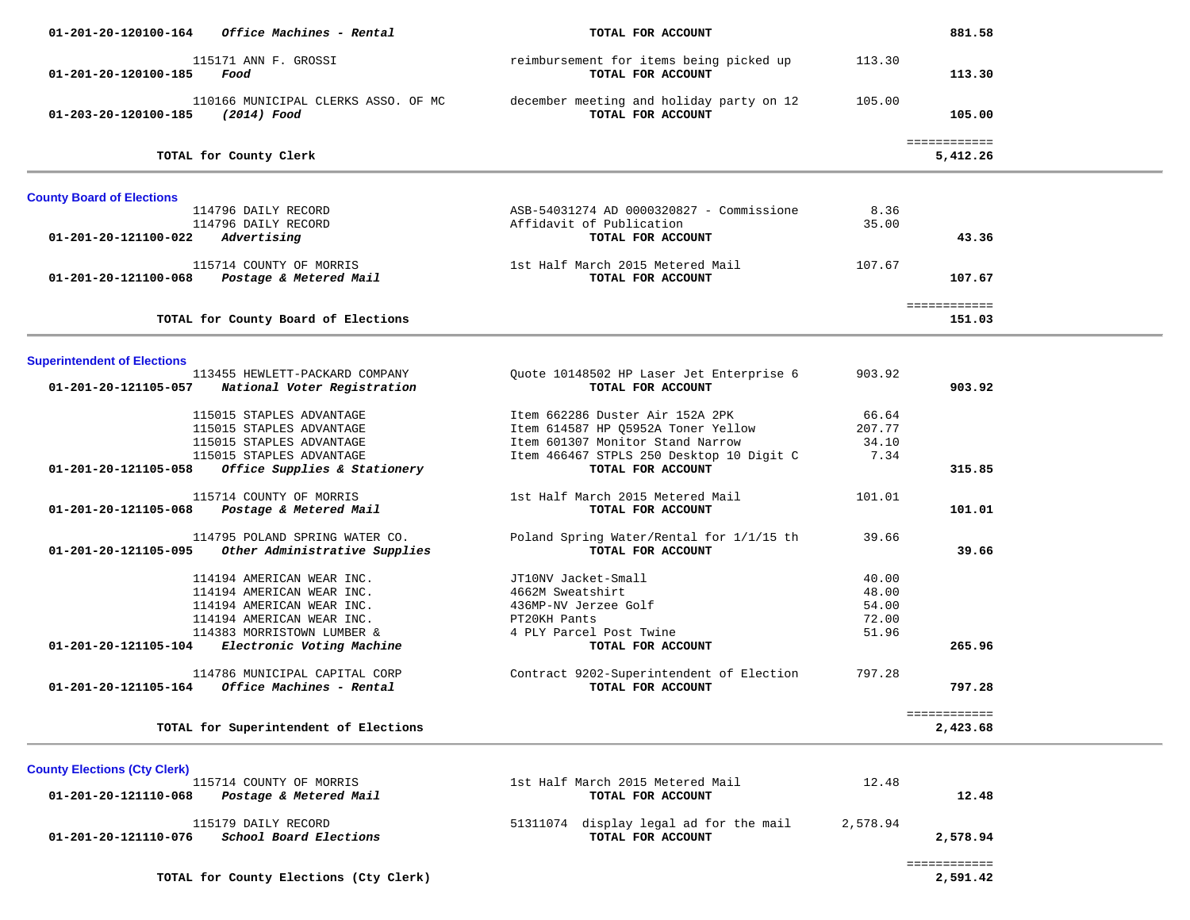| Account | Vendor / Account Name | Description | Amount | Total |
|---|---|---|---|---|
| 01-201-20-120100-164 | *Office Machines - Rental* | **TOTAL FOR ACCOUNT** | | **881.58** |
| | 115171 ANN F. GROSSI | reimbursement for items being picked up | 113.30 | |
| 01-201-20-120100-185 | *Food* | **TOTAL FOR ACCOUNT** | | **113.30** |
| | 110166 MUNICIPAL CLERKS ASSO. OF MC | december meeting and holiday party on 12 | 105.00 | |
| 01-203-20-120100-185 | *(2014) Food* | **TOTAL FOR ACCOUNT** | | **105.00** |
| | **TOTAL for County Clerk** | | | **5,412.26** |

## County Board of Elections

| Account | Vendor / Account Name | Description | Amount | Total |
|---|---|---|---|---|
| | 114796 DAILY RECORD | ASB-54031274 AD 0000320827 - Commissione | 8.36 | |
| | 114796 DAILY RECORD | Affidavit of Publication | 35.00 | |
| 01-201-20-121100-022 | *Advertising* | **TOTAL FOR ACCOUNT** | | **43.36** |
| | 115714 COUNTY OF MORRIS | 1st Half March 2015 Metered Mail | 107.67 | |
| 01-201-20-121100-068 | *Postage & Metered Mail* | **TOTAL FOR ACCOUNT** | | **107.67** |
| | **TOTAL for County Board of Elections** | | | **151.03** |

## Superintendent of Elections

| Account | Vendor / Account Name | Description | Amount | Total |
|---|---|---|---|---|
| | 113455 HEWLETT-PACKARD COMPANY | Quote 10148502 HP Laser Jet Enterprise 6 | 903.92 | |
| 01-201-20-121105-057 | *National Voter Registration* | **TOTAL FOR ACCOUNT** | | **903.92** |
| | 115015 STAPLES ADVANTAGE | Item 662286 Duster Air 152A 2PK | 66.64 | |
| | 115015 STAPLES ADVANTAGE | Item 614587 HP Q5952A Toner Yellow | 207.77 | |
| | 115015 STAPLES ADVANTAGE | Item 601307 Monitor Stand Narrow | 34.10 | |
| | 115015 STAPLES ADVANTAGE | Item 466467 STPLS 250 Desktop 10 Digit C | 7.34 | |
| 01-201-20-121105-058 | *Office Supplies & Stationery* | **TOTAL FOR ACCOUNT** | | **315.85** |
| | 115714 COUNTY OF MORRIS | 1st Half March 2015 Metered Mail | 101.01 | |
| 01-201-20-121105-068 | *Postage & Metered Mail* | **TOTAL FOR ACCOUNT** | | **101.01** |
| | 114795 POLAND SPRING WATER CO. | Poland Spring Water/Rental for 1/1/15 th | 39.66 | |
| 01-201-20-121105-095 | *Other Administrative Supplies* | **TOTAL FOR ACCOUNT** | | **39.66** |
| | 114194 AMERICAN WEAR INC. | JT10NV Jacket-Small | 40.00 | |
| | 114194 AMERICAN WEAR INC. | 4662M Sweatshirt | 48.00 | |
| | 114194 AMERICAN WEAR INC. | 436MP-NV Jerzee Golf | 54.00 | |
| | 114194 AMERICAN WEAR INC. | PT20KH Pants | 72.00 | |
| | 114383 MORRISTOWN LUMBER & | 4 PLY Parcel Post Twine | 51.96 | |
| 01-201-20-121105-104 | *Electronic Voting Machine* | **TOTAL FOR ACCOUNT** | | **265.96** |
| | 114786 MUNICIPAL CAPITAL CORP | Contract 9202-Superintendent of Election | 797.28 | |
| 01-201-20-121105-164 | *Office Machines - Rental* | **TOTAL FOR ACCOUNT** | | **797.28** |
| | **TOTAL for Superintendent of Elections** | | | **2,423.68** |

## County Elections (Cty Clerk)

| Account | Vendor / Account Name | Description | Amount | Total |
|---|---|---|---|---|
| | 115714 COUNTY OF MORRIS | 1st Half March 2015 Metered Mail | 12.48 | |
| 01-201-20-121110-068 | *Postage & Metered Mail* | **TOTAL FOR ACCOUNT** | | **12.48** |
| | 115179 DAILY RECORD | 51311074 display legal ad for the mail | 2,578.94 | |
| 01-201-20-121110-076 | *School Board Elections* | **TOTAL FOR ACCOUNT** | | **2,578.94** |
| | **TOTAL for County Elections (Cty Clerk)** | | | **2,591.42** |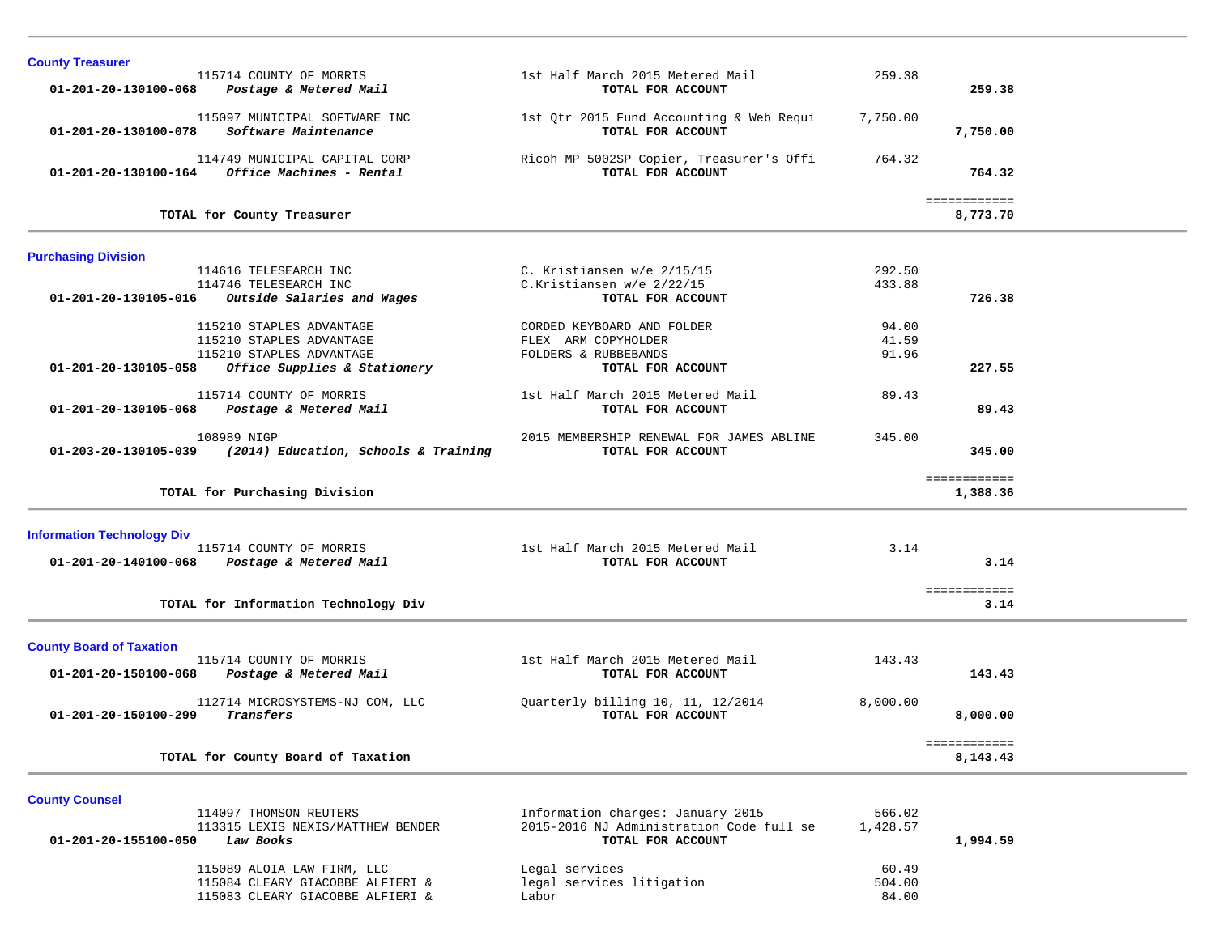## County Treasurer

| Account | Vendor / Description | Item Description | Amount | Total |
|---|---|---|---|---|
| | 115714 COUNTY OF MORRIS | 1st Half March 2015 Metered Mail | 259.38 | |
| **01-201-20-130100-068** | ***Postage & Metered Mail*** | **TOTAL FOR ACCOUNT** | | **259.38** |
| | 115097 MUNICIPAL SOFTWARE INC | 1st Qtr 2015 Fund Accounting & Web Requi | 7,750.00 | |
| **01-201-20-130100-078** | ***Software Maintenance*** | **TOTAL FOR ACCOUNT** | | **7,750.00** |
| | 114749 MUNICIPAL CAPITAL CORP | Ricoh MP 5002SP Copier, Treasurer's Offi | 764.32 | |
| **01-201-20-130100-164** | ***Office Machines - Rental*** | **TOTAL FOR ACCOUNT** | | **764.32** |
| | **TOTAL for County Treasurer** | | | **8,773.70** |

## Purchasing Division

| Account | Vendor / Description | Item Description | Amount | Total |
|---|---|---|---|---|
| | 114616 TELESEARCH INC | C. Kristiansen w/e 2/15/15 | 292.50 | |
| | 114746 TELESEARCH INC | C.Kristiansen w/e 2/22/15 | 433.88 | |
| **01-201-20-130105-016** | ***Outside Salaries and Wages*** | **TOTAL FOR ACCOUNT** | | **726.38** |
| | 115210 STAPLES ADVANTAGE | CORDED KEYBOARD AND FOLDER | 94.00 | |
| | 115210 STAPLES ADVANTAGE | FLEX ARM COPYHOLDER | 41.59 | |
| | 115210 STAPLES ADVANTAGE | FOLDERS & RUBBEBANDS | 91.96 | |
| **01-201-20-130105-058** | ***Office Supplies & Stationery*** | **TOTAL FOR ACCOUNT** | | **227.55** |
| | 115714 COUNTY OF MORRIS | 1st Half March 2015 Metered Mail | 89.43 | |
| **01-201-20-130105-068** | ***Postage & Metered Mail*** | **TOTAL FOR ACCOUNT** | | **89.43** |
| | 108989 NIGP | 2015 MEMBERSHIP RENEWAL FOR JAMES ABLINE | 345.00 | |
| **01-203-20-130105-039** | ***(2014) Education, Schools & Training*** | **TOTAL FOR ACCOUNT** | | **345.00** |
| | **TOTAL for Purchasing Division** | | | **1,388.36** |

## Information Technology Div

| Account | Vendor / Description | Item Description | Amount | Total |
|---|---|---|---|---|
| | 115714 COUNTY OF MORRIS | 1st Half March 2015 Metered Mail | 3.14 | |
| **01-201-20-140100-068** | ***Postage & Metered Mail*** | **TOTAL FOR ACCOUNT** | | **3.14** |
| | **TOTAL for Information Technology Div** | | | **3.14** |

## County Board of Taxation

| Account | Vendor / Description | Item Description | Amount | Total |
|---|---|---|---|---|
| | 115714 COUNTY OF MORRIS | 1st Half March 2015 Metered Mail | 143.43 | |
| **01-201-20-150100-068** | ***Postage & Metered Mail*** | **TOTAL FOR ACCOUNT** | | **143.43** |
| | 112714 MICROSYSTEMS-NJ COM, LLC | Quarterly billing 10, 11, 12/2014 | 8,000.00 | |
| **01-201-20-150100-299** | ***Transfers*** | **TOTAL FOR ACCOUNT** | | **8,000.00** |
| | **TOTAL for County Board of Taxation** | | | **8,143.43** |

## County Counsel

| Account | Vendor / Description | Item Description | Amount | Total |
|---|---|---|---|---|
| | 114097 THOMSON REUTERS | Information charges: January 2015 | 566.02 | |
| | 113315 LEXIS NEXIS/MATTHEW BENDER | 2015-2016 NJ Administration Code full se | 1,428.57 | |
| **01-201-20-155100-050** | ***Law Books*** | **TOTAL FOR ACCOUNT** | | **1,994.59** |
| | 115089 ALOIA LAW FIRM, LLC | Legal services | 60.49 | |
| | 115084 CLEARY GIACOBBE ALFIERI & | legal services litigation | 504.00 | |
| | 115083 CLEARY GIACOBBE ALFIERI & | Labor | 84.00 | |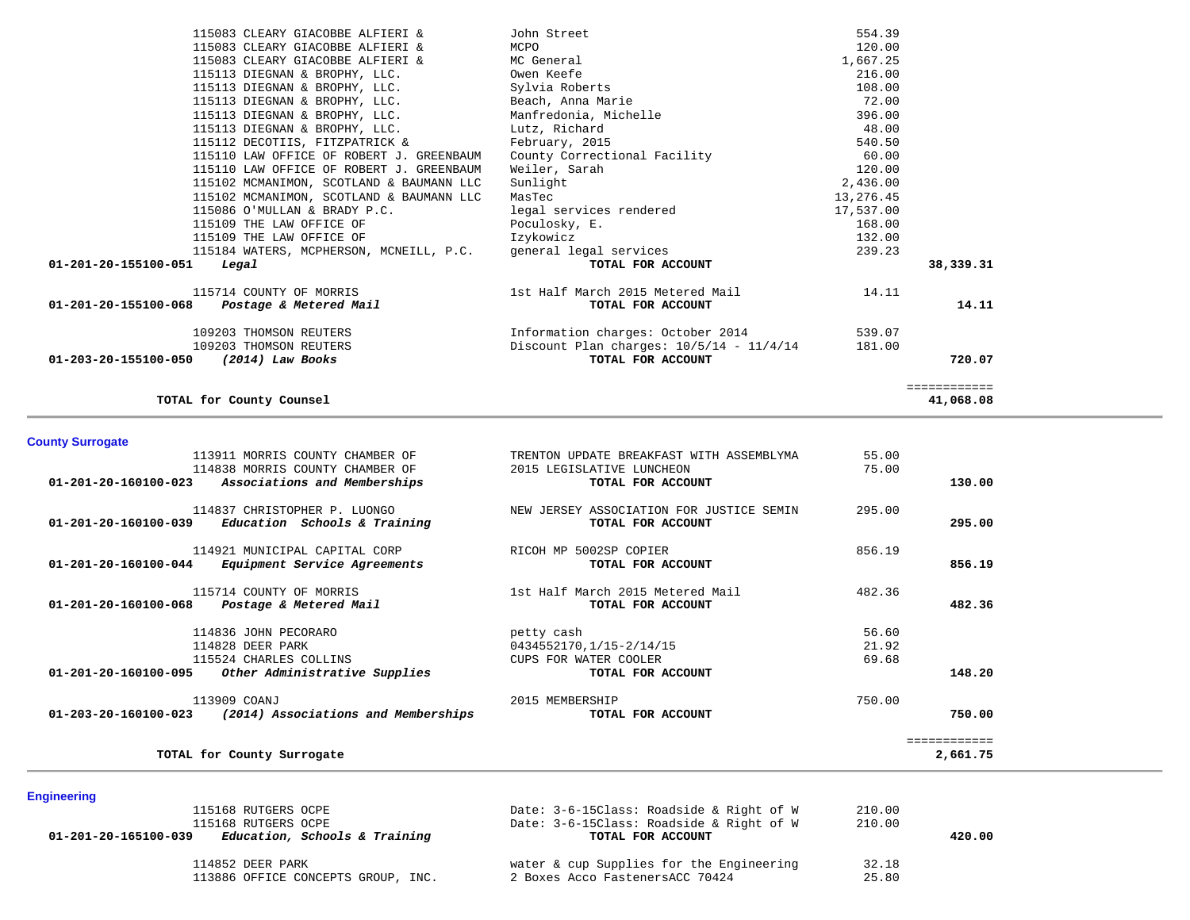| Account | Vendor | Description | Amount | Total |
|---|---|---|---|---|
| | 115083 CLEARY GIACOBBE ALFIERI & | John Street | 554.39 | |
| | 115083 CLEARY GIACOBBE ALFIERI & | MCPO | 120.00 | |
| | 115083 CLEARY GIACOBBE ALFIERI & | MC General | 1,667.25 | |
| | 115113 DIEGNAN & BROPHY, LLC. | Owen Keefe | 216.00 | |
| | 115113 DIEGNAN & BROPHY, LLC. | Sylvia Roberts | 108.00 | |
| | 115113 DIEGNAN & BROPHY, LLC. | Beach, Anna Marie | 72.00 | |
| | 115113 DIEGNAN & BROPHY, LLC. | Manfredonia, Michelle | 396.00 | |
| | 115113 DIEGNAN & BROPHY, LLC. | Lutz, Richard | 48.00 | |
| | 115112 DECOTIIS, FITZPATRICK & | February, 2015 | 540.50 | |
| | 115110 LAW OFFICE OF ROBERT J. GREENBAUM | County Correctional Facility | 60.00 | |
| | 115110 LAW OFFICE OF ROBERT J. GREENBAUM | Weiler, Sarah | 120.00 | |
| | 115102 MCMANIMON, SCOTLAND & BAUMANN LLC | Sunlight | 2,436.00 | |
| | 115102 MCMANIMON, SCOTLAND & BAUMANN LLC | MasTec | 13,276.45 | |
| | 115086 O'MULLAN & BRADY P.C. | legal services rendered | 17,537.00 | |
| | 115109 THE LAW OFFICE OF | Poculosky, E. | 168.00 | |
| | 115109 THE LAW OFFICE OF | Izykowicz | 132.00 | |
| | 115184 WATERS, MCPHERSON, MCNEILL, P.C. | general legal services | 239.23 | |
| **01-201-20-155100-051** | ***Legal*** | **TOTAL FOR ACCOUNT** | | **38,339.31** |
| | 115714 COUNTY OF MORRIS | 1st Half March 2015 Metered Mail | 14.11 | |
| **01-201-20-155100-068** | ***Postage & Metered Mail*** | **TOTAL FOR ACCOUNT** | | **14.11** |
| | 109203 THOMSON REUTERS | Information charges: October 2014 | 539.07 | |
| | 109203 THOMSON REUTERS | Discount Plan charges: 10/5/14 - 11/4/14 | 181.00 | |
| **01-203-20-155100-050** | ***(2014) Law Books*** | **TOTAL FOR ACCOUNT** | | **720.07** |
| | | | | ============ |
| | **TOTAL for County Counsel** | | | **41,068.08** |

## County Surrogate

| Account | Vendor | Description | Amount | Total |
|---|---|---|---|---|
| | 113911 MORRIS COUNTY CHAMBER OF | TRENTON UPDATE BREAKFAST WITH ASSEMBLYMA | 55.00 | |
| | 114838 MORRIS COUNTY CHAMBER OF | 2015 LEGISLATIVE LUNCHEON | 75.00 | |
| **01-201-20-160100-023** | ***Associations and Memberships*** | **TOTAL FOR ACCOUNT** | | **130.00** |
| | 114837 CHRISTOPHER P. LUONGO | NEW JERSEY ASSOCIATION FOR JUSTICE SEMIN | 295.00 | |
| **01-201-20-160100-039** | ***Education Schools & Training*** | **TOTAL FOR ACCOUNT** | | **295.00** |
| | 114921 MUNICIPAL CAPITAL CORP | RICOH MP 5002SP COPIER | 856.19 | |
| **01-201-20-160100-044** | ***Equipment Service Agreements*** | **TOTAL FOR ACCOUNT** | | **856.19** |
| | 115714 COUNTY OF MORRIS | 1st Half March 2015 Metered Mail | 482.36 | |
| **01-201-20-160100-068** | ***Postage & Metered Mail*** | **TOTAL FOR ACCOUNT** | | **482.36** |
| | 114836 JOHN PECORARO | petty cash | 56.60 | |
| | 114828 DEER PARK | 0434552170,1/15-2/14/15 | 21.92 | |
| | 115524 CHARLES COLLINS | CUPS FOR WATER COOLER | 69.68 | |
| **01-201-20-160100-095** | ***Other Administrative Supplies*** | **TOTAL FOR ACCOUNT** | | **148.20** |
| | 113909 COANJ | 2015 MEMBERSHIP | 750.00 | |
| **01-203-20-160100-023** | ***(2014) Associations and Memberships*** | **TOTAL FOR ACCOUNT** | | **750.00** |
| | | | | ============ |
| | **TOTAL for County Surrogate** | | | **2,661.75** |

## Engineering

| Account | Vendor | Description | Amount | Total |
|---|---|---|---|---|
| | 115168 RUTGERS OCPE | Date: 3-6-15Class: Roadside & Right of W | 210.00 | |
| | 115168 RUTGERS OCPE | Date: 3-6-15Class: Roadside & Right of W | 210.00 | |
| **01-201-20-165100-039** | ***Education, Schools & Training*** | **TOTAL FOR ACCOUNT** | | **420.00** |
| | 114852 DEER PARK | water & cup Supplies for the Engineering | 32.18 | |
| | 113886 OFFICE CONCEPTS GROUP, INC. | 2 Boxes Acco FastenersACC 70424 | 25.80 | |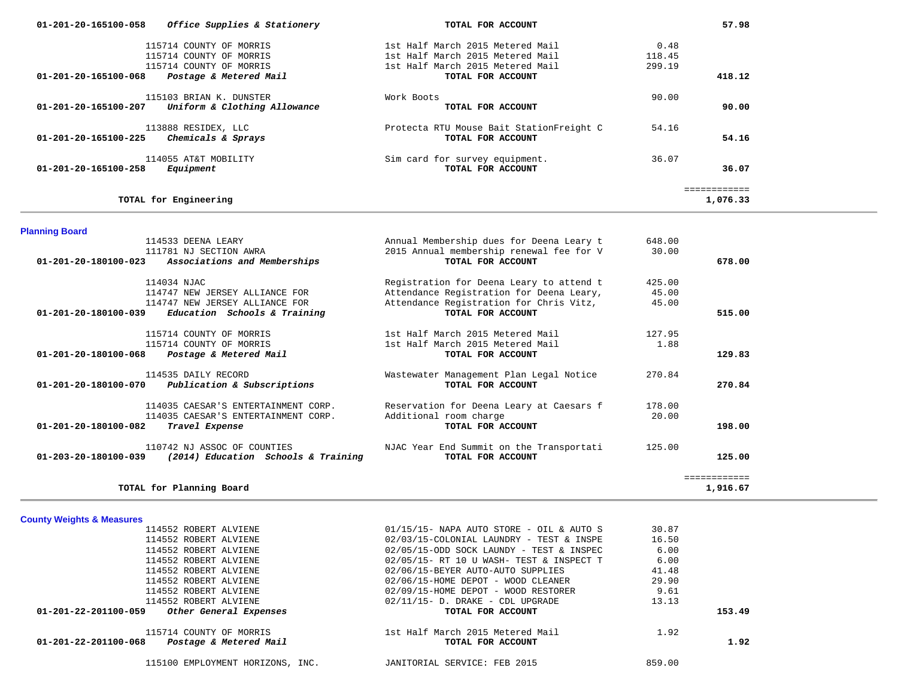| Account | Vendor / Account Description | Description | Amount | Total |
|---|---|---|---|---|
| 01-201-20-165100-058 | *Office Supplies & Stationery* | **TOTAL FOR ACCOUNT** | | **57.98** |
| | 115714 COUNTY OF MORRIS | 1st Half March 2015 Metered Mail | 0.48 | |
| | 115714 COUNTY OF MORRIS | 1st Half March 2015 Metered Mail | 118.45 | |
| | 115714 COUNTY OF MORRIS | 1st Half March 2015 Metered Mail | 299.19 | |
| 01-201-20-165100-068 | *Postage & Metered Mail* | **TOTAL FOR ACCOUNT** | | **418.12** |
| | 115103 BRIAN K. DUNSTER | Work Boots | 90.00 | |
| 01-201-20-165100-207 | *Uniform & Clothing Allowance* | **TOTAL FOR ACCOUNT** | | **90.00** |
| | 113888 RESIDEX, LLC | Protecta RTU Mouse Bait StationFreight C | 54.16 | |
| 01-201-20-165100-225 | *Chemicals & Sprays* | **TOTAL FOR ACCOUNT** | | **54.16** |
| | 114055 AT&T MOBILITY | Sim card for survey equipment. | 36.07 | |
| 01-201-20-165100-258 | *Equipment* | **TOTAL FOR ACCOUNT** | | **36.07** |
| | | | | ============ |
| | **TOTAL for Engineering** | | | **1,076.33** |

## Planning Board

| Account | Vendor / Account Description | Description | Amount | Total |
|---|---|---|---|---|
| | 114533 DEENA LEARY | Annual Membership dues for Deena Leary t | 648.00 | |
| | 111781 NJ SECTION AWRA | 2015 Annual membership renewal fee for V | 30.00 | |
| 01-201-20-180100-023 | *Associations and Memberships* | **TOTAL FOR ACCOUNT** | | **678.00** |
| | 114034 NJAC | Registration for Deena Leary to attend t | 425.00 | |
| | 114747 NEW JERSEY ALLIANCE FOR | Attendance Registration for Deena Leary, | 45.00 | |
| | 114747 NEW JERSEY ALLIANCE FOR | Attendance Registration for Chris Vitz, | 45.00 | |
| 01-201-20-180100-039 | *Education Schools & Training* | **TOTAL FOR ACCOUNT** | | **515.00** |
| | 115714 COUNTY OF MORRIS | 1st Half March 2015 Metered Mail | 127.95 | |
| | 115714 COUNTY OF MORRIS | 1st Half March 2015 Metered Mail | 1.88 | |
| 01-201-20-180100-068 | *Postage & Metered Mail* | **TOTAL FOR ACCOUNT** | | **129.83** |
| | 114535 DAILY RECORD | Wastewater Management Plan Legal Notice | 270.84 | |
| 01-201-20-180100-070 | *Publication & Subscriptions* | **TOTAL FOR ACCOUNT** | | **270.84** |
| | 114035 CAESAR'S ENTERTAINMENT CORP. | Reservation for Deena Leary at Caesars f | 178.00 | |
| | 114035 CAESAR'S ENTERTAINMENT CORP. | Additional room charge | 20.00 | |
| 01-201-20-180100-082 | *Travel Expense* | **TOTAL FOR ACCOUNT** | | **198.00** |
| | 110742 NJ ASSOC OF COUNTIES | NJAC Year End Summit on the Transportati | 125.00 | |
| 01-203-20-180100-039 | *(2014) Education Schools & Training* | **TOTAL FOR ACCOUNT** | | **125.00** |
| | | | | ============ |
| | **TOTAL for Planning Board** | | | **1,916.67** |

## County Weights & Measures

| Account | Vendor / Account Description | Description | Amount | Total |
|---|---|---|---|---|
| | 114552 ROBERT ALVIENE | 01/15/15- NAPA AUTO STORE - OIL & AUTO S | 30.87 | |
| | 114552 ROBERT ALVIENE | 02/03/15-COLONIAL LAUNDRY - TEST & INSPE | 16.50 | |
| | 114552 ROBERT ALVIENE | 02/05/15-ODD SOCK LAUNDY - TEST & INSPEC | 6.00 | |
| | 114552 ROBERT ALVIENE | 02/05/15- RT 10 U WASH- TEST & INSPECT T | 6.00 | |
| | 114552 ROBERT ALVIENE | 02/06/15-BEYER AUTO-AUTO SUPPLIES | 41.48 | |
| | 114552 ROBERT ALVIENE | 02/06/15-HOME DEPOT - WOOD CLEANER | 29.90 | |
| | 114552 ROBERT ALVIENE | 02/09/15-HOME DEPOT - WOOD RESTORER | 9.61 | |
| | 114552 ROBERT ALVIENE | 02/11/15- D. DRAKE - CDL UPGRADE | 13.13 | |
| 01-201-22-201100-059 | *Other General Expenses* | **TOTAL FOR ACCOUNT** | | **153.49** |
| | 115714 COUNTY OF MORRIS | 1st Half March 2015 Metered Mail | 1.92 | |
| 01-201-22-201100-068 | *Postage & Metered Mail* | **TOTAL FOR ACCOUNT** | | **1.92** |
| | 115100 EMPLOYMENT HORIZONS, INC. | JANITORIAL SERVICE: FEB 2015 | 859.00 | |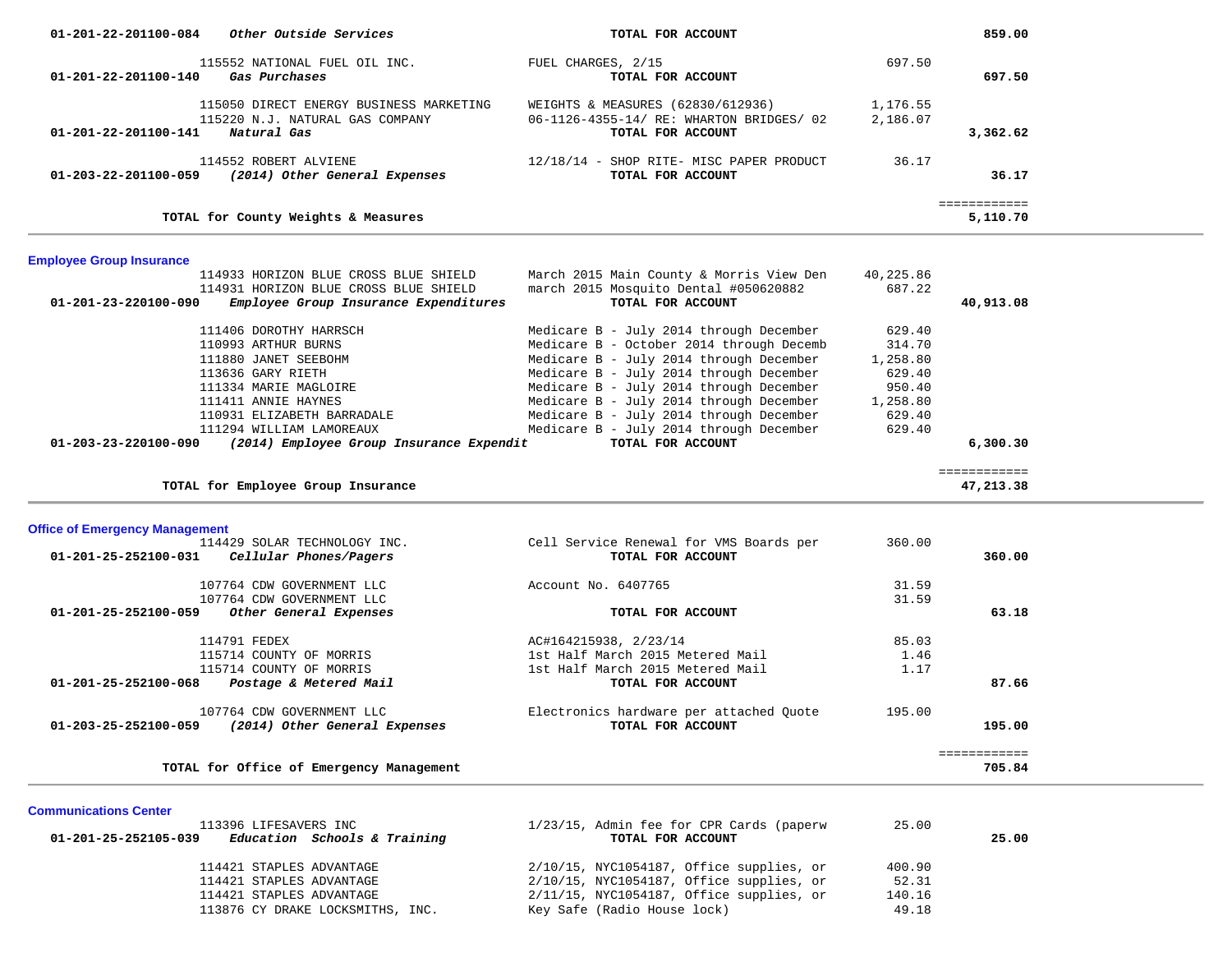| Account | Description / Vendor | Detail | Amount | Total |
|---|---|---|---|---|
| 01-201-22-201100-084 | *Other Outside Services* | TOTAL FOR ACCOUNT | | 859.00 |
| | 115552 NATIONAL FUEL OIL INC. | FUEL CHARGES, 2/15 | 697.50 | |
| 01-201-22-201100-140 | *Gas Purchases* | TOTAL FOR ACCOUNT | | 697.50 |
| | 115050 DIRECT ENERGY BUSINESS MARKETING | WEIGHTS & MEASURES (62830/612936) | 1,176.55 | |
| | 115220 N.J. NATURAL GAS COMPANY | 06-1126-4355-14/ RE: WHARTON BRIDGES/ 02 | 2,186.07 | |
| 01-201-22-201100-141 | *Natural Gas* | TOTAL FOR ACCOUNT | | 3,362.62 |
| | 114552 ROBERT ALVIENE | 12/18/14 - SHOP RITE- MISC PAPER PRODUCT | 36.17 | |
| 01-203-22-201100-059 | *(2014) Other General Expenses* | TOTAL FOR ACCOUNT | | 36.17 |
| | **TOTAL for County Weights & Measures** | | | **5,110.70** |

## Employee Group Insurance

| Account | Description / Vendor | Detail | Amount | Total |
|---|---|---|---|---|
| | 114933 HORIZON BLUE CROSS BLUE SHIELD | March 2015 Main County & Morris View Den | 40,225.86 | |
| | 114931 HORIZON BLUE CROSS BLUE SHIELD | march 2015 Mosquito Dental #050620882 | 687.22 | |
| 01-201-23-220100-090 | *Employee Group Insurance Expenditures* | TOTAL FOR ACCOUNT | | 40,913.08 |
| | 111406 DOROTHY HARRSCH | Medicare B - July 2014 through December | 629.40 | |
| | 110993 ARTHUR BURNS | Medicare B - October 2014 through Decemb | 314.70 | |
| | 111880 JANET SEEBOHM | Medicare B - July 2014 through December | 1,258.80 | |
| | 113636 GARY RIETH | Medicare B - July 2014 through December | 629.40 | |
| | 111334 MARIE MAGLOIRE | Medicare B - July 2014 through December | 950.40 | |
| | 111411 ANNIE HAYNES | Medicare B - July 2014 through December | 1,258.80 | |
| | 110931 ELIZABETH BARRADALE | Medicare B - July 2014 through December | 629.40 | |
| | 111294 WILLIAM LAMOREAUX | Medicare B - July 2014 through December | 629.40 | |
| 01-203-23-220100-090 | *(2014) Employee Group Insurance Expendit* | TOTAL FOR ACCOUNT | | 6,300.30 |
| | **TOTAL for Employee Group Insurance** | | | **47,213.38** |

## Office of Emergency Management

| Account | Description / Vendor | Detail | Amount | Total |
|---|---|---|---|---|
| | 114429 SOLAR TECHNOLOGY INC. | Cell Service Renewal for VMS Boards per | 360.00 | |
| 01-201-25-252100-031 | *Cellular Phones/Pagers* | TOTAL FOR ACCOUNT | | 360.00 |
| | 107764 CDW GOVERNMENT LLC | Account No. 6407765 | 31.59 | |
| | 107764 CDW GOVERNMENT LLC | | 31.59 | |
| 01-201-25-252100-059 | *Other General Expenses* | TOTAL FOR ACCOUNT | | 63.18 |
| | 114791 FEDEX | AC#164215938, 2/23/14 | 85.03 | |
| | 115714 COUNTY OF MORRIS | 1st Half March 2015 Metered Mail | 1.46 | |
| | 115714 COUNTY OF MORRIS | 1st Half March 2015 Metered Mail | 1.17 | |
| 01-201-25-252100-068 | *Postage & Metered Mail* | TOTAL FOR ACCOUNT | | 87.66 |
| | 107764 CDW GOVERNMENT LLC | Electronics hardware per attached Quote | 195.00 | |
| 01-203-25-252100-059 | *(2014) Other General Expenses* | TOTAL FOR ACCOUNT | | 195.00 |
| | **TOTAL for Office of Emergency Management** | | | **705.84** |

## Communications Center

| Account | Description / Vendor | Detail | Amount | Total |
|---|---|---|---|---|
| | 113396 LIFESAVERS INC | 1/23/15, Admin fee for CPR Cards (paperw | 25.00 | |
| 01-201-25-252105-039 | *Education Schools & Training* | TOTAL FOR ACCOUNT | | 25.00 |
| | 114421 STAPLES ADVANTAGE | 2/10/15, NYC1054187, Office supplies, or | 400.90 | |
| | 114421 STAPLES ADVANTAGE | 2/10/15, NYC1054187, Office supplies, or | 52.31 | |
| | 114421 STAPLES ADVANTAGE | 2/11/15, NYC1054187, Office supplies, or | 140.16 | |
| | 113876 CY DRAKE LOCKSMITHS, INC. | Key Safe (Radio House lock) | 49.18 | |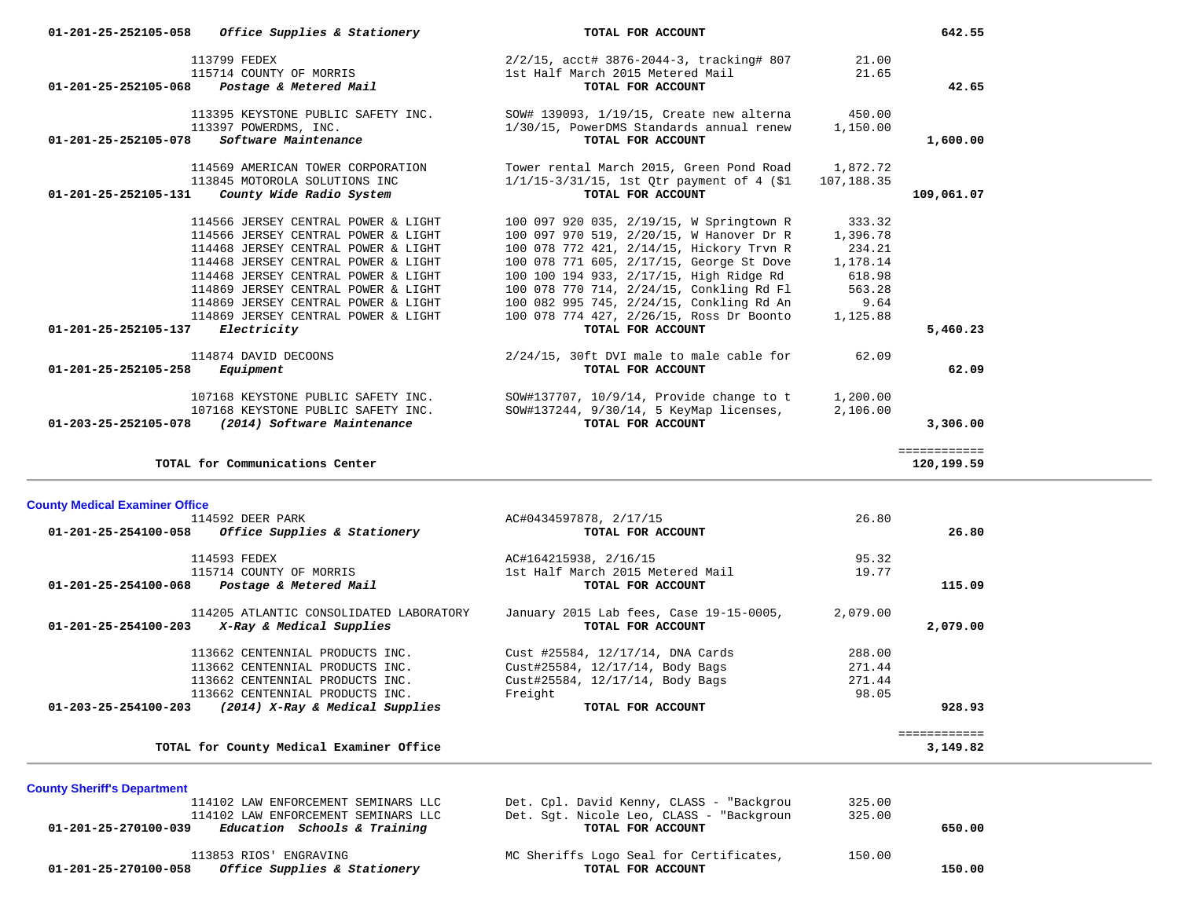| Account / Vendor | Description | Amount | Total |
|---|---|---|---|
| **01-201-25-252105-058** *Office Supplies & Stationery* | **TOTAL FOR ACCOUNT** | | **642.55** |
| 113799 FEDEX | 2/2/15, acct# 3876-2044-3, tracking# 807 | 21.00 | |
| 115714 COUNTY OF MORRIS | 1st Half March 2015 Metered Mail | 21.65 | |
| **01-201-25-252105-068** *Postage & Metered Mail* | **TOTAL FOR ACCOUNT** | | **42.65** |
| 113395 KEYSTONE PUBLIC SAFETY INC. | SOW# 139093, 1/19/15, Create new alterna | 450.00 | |
| 113397 POWERDMS, INC. | 1/30/15, PowerDMS Standards annual renew | 1,150.00 | |
| **01-201-25-252105-078** *Software Maintenance* | **TOTAL FOR ACCOUNT** | | **1,600.00** |
| 114569 AMERICAN TOWER CORPORATION | Tower rental March 2015, Green Pond Road | 1,872.72 | |
| 113845 MOTOROLA SOLUTIONS INC | 1/1/15-3/31/15, 1st Qtr payment of 4 ($1 | 107,188.35 | |
| **01-201-25-252105-131** *County Wide Radio System* | **TOTAL FOR ACCOUNT** | | **109,061.07** |
| 114566 JERSEY CENTRAL POWER & LIGHT | 100 097 920 035, 2/19/15, W Springtown R | 333.32 | |
| 114566 JERSEY CENTRAL POWER & LIGHT | 100 097 970 519, 2/20/15, W Hanover Dr R | 1,396.78 | |
| 114468 JERSEY CENTRAL POWER & LIGHT | 100 078 772 421, 2/14/15, Hickory Trvn R | 234.21 | |
| 114468 JERSEY CENTRAL POWER & LIGHT | 100 078 771 605, 2/17/15, George St Dove | 1,178.14 | |
| 114468 JERSEY CENTRAL POWER & LIGHT | 100 100 194 933, 2/17/15, High Ridge Rd | 618.98 | |
| 114869 JERSEY CENTRAL POWER & LIGHT | 100 078 770 714, 2/24/15, Conkling Rd Fl | 563.28 | |
| 114869 JERSEY CENTRAL POWER & LIGHT | 100 082 995 745, 2/24/15, Conkling Rd An | 9.64 | |
| 114869 JERSEY CENTRAL POWER & LIGHT | 100 078 774 427, 2/26/15, Ross Dr Boonto | 1,125.88 | |
| **01-201-25-252105-137** *Electricity* | **TOTAL FOR ACCOUNT** | | **5,460.23** |
| 114874 DAVID DECOONS | 2/24/15, 30ft DVI male to male cable for | 62.09 | |
| **01-201-25-252105-258** *Equipment* | **TOTAL FOR ACCOUNT** | | **62.09** |
| 107168 KEYSTONE PUBLIC SAFETY INC. | SOW#137707, 10/9/14, Provide change to t | 1,200.00 | |
| 107168 KEYSTONE PUBLIC SAFETY INC. | SOW#137244, 9/30/14, 5 KeyMap licenses, | 2,106.00 | |
| **01-203-25-252105-078** *(2014) Software Maintenance* | **TOTAL FOR ACCOUNT** | | **3,306.00** |
| **TOTAL for Communications Center** | | | **120,199.59** |

## County Medical Examiner Office

| Account / Vendor | Description | Amount | Total |
|---|---|---|---|
| 114592 DEER PARK | AC#0434597878, 2/17/15 | 26.80 | |
| **01-201-25-254100-058** *Office Supplies & Stationery* | **TOTAL FOR ACCOUNT** | | **26.80** |
| 114593 FEDEX | AC#164215938, 2/16/15 | 95.32 | |
| 115714 COUNTY OF MORRIS | 1st Half March 2015 Metered Mail | 19.77 | |
| **01-201-25-254100-068** *Postage & Metered Mail* | **TOTAL FOR ACCOUNT** | | **115.09** |
| 114205 ATLANTIC CONSOLIDATED LABORATORY | January 2015 Lab fees, Case 19-15-0005, | 2,079.00 | |
| **01-201-25-254100-203** *X-Ray & Medical Supplies* | **TOTAL FOR ACCOUNT** | | **2,079.00** |
| 113662 CENTENNIAL PRODUCTS INC. | Cust #25584, 12/17/14, DNA Cards | 288.00 | |
| 113662 CENTENNIAL PRODUCTS INC. | Cust#25584, 12/17/14, Body Bags | 271.44 | |
| 113662 CENTENNIAL PRODUCTS INC. | Cust#25584, 12/17/14, Body Bags | 271.44 | |
| 113662 CENTENNIAL PRODUCTS INC. | Freight | 98.05 | |
| **01-203-25-254100-203** *(2014) X-Ray & Medical Supplies* | **TOTAL FOR ACCOUNT** | | **928.93** |
| **TOTAL for County Medical Examiner Office** | | | **3,149.82** |

## County Sheriff's Department

| Account / Vendor | Description | Amount | Total |
|---|---|---|---|
| 114102 LAW ENFORCEMENT SEMINARS LLC | Det. Cpl. David Kenny, CLASS - "Backgrou | 325.00 | |
| 114102 LAW ENFORCEMENT SEMINARS LLC | Det. Sgt. Nicole Leo, CLASS - "Backgroun | 325.00 | |
| **01-201-25-270100-039** *Education Schools & Training* | **TOTAL FOR ACCOUNT** | | **650.00** |
| 113853 RIOS' ENGRAVING | MC Sheriffs Logo Seal for Certificates, | 150.00 | |
| **01-201-25-270100-058** *Office Supplies & Stationery* | **TOTAL FOR ACCOUNT** | | **150.00** |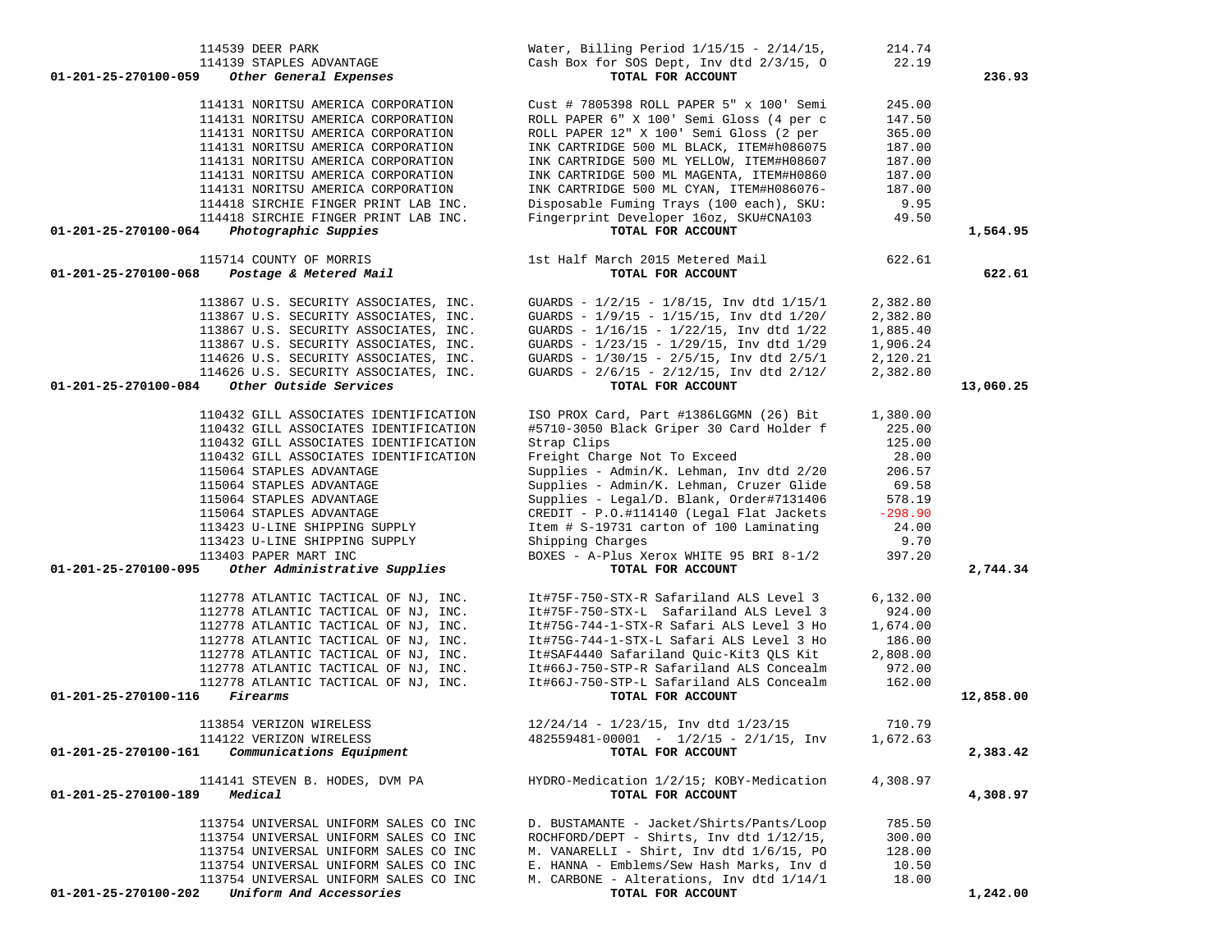| Account | Vendor | Description | Amount | Total |
|---|---|---|---|---|
| | 114539 DEER PARK | Water, Billing Period 1/15/15 - 2/14/15, | 214.74 | |
| | 114139 STAPLES ADVANTAGE | Cash Box for SOS Dept, Inv dtd 2/3/15, O | 22.19 | |
| **01-201-25-270100-059** | ***Other General Expenses*** | **TOTAL FOR ACCOUNT** | | **236.93** |
| | 114131 NORITSU AMERICA CORPORATION | Cust # 7805398 ROLL PAPER 5" x 100' Semi | 245.00 | |
| | 114131 NORITSU AMERICA CORPORATION | ROLL PAPER 6" X 100' Semi Gloss (4 per c | 147.50 | |
| | 114131 NORITSU AMERICA CORPORATION | ROLL PAPER 12" X 100' Semi Gloss (2 per | 365.00 | |
| | 114131 NORITSU AMERICA CORPORATION | INK CARTRIDGE 500 ML BLACK, ITEM#h086075 | 187.00 | |
| | 114131 NORITSU AMERICA CORPORATION | INK CARTRIDGE 500 ML YELLOW, ITEM#H08607 | 187.00 | |
| | 114131 NORITSU AMERICA CORPORATION | INK CARTRIDGE 500 ML MAGENTA, ITEM#H0860 | 187.00 | |
| | 114131 NORITSU AMERICA CORPORATION | INK CARTRIDGE 500 ML CYAN, ITEM#H086076- | 187.00 | |
| | 114418 SIRCHIE FINGER PRINT LAB INC. | Disposable Fuming Trays (100 each), SKU: | 9.95 | |
| | 114418 SIRCHIE FINGER PRINT LAB INC. | Fingerprint Developer 16oz, SKU#CNA103 | 49.50 | |
| **01-201-25-270100-064** | ***Photographic Suppies*** | **TOTAL FOR ACCOUNT** | | **1,564.95** |
| | 115714 COUNTY OF MORRIS | 1st Half March 2015 Metered Mail | 622.61 | |
| **01-201-25-270100-068** | ***Postage & Metered Mail*** | **TOTAL FOR ACCOUNT** | | **622.61** |
| | 113867 U.S. SECURITY ASSOCIATES, INC. | GUARDS - 1/2/15 - 1/8/15, Inv dtd 1/15/1 | 2,382.80 | |
| | 113867 U.S. SECURITY ASSOCIATES, INC. | GUARDS - 1/9/15 - 1/15/15, Inv dtd 1/20/ | 2,382.80 | |
| | 113867 U.S. SECURITY ASSOCIATES, INC. | GUARDS - 1/16/15 - 1/22/15, Inv dtd 1/22 | 1,885.40 | |
| | 113867 U.S. SECURITY ASSOCIATES, INC. | GUARDS - 1/23/15 - 1/29/15, Inv dtd 1/29 | 1,906.24 | |
| | 114626 U.S. SECURITY ASSOCIATES, INC. | GUARDS - 1/30/15 - 2/5/15, Inv dtd 2/5/1 | 2,120.21 | |
| | 114626 U.S. SECURITY ASSOCIATES, INC. | GUARDS - 2/6/15 - 2/12/15, Inv dtd 2/12/ | 2,382.80 | |
| **01-201-25-270100-084** | ***Other Outside Services*** | **TOTAL FOR ACCOUNT** | | **13,060.25** |
| | 110432 GILL ASSOCIATES IDENTIFICATION | ISO PROX Card, Part #1386LGGMN (26) Bit | 1,380.00 | |
| | 110432 GILL ASSOCIATES IDENTIFICATION | #5710-3050 Black Griper 30 Card Holder f | 225.00 | |
| | 110432 GILL ASSOCIATES IDENTIFICATION | Strap Clips | 125.00 | |
| | 110432 GILL ASSOCIATES IDENTIFICATION | Freight Charge Not To Exceed | 28.00 | |
| | 115064 STAPLES ADVANTAGE | Supplies - Admin/K. Lehman, Inv dtd 2/20 | 206.57 | |
| | 115064 STAPLES ADVANTAGE | Supplies - Admin/K. Lehman, Cruzer Glide | 69.58 | |
| | 115064 STAPLES ADVANTAGE | Supplies - Legal/D. Blank, Order#7131406 | 578.19 | |
| | 115064 STAPLES ADVANTAGE | CREDIT - P.O.#114140 (Legal Flat Jackets | -298.90 | |
| | 113423 U-LINE SHIPPING SUPPLY | Item # S-19731 carton of 100 Laminating | 24.00 | |
| | 113423 U-LINE SHIPPING SUPPLY | Shipping Charges | 9.70 | |
| | 113403 PAPER MART INC | BOXES - A-Plus Xerox WHITE 95 BRI 8-1/2 | 397.20 | |
| **01-201-25-270100-095** | ***Other Administrative Supplies*** | **TOTAL FOR ACCOUNT** | | **2,744.34** |
| | 112778 ATLANTIC TACTICAL OF NJ, INC. | It#75F-750-STX-R Safariland ALS Level 3 | 6,132.00 | |
| | 112778 ATLANTIC TACTICAL OF NJ, INC. | It#75F-750-STX-L Safariland ALS Level 3 | 924.00 | |
| | 112778 ATLANTIC TACTICAL OF NJ, INC. | It#75G-744-1-STX-R Safari ALS Level 3 Ho | 1,674.00 | |
| | 112778 ATLANTIC TACTICAL OF NJ, INC. | It#75G-744-1-STX-L Safari ALS Level 3 Ho | 186.00 | |
| | 112778 ATLANTIC TACTICAL OF NJ, INC. | It#SAF4440 Safariland Quic-Kit3 QLS Kit | 2,808.00 | |
| | 112778 ATLANTIC TACTICAL OF NJ, INC. | It#66J-750-STP-R Safariland ALS Concealm | 972.00 | |
| | 112778 ATLANTIC TACTICAL OF NJ, INC. | It#66J-750-STP-L Safariland ALS Concealm | 162.00 | |
| **01-201-25-270100-116** | ***Firearms*** | **TOTAL FOR ACCOUNT** | | **12,858.00** |
| | 113854 VERIZON WIRELESS | 12/24/14 - 1/23/15, Inv dtd 1/23/15 | 710.79 | |
| | 114122 VERIZON WIRELESS | 482559481-00001 - 1/2/15 - 2/1/15, Inv | 1,672.63 | |
| **01-201-25-270100-161** | ***Communications Equipment*** | **TOTAL FOR ACCOUNT** | | **2,383.42** |
| | 114141 STEVEN B. HODES, DVM PA | HYDRO-Medication 1/2/15; KOBY-Medication | 4,308.97 | |
| **01-201-25-270100-189** | ***Medical*** | **TOTAL FOR ACCOUNT** | | **4,308.97** |
| | 113754 UNIVERSAL UNIFORM SALES CO INC | D. BUSTAMANTE - Jacket/Shirts/Pants/Loop | 785.50 | |
| | 113754 UNIVERSAL UNIFORM SALES CO INC | ROCHFORD/DEPT - Shirts, Inv dtd 1/12/15, | 300.00 | |
| | 113754 UNIVERSAL UNIFORM SALES CO INC | M. VANARELLI - Shirt, Inv dtd 1/6/15, PO | 128.00 | |
| | 113754 UNIVERSAL UNIFORM SALES CO INC | E. HANNA - Emblems/Sew Hash Marks, Inv d | 10.50 | |
| | 113754 UNIVERSAL UNIFORM SALES CO INC | M. CARBONE - Alterations, Inv dtd 1/14/1 | 18.00 | |
| **01-201-25-270100-202** | ***Uniform And Accessories*** | **TOTAL FOR ACCOUNT** | | **1,242.00** |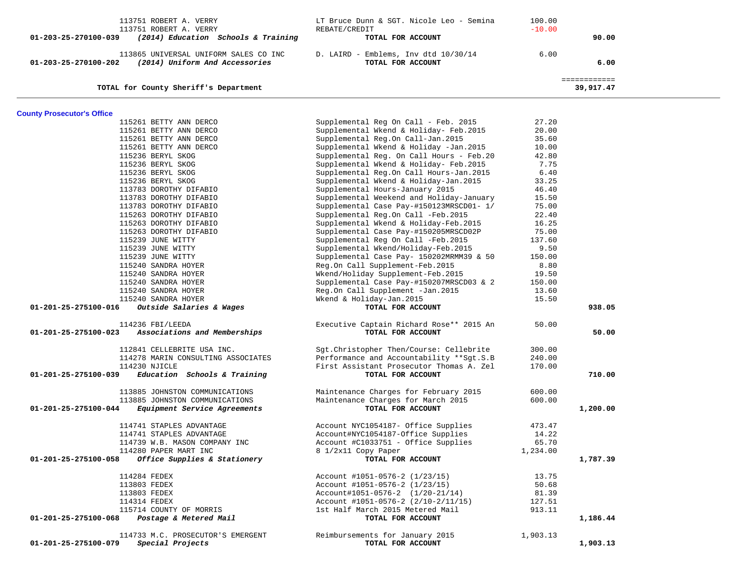| Account | Vendor / Account Name | Description | Amount | Total |
|---|---|---|---|---|
| | 113751 ROBERT A. VERRY | LT Bruce Dunn & SGT. Nicole Leo - Semina | 100.00 | |
| | 113751 ROBERT A. VERRY | REBATE/CREDIT | -10.00 | |
| **01-203-25-270100-039** | ***(2014) Education Schools & Training*** | **TOTAL FOR ACCOUNT** | | **90.00** |
| | 113865 UNIVERSAL UNIFORM SALES CO INC | D. LAIRD - Emblems, Inv dtd 10/30/14 | 6.00 | |
| **01-203-25-270100-202** | ***(2014) Uniform And Accessories*** | **TOTAL FOR ACCOUNT** | | **6.00** |
| | | | | ============ |
| | **TOTAL for County Sheriff's Department** | | | **39,917.47** |

**County Prosecutor's Office**

| Account | Vendor / Account Name | Description | Amount | Total |
|---|---|---|---|---|
| | 115261 BETTY ANN DERCO | Supplemental Reg On Call - Feb. 2015 | 27.20 | |
| | 115261 BETTY ANN DERCO | Supplemental Wkend & Holiday- Feb.2015 | 20.00 | |
| | 115261 BETTY ANN DERCO | Supplemental Reg.On Call-Jan.2015 | 35.60 | |
| | 115261 BETTY ANN DERCO | Supplemental Wkend & Holiday -Jan.2015 | 10.00 | |
| | 115236 BERYL SKOG | Supplemental Reg. On Call Hours - Feb.20 | 42.80 | |
| | 115236 BERYL SKOG | Supplemental Wkend & Holiday- Feb.2015 | 7.75 | |
| | 115236 BERYL SKOG | Supplemental Reg.On Call Hours-Jan.2015 | 6.40 | |
| | 115236 BERYL SKOG | Supplemental Wkend & Holiday-Jan.2015 | 33.25 | |
| | 113783 DOROTHY DIFABIO | Supplemental Hours-January 2015 | 46.40 | |
| | 113783 DOROTHY DIFABIO | Supplemental Weekend and Holiday-January | 15.50 | |
| | 113783 DOROTHY DIFABIO | Supplemental Case Pay-#150123MRSCD01- 1/ | 75.00 | |
| | 115263 DOROTHY DIFABIO | Supplemental Reg.On Call -Feb.2015 | 22.40 | |
| | 115263 DOROTHY DIFABIO | Supplemental Wkend & Holiday-Feb.2015 | 16.25 | |
| | 115263 DOROTHY DIFABIO | Supplemental Case Pay-#150205MRSCD02P | 75.00 | |
| | 115239 JUNE WITTY | Supplemental Reg On Call -Feb.2015 | 137.60 | |
| | 115239 JUNE WITTY | Supplemental Wkend/Holiday-Feb.2015 | 9.50 | |
| | 115239 JUNE WITTY | Supplemental Case Pay- 150202MRMM39 & 50 | 150.00 | |
| | 115240 SANDRA HOYER | Reg.On Call Supplement-Feb.2015 | 8.80 | |
| | 115240 SANDRA HOYER | Wkend/Holiday Supplement-Feb.2015 | 19.50 | |
| | 115240 SANDRA HOYER | Supplemental Case Pay-#150207MRSCD03 & 2 | 150.00 | |
| | 115240 SANDRA HOYER | Reg.On Call Supplement -Jan.2015 | 13.60 | |
| | 115240 SANDRA HOYER | Wkend & Holiday-Jan.2015 | 15.50 | |
| **01-201-25-275100-016** | ***Outside Salaries & Wages*** | **TOTAL FOR ACCOUNT** | | **938.05** |
| | 114236 FBI/LEEDA | Executive Captain Richard Rose** 2015 An | 50.00 | |
| **01-201-25-275100-023** | ***Associations and Memberships*** | **TOTAL FOR ACCOUNT** | | **50.00** |
| | 112841 CELLEBRITE USA INC. | Sgt.Christopher Then/Course: Cellebrite | 300.00 | |
| | 114278 MARIN CONSULTING ASSOCIATES | Performance and Accountability **Sgt.S.B | 240.00 | |
| | 114230 NJICLE | First Assistant Prosecutor Thomas A. Zel | 170.00 | |
| **01-201-25-275100-039** | ***Education Schools & Training*** | **TOTAL FOR ACCOUNT** | | **710.00** |
| | 113885 JOHNSTON COMMUNICATIONS | Maintenance Charges for February 2015 | 600.00 | |
| | 113885 JOHNSTON COMMUNICATIONS | Maintenance Charges for March 2015 | 600.00 | |
| **01-201-25-275100-044** | ***Equipment Service Agreements*** | **TOTAL FOR ACCOUNT** | | **1,200.00** |
| | 114741 STAPLES ADVANTAGE | Account NYC1054187- Office Supplies | 473.47 | |
| | 114741 STAPLES ADVANTAGE | Account#NYC1054187-Office Supplies | 14.22 | |
| | 114739 W.B. MASON COMPANY INC | Account #C1033751 - Office Supplies | 65.70 | |
| | 114280 PAPER MART INC | 8 1/2x11 Copy Paper | 1,234.00 | |
| **01-201-25-275100-058** | ***Office Supplies & Stationery*** | **TOTAL FOR ACCOUNT** | | **1,787.39** |
| | 114284 FEDEX | Account #1051-0576-2 (1/23/15) | 13.75 | |
| | 113803 FEDEX | Account #1051-0576-2 (1/23/15) | 50.68 | |
| | 113803 FEDEX | Account#1051-0576-2 (1/20-21/14) | 81.39 | |
| | 114314 FEDEX | Account #1051-0576-2 (2/10-2/11/15) | 127.51 | |
| | 115714 COUNTY OF MORRIS | 1st Half March 2015 Metered Mail | 913.11 | |
| **01-201-25-275100-068** | ***Postage & Metered Mail*** | **TOTAL FOR ACCOUNT** | | **1,186.44** |
| | 114733 M.C. PROSECUTOR'S EMERGENT | Reimbursements for January 2015 | 1,903.13 | |
| **01-201-25-275100-079** | ***Special Projects*** | **TOTAL FOR ACCOUNT** | | **1,903.13** |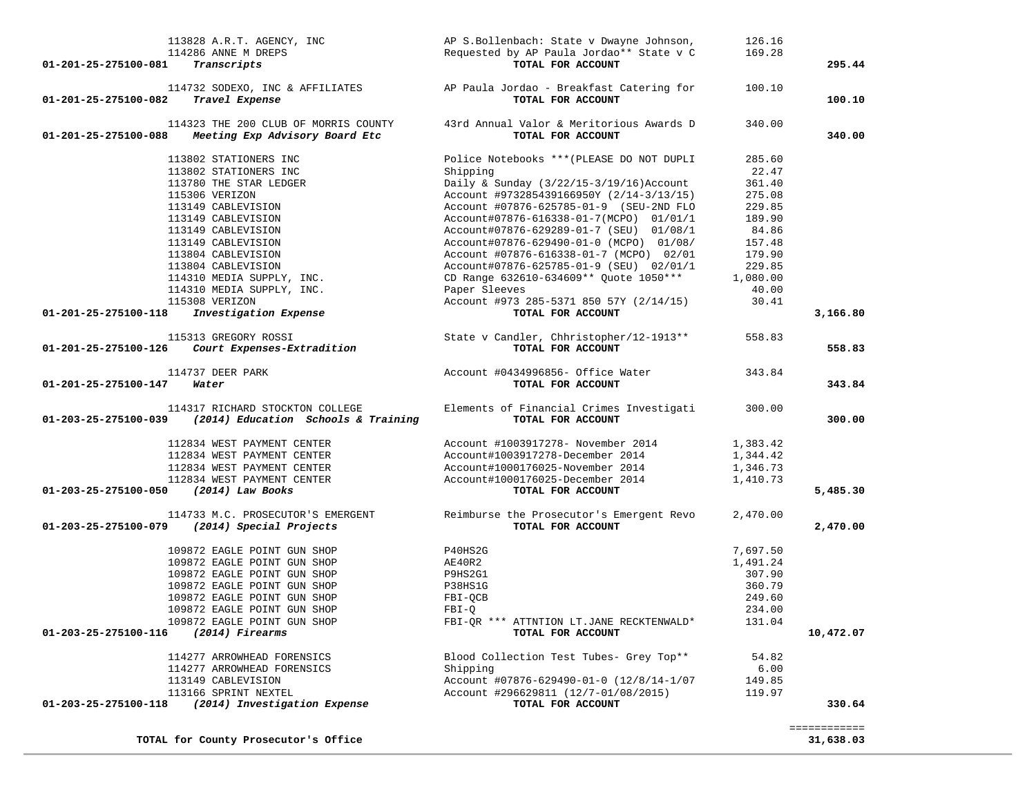| Account | Vendor | Description | Amount | Total |
|---|---|---|---|---|
| | 113828 A.R.T. AGENCY, INC | AP S.Bollenbach: State v Dwayne Johnson, | 126.16 | |
| | 114286 ANNE M DREPS | Requested by AP Paula Jordao** State v C | 169.28 | |
| 01-201-25-275100-081 | *Transcripts* | **TOTAL FOR ACCOUNT** | | **295.44** |
| | 114732 SODEXO, INC & AFFILIATES | AP Paula Jordao - Breakfast Catering for | 100.10 | |
| 01-201-25-275100-082 | *Travel Expense* | **TOTAL FOR ACCOUNT** | | **100.10** |
| | 114323 THE 200 CLUB OF MORRIS COUNTY | 43rd Annual Valor & Meritorious Awards D | 340.00 | |
| 01-201-25-275100-088 | *Meeting Exp Advisory Board Etc* | **TOTAL FOR ACCOUNT** | | **340.00** |
| | 113802 STATIONERS INC | Police Notebooks ***(PLEASE DO NOT DUPLI | 285.60 | |
| | 113802 STATIONERS INC | Shipping | 22.47 | |
| | 113780 THE STAR LEDGER | Daily & Sunday (3/22/15-3/19/16)Account | 361.40 | |
| | 115306 VERIZON | Account #973285439166950Y (2/14-3/13/15) | 275.08 | |
| | 113149 CABLEVISION | Account #07876-625785-01-9 (SEU-2ND FLO | 229.85 | |
| | 113149 CABLEVISION | Account#07876-616338-01-7(MCPO) 01/01/1 | 189.90 | |
| | 113149 CABLEVISION | Account#07876-629289-01-7 (SEU) 01/08/1 | 84.86 | |
| | 113149 CABLEVISION | Account#07876-629490-01-0 (MCPO) 01/08/ | 157.48 | |
| | 113804 CABLEVISION | Account #07876-616338-01-7 (MCPO) 02/01 | 179.90 | |
| | 113804 CABLEVISION | Account#07876-625785-01-9 (SEU) 02/01/1 | 229.85 | |
| | 114310 MEDIA SUPPLY, INC. | CD Range 632610-634609** Quote 1050*** | 1,080.00 | |
| | 114310 MEDIA SUPPLY, INC. | Paper Sleeves | 40.00 | |
| | 115308 VERIZON | Account #973 285-5371 850 57Y (2/14/15) | 30.41 | |
| 01-201-25-275100-118 | *Investigation Expense* | **TOTAL FOR ACCOUNT** | | **3,166.80** |
| | 115313 GREGORY ROSSI | State v Candler, Chhristopher/12-1913** | 558.83 | |
| 01-201-25-275100-126 | *Court Expenses-Extradition* | **TOTAL FOR ACCOUNT** | | **558.83** |
| | 114737 DEER PARK | Account #0434996856- Office Water | 343.84 | |
| 01-201-25-275100-147 | *Water* | **TOTAL FOR ACCOUNT** | | **343.84** |
| | 114317 RICHARD STOCKTON COLLEGE | Elements of Financial Crimes Investigati | 300.00 | |
| 01-203-25-275100-039 | *(2014) Education Schools & Training* | **TOTAL FOR ACCOUNT** | | **300.00** |
| | 112834 WEST PAYMENT CENTER | Account #1003917278- November 2014 | 1,383.42 | |
| | 112834 WEST PAYMENT CENTER | Account#1003917278-December 2014 | 1,344.42 | |
| | 112834 WEST PAYMENT CENTER | Account#1000176025-November 2014 | 1,346.73 | |
| | 112834 WEST PAYMENT CENTER | Account#1000176025-December 2014 | 1,410.73 | |
| 01-203-25-275100-050 | *(2014) Law Books* | **TOTAL FOR ACCOUNT** | | **5,485.30** |
| | 114733 M.C. PROSECUTOR'S EMERGENT | Reimburse the Prosecutor's Emergent Revo | 2,470.00 | |
| 01-203-25-275100-079 | *(2014) Special Projects* | **TOTAL FOR ACCOUNT** | | **2,470.00** |
| | 109872 EAGLE POINT GUN SHOP | P40HS2G | 7,697.50 | |
| | 109872 EAGLE POINT GUN SHOP | AE40R2 | 1,491.24 | |
| | 109872 EAGLE POINT GUN SHOP | P9HS2G1 | 307.90 | |
| | 109872 EAGLE POINT GUN SHOP | P38HS1G | 360.79 | |
| | 109872 EAGLE POINT GUN SHOP | FBI-QCB | 249.60 | |
| | 109872 EAGLE POINT GUN SHOP | FBI-Q | 234.00 | |
| | 109872 EAGLE POINT GUN SHOP | FBI-QR *** ATTNTION LT.JANE RECKTENWALD* | 131.04 | |
| 01-203-25-275100-116 | *(2014) Firearms* | **TOTAL FOR ACCOUNT** | | **10,472.07** |
| | 114277 ARROWHEAD FORENSICS | Blood Collection Test Tubes- Grey Top** | 54.82 | |
| | 114277 ARROWHEAD FORENSICS | Shipping | 6.00 | |
| | 113149 CABLEVISION | Account #07876-629490-01-0 (12/8/14-1/07 | 149.85 | |
| | 113166 SPRINT NEXTEL | Account #296629811 (12/7-01/08/2015) | 119.97 | |
| 01-203-25-275100-118 | *(2014) Investigation Expense* | **TOTAL FOR ACCOUNT** | | **330.64** |
| | | | | ============ |
| | **TOTAL for County Prosecutor's Office** | | | **31,638.03** |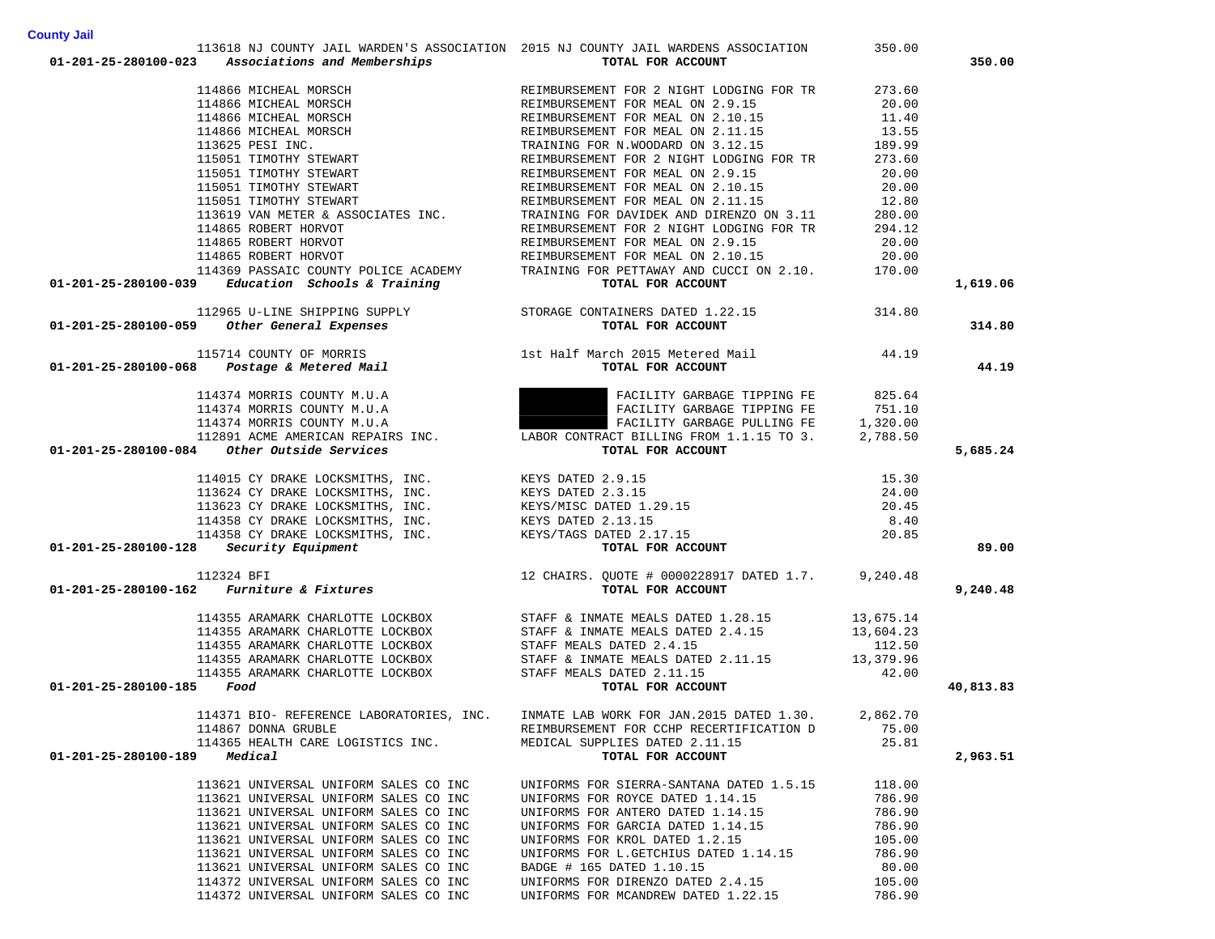**County Jail**

| Account | Vendor | Description | Amount | Total |
|---|---|---|---|---|
| | 113618 NJ COUNTY JAIL WARDEN'S ASSOCIATION | 2015 NJ COUNTY JAIL WARDENS ASSOCIATION | 350.00 | |
| 01-201-25-280100-023 *Associations and Memberships* | | TOTAL FOR ACCOUNT | | 350.00 |
| | 114866 MICHEAL MORSCH | REIMBURSEMENT FOR 2 NIGHT LODGING FOR TR | 273.60 | |
| | 114866 MICHEAL MORSCH | REIMBURSEMENT FOR MEAL ON 2.9.15 | 20.00 | |
| | 114866 MICHEAL MORSCH | REIMBURSEMENT FOR MEAL ON 2.10.15 | 11.40 | |
| | 114866 MICHEAL MORSCH | REIMBURSEMENT FOR MEAL ON 2.11.15 | 13.55 | |
| | 113625 PESI INC. | TRAINING FOR N.WOODARD ON 3.12.15 | 189.99 | |
| | 115051 TIMOTHY STEWART | REIMBURSEMENT FOR 2 NIGHT LODGING FOR TR | 273.60 | |
| | 115051 TIMOTHY STEWART | REIMBURSEMENT FOR MEAL ON 2.9.15 | 20.00 | |
| | 115051 TIMOTHY STEWART | REIMBURSEMENT FOR MEAL ON 2.10.15 | 20.00 | |
| | 115051 TIMOTHY STEWART | REIMBURSEMENT FOR MEAL ON 2.11.15 | 12.80 | |
| | 113619 VAN METER & ASSOCIATES INC. | TRAINING FOR DAVIDEK AND DIRENZO ON 3.11 | 280.00 | |
| | 114865 ROBERT HORVOT | REIMBURSEMENT FOR 2 NIGHT LODGING FOR TR | 294.12 | |
| | 114865 ROBERT HORVOT | REIMBURSEMENT FOR MEAL ON 2.9.15 | 20.00 | |
| | 114865 ROBERT HORVOT | REIMBURSEMENT FOR MEAL ON 2.10.15 | 20.00 | |
| | 114369 PASSAIC COUNTY POLICE ACADEMY | TRAINING FOR PETTAWAY AND CUCCI ON 2.10. | 170.00 | |
| 01-201-25-280100-039 *Education Schools & Training* | | TOTAL FOR ACCOUNT | | 1,619.06 |
| | 112965 U-LINE SHIPPING SUPPLY | STORAGE CONTAINERS DATED 1.22.15 | 314.80 | |
| 01-201-25-280100-059 *Other General Expenses* | | TOTAL FOR ACCOUNT | | 314.80 |
| | 115714 COUNTY OF MORRIS | 1st Half March 2015 Metered Mail | 44.19 | |
| 01-201-25-280100-068 *Postage & Metered Mail* | | TOTAL FOR ACCOUNT | | 44.19 |
| | 114374 MORRIS COUNTY M.U.A | FACILITY GARBAGE TIPPING FE | 825.64 | |
| | 114374 MORRIS COUNTY M.U.A | FACILITY GARBAGE TIPPING FE | 751.10 | |
| | 114374 MORRIS COUNTY M.U.A | FACILITY GARBAGE PULLING FE | 1,320.00 | |
| | 112891 ACME AMERICAN REPAIRS INC. | LABOR CONTRACT BILLING FROM 1.1.15 TO 3. | 2,788.50 | |
| 01-201-25-280100-084 *Other Outside Services* | | TOTAL FOR ACCOUNT | | 5,685.24 |
| | 114015 CY DRAKE LOCKSMITHS, INC. | KEYS DATED 2.9.15 | 15.30 | |
| | 113624 CY DRAKE LOCKSMITHS, INC. | KEYS DATED 2.3.15 | 24.00 | |
| | 113623 CY DRAKE LOCKSMITHS, INC. | KEYS/MISC DATED 1.29.15 | 20.45 | |
| | 114358 CY DRAKE LOCKSMITHS, INC. | KEYS DATED 2.13.15 | 8.40 | |
| | 114358 CY DRAKE LOCKSMITHS, INC. | KEYS/TAGS DATED 2.17.15 | 20.85 | |
| 01-201-25-280100-128 *Security Equipment* | | TOTAL FOR ACCOUNT | | 89.00 |
| | 112324 BFI | 12 CHAIRS. QUOTE # 0000228917 DATED 1.7. | 9,240.48 | |
| 01-201-25-280100-162 *Furniture & Fixtures* | | TOTAL FOR ACCOUNT | | 9,240.48 |
| | 114355 ARAMARK CHARLOTTE LOCKBOX | STAFF & INMATE MEALS DATED 1.28.15 | 13,675.14 | |
| | 114355 ARAMARK CHARLOTTE LOCKBOX | STAFF & INMATE MEALS DATED 2.4.15 | 13,604.23 | |
| | 114355 ARAMARK CHARLOTTE LOCKBOX | STAFF MEALS DATED 2.4.15 | 112.50 | |
| | 114355 ARAMARK CHARLOTTE LOCKBOX | STAFF & INMATE MEALS DATED 2.11.15 | 13,379.96 | |
| | 114355 ARAMARK CHARLOTTE LOCKBOX | STAFF MEALS DATED 2.11.15 | 42.00 | |
| 01-201-25-280100-185 *Food* | | TOTAL FOR ACCOUNT | | 40,813.83 |
| | 114371 BIO- REFERENCE LABORATORIES, INC. | INMATE LAB WORK FOR JAN.2015 DATED 1.30. | 2,862.70 | |
| | 114867 DONNA GRUBLE | REIMBURSEMENT FOR CCHP RECERTIFICATION D | 75.00 | |
| | 114365 HEALTH CARE LOGISTICS INC. | MEDICAL SUPPLIES DATED 2.11.15 | 25.81 | |
| 01-201-25-280100-189 *Medical* | | TOTAL FOR ACCOUNT | | 2,963.51 |
| | 113621 UNIVERSAL UNIFORM SALES CO INC | UNIFORMS FOR SIERRA-SANTANA DATED 1.5.15 | 118.00 | |
| | 113621 UNIVERSAL UNIFORM SALES CO INC | UNIFORMS FOR ROYCE DATED 1.14.15 | 786.90 | |
| | 113621 UNIVERSAL UNIFORM SALES CO INC | UNIFORMS FOR ANTERO DATED 1.14.15 | 786.90 | |
| | 113621 UNIVERSAL UNIFORM SALES CO INC | UNIFORMS FOR GARCIA DATED 1.14.15 | 786.90 | |
| | 113621 UNIVERSAL UNIFORM SALES CO INC | UNIFORMS FOR KROL DATED 1.2.15 | 105.00 | |
| | 113621 UNIVERSAL UNIFORM SALES CO INC | UNIFORMS FOR L.GETCHIUS DATED 1.14.15 | 786.90 | |
| | 113621 UNIVERSAL UNIFORM SALES CO INC | BADGE # 165 DATED 1.10.15 | 80.00 | |
| | 114372 UNIVERSAL UNIFORM SALES CO INC | UNIFORMS FOR DIRENZO DATED 2.4.15 | 105.00 | |
| | 114372 UNIVERSAL UNIFORM SALES CO INC | UNIFORMS FOR MCANDREW DATED 1.22.15 | 786.90 | |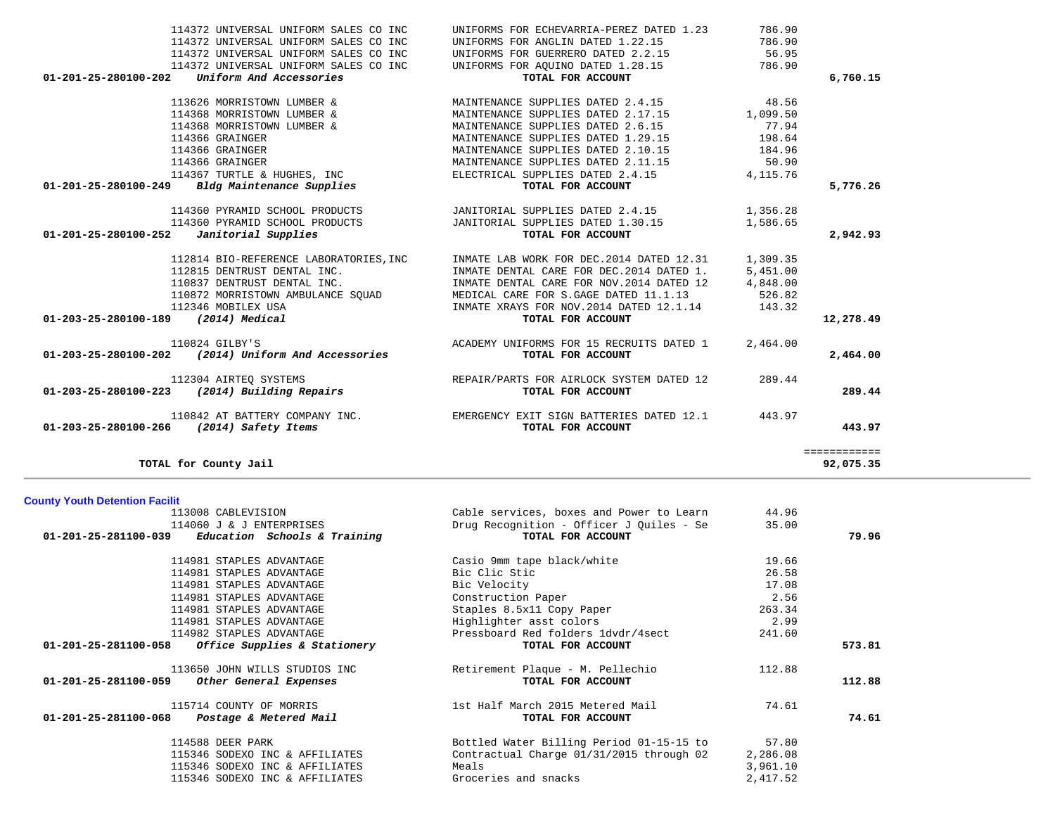| Account | Vendor | Description | Amount | Total |
|---|---|---|---|---|
| | 114372 UNIVERSAL UNIFORM SALES CO INC | UNIFORMS FOR ECHEVARRIA-PEREZ DATED 1.23 | 786.90 | |
| | 114372 UNIVERSAL UNIFORM SALES CO INC | UNIFORMS FOR ANGLIN DATED 1.22.15 | 786.90 | |
| | 114372 UNIVERSAL UNIFORM SALES CO INC | UNIFORMS FOR GUERRERO DATED 2.2.15 | 56.95 | |
| | 114372 UNIVERSAL UNIFORM SALES CO INC | UNIFORMS FOR AQUINO DATED 1.28.15 | 786.90 | |
| **01-201-25-280100-202** | ***Uniform And Accessories*** | **TOTAL FOR ACCOUNT** | | **6,760.15** |
| | 113626 MORRISTOWN LUMBER & | MAINTENANCE SUPPLIES DATED 2.4.15 | 48.56 | |
| | 114368 MORRISTOWN LUMBER & | MAINTENANCE SUPPLIES DATED 2.17.15 | 1,099.50 | |
| | 114368 MORRISTOWN LUMBER & | MAINTENANCE SUPPLIES DATED 2.6.15 | 77.94 | |
| | 114366 GRAINGER | MAINTENANCE SUPPLIES DATED 1.29.15 | 198.64 | |
| | 114366 GRAINGER | MAINTENANCE SUPPLIES DATED 2.10.15 | 184.96 | |
| | 114366 GRAINGER | MAINTENANCE SUPPLIES DATED 2.11.15 | 50.90 | |
| | 114367 TURTLE & HUGHES, INC | ELECTRICAL SUPPLIES DATED 2.4.15 | 4,115.76 | |
| **01-201-25-280100-249** | ***Bldg Maintenance Supplies*** | **TOTAL FOR ACCOUNT** | | **5,776.26** |
| | 114360 PYRAMID SCHOOL PRODUCTS | JANITORIAL SUPPLIES DATED 2.4.15 | 1,356.28 | |
| | 114360 PYRAMID SCHOOL PRODUCTS | JANITORIAL SUPPLIES DATED 1.30.15 | 1,586.65 | |
| **01-201-25-280100-252** | ***Janitorial Supplies*** | **TOTAL FOR ACCOUNT** | | **2,942.93** |
| | 112814 BIO-REFERENCE LABORATORIES,INC | INMATE LAB WORK FOR DEC.2014 DATED 12.31 | 1,309.35 | |
| | 112815 DENTRUST DENTAL INC. | INMATE DENTAL CARE FOR DEC.2014 DATED 1. | 5,451.00 | |
| | 110837 DENTRUST DENTAL INC. | INMATE DENTAL CARE FOR NOV.2014 DATED 12 | 4,848.00 | |
| | 110872 MORRISTOWN AMBULANCE SQUAD | MEDICAL CARE FOR S.GAGE DATED 11.1.13 | 526.82 | |
| | 112346 MOBILEX USA | INMATE XRAYS FOR NOV.2014 DATED 12.1.14 | 143.32 | |
| **01-203-25-280100-189** | ***(2014) Medical*** | **TOTAL FOR ACCOUNT** | | **12,278.49** |
| | 110824 GILBY'S | ACADEMY UNIFORMS FOR 15 RECRUITS DATED 1 | 2,464.00 | |
| **01-203-25-280100-202** | ***(2014) Uniform And Accessories*** | **TOTAL FOR ACCOUNT** | | **2,464.00** |
| | 112304 AIRTEQ SYSTEMS | REPAIR/PARTS FOR AIRLOCK SYSTEM DATED 12 | 289.44 | |
| **01-203-25-280100-223** | ***(2014) Building Repairs*** | **TOTAL FOR ACCOUNT** | | **289.44** |
| | 110842 AT BATTERY COMPANY INC. | EMERGENCY EXIT SIGN BATTERIES DATED 12.1 | 443.97 | |
| **01-203-25-280100-266** | ***(2014) Safety Items*** | **TOTAL FOR ACCOUNT** | | **443.97** |
| | | | | ============ |
| **TOTAL for County Jail** | | | | **92,075.35** |

**County Youth Detention Facilit**

| Account | Vendor | Description | Amount | Total |
|---|---|---|---|---|
| | 113008 CABLEVISION | Cable services, boxes and Power to Learn | 44.96 | |
| | 114060 J & J ENTERPRISES | Drug Recognition - Officer J Quiles - Se | 35.00 | |
| **01-201-25-281100-039** | ***Education Schools & Training*** | **TOTAL FOR ACCOUNT** | | **79.96** |
| | 114981 STAPLES ADVANTAGE | Casio 9mm tape black/white | 19.66 | |
| | 114981 STAPLES ADVANTAGE | Bic Clic Stic | 26.58 | |
| | 114981 STAPLES ADVANTAGE | Bic Velocity | 17.08 | |
| | 114981 STAPLES ADVANTAGE | Construction Paper | 2.56 | |
| | 114981 STAPLES ADVANTAGE | Staples 8.5x11 Copy Paper | 263.34 | |
| | 114981 STAPLES ADVANTAGE | Highlighter asst colors | 2.99 | |
| | 114982 STAPLES ADVANTAGE | Pressboard Red folders 1dvdr/4sect | 241.60 | |
| **01-201-25-281100-058** | ***Office Supplies & Stationery*** | **TOTAL FOR ACCOUNT** | | **573.81** |
| | 113650 JOHN WILLS STUDIOS INC | Retirement Plaque - M. Pellechio | 112.88 | |
| **01-201-25-281100-059** | ***Other General Expenses*** | **TOTAL FOR ACCOUNT** | | **112.88** |
| | 115714 COUNTY OF MORRIS | 1st Half March 2015 Metered Mail | 74.61 | |
| **01-201-25-281100-068** | ***Postage & Metered Mail*** | **TOTAL FOR ACCOUNT** | | **74.61** |
| | 114588 DEER PARK | Bottled Water Billing Period 01-15-15 to | 57.80 | |
| | 115346 SODEXO INC & AFFILIATES | Contractual Charge 01/31/2015 through 02 | 2,286.08 | |
| | 115346 SODEXO INC & AFFILIATES | Meals | 3,961.10 | |
| | 115346 SODEXO INC & AFFILIATES | Groceries and snacks | 2,417.52 | |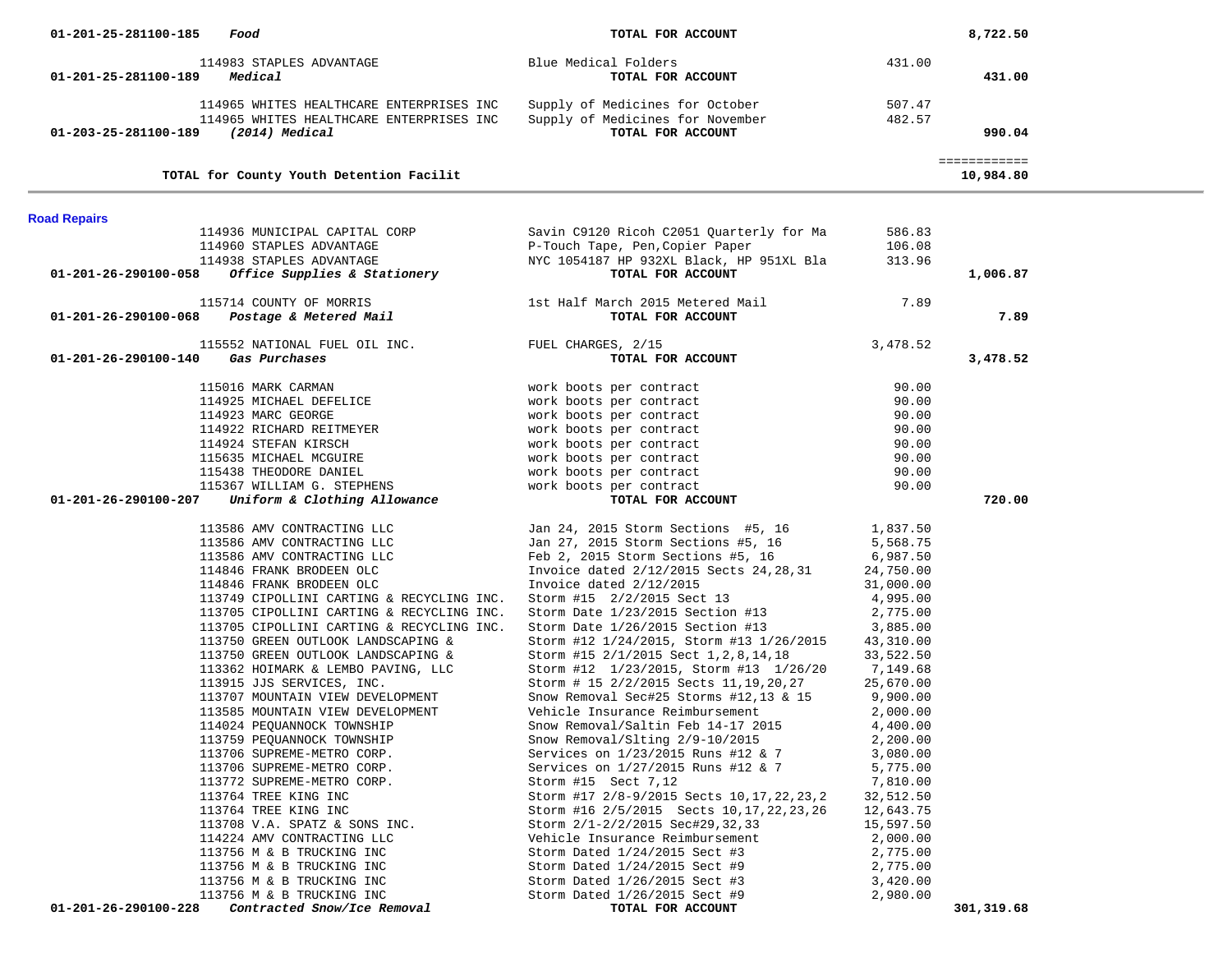| Account | Vendor / Account Name | Description | Amount | Total |
|---|---|---|---|---|
| 01-201-25-281100-185 | *Food* | **TOTAL FOR ACCOUNT** | | **8,722.50** |
| | 114983 STAPLES ADVANTAGE | Blue Medical Folders | 431.00 | |
| 01-201-25-281100-189 | *Medical* | **TOTAL FOR ACCOUNT** | | **431.00** |
| | 114965 WHITES HEALTHCARE ENTERPRISES INC | Supply of Medicines for October | 507.47 | |
| | 114965 WHITES HEALTHCARE ENTERPRISES INC | Supply of Medicines for November | 482.57 | |
| 01-203-25-281100-189 | *(2014) Medical* | **TOTAL FOR ACCOUNT** | | **990.04** |
| | | | | ============ |
| | **TOTAL for County Youth Detention Facilit** | | | **10,984.80** |

## Road Repairs

| Account | Vendor / Account Name | Description | Amount | Total |
|---|---|---|---|---|
| | 114936 MUNICIPAL CAPITAL CORP | Savin C9120 Ricoh C2051 Quarterly for Ma | 586.83 | |
| | 114960 STAPLES ADVANTAGE | P-Touch Tape, Pen,Copier Paper | 106.08 | |
| | 114938 STAPLES ADVANTAGE | NYC 1054187 HP 932XL Black, HP 951XL Bla | 313.96 | |
| 01-201-26-290100-058 | *Office Supplies & Stationery* | **TOTAL FOR ACCOUNT** | | **1,006.87** |
| | 115714 COUNTY OF MORRIS | 1st Half March 2015 Metered Mail | 7.89 | |
| 01-201-26-290100-068 | *Postage & Metered Mail* | **TOTAL FOR ACCOUNT** | | **7.89** |
| | 115552 NATIONAL FUEL OIL INC. | FUEL CHARGES, 2/15 | 3,478.52 | |
| 01-201-26-290100-140 | *Gas Purchases* | **TOTAL FOR ACCOUNT** | | **3,478.52** |
| | 115016 MARK CARMAN | work boots per contract | 90.00 | |
| | 114925 MICHAEL DEFELICE | work boots per contract | 90.00 | |
| | 114923 MARC GEORGE | work boots per contract | 90.00 | |
| | 114922 RICHARD REITMEYER | work boots per contract | 90.00 | |
| | 114924 STEFAN KIRSCH | work boots per contract | 90.00 | |
| | 115635 MICHAEL MCGUIRE | work boots per contract | 90.00 | |
| | 115438 THEODORE DANIEL | work boots per contract | 90.00 | |
| | 115367 WILLIAM G. STEPHENS | work boots per contract | 90.00 | |
| 01-201-26-290100-207 | *Uniform & Clothing Allowance* | **TOTAL FOR ACCOUNT** | | **720.00** |
| | 113586 AMV CONTRACTING LLC | Jan 24, 2015 Storm Sections #5, 16 | 1,837.50 | |
| | 113586 AMV CONTRACTING LLC | Jan 27, 2015 Storm Sections #5, 16 | 5,568.75 | |
| | 113586 AMV CONTRACTING LLC | Feb 2, 2015 Storm Sections #5, 16 | 6,987.50 | |
| | 114846 FRANK BRODEEN OLC | Invoice dated 2/12/2015 Sects 24,28,31 | 24,750.00 | |
| | 114846 FRANK BRODEEN OLC | Invoice dated 2/12/2015 | 31,000.00 | |
| | 113749 CIPOLLINI CARTING & RECYCLING INC. | Storm #15 2/2/2015 Sect 13 | 4,995.00 | |
| | 113705 CIPOLLINI CARTING & RECYCLING INC. | Storm Date 1/23/2015 Section #13 | 2,775.00 | |
| | 113705 CIPOLLINI CARTING & RECYCLING INC. | Storm Date 1/26/2015 Section #13 | 3,885.00 | |
| | 113750 GREEN OUTLOOK LANDSCAPING & | Storm #12 1/24/2015, Storm #13 1/26/2015 | 43,310.00 | |
| | 113750 GREEN OUTLOOK LANDSCAPING & | Storm #15 2/1/2015 Sect 1,2,8,14,18 | 33,522.50 | |
| | 113362 HOIMARK & LEMBO PAVING, LLC | Storm #12 1/23/2015, Storm #13 1/26/20 | 7,149.68 | |
| | 113915 JJS SERVICES, INC. | Storm # 15 2/2/2015 Sects 11,19,20,27 | 25,670.00 | |
| | 113707 MOUNTAIN VIEW DEVELOPMENT | Snow Removal Sec#25 Storms #12,13 & 15 | 9,900.00 | |
| | 113585 MOUNTAIN VIEW DEVELOPMENT | Vehicle Insurance Reimbursement | 2,000.00 | |
| | 114024 PEQUANNOCK TOWNSHIP | Snow Removal/Saltin Feb 14-17 2015 | 4,400.00 | |
| | 113759 PEQUANNOCK TOWNSHIP | Snow Removal/Slting 2/9-10/2015 | 2,200.00 | |
| | 113706 SUPREME-METRO CORP. | Services on 1/23/2015 Runs #12 & 7 | 3,080.00 | |
| | 113706 SUPREME-METRO CORP. | Services on 1/27/2015 Runs #12 & 7 | 5,775.00 | |
| | 113772 SUPREME-METRO CORP. | Storm #15 Sect 7,12 | 7,810.00 | |
| | 113764 TREE KING INC | Storm #17 2/8-9/2015 Sects 10,17,22,23,2 | 32,512.50 | |
| | 113764 TREE KING INC | Storm #16 2/5/2015 Sects 10,17,22,23,26 | 12,643.75 | |
| | 113708 V.A. SPATZ & SONS INC. | Storm 2/1-2/2/2015 Sec#29,32,33 | 15,597.50 | |
| | 114224 AMV CONTRACTING LLC | Vehicle Insurance Reimbursement | 2,000.00 | |
| | 113756 M & B TRUCKING INC | Storm Dated 1/24/2015 Sect #3 | 2,775.00 | |
| | 113756 M & B TRUCKING INC | Storm Dated 1/24/2015 Sect #9 | 2,775.00 | |
| | 113756 M & B TRUCKING INC | Storm Dated 1/26/2015 Sect #3 | 3,420.00 | |
| | 113756 M & B TRUCKING INC | Storm Dated 1/26/2015 Sect #9 | 2,980.00 | |
| 01-201-26-290100-228 | *Contracted Snow/Ice Removal* | **TOTAL FOR ACCOUNT** | | **301,319.68** |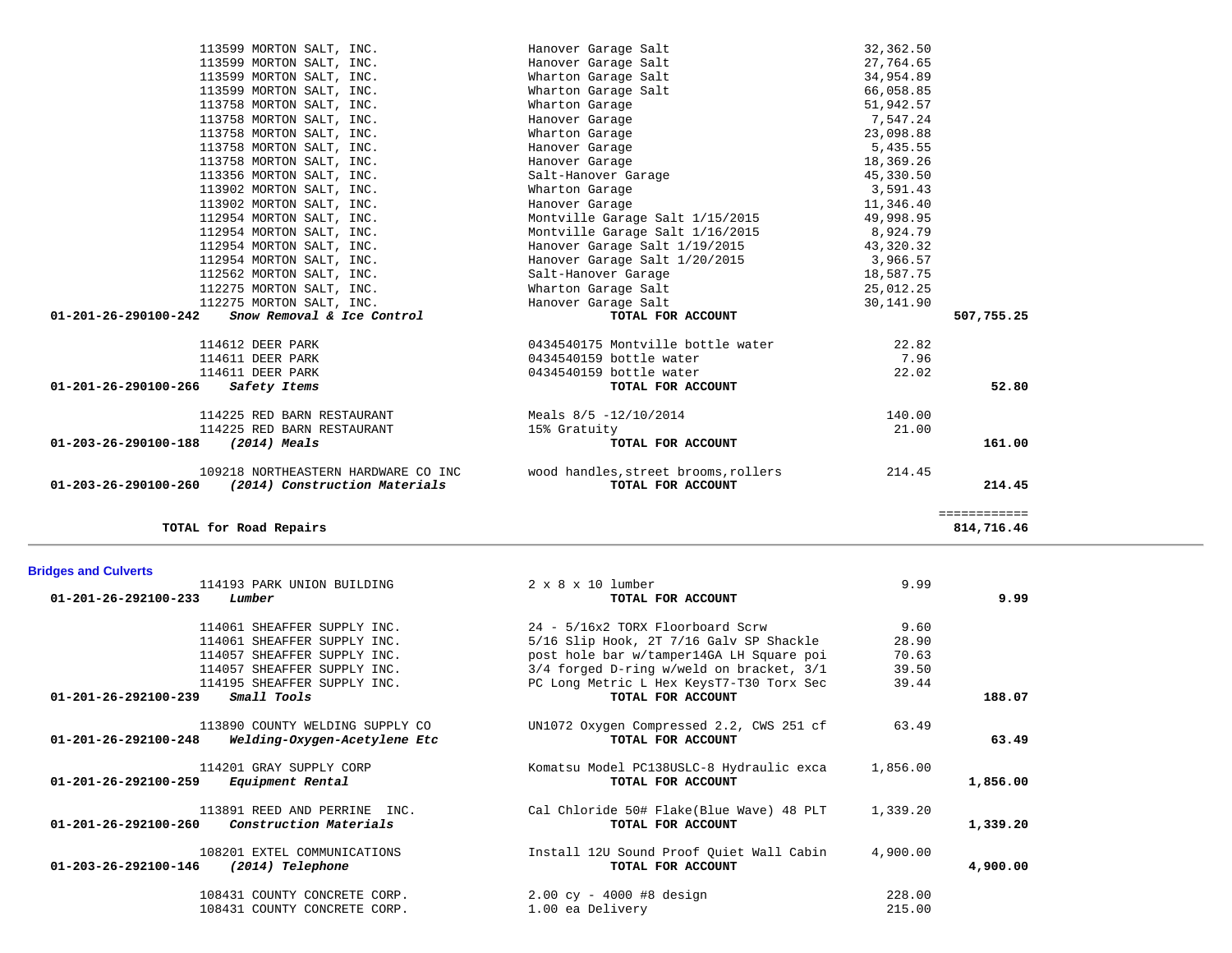| Account | Vendor / Description | Item | Amount | Total |
|---|---|---|---|---|
| | 113599 MORTON SALT, INC. | Hanover Garage Salt | 32,362.50 | |
| | 113599 MORTON SALT, INC. | Hanover Garage Salt | 27,764.65 | |
| | 113599 MORTON SALT, INC. | Wharton Garage Salt | 34,954.89 | |
| | 113599 MORTON SALT, INC. | Wharton Garage Salt | 66,058.85 | |
| | 113758 MORTON SALT, INC. | Wharton Garage | 51,942.57 | |
| | 113758 MORTON SALT, INC. | Hanover Garage | 7,547.24 | |
| | 113758 MORTON SALT, INC. | Wharton Garage | 23,098.88 | |
| | 113758 MORTON SALT, INC. | Hanover Garage | 5,435.55 | |
| | 113758 MORTON SALT, INC. | Hanover Garage | 18,369.26 | |
| | 113356 MORTON SALT, INC. | Salt-Hanover Garage | 45,330.50 | |
| | 113902 MORTON SALT, INC. | Wharton Garage | 3,591.43 | |
| | 113902 MORTON SALT, INC. | Hanover Garage | 11,346.40 | |
| | 112954 MORTON SALT, INC. | Montville Garage Salt 1/15/2015 | 49,998.95 | |
| | 112954 MORTON SALT, INC. | Montville Garage Salt 1/16/2015 | 8,924.79 | |
| | 112954 MORTON SALT, INC. | Hanover Garage Salt 1/19/2015 | 43,320.32 | |
| | 112954 MORTON SALT, INC. | Hanover Garage Salt 1/20/2015 | 3,966.57 | |
| | 112562 MORTON SALT, INC. | Salt-Hanover Garage | 18,587.75 | |
| | 112275 MORTON SALT, INC. | Wharton Garage Salt | 25,012.25 | |
| | 112275 MORTON SALT, INC. | Hanover Garage Salt | 30,141.90 | |
| **01-201-26-290100-242** | ***Snow Removal & Ice Control*** | **TOTAL FOR ACCOUNT** | | **507,755.25** |
| | 114612 DEER PARK | 0434540175 Montville bottle water | 22.82 | |
| | 114611 DEER PARK | 0434540159 bottle water | 7.96 | |
| | 114611 DEER PARK | 0434540159 bottle water | 22.02 | |
| **01-201-26-290100-266** | ***Safety Items*** | **TOTAL FOR ACCOUNT** | | **52.80** |
| | 114225 RED BARN RESTAURANT | Meals 8/5 -12/10/2014 | 140.00 | |
| | 114225 RED BARN RESTAURANT | 15% Gratuity | 21.00 | |
| **01-203-26-290100-188** | ***(2014) Meals*** | **TOTAL FOR ACCOUNT** | | **161.00** |
| | 109218 NORTHEASTERN HARDWARE CO INC | wood handles,street brooms,rollers | 214.45 | |
| **01-203-26-290100-260** | ***(2014) Construction Materials*** | **TOTAL FOR ACCOUNT** | | **214.45** |
| | | | | ============ |
| | **TOTAL for Road Repairs** | | | **814,716.46** |

## Bridges and Culverts

| Account | Vendor / Description | Item | Amount | Total |
|---|---|---|---|---|
| | 114193 PARK UNION BUILDING | 2 x 8 x 10 lumber | 9.99 | |
| **01-201-26-292100-233** | ***Lumber*** | **TOTAL FOR ACCOUNT** | | **9.99** |
| | 114061 SHEAFFER SUPPLY INC. | 24 - 5/16x2 TORX Floorboard Scrw | 9.60 | |
| | 114061 SHEAFFER SUPPLY INC. | 5/16 Slip Hook, 2T 7/16 Galv SP Shackle | 28.90 | |
| | 114057 SHEAFFER SUPPLY INC. | post hole bar w/tamper14GA LH Square poi | 70.63 | |
| | 114057 SHEAFFER SUPPLY INC. | 3/4 forged D-ring w/weld on bracket, 3/1 | 39.50 | |
| | 114195 SHEAFFER SUPPLY INC. | PC Long Metric L Hex KeysT7-T30 Torx Sec | 39.44 | |
| **01-201-26-292100-239** | ***Small Tools*** | **TOTAL FOR ACCOUNT** | | **188.07** |
| | 113890 COUNTY WELDING SUPPLY CO | UN1072 Oxygen Compressed 2.2, CWS 251 cf | 63.49 | |
| **01-201-26-292100-248** | ***Welding-Oxygen-Acetylene Etc*** | **TOTAL FOR ACCOUNT** | | **63.49** |
| | 114201 GRAY SUPPLY CORP | Komatsu Model PC138USLC-8 Hydraulic exca | 1,856.00 | |
| **01-201-26-292100-259** | ***Equipment Rental*** | **TOTAL FOR ACCOUNT** | | **1,856.00** |
| | 113891 REED AND PERRINE INC. | Cal Chloride 50# Flake(Blue Wave) 48 PLT | 1,339.20 | |
| **01-201-26-292100-260** | ***Construction Materials*** | **TOTAL FOR ACCOUNT** | | **1,339.20** |
| | 108201 EXTEL COMMUNICATIONS | Install 12U Sound Proof Quiet Wall Cabin | 4,900.00 | |
| **01-203-26-292100-146** | ***(2014) Telephone*** | **TOTAL FOR ACCOUNT** | | **4,900.00** |
| | 108431 COUNTY CONCRETE CORP. | 2.00 cy - 4000 #8 design | 228.00 | |
| | 108431 COUNTY CONCRETE CORP. | 1.00 ea Delivery | 215.00 | |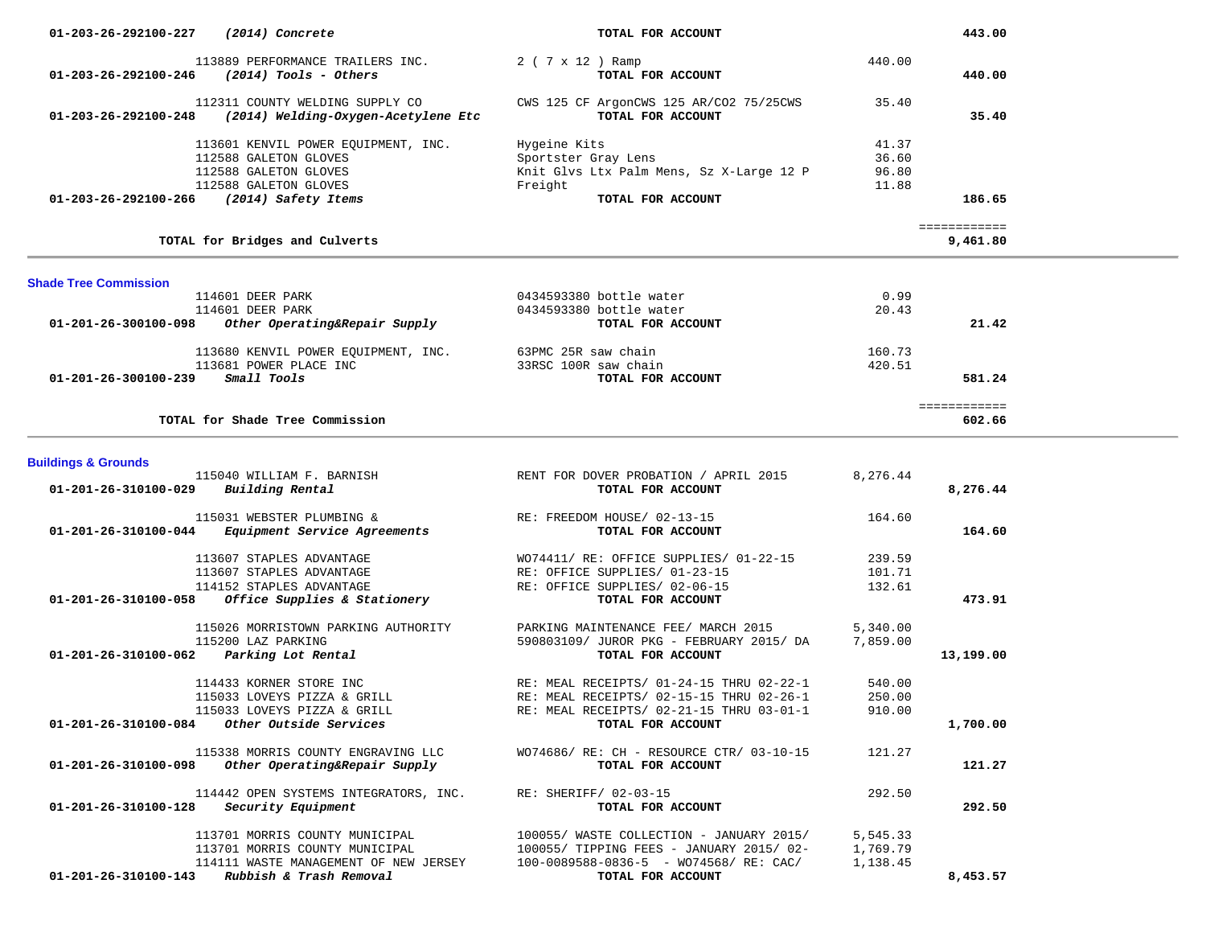| Account | Vendor / Description | Item | Amount | Total |
|---|---|---|---|---|
| 01-203-26-292100-227 | *(2014) Concrete* | **TOTAL FOR ACCOUNT** | | **443.00** |
| | 113889 PERFORMANCE TRAILERS INC. | 2 ( 7 x 12 ) Ramp | 440.00 | |
| 01-203-26-292100-246 | *(2014) Tools - Others* | **TOTAL FOR ACCOUNT** | | **440.00** |
| | 112311 COUNTY WELDING SUPPLY CO | CWS 125 CF ArgonCWS 125 AR/CO2 75/25CWS | 35.40 | |
| 01-203-26-292100-248 | *(2014) Welding-Oxygen-Acetylene Etc* | **TOTAL FOR ACCOUNT** | | **35.40** |
| | 113601 KENVIL POWER EQUIPMENT, INC. | Hygeine Kits | 41.37 | |
| | 112588 GALETON GLOVES | Sportster Gray Lens | 36.60 | |
| | 112588 GALETON GLOVES | Knit Glvs Ltx Palm Mens, Sz X-Large 12 P | 96.80 | |
| | 112588 GALETON GLOVES | Freight | 11.88 | |
| 01-203-26-292100-266 | *(2014) Safety Items* | **TOTAL FOR ACCOUNT** | | **186.65** |
| | **TOTAL for Bridges and Culverts** | | | **9,461.80** |

**Shade Tree Commission**

| Account | Vendor / Description | Item | Amount | Total |
|---|---|---|---|---|
| | 114601 DEER PARK | 0434593380 bottle water | 0.99 | |
| | 114601 DEER PARK | 0434593380 bottle water | 20.43 | |
| 01-201-26-300100-098 | *Other Operating&Repair Supply* | **TOTAL FOR ACCOUNT** | | **21.42** |
| | 113680 KENVIL POWER EQUIPMENT, INC. | 63PMC 25R saw chain | 160.73 | |
| | 113681 POWER PLACE INC | 33RSC 100R saw chain | 420.51 | |
| 01-201-26-300100-239 | *Small Tools* | **TOTAL FOR ACCOUNT** | | **581.24** |
| | **TOTAL for Shade Tree Commission** | | | **602.66** |

**Buildings & Grounds**

| Account | Vendor / Description | Item | Amount | Total |
|---|---|---|---|---|
| | 115040 WILLIAM F. BARNISH | RENT FOR DOVER PROBATION / APRIL 2015 | 8,276.44 | |
| 01-201-26-310100-029 | *Building Rental* | **TOTAL FOR ACCOUNT** | | **8,276.44** |
| | 115031 WEBSTER PLUMBING & | RE: FREEDOM HOUSE/ 02-13-15 | 164.60 | |
| 01-201-26-310100-044 | *Equipment Service Agreements* | **TOTAL FOR ACCOUNT** | | **164.60** |
| | 113607 STAPLES ADVANTAGE | WO74411/ RE: OFFICE SUPPLIES/ 01-22-15 | 239.59 | |
| | 113607 STAPLES ADVANTAGE | RE: OFFICE SUPPLIES/ 01-23-15 | 101.71 | |
| | 114152 STAPLES ADVANTAGE | RE: OFFICE SUPPLIES/ 02-06-15 | 132.61 | |
| 01-201-26-310100-058 | *Office Supplies & Stationery* | **TOTAL FOR ACCOUNT** | | **473.91** |
| | 115026 MORRISTOWN PARKING AUTHORITY | PARKING MAINTENANCE FEE/ MARCH 2015 | 5,340.00 | |
| | 115200 LAZ PARKING | 590803109/ JUROR PKG - FEBRUARY 2015/ DA | 7,859.00 | |
| 01-201-26-310100-062 | *Parking Lot Rental* | **TOTAL FOR ACCOUNT** | | **13,199.00** |
| | 114433 KORNER STORE INC | RE: MEAL RECEIPTS/ 01-24-15 THRU 02-22-1 | 540.00 | |
| | 115033 LOVEYS PIZZA & GRILL | RE: MEAL RECEIPTS/ 02-15-15 THRU 02-26-1 | 250.00 | |
| | 115033 LOVEYS PIZZA & GRILL | RE: MEAL RECEIPTS/ 02-21-15 THRU 03-01-1 | 910.00 | |
| 01-201-26-310100-084 | *Other Outside Services* | **TOTAL FOR ACCOUNT** | | **1,700.00** |
| | 115338 MORRIS COUNTY ENGRAVING LLC | WO74686/ RE: CH - RESOURCE CTR/ 03-10-15 | 121.27 | |
| 01-201-26-310100-098 | *Other Operating&Repair Supply* | **TOTAL FOR ACCOUNT** | | **121.27** |
| | 114442 OPEN SYSTEMS INTEGRATORS, INC. | RE: SHERIFF/ 02-03-15 | 292.50 | |
| 01-201-26-310100-128 | *Security Equipment* | **TOTAL FOR ACCOUNT** | | **292.50** |
| | 113701 MORRIS COUNTY MUNICIPAL | 100055/ WASTE COLLECTION - JANUARY 2015/ | 5,545.33 | |
| | 113701 MORRIS COUNTY MUNICIPAL | 100055/ TIPPING FEES - JANUARY 2015/ 02- | 1,769.79 | |
| | 114111 WASTE MANAGEMENT OF NEW JERSEY | 100-0089588-0836-5 - WO74568/ RE: CAC/ | 1,138.45 | |
| 01-201-26-310100-143 | *Rubbish & Trash Removal* | **TOTAL FOR ACCOUNT** | | **8,453.57** |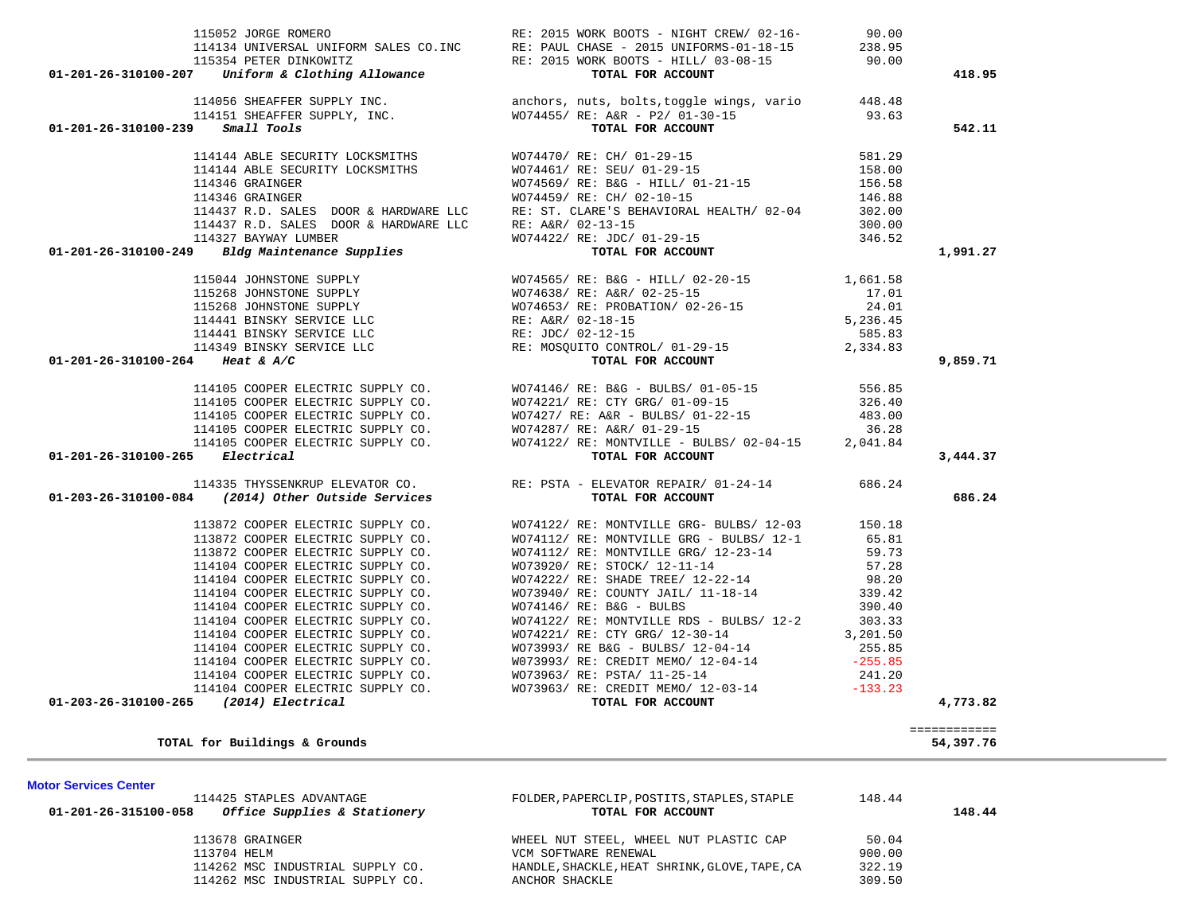| Vendor | Description | Amount | Total |
|---|---|---|---|
| 115052 JORGE ROMERO | RE: 2015 WORK BOOTS - NIGHT CREW/ 02-16- | 90.00 | |
| 114134 UNIVERSAL UNIFORM SALES CO.INC | RE: PAUL CHASE - 2015 UNIFORMS-01-18-15 | 238.95 | |
| 115354 PETER DINKOWITZ | RE: 2015 WORK BOOTS - HILL/ 03-08-15 | 90.00 | |
| **01-201-26-310100-207** ***Uniform & Clothing Allowance*** | **TOTAL FOR ACCOUNT** | | **418.95** |
| 114056 SHEAFFER SUPPLY INC. | anchors, nuts, bolts,toggle wings, vario | 448.48 | |
| 114151 SHEAFFER SUPPLY, INC. | WO74455/ RE: A&R - P2/ 01-30-15 | 93.63 | |
| **01-201-26-310100-239** ***Small Tools*** | **TOTAL FOR ACCOUNT** | | **542.11** |
| 114144 ABLE SECURITY LOCKSMITHS | WO74470/ RE: CH/ 01-29-15 | 581.29 | |
| 114144 ABLE SECURITY LOCKSMITHS | WO74461/ RE: SEU/ 01-29-15 | 158.00 | |
| 114346 GRAINGER | WO74569/ RE: B&G - HILL/ 01-21-15 | 156.58 | |
| 114346 GRAINGER | WO74459/ RE: CH/ 02-10-15 | 146.88 | |
| 114437 R.D. SALES DOOR & HARDWARE LLC | RE: ST. CLARE'S BEHAVIORAL HEALTH/ 02-04 | 302.00 | |
| 114437 R.D. SALES DOOR & HARDWARE LLC | RE: A&R/ 02-13-15 | 300.00 | |
| 114327 BAYWAY LUMBER | WO74422/ RE: JDC/ 01-29-15 | 346.52 | |
| **01-201-26-310100-249** ***Bldg Maintenance Supplies*** | **TOTAL FOR ACCOUNT** | | **1,991.27** |
| 115044 JOHNSTONE SUPPLY | WO74565/ RE: B&G - HILL/ 02-20-15 | 1,661.58 | |
| 115268 JOHNSTONE SUPPLY | WO74638/ RE: A&R/ 02-25-15 | 17.01 | |
| 115268 JOHNSTONE SUPPLY | WO74653/ RE: PROBATION/ 02-26-15 | 24.01 | |
| 114441 BINSKY SERVICE LLC | RE: A&R/ 02-18-15 | 5,236.45 | |
| 114441 BINSKY SERVICE LLC | RE: JDC/ 02-12-15 | 585.83 | |
| 114349 BINSKY SERVICE LLC | RE: MOSQUITO CONTROL/ 01-29-15 | 2,334.83 | |
| **01-201-26-310100-264** ***Heat & A/C*** | **TOTAL FOR ACCOUNT** | | **9,859.71** |
| 114105 COOPER ELECTRIC SUPPLY CO. | WO74146/ RE: B&G - BULBS/ 01-05-15 | 556.85 | |
| 114105 COOPER ELECTRIC SUPPLY CO. | WO74221/ RE: CTY GRG/ 01-09-15 | 326.40 | |
| 114105 COOPER ELECTRIC SUPPLY CO. | WO7427/ RE: A&R - BULBS/ 01-22-15 | 483.00 | |
| 114105 COOPER ELECTRIC SUPPLY CO. | WO74287/ RE: A&R/ 01-29-15 | 36.28 | |
| 114105 COOPER ELECTRIC SUPPLY CO. | WO74122/ RE: MONTVILLE - BULBS/ 02-04-15 | 2,041.84 | |
| **01-201-26-310100-265** ***Electrical*** | **TOTAL FOR ACCOUNT** | | **3,444.37** |
| 114335 THYSSENKRUP ELEVATOR CO. | RE: PSTA - ELEVATOR REPAIR/ 01-24-14 | 686.24 | |
| **01-203-26-310100-084** ***(2014) Other Outside Services*** | **TOTAL FOR ACCOUNT** | | **686.24** |
| 113872 COOPER ELECTRIC SUPPLY CO. | WO74122/ RE: MONTVILLE GRG- BULBS/ 12-03 | 150.18 | |
| 113872 COOPER ELECTRIC SUPPLY CO. | WO74112/ RE: MONTVILLE GRG - BULBS/ 12-1 | 65.81 | |
| 113872 COOPER ELECTRIC SUPPLY CO. | WO74112/ RE: MONTVILLE GRG/ 12-23-14 | 59.73 | |
| 114104 COOPER ELECTRIC SUPPLY CO. | WO73920/ RE: STOCK/ 12-11-14 | 57.28 | |
| 114104 COOPER ELECTRIC SUPPLY CO. | WO74222/ RE: SHADE TREE/ 12-22-14 | 98.20 | |
| 114104 COOPER ELECTRIC SUPPLY CO. | WO73940/ RE: COUNTY JAIL/ 11-18-14 | 339.42 | |
| 114104 COOPER ELECTRIC SUPPLY CO. | WO74146/ RE: B&G - BULBS | 390.40 | |
| 114104 COOPER ELECTRIC SUPPLY CO. | WO74122/ RE: MONTVILLE RDS - BULBS/ 12-2 | 303.33 | |
| 114104 COOPER ELECTRIC SUPPLY CO. | WO74221/ RE: CTY GRG/ 12-30-14 | 3,201.50 | |
| 114104 COOPER ELECTRIC SUPPLY CO. | WO73993/ RE B&G - BULBS/ 12-04-14 | 255.85 | |
| 114104 COOPER ELECTRIC SUPPLY CO. | WO73993/ RE: CREDIT MEMO/ 12-04-14 | -255.85 | |
| 114104 COOPER ELECTRIC SUPPLY CO. | WO73963/ RE: PSTA/ 11-25-14 | 241.20 | |
| 114104 COOPER ELECTRIC SUPPLY CO. | WO73963/ RE: CREDIT MEMO/ 12-03-14 | -133.23 | |
| **01-203-26-310100-265** ***(2014) Electrical*** | **TOTAL FOR ACCOUNT** | | **4,773.82** |
| | | | ============ |
| **TOTAL for Buildings & Grounds** | | | **54,397.76** |

**Motor Services Center**

| Vendor | Description | Amount | Total |
|---|---|---|---|
| 114425 STAPLES ADVANTAGE | FOLDER,PAPERCLIP,POSTITS,STAPLES,STAPLE | 148.44 | |
| **01-201-26-315100-058** ***Office Supplies & Stationery*** | **TOTAL FOR ACCOUNT** | | **148.44** |
| 113678 GRAINGER | WHEEL NUT STEEL, WHEEL NUT PLASTIC CAP | 50.04 | |
| 113704 HELM | VCM SOFTWARE RENEWAL | 900.00 | |
| 114262 MSC INDUSTRIAL SUPPLY CO. | HANDLE,SHACKLE,HEAT SHRINK,GLOVE,TAPE,CA | 322.19 | |
| 114262 MSC INDUSTRIAL SUPPLY CO. | ANCHOR SHACKLE | 309.50 | |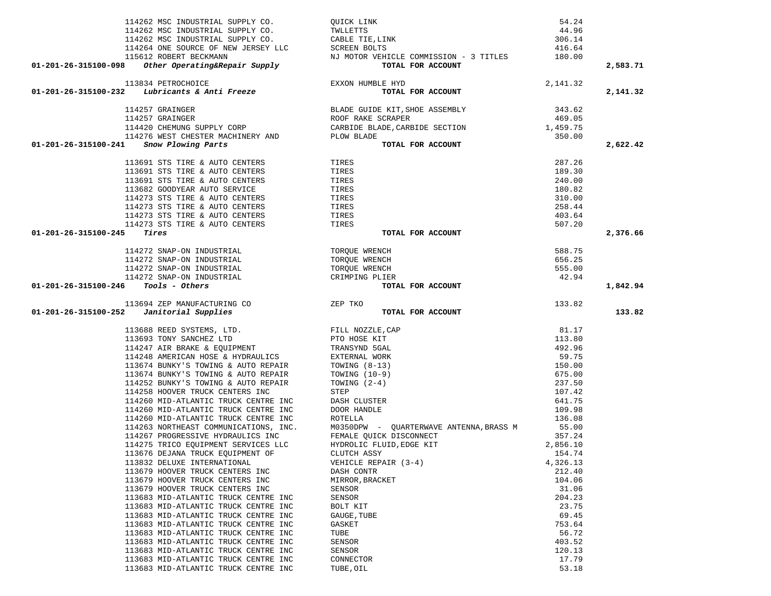| Account | Vendor | Description | Amount | Total |
|---|---|---|---|---|
| | 114262 MSC INDUSTRIAL SUPPLY CO. | QUICK LINK | 54.24 | |
| | 114262 MSC INDUSTRIAL SUPPLY CO. | TWLLETTS | 44.96 | |
| | 114262 MSC INDUSTRIAL SUPPLY CO. | CABLE TIE,LINK | 306.14 | |
| | 114264 ONE SOURCE OF NEW JERSEY LLC | SCREEN BOLTS | 416.64 | |
| | 115612 ROBERT BECKMANN | NJ MOTOR VEHICLE COMMISSION - 3 TITLES | 180.00 | |
| **01-201-26-315100-098** *Other Operating&Repair Supply* | | **TOTAL FOR ACCOUNT** | | **2,583.71** |
| | 113834 PETROCHOICE | EXXON HUMBLE HYD | 2,141.32 | |
| **01-201-26-315100-232** *Lubricants & Anti Freeze* | | **TOTAL FOR ACCOUNT** | | **2,141.32** |
| | 114257 GRAINGER | BLADE GUIDE KIT,SHOE ASSEMBLY | 343.62 | |
| | 114257 GRAINGER | ROOF RAKE SCRAPER | 469.05 | |
| | 114420 CHEMUNG SUPPLY CORP | CARBIDE BLADE,CARBIDE SECTION | 1,459.75 | |
| | 114276 WEST CHESTER MACHINERY AND | PLOW BLADE | 350.00 | |
| **01-201-26-315100-241** *Snow Plowing Parts* | | **TOTAL FOR ACCOUNT** | | **2,622.42** |
| | 113691 STS TIRE & AUTO CENTERS | TIRES | 287.26 | |
| | 113691 STS TIRE & AUTO CENTERS | TIRES | 189.30 | |
| | 113691 STS TIRE & AUTO CENTERS | TIRES | 240.00 | |
| | 113682 GOODYEAR AUTO SERVICE | TIRES | 180.82 | |
| | 114273 STS TIRE & AUTO CENTERS | TIRES | 310.00 | |
| | 114273 STS TIRE & AUTO CENTERS | TIRES | 258.44 | |
| | 114273 STS TIRE & AUTO CENTERS | TIRES | 403.64 | |
| | 114273 STS TIRE & AUTO CENTERS | TIRES | 507.20 | |
| **01-201-26-315100-245** *Tires* | | **TOTAL FOR ACCOUNT** | | **2,376.66** |
| | 114272 SNAP-ON INDUSTRIAL | TORQUE WRENCH | 588.75 | |
| | 114272 SNAP-ON INDUSTRIAL | TORQUE WRENCH | 656.25 | |
| | 114272 SNAP-ON INDUSTRIAL | TORQUE WRENCH | 555.00 | |
| | 114272 SNAP-ON INDUSTRIAL | CRIMPING PLIER | 42.94 | |
| **01-201-26-315100-246** *Tools - Others* | | **TOTAL FOR ACCOUNT** | | **1,842.94** |
| | 113694 ZEP MANUFACTURING CO | ZEP TKO | 133.82 | |
| **01-201-26-315100-252** *Janitorial Supplies* | | **TOTAL FOR ACCOUNT** | | **133.82** |
| | 113688 REED SYSTEMS, LTD. | FILL NOZZLE,CAP | 81.17 | |
| | 113693 TONY SANCHEZ LTD | PTO HOSE KIT | 113.80 | |
| | 114247 AIR BRAKE & EQUIPMENT | TRANSYND 5GAL | 492.96 | |
| | 114248 AMERICAN HOSE & HYDRAULICS | EXTERNAL WORK | 59.75 | |
| | 113674 BUNKY'S TOWING & AUTO REPAIR | TOWING (8-13) | 150.00 | |
| | 113674 BUNKY'S TOWING & AUTO REPAIR | TOWING (10-9) | 675.00 | |
| | 114252 BUNKY'S TOWING & AUTO REPAIR | TOWING (2-4) | 237.50 | |
| | 114258 HOOVER TRUCK CENTERS INC | STEP | 107.42 | |
| | 114260 MID-ATLANTIC TRUCK CENTRE INC | DASH CLUSTER | 641.75 | |
| | 114260 MID-ATLANTIC TRUCK CENTRE INC | DOOR HANDLE | 109.98 | |
| | 114260 MID-ATLANTIC TRUCK CENTRE INC | ROTELLA | 136.08 | |
| | 114263 NORTHEAST COMMUNICATIONS, INC. | M0350DPW - QUARTERWAVE ANTENNA,BRASS M | 55.00 | |
| | 114267 PROGRESSIVE HYDRAULICS INC | FEMALE QUICK DISCONNECT | 357.24 | |
| | 114275 TRICO EQUIPMENT SERVICES LLC | HYDROLIC FLUID,EDGE KIT | 2,856.10 | |
| | 113676 DEJANA TRUCK EQUIPMENT OF | CLUTCH ASSY | 154.74 | |
| | 113832 DELUXE INTERNATIONAL | VEHICLE REPAIR (3-4) | 4,326.13 | |
| | 113679 HOOVER TRUCK CENTERS INC | DASH CONTR | 212.40 | |
| | 113679 HOOVER TRUCK CENTERS INC | MIRROR,BRACKET | 104.06 | |
| | 113679 HOOVER TRUCK CENTERS INC | SENSOR | 31.06 | |
| | 113683 MID-ATLANTIC TRUCK CENTRE INC | SENSOR | 204.23 | |
| | 113683 MID-ATLANTIC TRUCK CENTRE INC | BOLT KIT | 23.75 | |
| | 113683 MID-ATLANTIC TRUCK CENTRE INC | GAUGE,TUBE | 69.45 | |
| | 113683 MID-ATLANTIC TRUCK CENTRE INC | GASKET | 753.64 | |
| | 113683 MID-ATLANTIC TRUCK CENTRE INC | TUBE | 56.72 | |
| | 113683 MID-ATLANTIC TRUCK CENTRE INC | SENSOR | 403.52 | |
| | 113683 MID-ATLANTIC TRUCK CENTRE INC | SENSOR | 120.13 | |
| | 113683 MID-ATLANTIC TRUCK CENTRE INC | CONNECTOR | 17.79 | |
| | 113683 MID-ATLANTIC TRUCK CENTRE INC | TUBE,OIL | 53.18 | |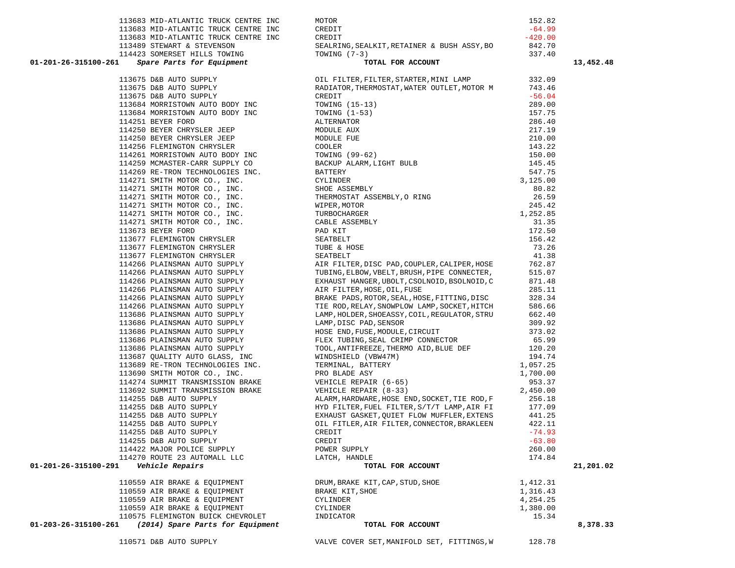| Account | Vendor | Description | Amount | Total |
|---|---|---|---|---|
| | 113683 MID-ATLANTIC TRUCK CENTRE INC | MOTOR | 152.82 | |
| | 113683 MID-ATLANTIC TRUCK CENTRE INC | CREDIT | -64.99 | |
| | 113683 MID-ATLANTIC TRUCK CENTRE INC | CREDIT | -420.00 | |
| | 113489 STEWART & STEVENSON | SEALRING,SEALKIT,RETAINER & BUSH ASSY,BO | 842.70 | |
| | 114423 SOMERSET HILLS TOWING | TOWING (7-3) | 337.40 | |
| 01-201-26-315100-261 *Spare Parts for Equipment* | | **TOTAL FOR ACCOUNT** | | 13,452.48 |
| | 113675 D&B AUTO SUPPLY | OIL FILTER,FILTER,STARTER,MINI LAMP | 332.09 | |
| | 113675 D&B AUTO SUPPLY | RADIATOR,THERMOSTAT,WATER OUTLET,MOTOR M | 743.46 | |
| | 113675 D&B AUTO SUPPLY | CREDIT | -56.04 | |
| | 113684 MORRISTOWN AUTO BODY INC | TOWING (15-13) | 289.00 | |
| | 113684 MORRISTOWN AUTO BODY INC | TOWING (1-53) | 157.75 | |
| | 114251 BEYER FORD | ALTERNATOR | 286.40 | |
| | 114250 BEYER CHRYSLER JEEP | MODULE AUX | 217.19 | |
| | 114250 BEYER CHRYSLER JEEP | MODULE FUE | 210.00 | |
| | 114256 FLEMINGTON CHRYSLER | COOLER | 143.22 | |
| | 114261 MORRISTOWN AUTO BODY INC | TOWING (99-62) | 150.00 | |
| | 114259 MCMASTER-CARR SUPPLY CO | BACKUP ALARM,LIGHT BULB | 145.45 | |
| | 114269 RE-TRON TECHNOLOGIES INC. | BATTERY | 547.75 | |
| | 114271 SMITH MOTOR CO., INC. | CYLINDER | 3,125.00 | |
| | 114271 SMITH MOTOR CO., INC. | SHOE ASSEMBLY | 80.82 | |
| | 114271 SMITH MOTOR CO., INC. | THERMOSTAT ASSEMBLY,O RING | 26.59 | |
| | 114271 SMITH MOTOR CO., INC. | WIPER,MOTOR | 245.42 | |
| | 114271 SMITH MOTOR CO., INC. | TURBOCHARGER | 1,252.85 | |
| | 114271 SMITH MOTOR CO., INC. | CABLE ASSEMBLY | 31.35 | |
| | 113673 BEYER FORD | PAD KIT | 172.50 | |
| | 113677 FLEMINGTON CHRYSLER | SEATBELT | 156.42 | |
| | 113677 FLEMINGTON CHRYSLER | TUBE & HOSE | 73.26 | |
| | 113677 FLEMINGTON CHRYSLER | SEATBELT | 41.38 | |
| | 114266 PLAINSMAN AUTO SUPPLY | AIR FILTER,DISC PAD,COUPLER,CALIPER,HOSE | 762.87 | |
| | 114266 PLAINSMAN AUTO SUPPLY | TUBING,ELBOW,VBELT,BRUSH,PIPE CONNECTER, | 515.07 | |
| | 114266 PLAINSMAN AUTO SUPPLY | EXHAUST HANGER,UBOLT,CSOLNOID,BSOLNOID,C | 871.48 | |
| | 114266 PLAINSMAN AUTO SUPPLY | AIR FILTER,HOSE,OIL,FUSE | 285.11 | |
| | 114266 PLAINSMAN AUTO SUPPLY | BRAKE PADS,ROTOR,SEAL,HOSE,FITTING,DISC | 328.34 | |
| | 114266 PLAINSMAN AUTO SUPPLY | TIE ROD,RELAY,SNOWPLOW LAMP,SOCKET,HITCH | 586.66 | |
| | 113686 PLAINSMAN AUTO SUPPLY | LAMP,HOLDER,SHOEASSY,COIL,REGULATOR,STRU | 662.40 | |
| | 113686 PLAINSMAN AUTO SUPPLY | LAMP,DISC PAD,SENSOR | 309.92 | |
| | 113686 PLAINSMAN AUTO SUPPLY | HOSE END,FUSE,MODULE,CIRCUIT | 373.02 | |
| | 113686 PLAINSMAN AUTO SUPPLY | FLEX TUBING,SEAL CRIMP CONNECTOR | 65.99 | |
| | 113686 PLAINSMAN AUTO SUPPLY | TOOL,ANTIFREEZE,THERMO AID,BLUE DEF | 120.20 | |
| | 113687 QUALITY AUTO GLASS, INC | WINDSHIELD (VBW47M) | 194.74 | |
| | 113689 RE-TRON TECHNOLOGIES INC. | TERMINAL, BATTERY | 1,057.25 | |
| | 113690 SMITH MOTOR CO., INC. | PRO BLADE ASY | 1,700.00 | |
| | 114274 SUMMIT TRANSMISSION BRAKE | VEHICLE REPAIR (6-65) | 953.37 | |
| | 113692 SUMMIT TRANSMISSION BRAKE | VEHICLE REPAIR (8-33) | 2,450.00 | |
| | 114255 D&B AUTO SUPPLY | ALARM,HARDWARE,HOSE END,SOCKET,TIE ROD,F | 256.18 | |
| | 114255 D&B AUTO SUPPLY | HYD FILTER,FUEL FILTER,S/T/T LAMP,AIR FI | 177.09 | |
| | 114255 D&B AUTO SUPPLY | EXHAUST GASKET,QUIET FLOW MUFFLER,EXTENS | 441.25 | |
| | 114255 D&B AUTO SUPPLY | OIL FITLER,AIR FILTER,CONNECTOR,BRAKLEEN | 422.11 | |
| | 114255 D&B AUTO SUPPLY | CREDIT | -74.93 | |
| | 114255 D&B AUTO SUPPLY | CREDIT | -63.80 | |
| | 114422 MAJOR POLICE SUPPLY | POWER SUPPLY | 260.00 | |
| | 114270 ROUTE 23 AUTOMALL LLC | LATCH, HANDLE | 174.84 | |
| 01-201-26-315100-291 *Vehicle Repairs* | | **TOTAL FOR ACCOUNT** | | 21,201.02 |
| | 110559 AIR BRAKE & EQUIPMENT | DRUM,BRAKE KIT,CAP,STUD,SHOE | 1,412.31 | |
| | 110559 AIR BRAKE & EQUIPMENT | BRAKE KIT,SHOE | 1,316.43 | |
| | 110559 AIR BRAKE & EQUIPMENT | CYLINDER | 4,254.25 | |
| | 110559 AIR BRAKE & EQUIPMENT | CYLINDER | 1,380.00 | |
| | 110575 FLEMINGTON BUICK CHEVROLET | INDICATOR | 15.34 | |
| 01-203-26-315100-261 *(2014) Spare Parts for Equipment* | | **TOTAL FOR ACCOUNT** | | 8,378.33 |
| | 110571 D&B AUTO SUPPLY | VALVE COVER SET,MANIFOLD SET, FITTINGS,W | 128.78 | |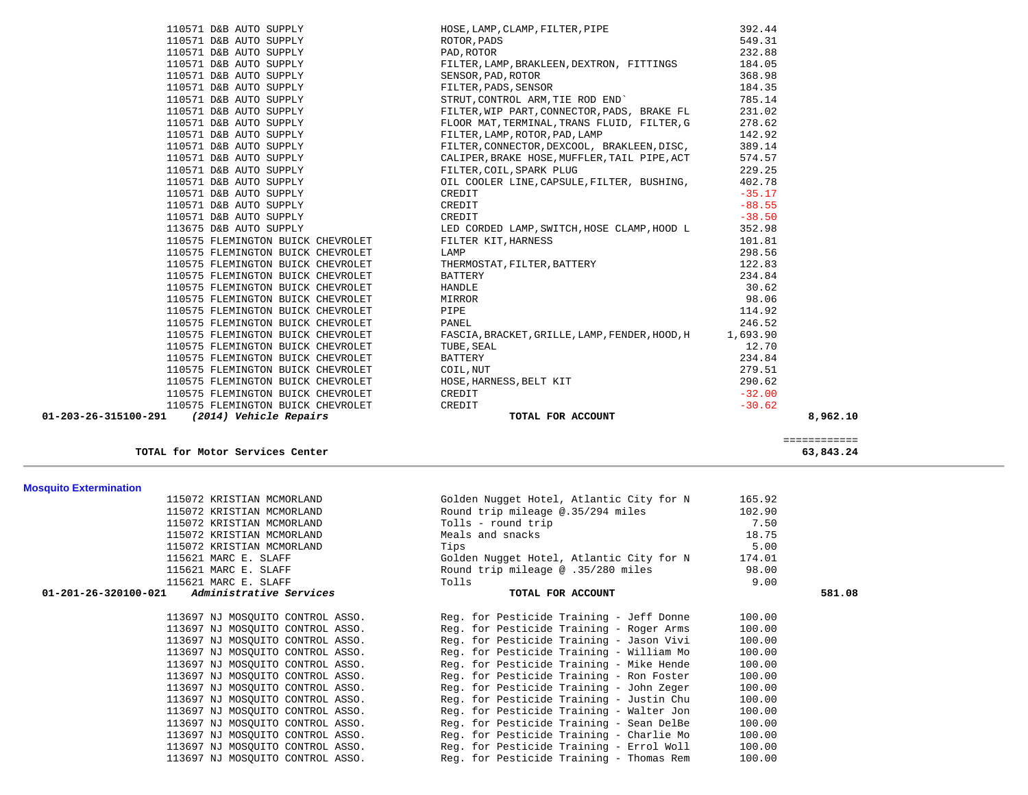| PO | Vendor | Description | Amount | Total |
|---|---|---|---|---|
| 110571 | D&B AUTO SUPPLY | HOSE,LAMP,CLAMP,FILTER,PIPE | 392.44 | |
| 110571 | D&B AUTO SUPPLY | ROTOR,PADS | 549.31 | |
| 110571 | D&B AUTO SUPPLY | PAD,ROTOR | 232.88 | |
| 110571 | D&B AUTO SUPPLY | FILTER,LAMP,BRAKLEEN,DEXTRON, FITTINGS | 184.05 | |
| 110571 | D&B AUTO SUPPLY | SENSOR,PAD,ROTOR | 368.98 | |
| 110571 | D&B AUTO SUPPLY | FILTER,PADS,SENSOR | 184.35 | |
| 110571 | D&B AUTO SUPPLY | STRUT,CONTROL ARM,TIE ROD END` | 785.14 | |
| 110571 | D&B AUTO SUPPLY | FILTER,WIP PART,CONNECTOR,PADS, BRAKE FL | 231.02 | |
| 110571 | D&B AUTO SUPPLY | FLOOR MAT,TERMINAL,TRANS FLUID, FILTER,G | 278.62 | |
| 110571 | D&B AUTO SUPPLY | FILTER,LAMP,ROTOR,PAD,LAMP | 142.92 | |
| 110571 | D&B AUTO SUPPLY | FILTER,CONNECTOR,DEXCOOL, BRAKLEEN,DISC, | 389.14 | |
| 110571 | D&B AUTO SUPPLY | CALIPER,BRAKE HOSE,MUFFLER,TAIL PIPE,ACT | 574.57 | |
| 110571 | D&B AUTO SUPPLY | FILTER,COIL,SPARK PLUG | 229.25 | |
| 110571 | D&B AUTO SUPPLY | OIL COOLER LINE,CAPSULE,FILTER, BUSHING, | 402.78 | |
| 110571 | D&B AUTO SUPPLY | CREDIT | -35.17 | |
| 110571 | D&B AUTO SUPPLY | CREDIT | -88.55 | |
| 110571 | D&B AUTO SUPPLY | CREDIT | -38.50 | |
| 113675 | D&B AUTO SUPPLY | LED CORDED LAMP,SWITCH,HOSE CLAMP,HOOD L | 352.98 | |
| 110575 | FLEMINGTON BUICK CHEVROLET | FILTER KIT,HARNESS | 101.81 | |
| 110575 | FLEMINGTON BUICK CHEVROLET | LAMP | 298.56 | |
| 110575 | FLEMINGTON BUICK CHEVROLET | THERMOSTAT,FILTER,BATTERY | 122.83 | |
| 110575 | FLEMINGTON BUICK CHEVROLET | BATTERY | 234.84 | |
| 110575 | FLEMINGTON BUICK CHEVROLET | HANDLE | 30.62 | |
| 110575 | FLEMINGTON BUICK CHEVROLET | MIRROR | 98.06 | |
| 110575 | FLEMINGTON BUICK CHEVROLET | PIPE | 114.92 | |
| 110575 | FLEMINGTON BUICK CHEVROLET | PANEL | 246.52 | |
| 110575 | FLEMINGTON BUICK CHEVROLET | FASCIA,BRACKET,GRILLE,LAMP,FENDER,HOOD,H | 1,693.90 | |
| 110575 | FLEMINGTON BUICK CHEVROLET | TUBE,SEAL | 12.70 | |
| 110575 | FLEMINGTON BUICK CHEVROLET | BATTERY | 234.84 | |
| 110575 | FLEMINGTON BUICK CHEVROLET | COIL,NUT | 279.51 | |
| 110575 | FLEMINGTON BUICK CHEVROLET | HOSE,HARNESS,BELT KIT | 290.62 | |
| 110575 | FLEMINGTON BUICK CHEVROLET | CREDIT | -32.00 | |
| 110575 | FLEMINGTON BUICK CHEVROLET | CREDIT | -30.62 | |
| **01-203-26-315100-291** | ***(2014) Vehicle Repairs*** | **TOTAL FOR ACCOUNT** | | **8,962.10** |

**TOTAL for Motor Services Center** ============ **63,843.24**

---

**Mosquito Extermination**

| PO | Vendor | Description | Amount | Total |
|---|---|---|---|---|
| 115072 | KRISTIAN MCMORLAND | Golden Nugget Hotel, Atlantic City for N | 165.92 | |
| 115072 | KRISTIAN MCMORLAND | Round trip mileage @.35/294 miles | 102.90 | |
| 115072 | KRISTIAN MCMORLAND | Tolls - round trip | 7.50 | |
| 115072 | KRISTIAN MCMORLAND | Meals and snacks | 18.75 | |
| 115072 | KRISTIAN MCMORLAND | Tips | 5.00 | |
| 115621 | MARC E. SLAFF | Golden Nugget Hotel, Atlantic City for N | 174.01 | |
| 115621 | MARC E. SLAFF | Round trip mileage @ .35/280 miles | 98.00 | |
| 115621 | MARC E. SLAFF | Tolls | 9.00 | |
| **01-201-26-320100-021** | ***Administrative Services*** | **TOTAL FOR ACCOUNT** | | **581.08** |
| 113697 | NJ MOSQUITO CONTROL ASSO. | Reg. for Pesticide Training - Jeff Donne | 100.00 | |
| 113697 | NJ MOSQUITO CONTROL ASSO. | Reg. for Pesticide Training - Roger Arms | 100.00 | |
| 113697 | NJ MOSQUITO CONTROL ASSO. | Reg. for Pesticide Training - Jason Vivi | 100.00 | |
| 113697 | NJ MOSQUITO CONTROL ASSO. | Reg. for Pesticide Training - William Mo | 100.00 | |
| 113697 | NJ MOSQUITO CONTROL ASSO. | Reg. for Pesticide Training - Mike Hende | 100.00 | |
| 113697 | NJ MOSQUITO CONTROL ASSO. | Reg. for Pesticide Training - Ron Foster | 100.00 | |
| 113697 | NJ MOSQUITO CONTROL ASSO. | Reg. for Pesticide Training - John Zeger | 100.00 | |
| 113697 | NJ MOSQUITO CONTROL ASSO. | Reg. for Pesticide Training - Justin Chu | 100.00 | |
| 113697 | NJ MOSQUITO CONTROL ASSO. | Reg. for Pesticide Training - Walter Jon | 100.00 | |
| 113697 | NJ MOSQUITO CONTROL ASSO. | Reg. for Pesticide Training - Sean DelBe | 100.00 | |
| 113697 | NJ MOSQUITO CONTROL ASSO. | Reg. for Pesticide Training - Charlie Mo | 100.00 | |
| 113697 | NJ MOSQUITO CONTROL ASSO. | Reg. for Pesticide Training - Errol Woll | 100.00 | |
| 113697 | NJ MOSQUITO CONTROL ASSO. | Reg. for Pesticide Training - Thomas Rem | 100.00 | |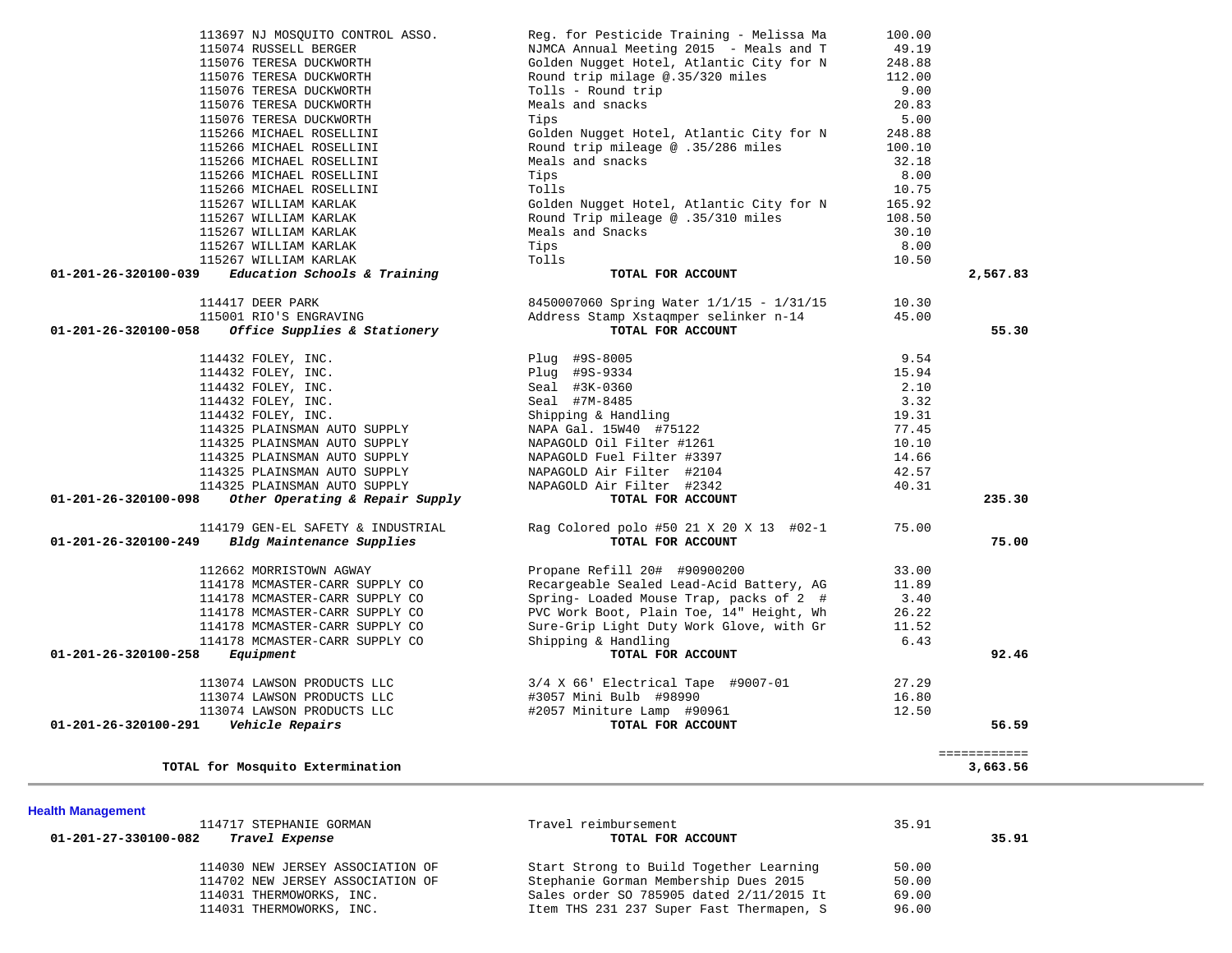| Account | Vendor | Description | Amount | Total |
|---|---|---|---|---|
| | 113697 NJ MOSQUITO CONTROL ASSO. | Reg. for Pesticide Training - Melissa Ma | 100.00 | |
| | 115074 RUSSELL BERGER | NJMCA Annual Meeting 2015 - Meals and T | 49.19 | |
| | 115076 TERESA DUCKWORTH | Golden Nugget Hotel, Atlantic City for N | 248.88 | |
| | 115076 TERESA DUCKWORTH | Round trip milage @.35/320 miles | 112.00 | |
| | 115076 TERESA DUCKWORTH | Tolls - Round trip | 9.00 | |
| | 115076 TERESA DUCKWORTH | Meals and snacks | 20.83 | |
| | 115076 TERESA DUCKWORTH | Tips | 5.00 | |
| | 115266 MICHAEL ROSELLINI | Golden Nugget Hotel, Atlantic City for N | 248.88 | |
| | 115266 MICHAEL ROSELLINI | Round trip mileage @ .35/286 miles | 100.10 | |
| | 115266 MICHAEL ROSELLINI | Meals and snacks | 32.18 | |
| | 115266 MICHAEL ROSELLINI | Tips | 8.00 | |
| | 115266 MICHAEL ROSELLINI | Tolls | 10.75 | |
| | 115267 WILLIAM KARLAK | Golden Nugget Hotel, Atlantic City for N | 165.92 | |
| | 115267 WILLIAM KARLAK | Round Trip mileage @ .35/310 miles | 108.50 | |
| | 115267 WILLIAM KARLAK | Meals and Snacks | 30.10 | |
| | 115267 WILLIAM KARLAK | Tips | 8.00 | |
| | 115267 WILLIAM KARLAK | Tolls | 10.50 | |
| **01-201-26-320100-039** | ***Education Schools & Training*** | **TOTAL FOR ACCOUNT** | | **2,567.83** |
| | 114417 DEER PARK | 8450007060 Spring Water 1/1/15 - 1/31/15 | 10.30 | |
| | 115001 RIO'S ENGRAVING | Address Stamp Xstaqmper selinker n-14 | 45.00 | |
| **01-201-26-320100-058** | ***Office Supplies & Stationery*** | **TOTAL FOR ACCOUNT** | | **55.30** |
| | 114432 FOLEY, INC. | Plug #9S-8005 | 9.54 | |
| | 114432 FOLEY, INC. | Plug #9S-9334 | 15.94 | |
| | 114432 FOLEY, INC. | Seal #3K-0360 | 2.10 | |
| | 114432 FOLEY, INC. | Seal #7M-8485 | 3.32 | |
| | 114432 FOLEY, INC. | Shipping & Handling | 19.31 | |
| | 114325 PLAINSMAN AUTO SUPPLY | NAPA Gal. 15W40 #75122 | 77.45 | |
| | 114325 PLAINSMAN AUTO SUPPLY | NAPAGOLD Oil Filter #1261 | 10.10 | |
| | 114325 PLAINSMAN AUTO SUPPLY | NAPAGOLD Fuel Filter #3397 | 14.66 | |
| | 114325 PLAINSMAN AUTO SUPPLY | NAPAGOLD Air Filter #2104 | 42.57 | |
| | 114325 PLAINSMAN AUTO SUPPLY | NAPAGOLD Air Filter #2342 | 40.31 | |
| **01-201-26-320100-098** | ***Other Operating & Repair Supply*** | **TOTAL FOR ACCOUNT** | | **235.30** |
| | 114179 GEN-EL SAFETY & INDUSTRIAL | Rag Colored polo #50 21 X 20 X 13 #02-1 | 75.00 | |
| **01-201-26-320100-249** | ***Bldg Maintenance Supplies*** | **TOTAL FOR ACCOUNT** | | **75.00** |
| | 112662 MORRISTOWN AGWAY | Propane Refill 20# #90900200 | 33.00 | |
| | 114178 MCMASTER-CARR SUPPLY CO | Recargeable Sealed Lead-Acid Battery, AG | 11.89 | |
| | 114178 MCMASTER-CARR SUPPLY CO | Spring- Loaded Mouse Trap, packs of 2 # | 3.40 | |
| | 114178 MCMASTER-CARR SUPPLY CO | PVC Work Boot, Plain Toe, 14" Height, Wh | 26.22 | |
| | 114178 MCMASTER-CARR SUPPLY CO | Sure-Grip Light Duty Work Glove, with Gr | 11.52 | |
| | 114178 MCMASTER-CARR SUPPLY CO | Shipping & Handling | 6.43 | |
| **01-201-26-320100-258** | ***Equipment*** | **TOTAL FOR ACCOUNT** | | **92.46** |
| | 113074 LAWSON PRODUCTS LLC | 3/4 X 66' Electrical Tape #9007-01 | 27.29 | |
| | 113074 LAWSON PRODUCTS LLC | #3057 Mini Bulb #98990 | 16.80 | |
| | 113074 LAWSON PRODUCTS LLC | #2057 Miniture Lamp #90961 | 12.50 | |
| **01-201-26-320100-291** | ***Vehicle Repairs*** | **TOTAL FOR ACCOUNT** | | **56.59** |
| | | | | ============ |
| | **TOTAL for Mosquito Extermination** | | | **3,663.56** |

**Health Management**

| Account | Vendor | Description | Amount | Total |
|---|---|---|---|---|
| | 114717 STEPHANIE GORMAN | Travel reimbursement | 35.91 | |
| **01-201-27-330100-082** | ***Travel Expense*** | **TOTAL FOR ACCOUNT** | | **35.91** |
| | 114030 NEW JERSEY ASSOCIATION OF | Start Strong to Build Together Learning | 50.00 | |
| | 114702 NEW JERSEY ASSOCIATION OF | Stephanie Gorman Membership Dues 2015 | 50.00 | |
| | 114031 THERMOWORKS, INC. | Sales order SO 785905 dated 2/11/2015 It | 69.00 | |
| | 114031 THERMOWORKS, INC. | Item THS 231 237 Super Fast Thermapen, S | 96.00 | |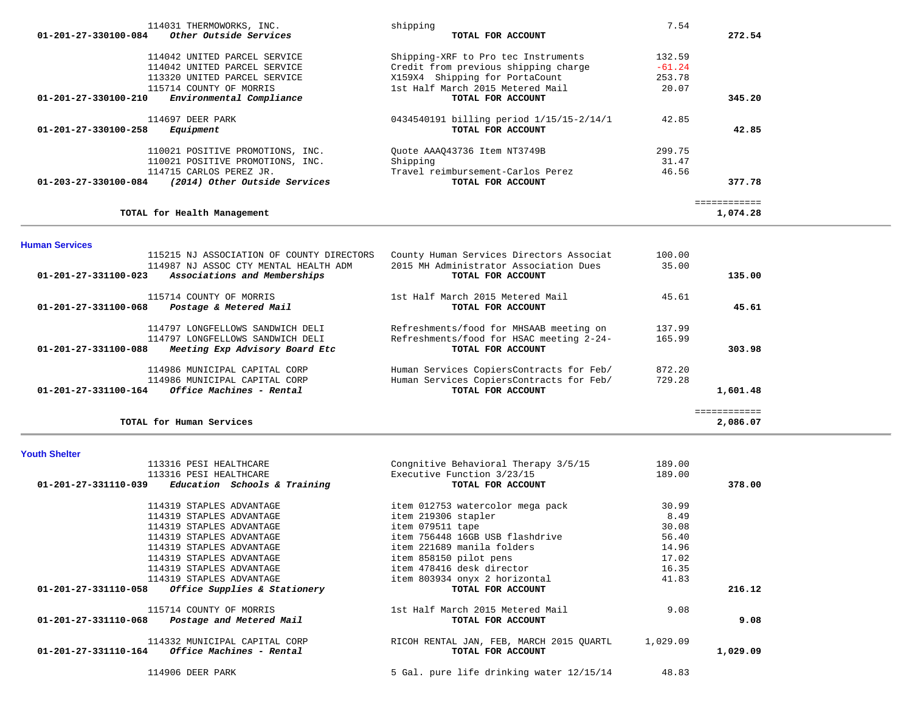| Account | Vendor | Description | Amount | Total |
|---|---|---|---|---|
| | 114031 THERMOWORKS, INC. | shipping | 7.54 | |
| 01-201-27-330100-084 *Other Outside Services* | | **TOTAL FOR ACCOUNT** | | **272.54** |
| | 114042 UNITED PARCEL SERVICE | Shipping-XRF to Pro tec Instruments | 132.59 | |
| | 114042 UNITED PARCEL SERVICE | Credit from previous shipping charge | -61.24 | |
| | 113320 UNITED PARCEL SERVICE | X159X4 Shipping for PortaCount | 253.78 | |
| | 115714 COUNTY OF MORRIS | 1st Half March 2015 Metered Mail | 20.07 | |
| 01-201-27-330100-210 *Environmental Compliance* | | **TOTAL FOR ACCOUNT** | | **345.20** |
| | 114697 DEER PARK | 0434540191 billing period 1/15/15-2/14/1 | 42.85 | |
| 01-201-27-330100-258 *Equipment* | | **TOTAL FOR ACCOUNT** | | **42.85** |
| | 110021 POSITIVE PROMOTIONS, INC. | Quote AAAQ43736 Item NT3749B | 299.75 | |
| | 110021 POSITIVE PROMOTIONS, INC. | Shipping | 31.47 | |
| | 114715 CARLOS PEREZ JR. | Travel reimbursement-Carlos Perez | 46.56 | |
| 01-203-27-330100-084 *(2014) Other Outside Services* | | **TOTAL FOR ACCOUNT** | | **377.78** |
| **TOTAL for Health Management** | | | | **1,074.28** |

## Human Services

| Account | Vendor | Description | Amount | Total |
|---|---|---|---|---|
| | 115215 NJ ASSOCIATION OF COUNTY DIRECTORS | County Human Services Directors Associat | 100.00 | |
| | 114987 NJ ASSOC CTY MENTAL HEALTH ADM | 2015 MH Administrator Association Dues | 35.00 | |
| 01-201-27-331100-023 *Associations and Memberships* | | **TOTAL FOR ACCOUNT** | | **135.00** |
| | 115714 COUNTY OF MORRIS | 1st Half March 2015 Metered Mail | 45.61 | |
| 01-201-27-331100-068 *Postage & Metered Mail* | | **TOTAL FOR ACCOUNT** | | **45.61** |
| | 114797 LONGFELLOWS SANDWICH DELI | Refreshments/food for MHSAAB meeting on | 137.99 | |
| | 114797 LONGFELLOWS SANDWICH DELI | Refreshments/food for HSAC meeting 2-24- | 165.99 | |
| 01-201-27-331100-088 *Meeting Exp Advisory Board Etc* | | **TOTAL FOR ACCOUNT** | | **303.98** |
| | 114986 MUNICIPAL CAPITAL CORP | Human Services CopiersContracts for Feb/ | 872.20 | |
| | 114986 MUNICIPAL CAPITAL CORP | Human Services CopiersContracts for Feb/ | 729.28 | |
| 01-201-27-331100-164 *Office Machines - Rental* | | **TOTAL FOR ACCOUNT** | | **1,601.48** |
| **TOTAL for Human Services** | | | | **2,086.07** |

## Youth Shelter

| Account | Vendor | Description | Amount | Total |
|---|---|---|---|---|
| | 113316 PESI HEALTHCARE | Congnitive Behavioral Therapy 3/5/15 | 189.00 | |
| | 113316 PESI HEALTHCARE | Executive Function 3/23/15 | 189.00 | |
| 01-201-27-331110-039 *Education Schools & Training* | | **TOTAL FOR ACCOUNT** | | **378.00** |
| | 114319 STAPLES ADVANTAGE | item 012753 watercolor mega pack | 30.99 | |
| | 114319 STAPLES ADVANTAGE | item 219306 stapler | 8.49 | |
| | 114319 STAPLES ADVANTAGE | item 079511 tape | 30.08 | |
| | 114319 STAPLES ADVANTAGE | item 756448 16GB USB flashdrive | 56.40 | |
| | 114319 STAPLES ADVANTAGE | item 221689 manila folders | 14.96 | |
| | 114319 STAPLES ADVANTAGE | item 858150 pilot pens | 17.02 | |
| | 114319 STAPLES ADVANTAGE | item 478416 desk director | 16.35 | |
| | 114319 STAPLES ADVANTAGE | item 803934 onyx 2 horizontal | 41.83 | |
| 01-201-27-331110-058 *Office Supplies & Stationery* | | **TOTAL FOR ACCOUNT** | | **216.12** |
| | 115714 COUNTY OF MORRIS | 1st Half March 2015 Metered Mail | 9.08 | |
| 01-201-27-331110-068 *Postage and Metered Mail* | | **TOTAL FOR ACCOUNT** | | **9.08** |
| | 114332 MUNICIPAL CAPITAL CORP | RICOH RENTAL JAN, FEB, MARCH 2015 QUARTL | 1,029.09 | |
| 01-201-27-331110-164 *Office Machines - Rental* | | **TOTAL FOR ACCOUNT** | | **1,029.09** |
| | 114906 DEER PARK | 5 Gal. pure life drinking water 12/15/14 | 48.83 | |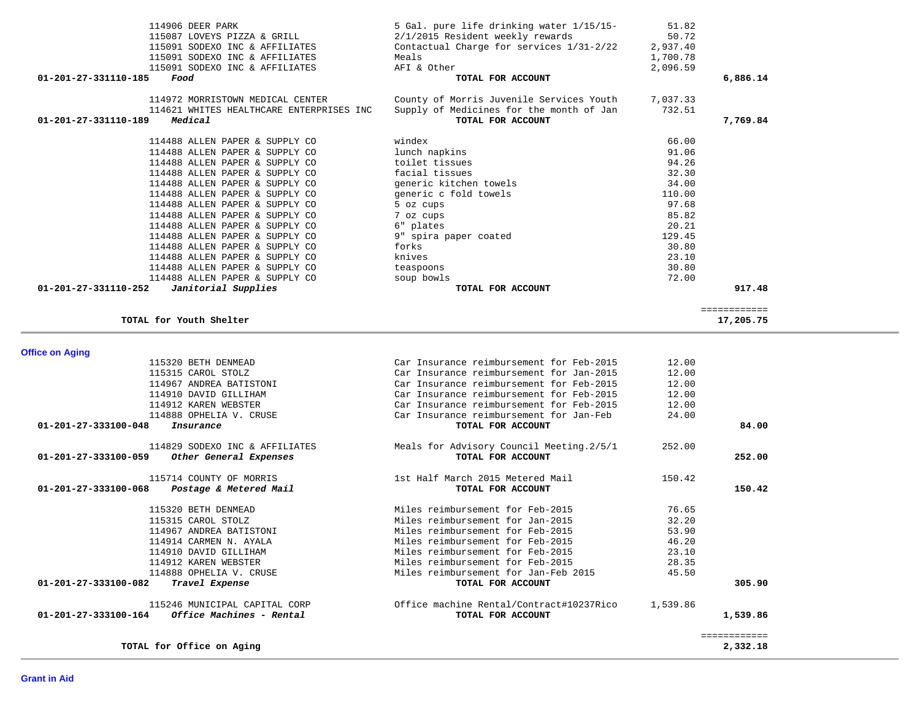| Vendor | Description | Amount | Total |
|---|---|---|---|
| 114906 DEER PARK | 5 Gal. pure life drinking water 1/15/15- | 51.82 | |
| 115087 LOVEYS PIZZA & GRILL | 2/1/2015 Resident weekly rewards | 50.72 | |
| 115091 SODEXO INC & AFFILIATES | Contactual Charge for services 1/31-2/22 | 2,937.40 | |
| 115091 SODEXO INC & AFFILIATES | Meals | 1,700.78 | |
| 115091 SODEXO INC & AFFILIATES | AFI & Other | 2,096.59 | |
| **01-201-27-331110-185** ***Food*** | **TOTAL FOR ACCOUNT** | | **6,886.14** |
| 114972 MORRISTOWN MEDICAL CENTER | County of Morris Juvenile Services Youth | 7,037.33 | |
| 114621 WHITES HEALTHCARE ENTERPRISES INC | Supply of Medicines for the month of Jan | 732.51 | |
| **01-201-27-331110-189** ***Medical*** | **TOTAL FOR ACCOUNT** | | **7,769.84** |
| 114488 ALLEN PAPER & SUPPLY CO | windex | 66.00 | |
| 114488 ALLEN PAPER & SUPPLY CO | lunch napkins | 91.06 | |
| 114488 ALLEN PAPER & SUPPLY CO | toilet tissues | 94.26 | |
| 114488 ALLEN PAPER & SUPPLY CO | facial tissues | 32.30 | |
| 114488 ALLEN PAPER & SUPPLY CO | generic kitchen towels | 34.00 | |
| 114488 ALLEN PAPER & SUPPLY CO | generic c fold towels | 110.00 | |
| 114488 ALLEN PAPER & SUPPLY CO | 5 oz cups | 97.68 | |
| 114488 ALLEN PAPER & SUPPLY CO | 7 oz cups | 85.82 | |
| 114488 ALLEN PAPER & SUPPLY CO | 6" plates | 20.21 | |
| 114488 ALLEN PAPER & SUPPLY CO | 9" spira paper coated | 129.45 | |
| 114488 ALLEN PAPER & SUPPLY CO | forks | 30.80 | |
| 114488 ALLEN PAPER & SUPPLY CO | knives | 23.10 | |
| 114488 ALLEN PAPER & SUPPLY CO | teaspoons | 30.80 | |
| 114488 ALLEN PAPER & SUPPLY CO | soup bowls | 72.00 | |
| **01-201-27-331110-252** ***Janitorial Supplies*** | **TOTAL FOR ACCOUNT** | | **917.48** |
| | | | ============ |
| **TOTAL for Youth Shelter** | | | **17,205.75** |

## Office on Aging

| Vendor | Description | Amount | Total |
|---|---|---|---|
| 115320 BETH DENMEAD | Car Insurance reimbursement for Feb-2015 | 12.00 | |
| 115315 CAROL STOLZ | Car Insurance reimbursement for Jan-2015 | 12.00 | |
| 114967 ANDREA BATISTONI | Car Insurance reimbursement for Feb-2015 | 12.00 | |
| 114910 DAVID GILLIHAM | Car Insurance reimbursement for Feb-2015 | 12.00 | |
| 114912 KAREN WEBSTER | Car Insurance reimbursement for Feb-2015 | 12.00 | |
| 114888 OPHELIA V. CRUSE | Car Insurance reimbursement for Jan-Feb | 24.00 | |
| **01-201-27-333100-048** ***Insurance*** | **TOTAL FOR ACCOUNT** | | **84.00** |
| 114829 SODEXO INC & AFFILIATES | Meals for Advisory Council Meeting.2/5/1 | 252.00 | |
| **01-201-27-333100-059** ***Other General Expenses*** | **TOTAL FOR ACCOUNT** | | **252.00** |
| 115714 COUNTY OF MORRIS | 1st Half March 2015 Metered Mail | 150.42 | |
| **01-201-27-333100-068** ***Postage & Metered Mail*** | **TOTAL FOR ACCOUNT** | | **150.42** |
| 115320 BETH DENMEAD | Miles reimbursement for Feb-2015 | 76.65 | |
| 115315 CAROL STOLZ | Miles reimbursement for Jan-2015 | 32.20 | |
| 114967 ANDREA BATISTONI | Miles reimbursement for Feb-2015 | 53.90 | |
| 114914 CARMEN N. AYALA | Miles reimbursement for Feb-2015 | 46.20 | |
| 114910 DAVID GILLIHAM | Miles reimbursement for Feb-2015 | 23.10 | |
| 114912 KAREN WEBSTER | Miles reimbursement for Feb-2015 | 28.35 | |
| 114888 OPHELIA V. CRUSE | Miles reimbursement for Jan-Feb 2015 | 45.50 | |
| **01-201-27-333100-082** ***Travel Expense*** | **TOTAL FOR ACCOUNT** | | **305.90** |
| 115246 MUNICIPAL CAPITAL CORP | Office machine Rental/Contract#10237Rico | 1,539.86 | |
| **01-201-27-333100-164** ***Office Machines - Rental*** | **TOTAL FOR ACCOUNT** | | **1,539.86** |
| | | | ============ |
| **TOTAL for Office on Aging** | | | **2,332.18** |

## Grant in Aid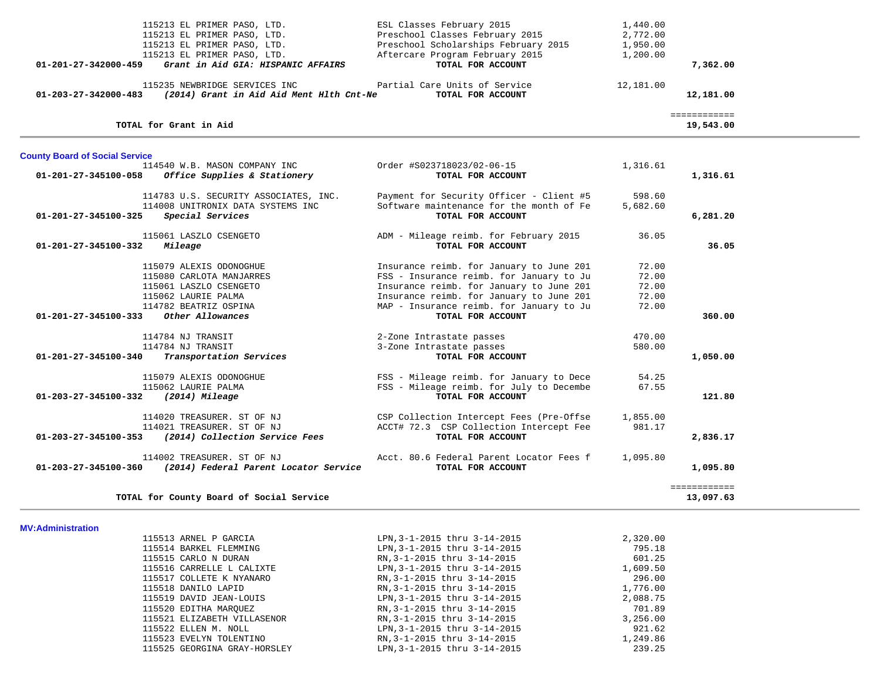| Account | Vendor / Description | Description | Amount | Total |
|---|---|---|---|---|
| | 115213 EL PRIMER PASO, LTD. | ESL Classes February 2015 | 1,440.00 | |
| | 115213 EL PRIMER PASO, LTD. | Preschool Classes February 2015 | 2,772.00 | |
| | 115213 EL PRIMER PASO, LTD. | Preschool Scholarships February 2015 | 1,950.00 | |
| | 115213 EL PRIMER PASO, LTD. | Aftercare Program February 2015 | 1,200.00 | |
| **01-201-27-342000-459** | ***Grant in Aid GIA: HISPANIC AFFAIRS*** | **TOTAL FOR ACCOUNT** | | **7,362.00** |
| | 115235 NEWBRIDGE SERVICES INC | Partial Care Units of Service | 12,181.00 | |
| **01-203-27-342000-483** | ***(2014) Grant in Aid Aid Ment Hlth Cnt-Ne*** | **TOTAL FOR ACCOUNT** | | **12,181.00** |
| | | | | ============ |
| | **TOTAL for Grant in Aid** | | | **19,543.00** |

## County Board of Social Service

| Account | Vendor / Description | Description | Amount | Total |
|---|---|---|---|---|
| | 114540 W.B. MASON COMPANY INC | Order #S023718023/02-06-15 | 1,316.61 | |
| **01-201-27-345100-058** | ***Office Supplies & Stationery*** | **TOTAL FOR ACCOUNT** | | **1,316.61** |
| | 114783 U.S. SECURITY ASSOCIATES, INC. | Payment for Security Officer - Client #5 | 598.60 | |
| | 114008 UNITRONIX DATA SYSTEMS INC | Software maintenance for the month of Fe | 5,682.60 | |
| **01-201-27-345100-325** | ***Special Services*** | **TOTAL FOR ACCOUNT** | | **6,281.20** |
| | 115061 LASZLO CSENGETO | ADM - Mileage reimb. for February 2015 | 36.05 | |
| **01-201-27-345100-332** | ***Mileage*** | **TOTAL FOR ACCOUNT** | | **36.05** |
| | 115079 ALEXIS ODONOGHUE | Insurance reimb. for January to June 201 | 72.00 | |
| | 115080 CARLOTA MANJARRES | FSS - Insurance reimb. for January to Ju | 72.00 | |
| | 115061 LASZLO CSENGETO | Insurance reimb. for January to June 201 | 72.00 | |
| | 115062 LAURIE PALMA | Insurance reimb. for January to June 201 | 72.00 | |
| | 114782 BEATRIZ OSPINA | MAP - Insurance reimb. for January to Ju | 72.00 | |
| **01-201-27-345100-333** | ***Other Allowances*** | **TOTAL FOR ACCOUNT** | | **360.00** |
| | 114784 NJ TRANSIT | 2-Zone Intrastate passes | 470.00 | |
| | 114784 NJ TRANSIT | 3-Zone Intrastate passes | 580.00 | |
| **01-201-27-345100-340** | ***Transportation Services*** | **TOTAL FOR ACCOUNT** | | **1,050.00** |
| | 115079 ALEXIS ODONOGHUE | FSS - Mileage reimb. for January to Dece | 54.25 | |
| | 115062 LAURIE PALMA | FSS - Mileage reimb. for July to Decembe | 67.55 | |
| **01-203-27-345100-332** | ***(2014) Mileage*** | **TOTAL FOR ACCOUNT** | | **121.80** |
| | 114020 TREASURER. ST OF NJ | CSP Collection Intercept Fees (Pre-Offse | 1,855.00 | |
| | 114021 TREASURER. ST OF NJ | ACCT# 72.3 CSP Collection Intercept Fee | 981.17 | |
| **01-203-27-345100-353** | ***(2014) Collection Service Fees*** | **TOTAL FOR ACCOUNT** | | **2,836.17** |
| | 114002 TREASURER. ST OF NJ | Acct. 80.6 Federal Parent Locator Fees f | 1,095.80 | |
| **01-203-27-345100-360** | ***(2014) Federal Parent Locator Service*** | **TOTAL FOR ACCOUNT** | | **1,095.80** |
| | | | | ============ |
| | **TOTAL for County Board of Social Service** | | | **13,097.63** |

## MV:Administration

| Account | Vendor / Description | Description | Amount | Total |
|---|---|---|---|---|
| | 115513 ARNEL P GARCIA | LPN,3-1-2015 thru 3-14-2015 | 2,320.00 | |
| | 115514 BARKEL FLEMMING | LPN,3-1-2015 thru 3-14-2015 | 795.18 | |
| | 115515 CARLO N DURAN | RN,3-1-2015 thru 3-14-2015 | 601.25 | |
| | 115516 CARRELLE L CALIXTE | LPN,3-1-2015 thru 3-14-2015 | 1,609.50 | |
| | 115517 COLLETE K NYANARO | RN,3-1-2015 thru 3-14-2015 | 296.00 | |
| | 115518 DANILO LAPID | RN,3-1-2015 thru 3-14-2015 | 1,776.00 | |
| | 115519 DAVID JEAN-LOUIS | LPN,3-1-2015 thru 3-14-2015 | 2,088.75 | |
| | 115520 EDITHA MARQUEZ | RN,3-1-2015 thru 3-14-2015 | 701.89 | |
| | 115521 ELIZABETH VILLASENOR | RN,3-1-2015 thru 3-14-2015 | 3,256.00 | |
| | 115522 ELLEN M. NOLL | LPN,3-1-2015 thru 3-14-2015 | 921.62 | |
| | 115523 EVELYN TOLENTINO | RN,3-1-2015 thru 3-14-2015 | 1,249.86 | |
| | 115525 GEORGINA GRAY-HORSLEY | LPN,3-1-2015 thru 3-14-2015 | 239.25 | |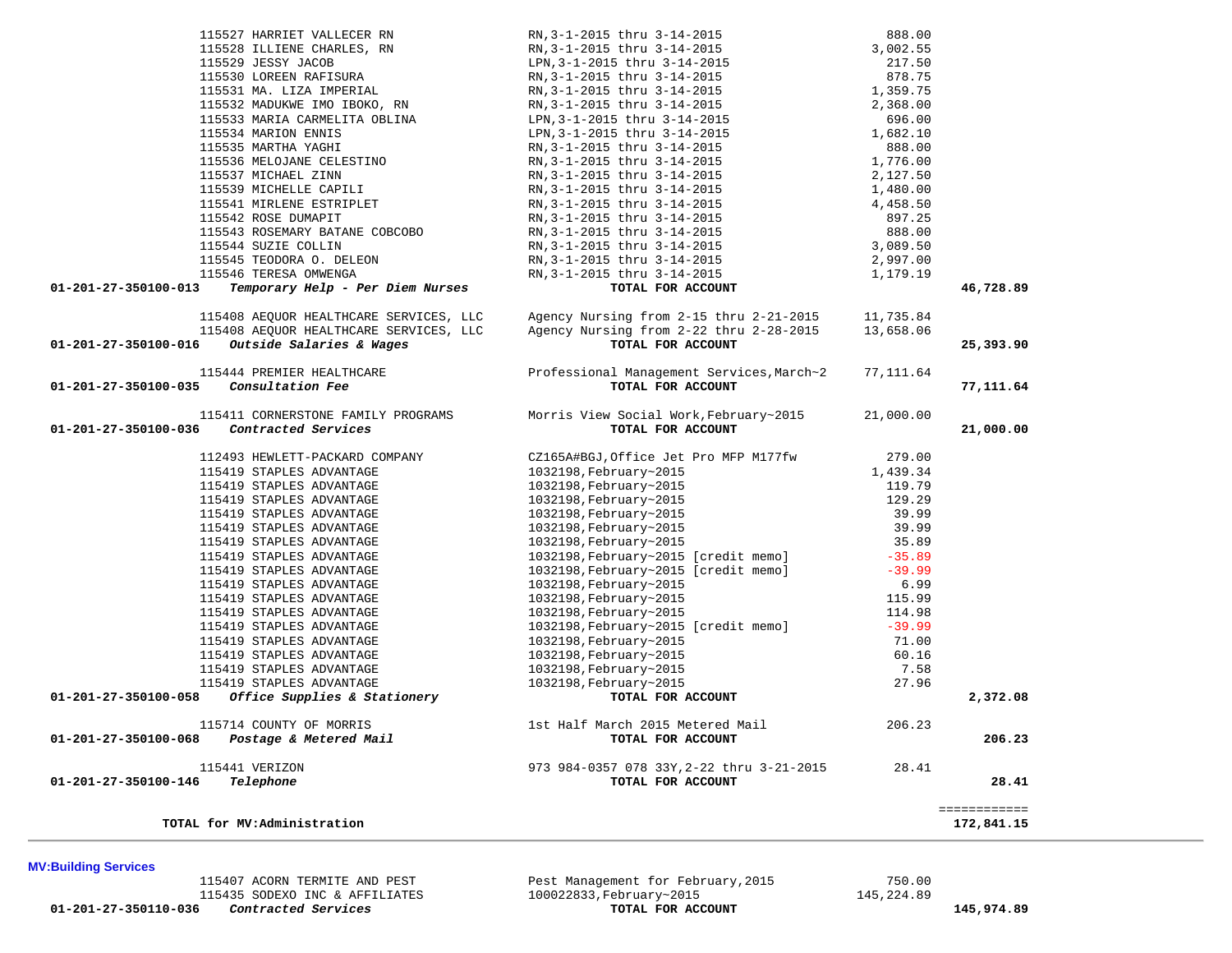| Account | Vendor / Account Name | Description | Amount | Total |
|---|---|---|---|---|
| | 115527 HARRIET VALLECER RN | RN,3-1-2015 thru 3-14-2015 | 888.00 | |
| | 115528 ILLIENE CHARLES, RN | RN,3-1-2015 thru 3-14-2015 | 3,002.55 | |
| | 115529 JESSY JACOB | LPN,3-1-2015 thru 3-14-2015 | 217.50 | |
| | 115530 LOREEN RAFISURA | RN,3-1-2015 thru 3-14-2015 | 878.75 | |
| | 115531 MA. LIZA IMPERIAL | RN,3-1-2015 thru 3-14-2015 | 1,359.75 | |
| | 115532 MADUKWE IMO IBOKO, RN | RN,3-1-2015 thru 3-14-2015 | 2,368.00 | |
| | 115533 MARIA CARMELITA OBLINA | LPN,3-1-2015 thru 3-14-2015 | 696.00 | |
| | 115534 MARION ENNIS | LPN,3-1-2015 thru 3-14-2015 | 1,682.10 | |
| | 115535 MARTHA YAGHI | RN,3-1-2015 thru 3-14-2015 | 888.00 | |
| | 115536 MELOJANE CELESTINO | RN,3-1-2015 thru 3-14-2015 | 1,776.00 | |
| | 115537 MICHAEL ZINN | RN,3-1-2015 thru 3-14-2015 | 2,127.50 | |
| | 115539 MICHELLE CAPILI | RN,3-1-2015 thru 3-14-2015 | 1,480.00 | |
| | 115541 MIRLENE ESTRIPLET | RN,3-1-2015 thru 3-14-2015 | 4,458.50 | |
| | 115542 ROSE DUMAPIT | RN,3-1-2015 thru 3-14-2015 | 897.25 | |
| | 115543 ROSEMARY BATANE COBCOBO | RN,3-1-2015 thru 3-14-2015 | 888.00 | |
| | 115544 SUZIE COLLIN | RN,3-1-2015 thru 3-14-2015 | 3,089.50 | |
| | 115545 TEODORA O. DELEON | RN,3-1-2015 thru 3-14-2015 | 2,997.00 | |
| | 115546 TERESA OMWENGA | RN,3-1-2015 thru 3-14-2015 | 1,179.19 | |
| **01-201-27-350100-013** | ***Temporary Help - Per Diem Nurses*** | **TOTAL FOR ACCOUNT** | | **46,728.89** |
| | 115408 AEQUOR HEALTHCARE SERVICES, LLC | Agency Nursing from 2-15 thru 2-21-2015 | 11,735.84 | |
| | 115408 AEQUOR HEALTHCARE SERVICES, LLC | Agency Nursing from 2-22 thru 2-28-2015 | 13,658.06 | |
| **01-201-27-350100-016** | ***Outside Salaries & Wages*** | **TOTAL FOR ACCOUNT** | | **25,393.90** |
| | 115444 PREMIER HEALTHCARE | Professional Management Services,March~2 | 77,111.64 | |
| **01-201-27-350100-035** | ***Consultation Fee*** | **TOTAL FOR ACCOUNT** | | **77,111.64** |
| | 115411 CORNERSTONE FAMILY PROGRAMS | Morris View Social Work,February~2015 | 21,000.00 | |
| **01-201-27-350100-036** | ***Contracted Services*** | **TOTAL FOR ACCOUNT** | | **21,000.00** |
| | 112493 HEWLETT-PACKARD COMPANY | CZ165A#BGJ,Office Jet Pro MFP M177fw | 279.00 | |
| | 115419 STAPLES ADVANTAGE | 1032198,February~2015 | 1,439.34 | |
| | 115419 STAPLES ADVANTAGE | 1032198,February~2015 | 119.79 | |
| | 115419 STAPLES ADVANTAGE | 1032198,February~2015 | 129.29 | |
| | 115419 STAPLES ADVANTAGE | 1032198,February~2015 | 39.99 | |
| | 115419 STAPLES ADVANTAGE | 1032198,February~2015 | 39.99 | |
| | 115419 STAPLES ADVANTAGE | 1032198,February~2015 | 35.89 | |
| | 115419 STAPLES ADVANTAGE | 1032198,February~2015 [credit memo] | -35.89 | |
| | 115419 STAPLES ADVANTAGE | 1032198,February~2015 [credit memo] | -39.99 | |
| | 115419 STAPLES ADVANTAGE | 1032198,February~2015 | 6.99 | |
| | 115419 STAPLES ADVANTAGE | 1032198,February~2015 | 115.99 | |
| | 115419 STAPLES ADVANTAGE | 1032198,February~2015 | 114.98 | |
| | 115419 STAPLES ADVANTAGE | 1032198,February~2015 [credit memo] | -39.99 | |
| | 115419 STAPLES ADVANTAGE | 1032198,February~2015 | 71.00 | |
| | 115419 STAPLES ADVANTAGE | 1032198,February~2015 | 60.16 | |
| | 115419 STAPLES ADVANTAGE | 1032198,February~2015 | 7.58 | |
| | 115419 STAPLES ADVANTAGE | 1032198,February~2015 | 27.96 | |
| **01-201-27-350100-058** | ***Office Supplies & Stationery*** | **TOTAL FOR ACCOUNT** | | **2,372.08** |
| | 115714 COUNTY OF MORRIS | 1st Half March 2015 Metered Mail | 206.23 | |
| **01-201-27-350100-068** | ***Postage & Metered Mail*** | **TOTAL FOR ACCOUNT** | | **206.23** |
| | 115441 VERIZON | 973 984-0357 078 33Y,2-22 thru 3-21-2015 | 28.41 | |
| **01-201-27-350100-146** | ***Telephone*** | **TOTAL FOR ACCOUNT** | | **28.41** |
| | | | | ============ |
| | **TOTAL for MV:Administration** | | | **172,841.15** |

**MV:Building Services**

| Account | Vendor / Account Name | Description | Amount | Total |
|---|---|---|---|---|
| | 115407 ACORN TERMITE AND PEST | Pest Management for February,2015 | 750.00 | |
| | 115435 SODEXO INC & AFFILIATES | 100022833,February~2015 | 145,224.89 | |
| **01-201-27-350110-036** | ***Contracted Services*** | **TOTAL FOR ACCOUNT** | | **145,974.89** |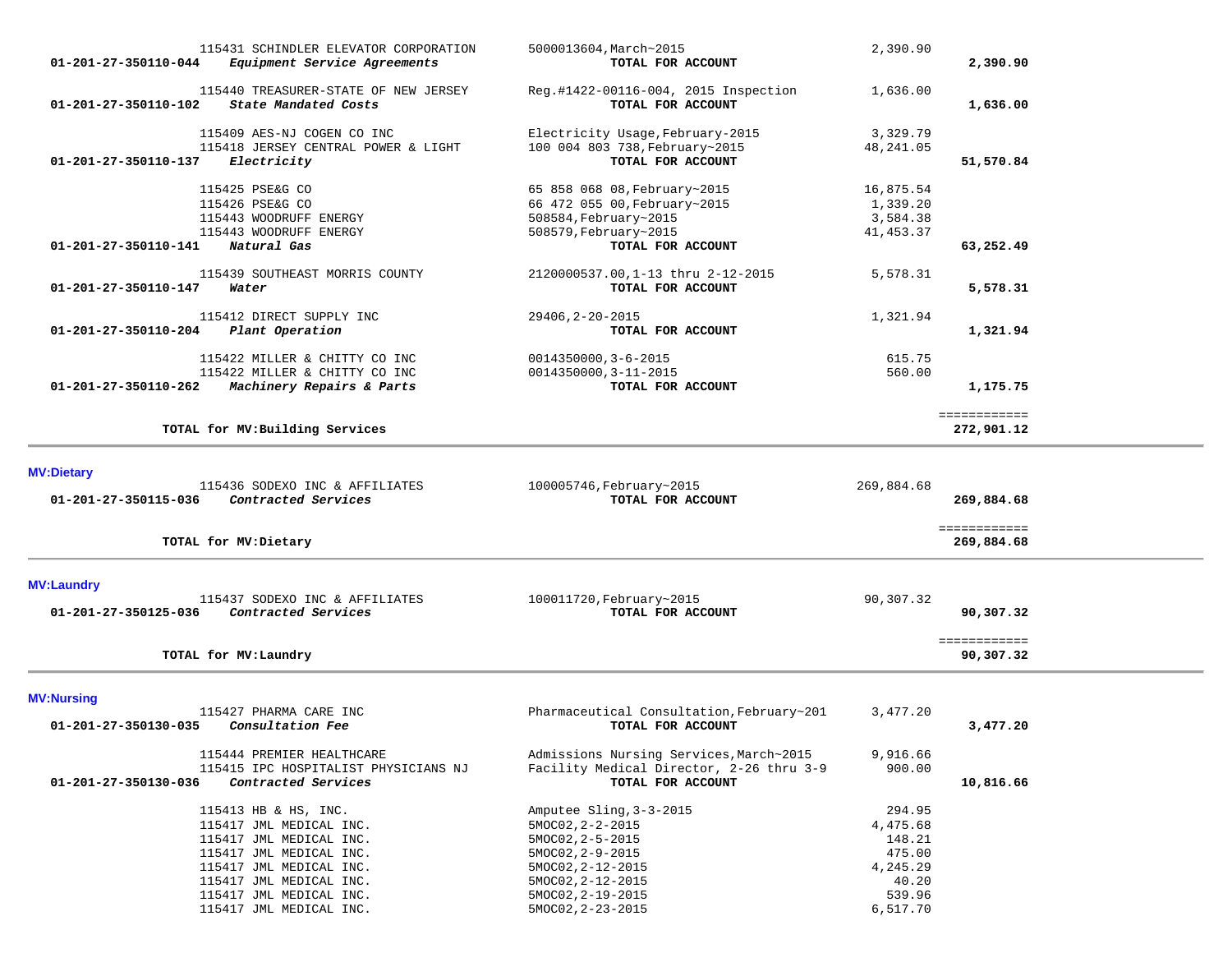| Account | Description | Vendor | Reference | Amount | Total |
|---|---|---|---|---|---|
| | | 115431 SCHINDLER ELEVATOR CORPORATION | 5000013604,March~2015 | 2,390.90 | |
| 01-201-27-350110-044 | *Equipment Service Agreements* | | **TOTAL FOR ACCOUNT** | | **2,390.90** |
| | | 115440 TREASURER-STATE OF NEW JERSEY | Reg.#1422-00116-004, 2015 Inspection | 1,636.00 | |
| 01-201-27-350110-102 | *State Mandated Costs* | | **TOTAL FOR ACCOUNT** | | **1,636.00** |
| | | 115409 AES-NJ COGEN CO INC | Electricity Usage,February-2015 | 3,329.79 | |
| | | 115418 JERSEY CENTRAL POWER & LIGHT | 100 004 803 738,February~2015 | 48,241.05 | |
| 01-201-27-350110-137 | *Electricity* | | **TOTAL FOR ACCOUNT** | | **51,570.84** |
| | | 115425 PSE&G CO | 65 858 068 08,February~2015 | 16,875.54 | |
| | | 115426 PSE&G CO | 66 472 055 00,February~2015 | 1,339.20 | |
| | | 115443 WOODRUFF ENERGY | 508584,February~2015 | 3,584.38 | |
| | | 115443 WOODRUFF ENERGY | 508579,February~2015 | 41,453.37 | |
| 01-201-27-350110-141 | *Natural Gas* | | **TOTAL FOR ACCOUNT** | | **63,252.49** |
| | | 115439 SOUTHEAST MORRIS COUNTY | 2120000537.00,1-13 thru 2-12-2015 | 5,578.31 | |
| 01-201-27-350110-147 | *Water* | | **TOTAL FOR ACCOUNT** | | **5,578.31** |
| | | 115412 DIRECT SUPPLY INC | 29406,2-20-2015 | 1,321.94 | |
| 01-201-27-350110-204 | *Plant Operation* | | **TOTAL FOR ACCOUNT** | | **1,321.94** |
| | | 115422 MILLER & CHITTY CO INC | 0014350000,3-6-2015 | 615.75 | |
| | | 115422 MILLER & CHITTY CO INC | 0014350000,3-11-2015 | 560.00 | |
| 01-201-27-350110-262 | *Machinery Repairs & Parts* | | **TOTAL FOR ACCOUNT** | | **1,175.75** |
| | **TOTAL for MV:Building Services** | | | | **272,901.12** |

**MV:Dietary**

| Account | Description | Vendor | Reference | Amount | Total |
|---|---|---|---|---|---|
| | | 115436 SODEXO INC & AFFILIATES | 100005746,February~2015 | 269,884.68 | |
| 01-201-27-350115-036 | *Contracted Services* | | **TOTAL FOR ACCOUNT** | | **269,884.68** |
| | **TOTAL for MV:Dietary** | | | | **269,884.68** |

**MV:Laundry**

| Account | Description | Vendor | Reference | Amount | Total |
|---|---|---|---|---|---|
| | | 115437 SODEXO INC & AFFILIATES | 100011720,February~2015 | 90,307.32 | |
| 01-201-27-350125-036 | *Contracted Services* | | **TOTAL FOR ACCOUNT** | | **90,307.32** |
| | **TOTAL for MV:Laundry** | | | | **90,307.32** |

**MV:Nursing**

| Account | Description | Vendor | Reference | Amount | Total |
|---|---|---|---|---|---|
| | | 115427 PHARMA CARE INC | Pharmaceutical Consultation,February~201 | 3,477.20 | |
| 01-201-27-350130-035 | *Consultation Fee* | | **TOTAL FOR ACCOUNT** | | **3,477.20** |
| | | 115444 PREMIER HEALTHCARE | Admissions Nursing Services,March~2015 | 9,916.66 | |
| | | 115415 IPC HOSPITALIST PHYSICIANS NJ | Facility Medical Director, 2-26 thru 3-9 | 900.00 | |
| 01-201-27-350130-036 | *Contracted Services* | | **TOTAL FOR ACCOUNT** | | **10,816.66** |
| | | 115413 HB & HS, INC. | Amputee Sling,3-3-2015 | 294.95 | |
| | | 115417 JML MEDICAL INC. | 5MOC02,2-2-2015 | 4,475.68 | |
| | | 115417 JML MEDICAL INC. | 5MOC02,2-5-2015 | 148.21 | |
| | | 115417 JML MEDICAL INC. | 5MOC02,2-9-2015 | 475.00 | |
| | | 115417 JML MEDICAL INC. | 5MOC02,2-12-2015 | 4,245.29 | |
| | | 115417 JML MEDICAL INC. | 5MOC02,2-12-2015 | 40.20 | |
| | | 115417 JML MEDICAL INC. | 5MOC02,2-19-2015 | 539.96 | |
| | | 115417 JML MEDICAL INC. | 5MOC02,2-23-2015 | 6,517.70 | |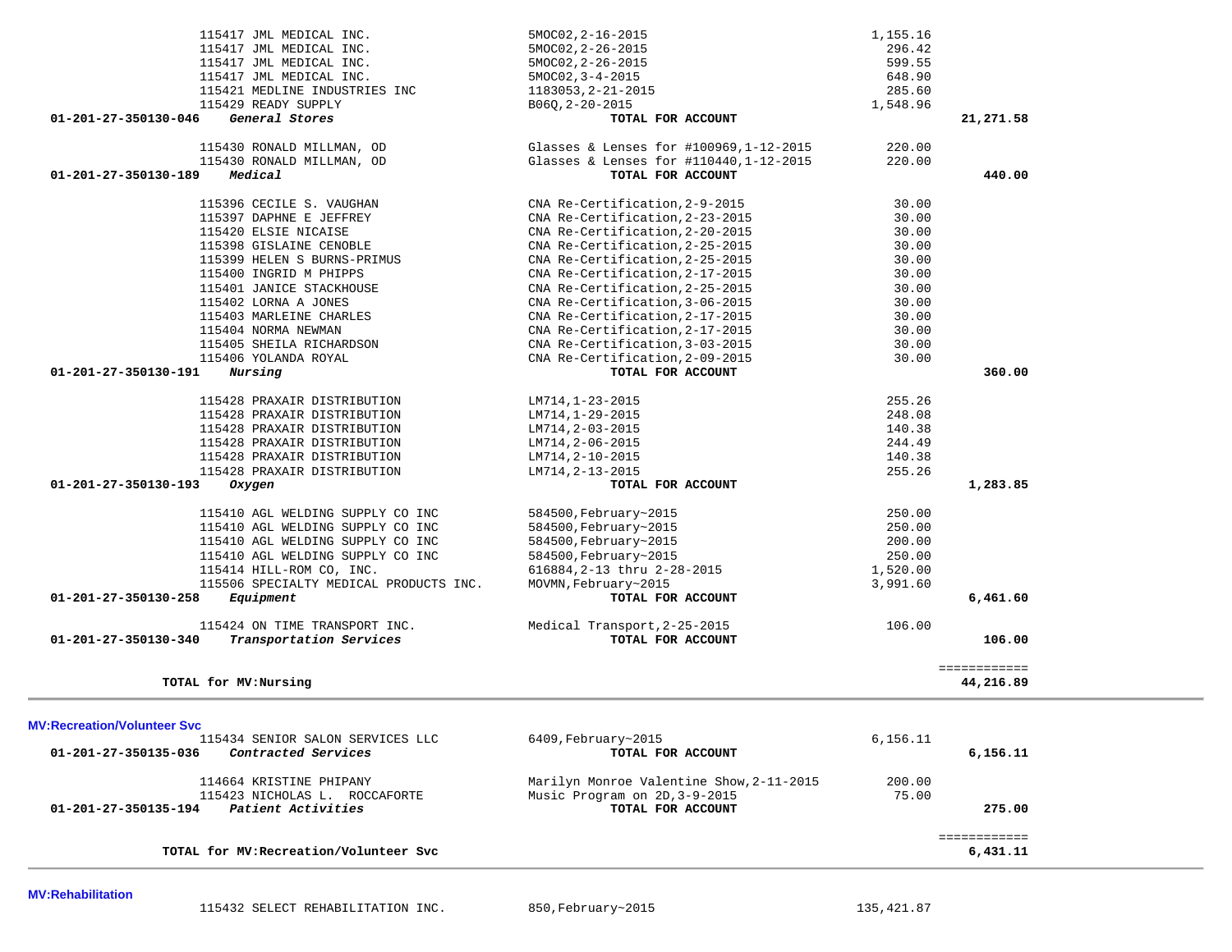| Account | Vendor | Description | Amount | Total |
|---|---|---|---|---|
| | 115417 JML MEDICAL INC. | 5MOC02,2-16-2015 | 1,155.16 | |
| | 115417 JML MEDICAL INC. | 5MOC02,2-26-2015 | 296.42 | |
| | 115417 JML MEDICAL INC. | 5MOC02,2-26-2015 | 599.55 | |
| | 115417 JML MEDICAL INC. | 5MOC02,3-4-2015 | 648.90 | |
| | 115421 MEDLINE INDUSTRIES INC | 1183053,2-21-2015 | 285.60 | |
| | 115429 READY SUPPLY | B06Q,2-20-2015 | 1,548.96 | |
| 01-201-27-350130-046 | *General Stores* | **TOTAL FOR ACCOUNT** | | **21,271.58** |
| | 115430 RONALD MILLMAN, OD | Glasses & Lenses for #100969,1-12-2015 | 220.00 | |
| | 115430 RONALD MILLMAN, OD | Glasses & Lenses for #110440,1-12-2015 | 220.00 | |
| 01-201-27-350130-189 | *Medical* | **TOTAL FOR ACCOUNT** | | **440.00** |
| | 115396 CECILE S. VAUGHAN | CNA Re-Certification,2-9-2015 | 30.00 | |
| | 115397 DAPHNE E JEFFREY | CNA Re-Certification,2-23-2015 | 30.00 | |
| | 115420 ELSIE NICAISE | CNA Re-Certification,2-20-2015 | 30.00 | |
| | 115398 GISLAINE CENOBLE | CNA Re-Certification,2-25-2015 | 30.00 | |
| | 115399 HELEN S BURNS-PRIMUS | CNA Re-Certification,2-25-2015 | 30.00 | |
| | 115400 INGRID M PHIPPS | CNA Re-Certification,2-17-2015 | 30.00 | |
| | 115401 JANICE STACKHOUSE | CNA Re-Certification,2-25-2015 | 30.00 | |
| | 115402 LORNA A JONES | CNA Re-Certification,3-06-2015 | 30.00 | |
| | 115403 MARLEINE CHARLES | CNA Re-Certification,2-17-2015 | 30.00 | |
| | 115404 NORMA NEWMAN | CNA Re-Certification,2-17-2015 | 30.00 | |
| | 115405 SHEILA RICHARDSON | CNA Re-Certification,3-03-2015 | 30.00 | |
| | 115406 YOLANDA ROYAL | CNA Re-Certification,2-09-2015 | 30.00 | |
| 01-201-27-350130-191 | *Nursing* | **TOTAL FOR ACCOUNT** | | **360.00** |
| | 115428 PRAXAIR DISTRIBUTION | LM714,1-23-2015 | 255.26 | |
| | 115428 PRAXAIR DISTRIBUTION | LM714,1-29-2015 | 248.08 | |
| | 115428 PRAXAIR DISTRIBUTION | LM714,2-03-2015 | 140.38 | |
| | 115428 PRAXAIR DISTRIBUTION | LM714,2-06-2015 | 244.49 | |
| | 115428 PRAXAIR DISTRIBUTION | LM714,2-10-2015 | 140.38 | |
| | 115428 PRAXAIR DISTRIBUTION | LM714,2-13-2015 | 255.26 | |
| 01-201-27-350130-193 | *Oxygen* | **TOTAL FOR ACCOUNT** | | **1,283.85** |
| | 115410 AGL WELDING SUPPLY CO INC | 584500,February~2015 | 250.00 | |
| | 115410 AGL WELDING SUPPLY CO INC | 584500,February~2015 | 250.00 | |
| | 115410 AGL WELDING SUPPLY CO INC | 584500,February~2015 | 200.00 | |
| | 115410 AGL WELDING SUPPLY CO INC | 584500,February~2015 | 250.00 | |
| | 115414 HILL-ROM CO, INC. | 616884,2-13 thru 2-28-2015 | 1,520.00 | |
| | 115506 SPECIALTY MEDICAL PRODUCTS INC. | MOVMN,February~2015 | 3,991.60 | |
| 01-201-27-350130-258 | *Equipment* | **TOTAL FOR ACCOUNT** | | **6,461.60** |
| | 115424 ON TIME TRANSPORT INC. | Medical Transport,2-25-2015 | 106.00 | |
| 01-201-27-350130-340 | *Transportation Services* | **TOTAL FOR ACCOUNT** | | **106.00** |
| | | | | ============ |
| **TOTAL for MV:Nursing** | | | | **44,216.89** |

**MV:Recreation/Volunteer Svc**

| Account | Vendor | Description | Amount | Total |
|---|---|---|---|---|
| | 115434 SENIOR SALON SERVICES LLC | 6409,February~2015 | 6,156.11 | |
| 01-201-27-350135-036 | *Contracted Services* | **TOTAL FOR ACCOUNT** | | **6,156.11** |
| | 114664 KRISTINE PHIPANY | Marilyn Monroe Valentine Show,2-11-2015 | 200.00 | |
| | 115423 NICHOLAS L. ROCCAFORTE | Music Program on 2D,3-9-2015 | 75.00 | |
| 01-201-27-350135-194 | *Patient Activities* | **TOTAL FOR ACCOUNT** | | **275.00** |
| | | | | ============ |
| **TOTAL for MV:Recreation/Volunteer Svc** | | | | **6,431.11** |

**MV:Rehabilitation**

| Account | Vendor | Description | Amount | Total |
|---|---|---|---|---|
| | 115432 SELECT REHABILITATION INC. | 850,February~2015 | 135,421.87 | |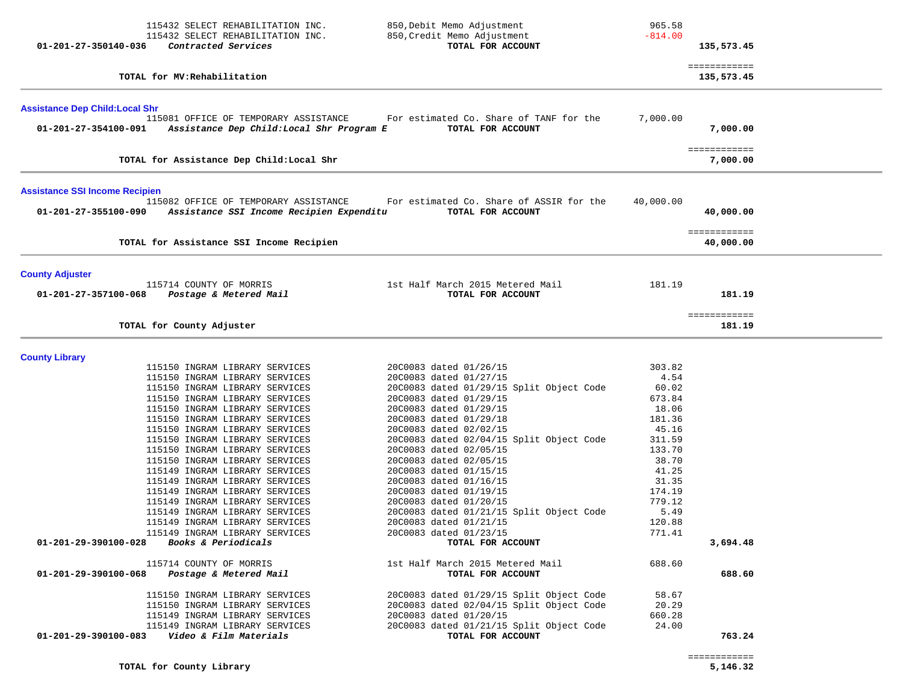| | | | | |
|---|---|---|---|---|
| | 115432 SELECT REHABILITATION INC. | 850,Debit Memo Adjustment | 965.58 | |
| | 115432 SELECT REHABILITATION INC. | 850,Credit Memo Adjustment | -814.00 | |
| **01-201-27-350140-036** | ***Contracted Services*** | **TOTAL FOR ACCOUNT** | | **135,573.45** |
| | | | | ============ |
| | **TOTAL for MV:Rehabilitation** | | | **135,573.45** |

## Assistance Dep Child:Local Shr

| | | | | |
|---|---|---|---|---|
| | 115081 OFFICE OF TEMPORARY ASSISTANCE | For estimated Co. Share of TANF for the | 7,000.00 | |
| **01-201-27-354100-091** | ***Assistance Dep Child:Local Shr Program E*** | **TOTAL FOR ACCOUNT** | | **7,000.00** |
| | | | | ============ |
| | **TOTAL for Assistance Dep Child:Local Shr** | | | **7,000.00** |

## Assistance SSI Income Recipien

| | | | | |
|---|---|---|---|---|
| | 115082 OFFICE OF TEMPORARY ASSISTANCE | For estimated Co. Share of ASSIR for the | 40,000.00 | |
| **01-201-27-355100-090** | ***Assistance SSI Income Recipien Expenditu*** | **TOTAL FOR ACCOUNT** | | **40,000.00** |
| | | | | ============ |
| | **TOTAL for Assistance SSI Income Recipien** | | | **40,000.00** |

## County Adjuster

| | | | | |
|---|---|---|---|---|
| | 115714 COUNTY OF MORRIS | 1st Half March 2015 Metered Mail | 181.19 | |
| **01-201-27-357100-068** | ***Postage & Metered Mail*** | **TOTAL FOR ACCOUNT** | | **181.19** |
| | | | | ============ |
| | **TOTAL for County Adjuster** | | | **181.19** |

## County Library

| | | | | |
|---|---|---|---|---|
| | 115150 INGRAM LIBRARY SERVICES | 20C0083 dated 01/26/15 | 303.82 | |
| | 115150 INGRAM LIBRARY SERVICES | 20C0083 dated 01/27/15 | 4.54 | |
| | 115150 INGRAM LIBRARY SERVICES | 20C0083 dated 01/29/15 Split Object Code | 60.02 | |
| | 115150 INGRAM LIBRARY SERVICES | 20C0083 dated 01/29/15 | 673.84 | |
| | 115150 INGRAM LIBRARY SERVICES | 20C0083 dated 01/29/15 | 18.06 | |
| | 115150 INGRAM LIBRARY SERVICES | 20C0083 dated 01/29/18 | 181.36 | |
| | 115150 INGRAM LIBRARY SERVICES | 20C0083 dated 02/02/15 | 45.16 | |
| | 115150 INGRAM LIBRARY SERVICES | 20C0083 dated 02/04/15 Split Object Code | 311.59 | |
| | 115150 INGRAM LIBRARY SERVICES | 20C0083 dated 02/05/15 | 133.70 | |
| | 115150 INGRAM LIBRARY SERVICES | 20C0083 dated 02/05/15 | 38.70 | |
| | 115149 INGRAM LIBRARY SERVICES | 20C0083 dated 01/15/15 | 41.25 | |
| | 115149 INGRAM LIBRARY SERVICES | 20C0083 dated 01/16/15 | 31.35 | |
| | 115149 INGRAM LIBRARY SERVICES | 20C0083 dated 01/19/15 | 174.19 | |
| | 115149 INGRAM LIBRARY SERVICES | 20C0083 dated 01/20/15 | 779.12 | |
| | 115149 INGRAM LIBRARY SERVICES | 20C0083 dated 01/21/15 Split Object Code | 5.49 | |
| | 115149 INGRAM LIBRARY SERVICES | 20C0083 dated 01/21/15 | 120.88 | |
| | 115149 INGRAM LIBRARY SERVICES | 20C0083 dated 01/23/15 | 771.41 | |
| **01-201-29-390100-028** | ***Books & Periodicals*** | **TOTAL FOR ACCOUNT** | | **3,694.48** |
| | 115714 COUNTY OF MORRIS | 1st Half March 2015 Metered Mail | 688.60 | |
| **01-201-29-390100-068** | ***Postage & Metered Mail*** | **TOTAL FOR ACCOUNT** | | **688.60** |
| | 115150 INGRAM LIBRARY SERVICES | 20C0083 dated 01/29/15 Split Object Code | 58.67 | |
| | 115150 INGRAM LIBRARY SERVICES | 20C0083 dated 02/04/15 Split Object Code | 20.29 | |
| | 115149 INGRAM LIBRARY SERVICES | 20C0083 dated 01/20/15 | 660.28 | |
| | 115149 INGRAM LIBRARY SERVICES | 20C0083 dated 01/21/15 Split Object Code | 24.00 | |
| **01-201-29-390100-083** | ***Video & Film Materials*** | **TOTAL FOR ACCOUNT** | | **763.24** |
| | | | | ============ |
| | **TOTAL for County Library** | | | **5,146.32** |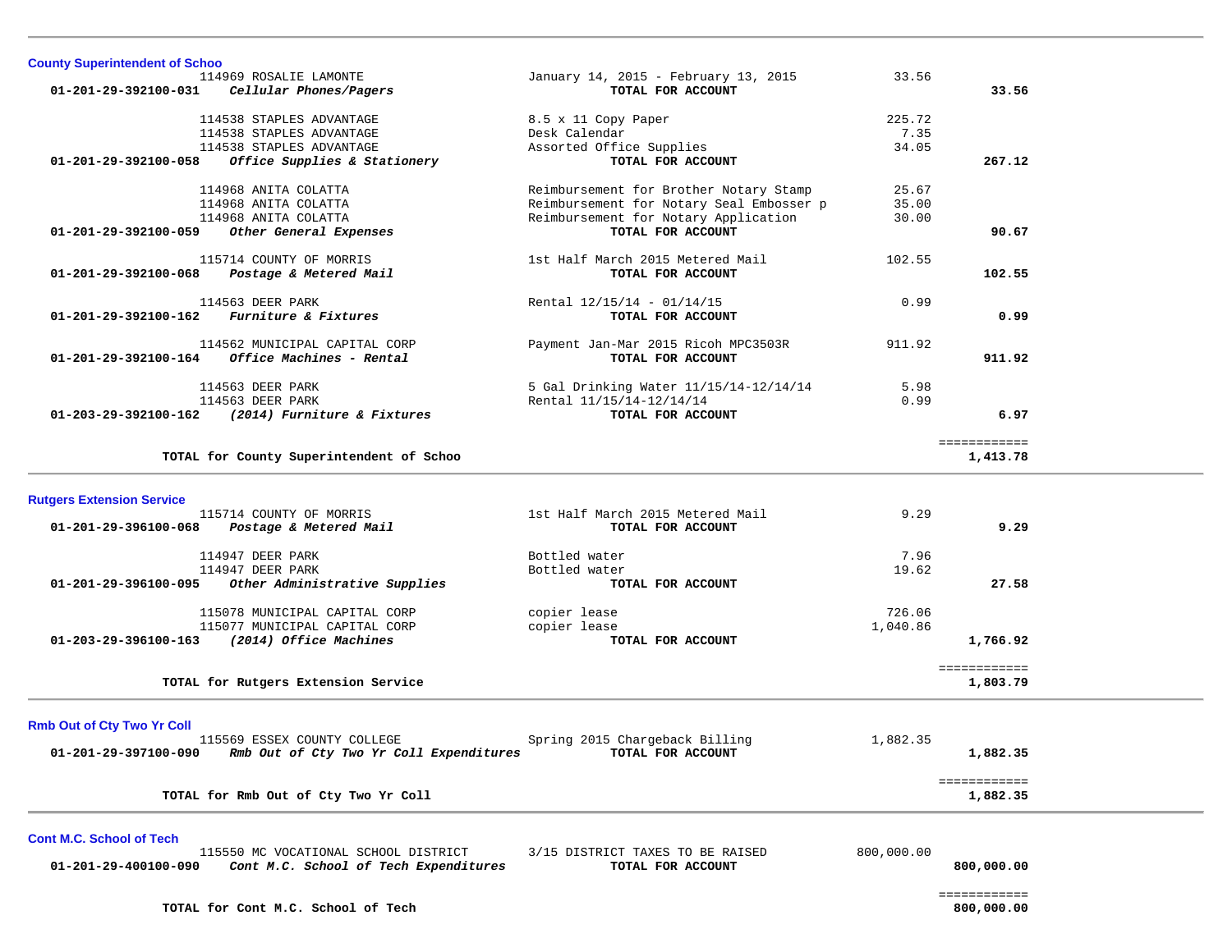## County Superintendent of Schoo

| Account | Vendor / Account Name | Description | Amount | Total |
|---|---|---|---|---|
| | 114969 ROSALIE LAMONTE | January 14, 2015 - February 13, 2015 | 33.56 | |
| **01-201-29-392100-031** | ***Cellular Phones/Pagers*** | **TOTAL FOR ACCOUNT** | | **33.56** |
| | 114538 STAPLES ADVANTAGE | 8.5 x 11 Copy Paper | 225.72 | |
| | 114538 STAPLES ADVANTAGE | Desk Calendar | 7.35 | |
| | 114538 STAPLES ADVANTAGE | Assorted Office Supplies | 34.05 | |
| **01-201-29-392100-058** | ***Office Supplies & Stationery*** | **TOTAL FOR ACCOUNT** | | **267.12** |
| | 114968 ANITA COLATTA | Reimbursement for Brother Notary Stamp | 25.67 | |
| | 114968 ANITA COLATTA | Reimbursement for Notary Seal Embosser p | 35.00 | |
| | 114968 ANITA COLATTA | Reimbursement for Notary Application | 30.00 | |
| **01-201-29-392100-059** | ***Other General Expenses*** | **TOTAL FOR ACCOUNT** | | **90.67** |
| | 115714 COUNTY OF MORRIS | 1st Half March 2015 Metered Mail | 102.55 | |
| **01-201-29-392100-068** | ***Postage & Metered Mail*** | **TOTAL FOR ACCOUNT** | | **102.55** |
| | 114563 DEER PARK | Rental 12/15/14 - 01/14/15 | 0.99 | |
| **01-201-29-392100-162** | ***Furniture & Fixtures*** | **TOTAL FOR ACCOUNT** | | **0.99** |
| | 114562 MUNICIPAL CAPITAL CORP | Payment Jan-Mar 2015 Ricoh MPC3503R | 911.92 | |
| **01-201-29-392100-164** | ***Office Machines - Rental*** | **TOTAL FOR ACCOUNT** | | **911.92** |
| | 114563 DEER PARK | 5 Gal Drinking Water 11/15/14-12/14/14 | 5.98 | |
| | 114563 DEER PARK | Rental 11/15/14-12/14/14 | 0.99 | |
| **01-203-29-392100-162** | ***(2014) Furniture & Fixtures*** | **TOTAL FOR ACCOUNT** | | **6.97** |
| | **TOTAL for County Superintendent of Schoo** | | | **1,413.78** |

## Rutgers Extension Service

| Account | Vendor / Account Name | Description | Amount | Total |
|---|---|---|---|---|
| | 115714 COUNTY OF MORRIS | 1st Half March 2015 Metered Mail | 9.29 | |
| **01-201-29-396100-068** | ***Postage & Metered Mail*** | **TOTAL FOR ACCOUNT** | | **9.29** |
| | 114947 DEER PARK | Bottled water | 7.96 | |
| | 114947 DEER PARK | Bottled water | 19.62 | |
| **01-201-29-396100-095** | ***Other Administrative Supplies*** | **TOTAL FOR ACCOUNT** | | **27.58** |
| | 115078 MUNICIPAL CAPITAL CORP | copier lease | 726.06 | |
| | 115077 MUNICIPAL CAPITAL CORP | copier lease | 1,040.86 | |
| **01-203-29-396100-163** | ***(2014) Office Machines*** | **TOTAL FOR ACCOUNT** | | **1,766.92** |
| | **TOTAL for Rutgers Extension Service** | | | **1,803.79** |

## Rmb Out of Cty Two Yr Coll

| Account | Vendor / Account Name | Description | Amount | Total |
|---|---|---|---|---|
| | 115569 ESSEX COUNTY COLLEGE | Spring 2015 Chargeback Billing | 1,882.35 | |
| **01-201-29-397100-090** | ***Rmb Out of Cty Two Yr Coll Expenditures*** | **TOTAL FOR ACCOUNT** | | **1,882.35** |
| | **TOTAL for Rmb Out of Cty Two Yr Coll** | | | **1,882.35** |

## Cont M.C. School of Tech

| Account | Vendor / Account Name | Description | Amount | Total |
|---|---|---|---|---|
| | 115550 MC VOCATIONAL SCHOOL DISTRICT | 3/15 DISTRICT TAXES TO BE RAISED | 800,000.00 | |
| **01-201-29-400100-090** | ***Cont M.C. School of Tech Expenditures*** | **TOTAL FOR ACCOUNT** | | **800,000.00** |
| | **TOTAL for Cont M.C. School of Tech** | | | **800,000.00** |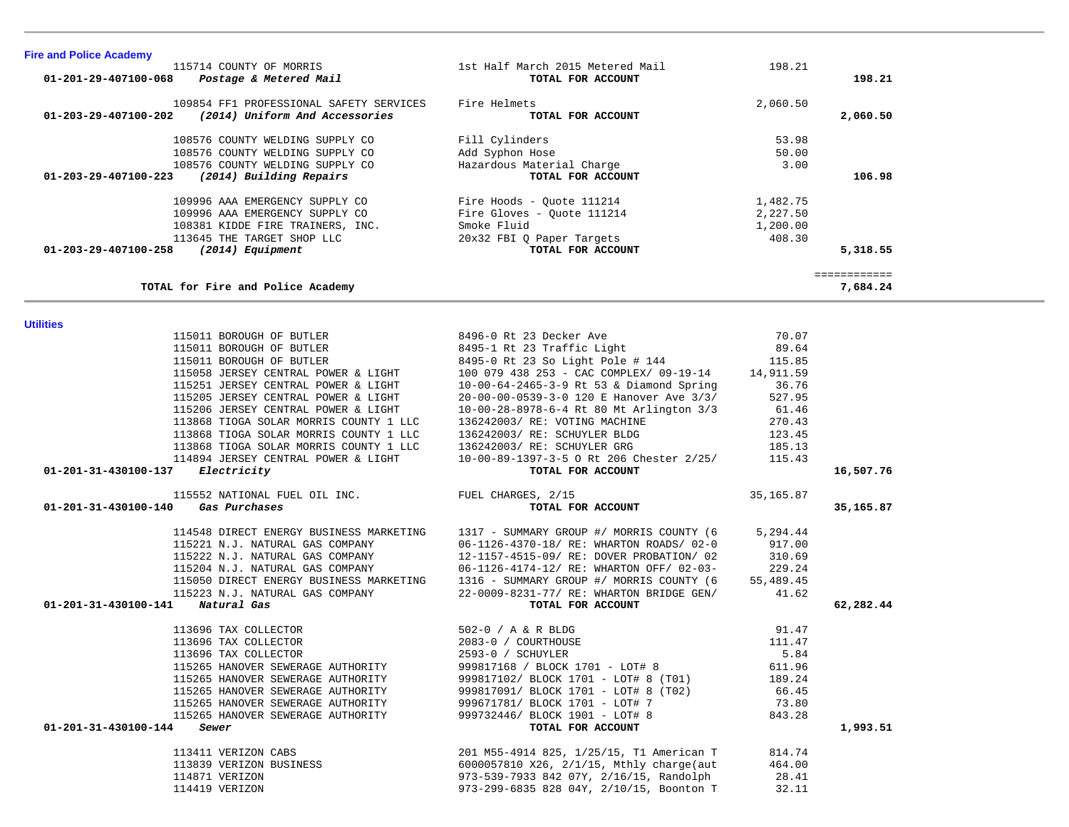## Fire and Police Academy

| Account | Vendor | Description | Amount | Total |
|---|---|---|---|---|
| | 115714 COUNTY OF MORRIS | 1st Half March 2015 Metered Mail | 198.21 | |
| **01-201-29-407100-068** | ***Postage & Metered Mail*** | **TOTAL FOR ACCOUNT** | | **198.21** |
| | 109854 FF1 PROFESSIONAL SAFETY SERVICES | Fire Helmets | 2,060.50 | |
| **01-203-29-407100-202** | ***(2014) Uniform And Accessories*** | **TOTAL FOR ACCOUNT** | | **2,060.50** |
| | 108576 COUNTY WELDING SUPPLY CO | Fill Cylinders | 53.98 | |
| | 108576 COUNTY WELDING SUPPLY CO | Add Syphon Hose | 50.00 | |
| | 108576 COUNTY WELDING SUPPLY CO | Hazardous Material Charge | 3.00 | |
| **01-203-29-407100-223** | ***(2014) Building Repairs*** | **TOTAL FOR ACCOUNT** | | **106.98** |
| | 109996 AAA EMERGENCY SUPPLY CO | Fire Hoods - Quote 111214 | 1,482.75 | |
| | 109996 AAA EMERGENCY SUPPLY CO | Fire Gloves - Quote 111214 | 2,227.50 | |
| | 108381 KIDDE FIRE TRAINERS, INC. | Smoke Fluid | 1,200.00 | |
| | 113645 THE TARGET SHOP LLC | 20x32 FBI Q Paper Targets | 408.30 | |
| **01-203-29-407100-258** | ***(2014) Equipment*** | **TOTAL FOR ACCOUNT** | | **5,318.55** |
| | | | | ============ |
| | **TOTAL for Fire and Police Academy** | | | **7,684.24** |

## Utilities

| Account | Vendor | Description | Amount | Total |
|---|---|---|---|---|
| | 115011 BOROUGH OF BUTLER | 8496-0 Rt 23 Decker Ave | 70.07 | |
| | 115011 BOROUGH OF BUTLER | 8495-1 Rt 23 Traffic Light | 89.64 | |
| | 115011 BOROUGH OF BUTLER | 8495-0 Rt 23 So Light Pole # 144 | 115.85 | |
| | 115058 JERSEY CENTRAL POWER & LIGHT | 100 079 438 253 - CAC COMPLEX/ 09-19-14 | 14,911.59 | |
| | 115251 JERSEY CENTRAL POWER & LIGHT | 10-00-64-2465-3-9 Rt 53 & Diamond Spring | 36.76 | |
| | 115205 JERSEY CENTRAL POWER & LIGHT | 20-00-00-0539-3-0 120 E Hanover Ave 3/3/ | 527.95 | |
| | 115206 JERSEY CENTRAL POWER & LIGHT | 10-00-28-8978-6-4 Rt 80 Mt Arlington 3/3 | 61.46 | |
| | 113868 TIOGA SOLAR MORRIS COUNTY 1 LLC | 136242003/ RE: VOTING MACHINE | 270.43 | |
| | 113868 TIOGA SOLAR MORRIS COUNTY 1 LLC | 136242003/ RE: SCHUYLER BLDG | 123.45 | |
| | 113868 TIOGA SOLAR MORRIS COUNTY 1 LLC | 136242003/ RE: SCHUYLER GRG | 185.13 | |
| | 114894 JERSEY CENTRAL POWER & LIGHT | 10-00-89-1397-3-5 O Rt 206 Chester 2/25/ | 115.43 | |
| **01-201-31-430100-137** | ***Electricity*** | **TOTAL FOR ACCOUNT** | | **16,507.76** |
| | 115552 NATIONAL FUEL OIL INC. | FUEL CHARGES, 2/15 | 35,165.87 | |
| **01-201-31-430100-140** | ***Gas Purchases*** | **TOTAL FOR ACCOUNT** | | **35,165.87** |
| | 114548 DIRECT ENERGY BUSINESS MARKETING | 1317 - SUMMARY GROUP #/ MORRIS COUNTY (6 | 5,294.44 | |
| | 115221 N.J. NATURAL GAS COMPANY | 06-1126-4370-18/ RE: WHARTON ROADS/ 02-0 | 917.00 | |
| | 115222 N.J. NATURAL GAS COMPANY | 12-1157-4515-09/ RE: DOVER PROBATION/ 02 | 310.69 | |
| | 115204 N.J. NATURAL GAS COMPANY | 06-1126-4174-12/ RE: WHARTON OFF/ 02-03- | 229.24 | |
| | 115050 DIRECT ENERGY BUSINESS MARKETING | 1316 - SUMMARY GROUP #/ MORRIS COUNTY (6 | 55,489.45 | |
| | 115223 N.J. NATURAL GAS COMPANY | 22-0009-8231-77/ RE: WHARTON BRIDGE GEN/ | 41.62 | |
| **01-201-31-430100-141** | ***Natural Gas*** | **TOTAL FOR ACCOUNT** | | **62,282.44** |
| | 113696 TAX COLLECTOR | 502-0 / A & R BLDG | 91.47 | |
| | 113696 TAX COLLECTOR | 2083-0 / COURTHOUSE | 111.47 | |
| | 113696 TAX COLLECTOR | 2593-0 / SCHUYLER | 5.84 | |
| | 115265 HANOVER SEWERAGE AUTHORITY | 999817168 / BLOCK 1701 - LOT# 8 | 611.96 | |
| | 115265 HANOVER SEWERAGE AUTHORITY | 999817102/ BLOCK 1701 - LOT# 8 (T01) | 189.24 | |
| | 115265 HANOVER SEWERAGE AUTHORITY | 999817091/ BLOCK 1701 - LOT# 8 (T02) | 66.45 | |
| | 115265 HANOVER SEWERAGE AUTHORITY | 999671781/ BLOCK 1701 - LOT# 7 | 73.80 | |
| | 115265 HANOVER SEWERAGE AUTHORITY | 999732446/ BLOCK 1901 - LOT# 8 | 843.28 | |
| **01-201-31-430100-144** | ***Sewer*** | **TOTAL FOR ACCOUNT** | | **1,993.51** |
| | 113411 VERIZON CABS | 201 M55-4914 825, 1/25/15, T1 American T | 814.74 | |
| | 113839 VERIZON BUSINESS | 6000057810 X26, 2/1/15, Mthly charge(aut | 464.00 | |
| | 114871 VERIZON | 973-539-7933 842 07Y, 2/16/15, Randolph | 28.41 | |
| | 114419 VERIZON | 973-299-6835 828 04Y, 2/10/15, Boonton T | 32.11 | |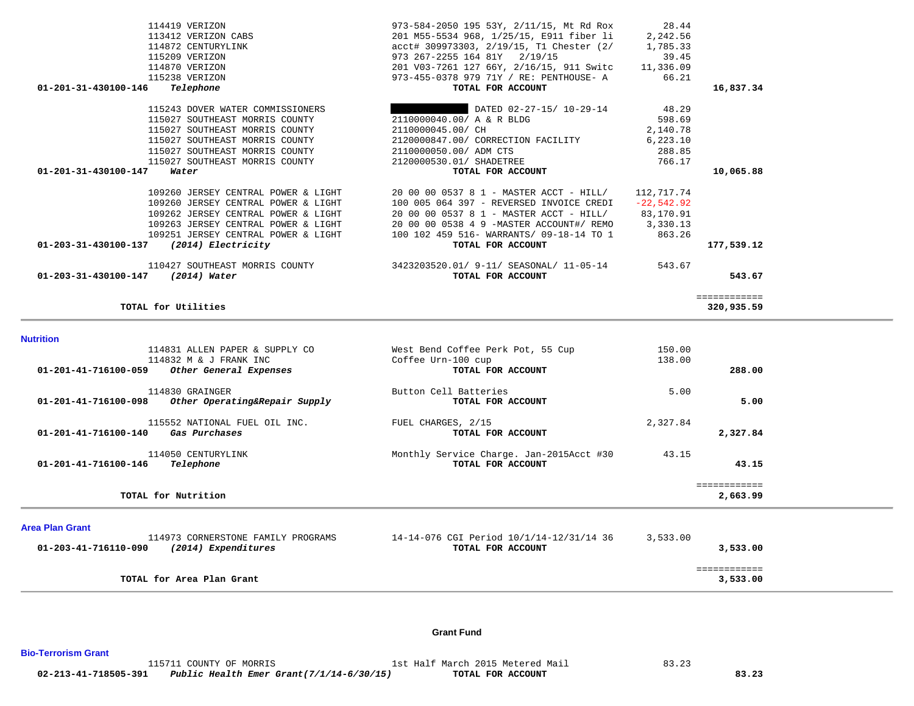| Account | Description | Vendor / Details | Amount | Total |
|---|---|---|---|---|
| | | 114419 VERIZON — 973-584-2050 195 53Y, 2/11/15, Mt Rd Rox | 28.44 | |
| | | 113412 VERIZON CABS — 201 M55-5534 968, 1/25/15, E911 fiber li | 2,242.56 | |
| | | 114872 CENTURYLINK — acct# 309973303, 2/19/15, T1 Chester (2/ | 1,785.33 | |
| | | 115209 VERIZON — 973 267-2255 164 81Y 2/19/15 | 39.45 | |
| | | 114870 VERIZON — 201 V03-7261 127 66Y, 2/16/15, 911 Switc | 11,336.09 | |
| | | 115238 VERIZON — 973-455-0378 979 71Y / RE: PENTHOUSE- A | 66.21 | |
| **01-201-31-430100-146** | ***Telephone*** | **TOTAL FOR ACCOUNT** | | **16,837.34** |
| | | 115243 DOVER WATER COMMISSIONERS — [REDACTED] DATED 02-27-15/ 10-29-14 | 48.29 | |
| | | 115027 SOUTHEAST MORRIS COUNTY — 2110000040.00/ A & R BLDG | 598.69 | |
| | | 115027 SOUTHEAST MORRIS COUNTY — 2110000045.00/ CH | 2,140.78 | |
| | | 115027 SOUTHEAST MORRIS COUNTY — 2120000847.00/ CORRECTION FACILITY | 6,223.10 | |
| | | 115027 SOUTHEAST MORRIS COUNTY — 2110000050.00/ ADM CTS | 288.85 | |
| | | 115027 SOUTHEAST MORRIS COUNTY — 2120000530.01/ SHADETREE | 766.17 | |
| **01-201-31-430100-147** | ***Water*** | **TOTAL FOR ACCOUNT** | | **10,065.88** |
| | | 109260 JERSEY CENTRAL POWER & LIGHT — 20 00 00 0537 8 1 - MASTER ACCT - HILL/ | 112,717.74 | |
| | | 109260 JERSEY CENTRAL POWER & LIGHT — 100 005 064 397 - REVERSED INVOICE CREDI | -22,542.92 | |
| | | 109262 JERSEY CENTRAL POWER & LIGHT — 20 00 00 0537 8 1 - MASTER ACCT - HILL/ | 83,170.91 | |
| | | 109263 JERSEY CENTRAL POWER & LIGHT — 20 00 00 0538 4 9 -MASTER ACCOUNT#/ REMO | 3,330.13 | |
| | | 109251 JERSEY CENTRAL POWER & LIGHT — 100 102 459 516- WARRANTS/ 09-18-14 TO 1 | 863.26 | |
| **01-203-31-430100-137** | ***(2014) Electricity*** | **TOTAL FOR ACCOUNT** | | **177,539.12** |
| | | 110427 SOUTHEAST MORRIS COUNTY — 3423203520.01/ 9-11/ SEASONAL/ 11-05-14 | 543.67 | |
| **01-203-31-430100-147** | ***(2014) Water*** | **TOTAL FOR ACCOUNT** | | **543.67** |
| | **TOTAL for Utilities** | | | **320,935.59** |

## Nutrition

| Account | Description | Vendor / Details | Amount | Total |
|---|---|---|---|---|
| | | 114831 ALLEN PAPER & SUPPLY CO — West Bend Coffee Perk Pot, 55 Cup | 150.00 | |
| | | 114832 M & J FRANK INC — Coffee Urn-100 cup | 138.00 | |
| **01-201-41-716100-059** | ***Other General Expenses*** | **TOTAL FOR ACCOUNT** | | **288.00** |
| | | 114830 GRAINGER — Button Cell Batteries | 5.00 | |
| **01-201-41-716100-098** | ***Other Operating&Repair Supply*** | **TOTAL FOR ACCOUNT** | | **5.00** |
| | | 115552 NATIONAL FUEL OIL INC. — FUEL CHARGES, 2/15 | 2,327.84 | |
| **01-201-41-716100-140** | ***Gas Purchases*** | **TOTAL FOR ACCOUNT** | | **2,327.84** |
| | | 114050 CENTURYLINK — Monthly Service Charge. Jan-2015Acct #30 | 43.15 | |
| **01-201-41-716100-146** | ***Telephone*** | **TOTAL FOR ACCOUNT** | | **43.15** |
| | **TOTAL for Nutrition** | | | **2,663.99** |

## Area Plan Grant

| Account | Description | Vendor / Details | Amount | Total |
|---|---|---|---|---|
| | | 114973 CORNERSTONE FAMILY PROGRAMS — 14-14-076 CGI Period 10/1/14-12/31/14 36 | 3,533.00 | |
| **01-203-41-716110-090** | ***(2014) Expenditures*** | **TOTAL FOR ACCOUNT** | | **3,533.00** |
| | **TOTAL for Area Plan Grant** | | | **3,533.00** |

## Grant Fund

### Bio-Terrorism Grant

| Account | Description | Vendor / Details | Amount | Total |
|---|---|---|---|---|
| | | 115711 COUNTY OF MORRIS — 1st Half March 2015 Metered Mail | 83.23 | |
| **02-213-41-718505-391** | ***Public Health Emer Grant(7/1/14-6/30/15)*** | **TOTAL FOR ACCOUNT** | | **83.23** |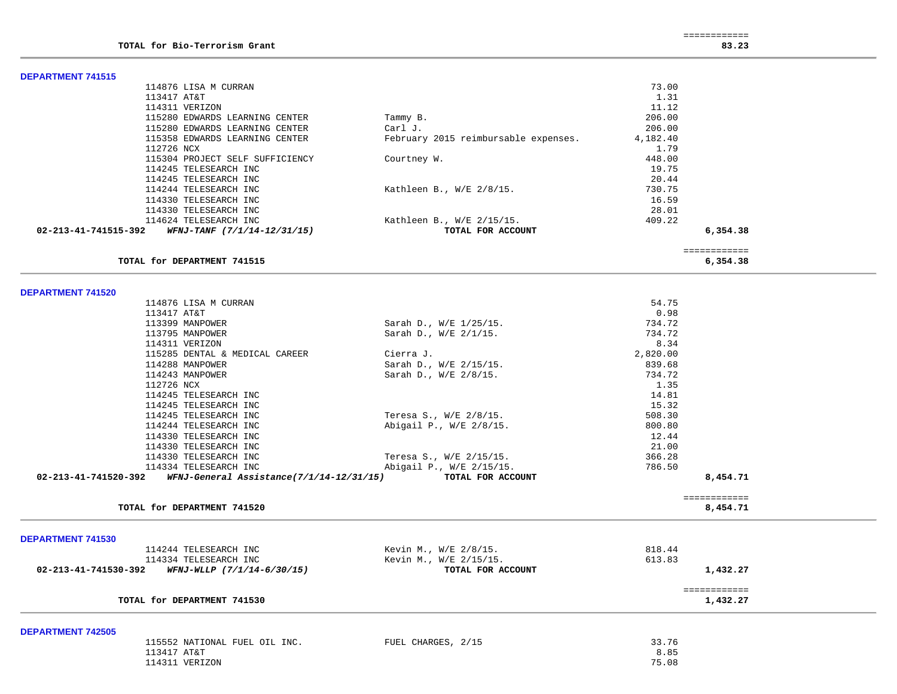| | | | |
|---|---|---|---|
| | | | ============ |
| **TOTAL for Bio-Terrorism Grant** | | | **83.23** |

## DEPARTMENT 741515

| Vendor | Description | Amount | Total |
|---|---|---|---|
| 114876 LISA M CURRAN | | 73.00 | |
| 113417 AT&T | | 1.31 | |
| 114311 VERIZON | | 11.12 | |
| 115280 EDWARDS LEARNING CENTER | Tammy B. | 206.00 | |
| 115280 EDWARDS LEARNING CENTER | Carl J. | 206.00 | |
| 115358 EDWARDS LEARNING CENTER | February 2015 reimbursable expenses. | 4,182.40 | |
| 112726 NCX | | 1.79 | |
| 115304 PROJECT SELF SUFFICIENCY | Courtney W. | 448.00 | |
| 114245 TELESEARCH INC | | 19.75 | |
| 114245 TELESEARCH INC | | 20.44 | |
| 114244 TELESEARCH INC | Kathleen B., W/E 2/8/15. | 730.75 | |
| 114330 TELESEARCH INC | | 16.59 | |
| 114330 TELESEARCH INC | | 28.01 | |
| 114624 TELESEARCH INC | Kathleen B., W/E 2/15/15. | 409.22 | |
| **02-213-41-741515-392** *WFNJ-TANF (7/1/14-12/31/15)* | **TOTAL FOR ACCOUNT** | | **6,354.38** |
| | | | ============ |
| **TOTAL for DEPARTMENT 741515** | | | **6,354.38** |

## DEPARTMENT 741520

| Vendor | Description | Amount | Total |
|---|---|---|---|
| 114876 LISA M CURRAN | | 54.75 | |
| 113417 AT&T | | 0.98 | |
| 113399 MANPOWER | Sarah D., W/E 1/25/15. | 734.72 | |
| 113795 MANPOWER | Sarah D., W/E 2/1/15. | 734.72 | |
| 114311 VERIZON | | 8.34 | |
| 115285 DENTAL & MEDICAL CAREER | Cierra J. | 2,820.00 | |
| 114288 MANPOWER | Sarah D., W/E 2/15/15. | 839.68 | |
| 114243 MANPOWER | Sarah D., W/E 2/8/15. | 734.72 | |
| 112726 NCX | | 1.35 | |
| 114245 TELESEARCH INC | | 14.81 | |
| 114245 TELESEARCH INC | | 15.32 | |
| 114245 TELESEARCH INC | Teresa S., W/E 2/8/15. | 508.30 | |
| 114244 TELESEARCH INC | Abigail P., W/E 2/8/15. | 800.80 | |
| 114330 TELESEARCH INC | | 12.44 | |
| 114330 TELESEARCH INC | | 21.00 | |
| 114330 TELESEARCH INC | Teresa S., W/E 2/15/15. | 366.28 | |
| 114334 TELESEARCH INC | Abigail P., W/E 2/15/15. | 786.50 | |
| **02-213-41-741520-392** *WFNJ-General Assistance(7/1/14-12/31/15)* | **TOTAL FOR ACCOUNT** | | **8,454.71** |
| | | | ============ |
| **TOTAL for DEPARTMENT 741520** | | | **8,454.71** |

## DEPARTMENT 741530

| Vendor | Description | Amount | Total |
|---|---|---|---|
| 114244 TELESEARCH INC | Kevin M., W/E 2/8/15. | 818.44 | |
| 114334 TELESEARCH INC | Kevin M., W/E 2/15/15. | 613.83 | |
| **02-213-41-741530-392** *WFNJ-WLLP (7/1/14-6/30/15)* | **TOTAL FOR ACCOUNT** | | **1,432.27** |
| | | | ============ |
| **TOTAL for DEPARTMENT 741530** | | | **1,432.27** |

## DEPARTMENT 742505

| Vendor | Description | Amount | Total |
|---|---|---|---|
| 115552 NATIONAL FUEL OIL INC. | FUEL CHARGES, 2/15 | 33.76 | |
| 113417 AT&T | | 8.85 | |
| 114311 VERIZON | | 75.08 | |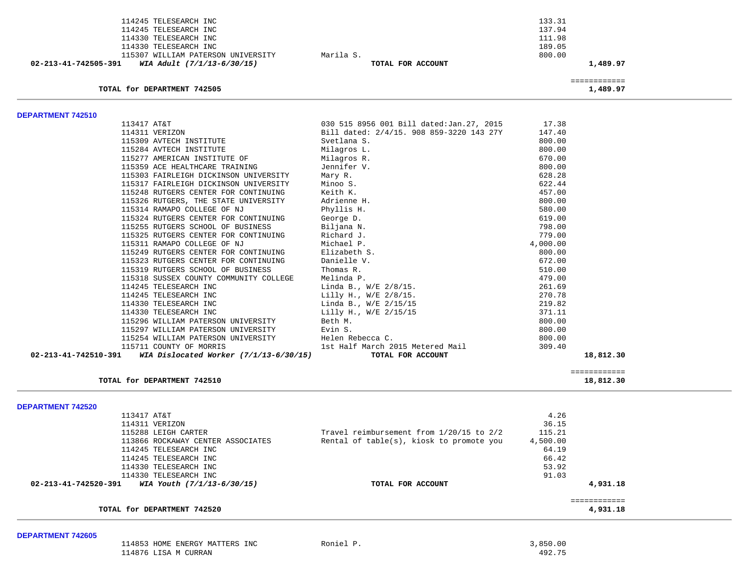| Vendor | Description | Amount | Total |
|---|---|---|---|
| 114245 TELESEARCH INC | | 133.31 | |
| 114245 TELESEARCH INC | | 137.94 | |
| 114330 TELESEARCH INC | | 111.98 | |
| 114330 TELESEARCH INC | | 189.05 | |
| 115307 WILLIAM PATERSON UNIVERSITY | Marila S. | 800.00 | |
| **02-213-41-742505-391** ***WIA Adult (7/1/13-6/30/15)*** | **TOTAL FOR ACCOUNT** | | **1,489.97** |

| | | | ============ |
|---|---|---|---|
| **TOTAL for DEPARTMENT 742505** | | | **1,489.97** |

**DEPARTMENT 742510**

| Vendor | Description | Amount | Total |
|---|---|---|---|
| 113417 AT&T | 030 515 8956 001 Bill dated:Jan.27, 2015 | 17.38 | |
| 114311 VERIZON | Bill dated: 2/4/15. 908 859-3220 143 27Y | 147.40 | |
| 115309 AVTECH INSTITUTE | Svetlana S. | 800.00 | |
| 115284 AVTECH INSTITUTE | Milagros L. | 800.00 | |
| 115277 AMERICAN INSTITUTE OF | Milagros R. | 670.00 | |
| 115359 ACE HEALTHCARE TRAINING | Jennifer V. | 800.00 | |
| 115303 FAIRLEIGH DICKINSON UNIVERSITY | Mary R. | 628.28 | |
| 115317 FAIRLEIGH DICKINSON UNIVERSITY | Minoo S. | 622.44 | |
| 115248 RUTGERS CENTER FOR CONTINUING | Keith K. | 457.00 | |
| 115326 RUTGERS, THE STATE UNIVERSITY | Adrienne H. | 800.00 | |
| 115314 RAMAPO COLLEGE OF NJ | Phyllis H. | 580.00 | |
| 115324 RUTGERS CENTER FOR CONTINUING | George D. | 619.00 | |
| 115255 RUTGERS SCHOOL OF BUSINESS | Biljana N. | 798.00 | |
| 115325 RUTGERS CENTER FOR CONTINUING | Richard J. | 779.00 | |
| 115311 RAMAPO COLLEGE OF NJ | Michael P. | 4,000.00 | |
| 115249 RUTGERS CENTER FOR CONTINUING | Elizabeth S. | 800.00 | |
| 115323 RUTGERS CENTER FOR CONTINUING | Danielle V. | 672.00 | |
| 115319 RUTGERS SCHOOL OF BUSINESS | Thomas R. | 510.00 | |
| 115318 SUSSEX COUNTY COMMUNITY COLLEGE | Melinda P. | 479.00 | |
| 114245 TELESEARCH INC | Linda B., W/E 2/8/15. | 261.69 | |
| 114245 TELESEARCH INC | Lilly H., W/E 2/8/15. | 270.78 | |
| 114330 TELESEARCH INC | Linda B., W/E 2/15/15 | 219.82 | |
| 114330 TELESEARCH INC | Lilly H., W/E 2/15/15 | 371.11 | |
| 115296 WILLIAM PATERSON UNIVERSITY | Beth M. | 800.00 | |
| 115297 WILLIAM PATERSON UNIVERSITY | Evin S. | 800.00 | |
| 115254 WILLIAM PATERSON UNIVERSITY | Helen Rebecca C. | 800.00 | |
| 115711 COUNTY OF MORRIS | 1st Half March 2015 Metered Mail | 309.40 | |
| **02-213-41-742510-391** ***WIA Dislocated Worker (7/1/13-6/30/15)*** | **TOTAL FOR ACCOUNT** | | **18,812.30** |

| | | | ============ |
|---|---|---|---|
| **TOTAL for DEPARTMENT 742510** | | | **18,812.30** |

**DEPARTMENT 742520**

| Vendor | Description | Amount | Total |
|---|---|---|---|
| 113417 AT&T | | 4.26 | |
| 114311 VERIZON | | 36.15 | |
| 115288 LEIGH CARTER | Travel reimbursement from 1/20/15 to 2/2 | 115.21 | |
| 113866 ROCKAWAY CENTER ASSOCIATES | Rental of table(s), kiosk to promote you | 4,500.00 | |
| 114245 TELESEARCH INC | | 64.19 | |
| 114245 TELESEARCH INC | | 66.42 | |
| 114330 TELESEARCH INC | | 53.92 | |
| 114330 TELESEARCH INC | | 91.03 | |
| **02-213-41-742520-391** ***WIA Youth (7/1/13-6/30/15)*** | **TOTAL FOR ACCOUNT** | | **4,931.18** |

| | | | ============ |
|---|---|---|---|
| **TOTAL for DEPARTMENT 742520** | | | **4,931.18** |

**DEPARTMENT 742605**

| Vendor | Description | Amount | Total |
|---|---|---|---|
| 114853 HOME ENERGY MATTERS INC | Roniel P. | 3,850.00 | |
| 114876 LISA M CURRAN | | 492.75 | |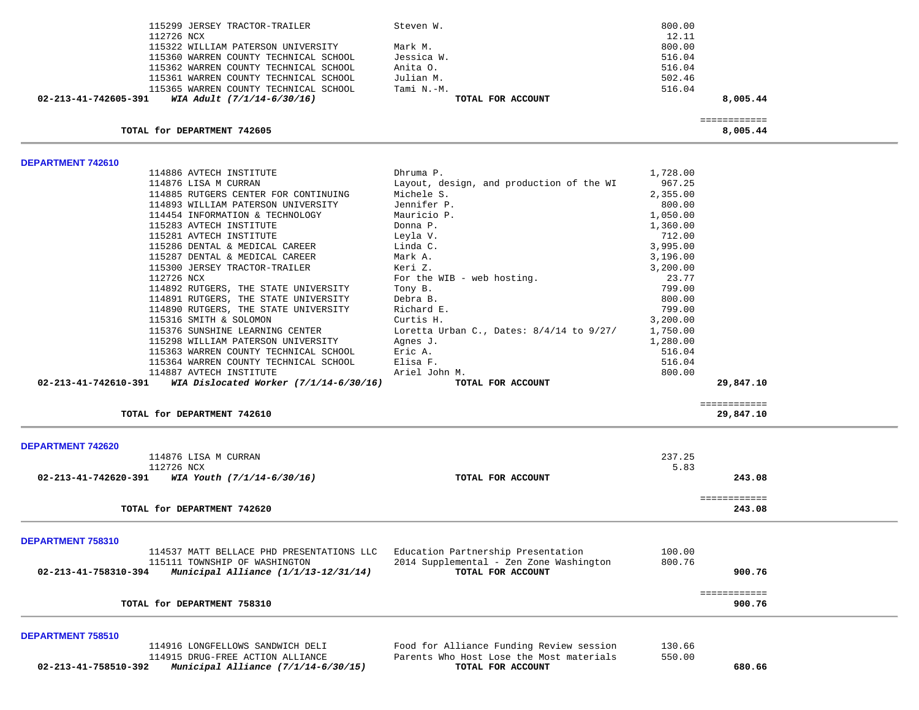| | | | |
|---|---|---|---|
| 115299 JERSEY TRACTOR-TRAILER | Steven W. | 800.00 | |
| 112726 NCX | | 12.11 | |
| 115322 WILLIAM PATERSON UNIVERSITY | Mark M. | 800.00 | |
| 115360 WARREN COUNTY TECHNICAL SCHOOL | Jessica W. | 516.04 | |
| 115362 WARREN COUNTY TECHNICAL SCHOOL | Anita O. | 516.04 | |
| 115361 WARREN COUNTY TECHNICAL SCHOOL | Julian M. | 502.46 | |
| 115365 WARREN COUNTY TECHNICAL SCHOOL | Tami N.-M. | 516.04 | |
| **02-213-41-742605-391** ***WIA Adult (7/1/14-6/30/16)*** | **TOTAL FOR ACCOUNT** | | **8,005.44** |
| | | | ============ |
| **TOTAL for DEPARTMENT 742605** | | | **8,005.44** |

**DEPARTMENT 742610**

| | | | |
|---|---|---|---|
| 114886 AVTECH INSTITUTE | Dhruma P. | 1,728.00 | |
| 114876 LISA M CURRAN | Layout, design, and production of the WI | 967.25 | |
| 114885 RUTGERS CENTER FOR CONTINUING | Michele S. | 2,355.00 | |
| 114893 WILLIAM PATERSON UNIVERSITY | Jennifer P. | 800.00 | |
| 114454 INFORMATION & TECHNOLOGY | Mauricio P. | 1,050.00 | |
| 115283 AVTECH INSTITUTE | Donna P. | 1,360.00 | |
| 115281 AVTECH INSTITUTE | Leyla V. | 712.00 | |
| 115286 DENTAL & MEDICAL CAREER | Linda C. | 3,995.00 | |
| 115287 DENTAL & MEDICAL CAREER | Mark A. | 3,196.00 | |
| 115300 JERSEY TRACTOR-TRAILER | Keri Z. | 3,200.00 | |
| 112726 NCX | For the WIB - web hosting. | 23.77 | |
| 114892 RUTGERS, THE STATE UNIVERSITY | Tony B. | 799.00 | |
| 114891 RUTGERS, THE STATE UNIVERSITY | Debra B. | 800.00 | |
| 114890 RUTGERS, THE STATE UNIVERSITY | Richard E. | 799.00 | |
| 115316 SMITH & SOLOMON | Curtis H. | 3,200.00 | |
| 115376 SUNSHINE LEARNING CENTER | Loretta Urban C., Dates: 8/4/14 to 9/27/ | 1,750.00 | |
| 115298 WILLIAM PATERSON UNIVERSITY | Agnes J. | 1,280.00 | |
| 115363 WARREN COUNTY TECHNICAL SCHOOL | Eric A. | 516.04 | |
| 115364 WARREN COUNTY TECHNICAL SCHOOL | Elisa F. | 516.04 | |
| 114887 AVTECH INSTITUTE | Ariel John M. | 800.00 | |
| **02-213-41-742610-391** ***WIA Dislocated Worker (7/1/14-6/30/16)*** | **TOTAL FOR ACCOUNT** | | **29,847.10** |
| | | | ============ |
| **TOTAL for DEPARTMENT 742610** | | | **29,847.10** |

**DEPARTMENT 742620**

| | | | |
|---|---|---|---|
| 114876 LISA M CURRAN | | 237.25 | |
| 112726 NCX | | 5.83 | |
| **02-213-41-742620-391** ***WIA Youth (7/1/14-6/30/16)*** | **TOTAL FOR ACCOUNT** | | **243.08** |
| | | | ============ |
| **TOTAL for DEPARTMENT 742620** | | | **243.08** |

**DEPARTMENT 758310**

| | | | |
|---|---|---|---|
| 114537 MATT BELLACE PHD PRESENTATIONS LLC | Education Partnership Presentation | 100.00 | |
| 115111 TOWNSHIP OF WASHINGTON | 2014 Supplemental - Zen Zone Washington | 800.76 | |
| **02-213-41-758310-394** ***Municipal Alliance (1/1/13-12/31/14)*** | **TOTAL FOR ACCOUNT** | | **900.76** |
| | | | ============ |
| **TOTAL for DEPARTMENT 758310** | | | **900.76** |

**DEPARTMENT 758510**

| | | | |
|---|---|---|---|
| 114916 LONGFELLOWS SANDWICH DELI | Food for Alliance Funding Review session | 130.66 | |
| 114915 DRUG-FREE ACTION ALLIANCE | Parents Who Host Lose the Most materials | 550.00 | |
| **02-213-41-758510-392** ***Municipal Alliance (7/1/14-6/30/15)*** | **TOTAL FOR ACCOUNT** | | **680.66** |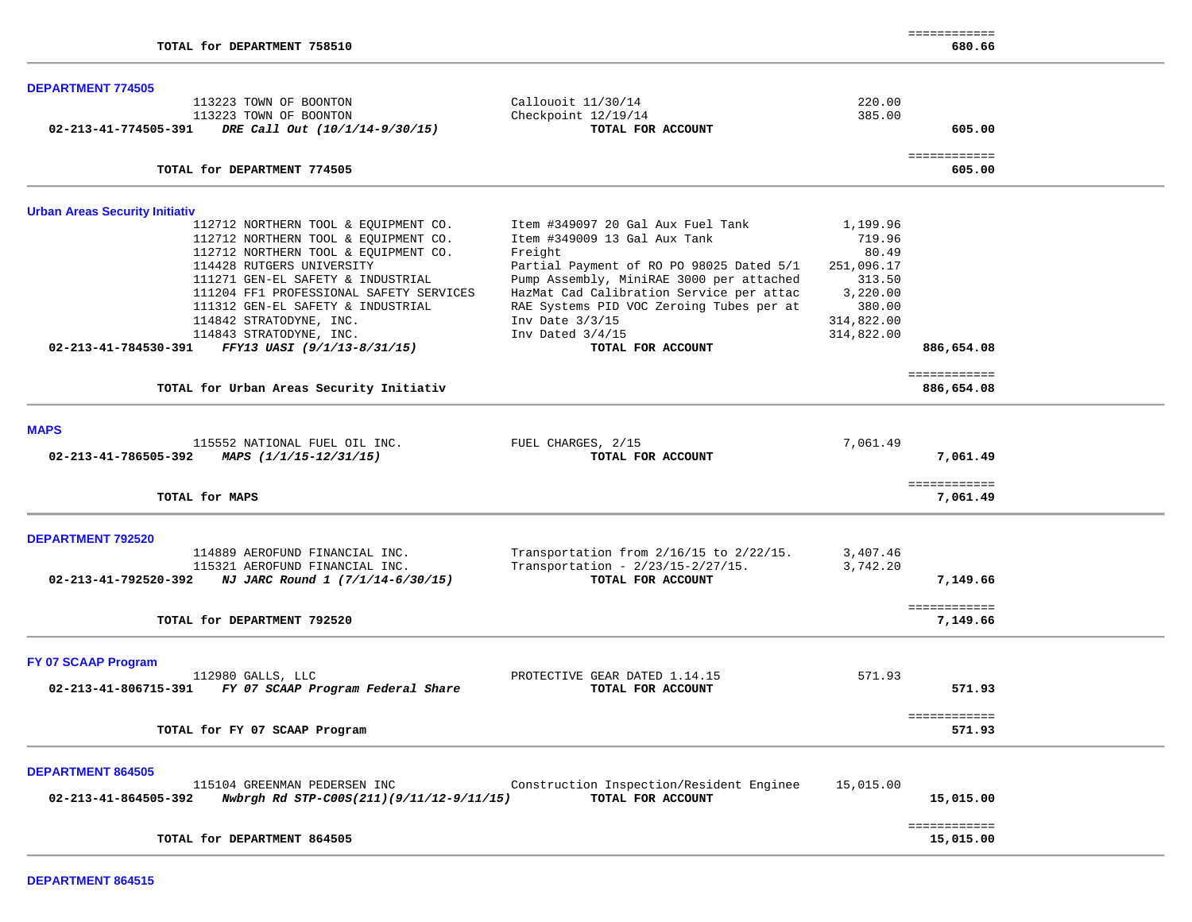| | | | |
|---|---|---|---|
| **TOTAL for DEPARTMENT 758510** | | | ============ **680.66** |

## DEPARTMENT 774505

| | | | |
|---|---|---|---|
| 113223 TOWN OF BOONTON | Callouoit 11/30/14 | 220.00 | |
| 113223 TOWN OF BOONTON | Checkpoint 12/19/14 | 385.00 | |
| **02-213-41-774505-391** ***DRE Call Out (10/1/14-9/30/15)*** | **TOTAL FOR ACCOUNT** | | **605.00** |
| **TOTAL for DEPARTMENT 774505** | | | ============ **605.00** |

## Urban Areas Security Initiativ

| | | | |
|---|---|---|---|
| 112712 NORTHERN TOOL & EQUIPMENT CO. | Item #349097 20 Gal Aux Fuel Tank | 1,199.96 | |
| 112712 NORTHERN TOOL & EQUIPMENT CO. | Item #349009 13 Gal Aux Tank | 719.96 | |
| 112712 NORTHERN TOOL & EQUIPMENT CO. | Freight | 80.49 | |
| 114428 RUTGERS UNIVERSITY | Partial Payment of RO PO 98025 Dated 5/1 | 251,096.17 | |
| 111271 GEN-EL SAFETY & INDUSTRIAL | Pump Assembly, MiniRAE 3000 per attached | 313.50 | |
| 111204 FF1 PROFESSIONAL SAFETY SERVICES | HazMat Cad Calibration Service per attac | 3,220.00 | |
| 111312 GEN-EL SAFETY & INDUSTRIAL | RAE Systems PID VOC Zeroing Tubes per at | 380.00 | |
| 114842 STRATODYNE, INC. | Inv Date 3/3/15 | 314,822.00 | |
| 114843 STRATODYNE, INC. | Inv Dated 3/4/15 | 314,822.00 | |
| **02-213-41-784530-391** ***FFY13 UASI (9/1/13-8/31/15)*** | **TOTAL FOR ACCOUNT** | | **886,654.08** |
| **TOTAL for Urban Areas Security Initiativ** | | | ============ **886,654.08** |

## MAPS

| | | | |
|---|---|---|---|
| 115552 NATIONAL FUEL OIL INC. | FUEL CHARGES, 2/15 | 7,061.49 | |
| **02-213-41-786505-392** ***MAPS (1/1/15-12/31/15)*** | **TOTAL FOR ACCOUNT** | | **7,061.49** |
| **TOTAL for MAPS** | | | ============ **7,061.49** |

## DEPARTMENT 792520

| | | | |
|---|---|---|---|
| 114889 AEROFUND FINANCIAL INC. | Transportation from 2/16/15 to 2/22/15. | 3,407.46 | |
| 115321 AEROFUND FINANCIAL INC. | Transportation - 2/23/15-2/27/15. | 3,742.20 | |
| **02-213-41-792520-392** ***NJ JARC Round 1 (7/1/14-6/30/15)*** | **TOTAL FOR ACCOUNT** | | **7,149.66** |
| **TOTAL for DEPARTMENT 792520** | | | ============ **7,149.66** |

## FY 07 SCAAP Program

| | | | |
|---|---|---|---|
| 112980 GALLS, LLC | PROTECTIVE GEAR DATED 1.14.15 | 571.93 | |
| **02-213-41-806715-391** ***FY 07 SCAAP Program Federal Share*** | **TOTAL FOR ACCOUNT** | | **571.93** |
| **TOTAL for FY 07 SCAAP Program** | | | ============ **571.93** |

## DEPARTMENT 864505

| | | | |
|---|---|---|---|
| 115104 GREENMAN PEDERSEN INC | Construction Inspection/Resident Enginee | 15,015.00 | |
| **02-213-41-864505-392** ***Nwbrgh Rd STP-C00S(211)(9/11/12-9/11/15)*** | **TOTAL FOR ACCOUNT** | | **15,015.00** |
| **TOTAL for DEPARTMENT 864505** | | | ============ **15,015.00** |

## DEPARTMENT 864515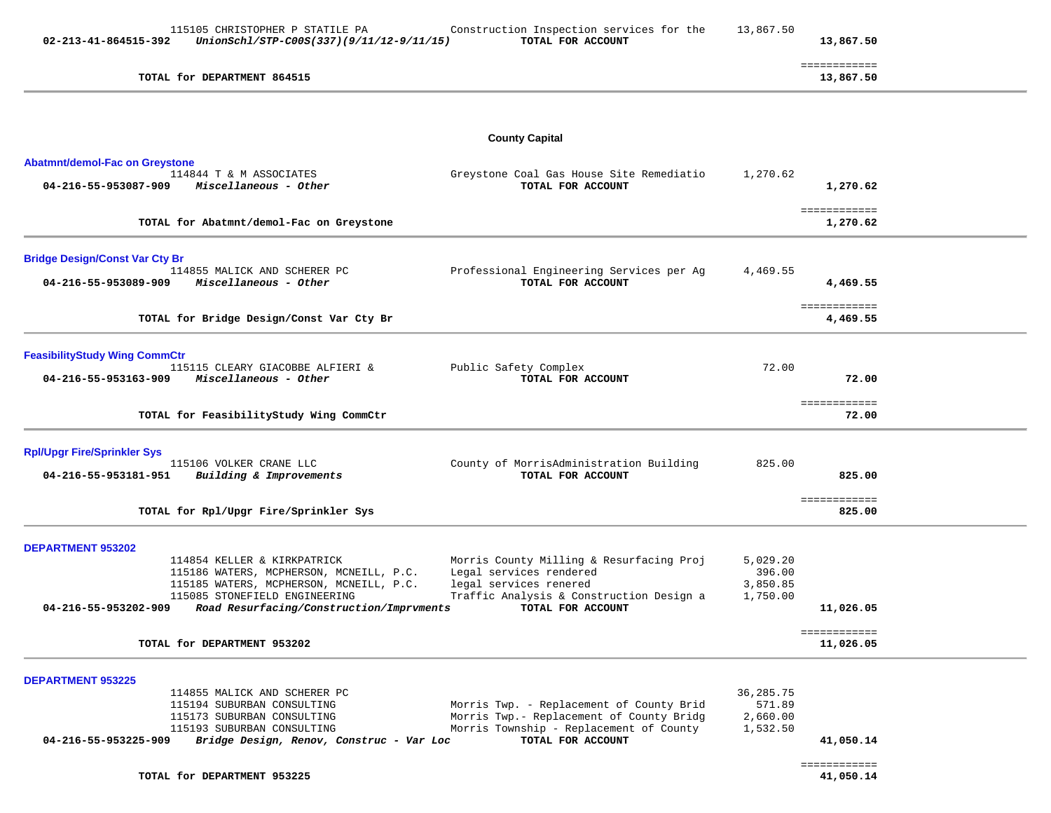| | | | | |
|---|---|---|---|---|
| | 115105 CHRISTOPHER P STATILE PA | Construction Inspection services for the | 13,867.50 | |
| **02-213-41-864515-392** | ***UnionSchl/STP-C00S(337)(9/11/12-9/11/15)*** | **TOTAL FOR ACCOUNT** | | **13,867.50** |
| | | | | ============ |
| | **TOTAL for DEPARTMENT 864515** | | | **13,867.50** |

## County Capital

### Abatmnt/demol-Fac on Greystone

| | | | | |
|---|---|---|---|---|
| | 114844 T & M ASSOCIATES | Greystone Coal Gas House Site Remediatio | 1,270.62 | |
| **04-216-55-953087-909** | ***Miscellaneous - Other*** | **TOTAL FOR ACCOUNT** | | **1,270.62** |
| | | | | ============ |
| | **TOTAL for Abatmnt/demol-Fac on Greystone** | | | **1,270.62** |

### Bridge Design/Const Var Cty Br

| | | | | |
|---|---|---|---|---|
| | 114855 MALICK AND SCHERER PC | Professional Engineering Services per Ag | 4,469.55 | |
| **04-216-55-953089-909** | ***Miscellaneous - Other*** | **TOTAL FOR ACCOUNT** | | **4,469.55** |
| | | | | ============ |
| | **TOTAL for Bridge Design/Const Var Cty Br** | | | **4,469.55** |

### FeasibilityStudy Wing CommCtr

| | | | | |
|---|---|---|---|---|
| | 115115 CLEARY GIACOBBE ALFIERI & | Public Safety Complex | 72.00 | |
| **04-216-55-953163-909** | ***Miscellaneous - Other*** | **TOTAL FOR ACCOUNT** | | **72.00** |
| | | | | ============ |
| | **TOTAL for FeasibilityStudy Wing CommCtr** | | | **72.00** |

### Rpl/Upgr Fire/Sprinkler Sys

| | | | | |
|---|---|---|---|---|
| | 115106 VOLKER CRANE LLC | County of MorrisAdministration Building | 825.00 | |
| **04-216-55-953181-951** | ***Building & Improvements*** | **TOTAL FOR ACCOUNT** | | **825.00** |
| | | | | ============ |
| | **TOTAL for Rpl/Upgr Fire/Sprinkler Sys** | | | **825.00** |

### DEPARTMENT 953202

| | | | | |
|---|---|---|---|---|
| | 114854 KELLER & KIRKPATRICK | Morris County Milling & Resurfacing Proj | 5,029.20 | |
| | 115186 WATERS, MCPHERSON, MCNEILL, P.C. | Legal services rendered | 396.00 | |
| | 115185 WATERS, MCPHERSON, MCNEILL, P.C. | legal services renered | 3,850.85 | |
| | 115085 STONEFIELD ENGINEERING | Traffic Analysis & Construction Design a | 1,750.00 | |
| **04-216-55-953202-909** | ***Road Resurfacing/Construction/Imprvments*** | **TOTAL FOR ACCOUNT** | | **11,026.05** |
| | | | | ============ |
| | **TOTAL for DEPARTMENT 953202** | | | **11,026.05** |

### DEPARTMENT 953225

| | | | | |
|---|---|---|---|---|
| | 114855 MALICK AND SCHERER PC | | 36,285.75 | |
| | 115194 SUBURBAN CONSULTING | Morris Twp. - Replacement of County Brid | 571.89 | |
| | 115173 SUBURBAN CONSULTING | Morris Twp.- Replacement of County Bridg | 2,660.00 | |
| | 115193 SUBURBAN CONSULTING | Morris Township - Replacement of County | 1,532.50 | |
| **04-216-55-953225-909** | ***Bridge Design, Renov, Construc - Var Loc*** | **TOTAL FOR ACCOUNT** | | **41,050.14** |
| | | | | ============ |
| | **TOTAL for DEPARTMENT 953225** | | | **41,050.14** |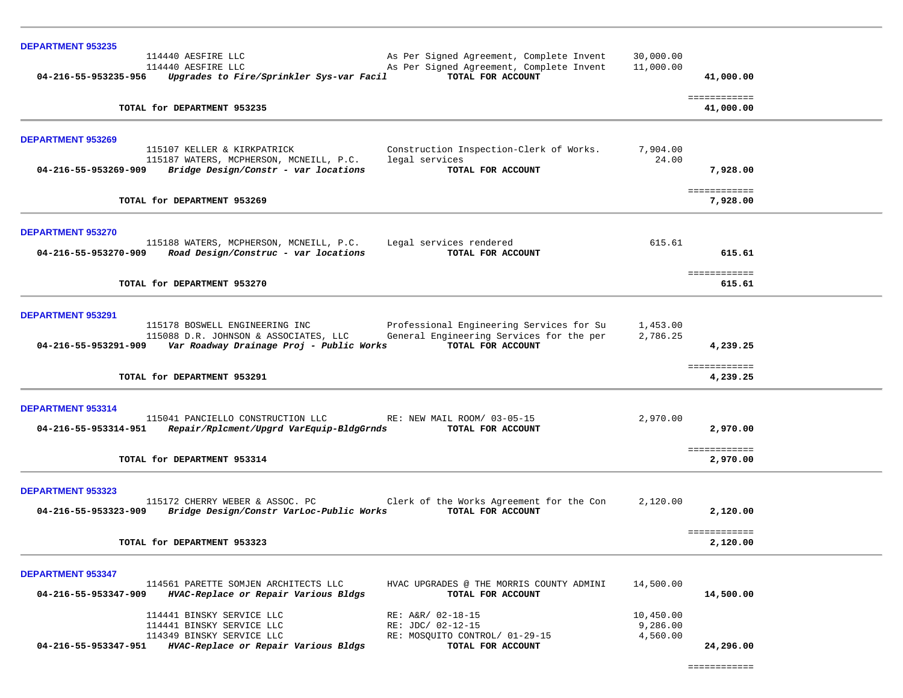**DEPARTMENT 953235**

| Account | Vendor / Description | Detail | Amount | Total |
|---|---|---|---|---|
| | 114440 AESFIRE LLC | As Per Signed Agreement, Complete Invent | 30,000.00 | |
| | 114440 AESFIRE LLC | As Per Signed Agreement, Complete Invent | 11,000.00 | |
| **04-216-55-953235-956** | ***Upgrades to Fire/Sprinkler Sys-var Facil*** | **TOTAL FOR ACCOUNT** | | **41,000.00** |
| | **TOTAL for DEPARTMENT 953235** | | | **41,000.00** |

**DEPARTMENT 953269**

| Account | Vendor / Description | Detail | Amount | Total |
|---|---|---|---|---|
| | 115107 KELLER & KIRKPATRICK | Construction Inspection-Clerk of Works. | 7,904.00 | |
| | 115187 WATERS, MCPHERSON, MCNEILL, P.C. | legal services | 24.00 | |
| **04-216-55-953269-909** | ***Bridge Design/Constr - var locations*** | **TOTAL FOR ACCOUNT** | | **7,928.00** |
| | **TOTAL for DEPARTMENT 953269** | | | **7,928.00** |

**DEPARTMENT 953270**

| Account | Vendor / Description | Detail | Amount | Total |
|---|---|---|---|---|
| | 115188 WATERS, MCPHERSON, MCNEILL, P.C. | Legal services rendered | 615.61 | |
| **04-216-55-953270-909** | ***Road Design/Construc - var locations*** | **TOTAL FOR ACCOUNT** | | **615.61** |
| | **TOTAL for DEPARTMENT 953270** | | | **615.61** |

**DEPARTMENT 953291**

| Account | Vendor / Description | Detail | Amount | Total |
|---|---|---|---|---|
| | 115178 BOSWELL ENGINEERING INC | Professional Engineering Services for Su | 1,453.00 | |
| | 115088 D.R. JOHNSON & ASSOCIATES, LLC | General Engineering Services for the per | 2,786.25 | |
| **04-216-55-953291-909** | ***Var Roadway Drainage Proj - Public Works*** | **TOTAL FOR ACCOUNT** | | **4,239.25** |
| | **TOTAL for DEPARTMENT 953291** | | | **4,239.25** |

**DEPARTMENT 953314**

| Account | Vendor / Description | Detail | Amount | Total |
|---|---|---|---|---|
| | 115041 PANCIELLO CONSTRUCTION LLC | RE: NEW MAIL ROOM/ 03-05-15 | 2,970.00 | |
| **04-216-55-953314-951** | ***Repair/Rplcment/Upgrd VarEquip-BldgGrnds*** | **TOTAL FOR ACCOUNT** | | **2,970.00** |
| | **TOTAL for DEPARTMENT 953314** | | | **2,970.00** |

**DEPARTMENT 953323**

| Account | Vendor / Description | Detail | Amount | Total |
|---|---|---|---|---|
| | 115172 CHERRY WEBER & ASSOC. PC | Clerk of the Works Agreement for the Con | 2,120.00 | |
| **04-216-55-953323-909** | ***Bridge Design/Constr VarLoc-Public Works*** | **TOTAL FOR ACCOUNT** | | **2,120.00** |
| | **TOTAL for DEPARTMENT 953323** | | | **2,120.00** |

**DEPARTMENT 953347**

| Account | Vendor / Description | Detail | Amount | Total |
|---|---|---|---|---|
| | 114561 PARETTE SOMJEN ARCHITECTS LLC | HVAC UPGRADES @ THE MORRIS COUNTY ADMINI | 14,500.00 | |
| **04-216-55-953347-909** | ***HVAC-Replace or Repair Various Bldgs*** | **TOTAL FOR ACCOUNT** | | **14,500.00** |
| | 114441 BINSKY SERVICE LLC | RE: A&R/ 02-18-15 | 10,450.00 | |
| | 114441 BINSKY SERVICE LLC | RE: JDC/ 02-12-15 | 9,286.00 | |
| | 114349 BINSKY SERVICE LLC | RE: MOSQUITO CONTROL/ 01-29-15 | 4,560.00 | |
| **04-216-55-953347-951** | ***HVAC-Replace or Repair Various Bldgs*** | **TOTAL FOR ACCOUNT** | | **24,296.00** |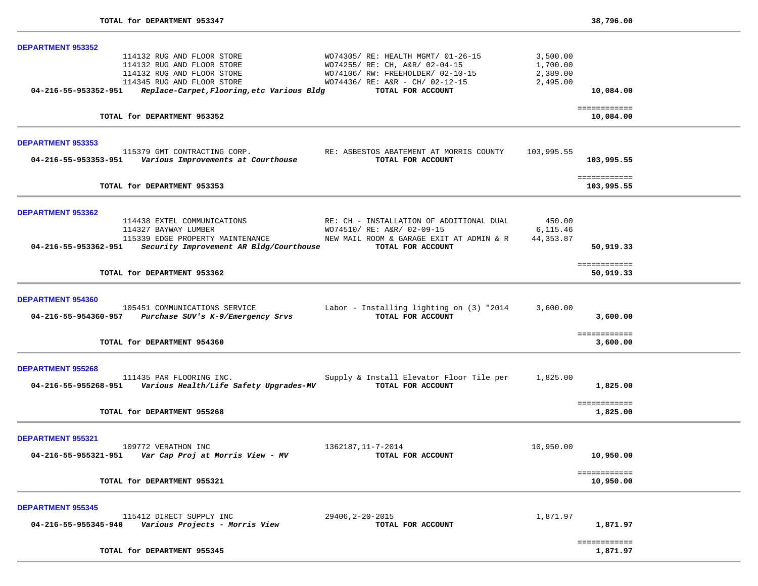**TOTAL for DEPARTMENT 953347** — **38,796.00**

---

### DEPARTMENT 953352

| Vendor | Description | Amount | Total |
|---|---|---|---|
| 114132 RUG AND FLOOR STORE | WO74305/ RE: HEALTH MGMT/ 01-26-15 | 3,500.00 | |
| 114132 RUG AND FLOOR STORE | WO74255/ RE: CH, A&R/ 02-04-15 | 1,700.00 | |
| 114132 RUG AND FLOOR STORE | WO74106/ RW: FREEHOLDER/ 02-10-15 | 2,389.00 | |
| 114345 RUG AND FLOOR STORE | WO74436/ RE: A&R - CH/ 02-12-15 | 2,495.00 | |
| **04-216-55-953352-951** *Replace-Carpet,Flooring,etc Various Bldg* | **TOTAL FOR ACCOUNT** | | **10,084.00** |

**TOTAL for DEPARTMENT 953352** — **10,084.00**

---

### DEPARTMENT 953353

| Vendor | Description | Amount | Total |
|---|---|---|---|
| 115379 GMT CONTRACTING CORP. | RE: ASBESTOS ABATEMENT AT MORRIS COUNTY | 103,995.55 | |
| **04-216-55-953353-951** *Various Improvements at Courthouse* | **TOTAL FOR ACCOUNT** | | **103,995.55** |

**TOTAL for DEPARTMENT 953353** — **103,995.55**

---

### DEPARTMENT 953362

| Vendor | Description | Amount | Total |
|---|---|---|---|
| 114438 EXTEL COMMUNICATIONS | RE: CH - INSTALLATION OF ADDITIONAL DUAL | 450.00 | |
| 114327 BAYWAY LUMBER | WO74510/ RE: A&R/ 02-09-15 | 6,115.46 | |
| 115339 EDGE PROPERTY MAINTENANCE | NEW MAIL ROOM & GARAGE EXIT AT ADMIN & R | 44,353.87 | |
| **04-216-55-953362-951** *Security Improvement AR Bldg/Courthouse* | **TOTAL FOR ACCOUNT** | | **50,919.33** |

**TOTAL for DEPARTMENT 953362** — **50,919.33**

---

### DEPARTMENT 954360

| Vendor | Description | Amount | Total |
|---|---|---|---|
| 105451 COMMUNICATIONS SERVICE | Labor - Installing lighting on (3) "2014 | 3,600.00 | |
| **04-216-55-954360-957** *Purchase SUV's K-9/Emergency Srvs* | **TOTAL FOR ACCOUNT** | | **3,600.00** |

**TOTAL for DEPARTMENT 954360** — **3,600.00**

---

### DEPARTMENT 955268

| Vendor | Description | Amount | Total |
|---|---|---|---|
| 111435 PAR FLOORING INC. | Supply & Install Elevator Floor Tile per | 1,825.00 | |
| **04-216-55-955268-951** *Various Health/Life Safety Upgrades-MV* | **TOTAL FOR ACCOUNT** | | **1,825.00** |

**TOTAL for DEPARTMENT 955268** — **1,825.00**

---

### DEPARTMENT 955321

| Vendor | Description | Amount | Total |
|---|---|---|---|
| 109772 VERATHON INC | 1362187,11-7-2014 | 10,950.00 | |
| **04-216-55-955321-951** *Var Cap Proj at Morris View - MV* | **TOTAL FOR ACCOUNT** | | **10,950.00** |

**TOTAL for DEPARTMENT 955321** — **10,950.00**

---

### DEPARTMENT 955345

| Vendor | Description | Amount | Total |
|---|---|---|---|
| 115412 DIRECT SUPPLY INC | 29406,2-20-2015 | 1,871.97 | |
| **04-216-55-955345-940** *Various Projects - Morris View* | **TOTAL FOR ACCOUNT** | | **1,871.97** |

**TOTAL for DEPARTMENT 955345** — **1,871.97**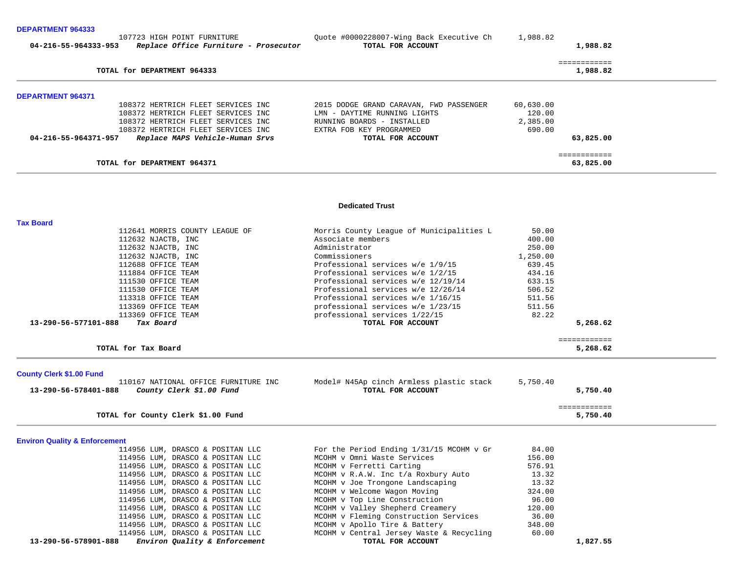### DEPARTMENT 964333

| Account | Vendor | Description | Amount | Total |
|---|---|---|---|---|
| | 107723 HIGH POINT FURNITURE | Quote #0000228007-Wing Back Executive Ch | 1,988.82 | |
| 04-216-55-964333-953 | *Replace Office Furniture - Prosecutor* | **TOTAL FOR ACCOUNT** | | **1,988.82** |

**TOTAL for DEPARTMENT 964333** — **1,988.82**

### DEPARTMENT 964371

| Account | Vendor | Description | Amount | Total |
|---|---|---|---|---|
| | 108372 HERTRICH FLEET SERVICES INC | 2015 DODGE GRAND CARAVAN, FWD PASSENGER | 60,630.00 | |
| | 108372 HERTRICH FLEET SERVICES INC | LMN - DAYTIME RUNNING LIGHTS | 120.00 | |
| | 108372 HERTRICH FLEET SERVICES INC | RUNNING BOARDS - INSTALLED | 2,385.00 | |
| | 108372 HERTRICH FLEET SERVICES INC | EXTRA FOB KEY PROGRAMMED | 690.00 | |
| 04-216-55-964371-957 | *Replace MAPS Vehicle-Human Srvs* | **TOTAL FOR ACCOUNT** | | **63,825.00** |

**TOTAL for DEPARTMENT 964371** — **63,825.00**

## Dedicated Trust

### Tax Board

| Account | Vendor | Description | Amount | Total |
|---|---|---|---|---|
| | 112641 MORRIS COUNTY LEAGUE OF | Morris County League of Municipalities L | 50.00 | |
| | 112632 NJACTB, INC | Associate members | 400.00 | |
| | 112632 NJACTB, INC | Administrator | 250.00 | |
| | 112632 NJACTB, INC | Commissioners | 1,250.00 | |
| | 112688 OFFICE TEAM | Professional services w/e 1/9/15 | 639.45 | |
| | 111884 OFFICE TEAM | Professional services w/e 1/2/15 | 434.16 | |
| | 111530 OFFICE TEAM | Professional services w/e 12/19/14 | 633.15 | |
| | 111530 OFFICE TEAM | Professional services w/e 12/26/14 | 506.52 | |
| | 113318 OFFICE TEAM | Professional services w/e 1/16/15 | 511.56 | |
| | 113369 OFFICE TEAM | professional services w/e 1/23/15 | 511.56 | |
| | 113369 OFFICE TEAM | professional services 1/22/15 | 82.22 | |
| 13-290-56-577101-888 | *Tax Board* | **TOTAL FOR ACCOUNT** | | **5,268.62** |

**TOTAL for Tax Board** — **5,268.62**

### County Clerk $1.00 Fund

| Account | Vendor | Description | Amount | Total |
|---|---|---|---|---|
| | 110167 NATIONAL OFFICE FURNITURE INC | Model# N45Ap cinch Armless plastic stack | 5,750.40 | |
| 13-290-56-578401-888 | *County Clerk $1.00 Fund* | **TOTAL FOR ACCOUNT** | | **5,750.40** |

**TOTAL for County Clerk $1.00 Fund** — **5,750.40**

### Environ Quality & Enforcement

| Account | Vendor | Description | Amount | Total |
|---|---|---|---|---|
| | 114956 LUM, DRASCO & POSITAN LLC | For the Period Ending 1/31/15 MCOHM v Gr | 84.00 | |
| | 114956 LUM, DRASCO & POSITAN LLC | MCOHM v Omni Waste Services | 156.00 | |
| | 114956 LUM, DRASCO & POSITAN LLC | MCOHM v Ferretti Carting | 576.91 | |
| | 114956 LUM, DRASCO & POSITAN LLC | MCOHM v R.A.W. Inc t/a Roxbury Auto | 13.32 | |
| | 114956 LUM, DRASCO & POSITAN LLC | MCOHM v Joe Trongone Landscaping | 13.32 | |
| | 114956 LUM, DRASCO & POSITAN LLC | MCOHM v Welcome Wagon Moving | 324.00 | |
| | 114956 LUM, DRASCO & POSITAN LLC | MCOHM v Top Line Construction | 96.00 | |
| | 114956 LUM, DRASCO & POSITAN LLC | MCOHM v Valley Shepherd Creamery | 120.00 | |
| | 114956 LUM, DRASCO & POSITAN LLC | MCOHM v Fleming Construction Services | 36.00 | |
| | 114956 LUM, DRASCO & POSITAN LLC | MCOHM v Apollo Tire & Battery | 348.00 | |
| | 114956 LUM, DRASCO & POSITAN LLC | MCOHM v Central Jersey Waste & Recycling | 60.00 | |
| 13-290-56-578901-888 | *Environ Quality & Enforcement* | **TOTAL FOR ACCOUNT** | | **1,827.55** |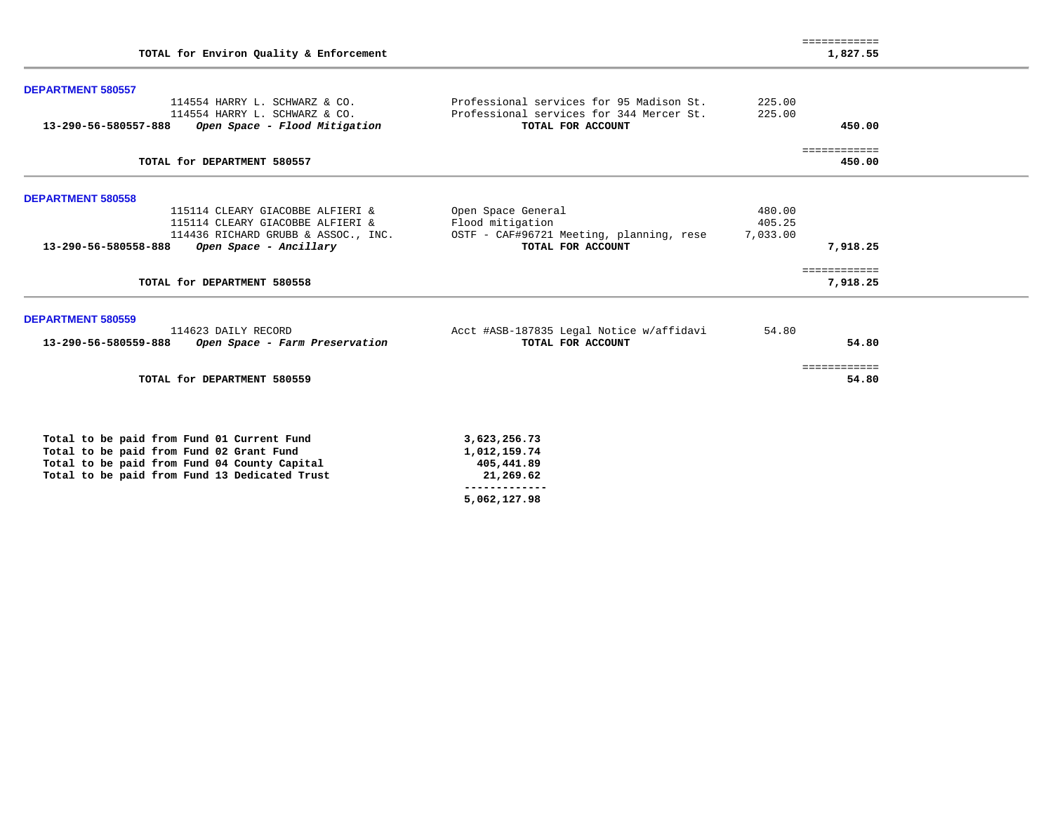| | | | | |
|---|---|---|---|---|
| **TOTAL for Environ Quality & Enforcement** | | | | ============ **1,827.55** |

### DEPARTMENT 580557

| | | | | |
|---|---|---|---|---|
| | 114554 HARRY L. SCHWARZ & CO. | Professional services for 95 Madison St. | 225.00 | |
| | 114554 HARRY L. SCHWARZ & CO. | Professional services for 344 Mercer St. | 225.00 | |
| **13-290-56-580557-888** | ***Open Space - Flood Mitigation*** | **TOTAL FOR ACCOUNT** | | **450.00** |
| **TOTAL for DEPARTMENT 580557** | | | | ============ **450.00** |

### DEPARTMENT 580558

| | | | | |
|---|---|---|---|---|
| | 115114 CLEARY GIACOBBE ALFIERI & | Open Space General | 480.00 | |
| | 115114 CLEARY GIACOBBE ALFIERI & | Flood mitigation | 405.25 | |
| | 114436 RICHARD GRUBB & ASSOC., INC. | OSTF - CAF#96721 Meeting, planning, rese | 7,033.00 | |
| **13-290-56-580558-888** | ***Open Space - Ancillary*** | **TOTAL FOR ACCOUNT** | | **7,918.25** |
| **TOTAL for DEPARTMENT 580558** | | | | ============ **7,918.25** |

### DEPARTMENT 580559

| | | | | |
|---|---|---|---|---|
| | 114623 DAILY RECORD | Acct #ASB-187835 Legal Notice w/affidavi | 54.80 | |
| **13-290-56-580559-888** | ***Open Space - Farm Preservation*** | **TOTAL FOR ACCOUNT** | | **54.80** |
| **TOTAL for DEPARTMENT 580559** | | | | ============ **54.80** |

| | |
|---|---|
| **Total to be paid from Fund 01 Current Fund** | **3,623,256.73** |
| **Total to be paid from Fund 02 Grant Fund** | **1,012,159.74** |
| **Total to be paid from Fund 04 County Capital** | **405,441.89** |
| **Total to be paid from Fund 13 Dedicated Trust** | **21,269.62** |
| | ------------- |
| | **5,062,127.98** |